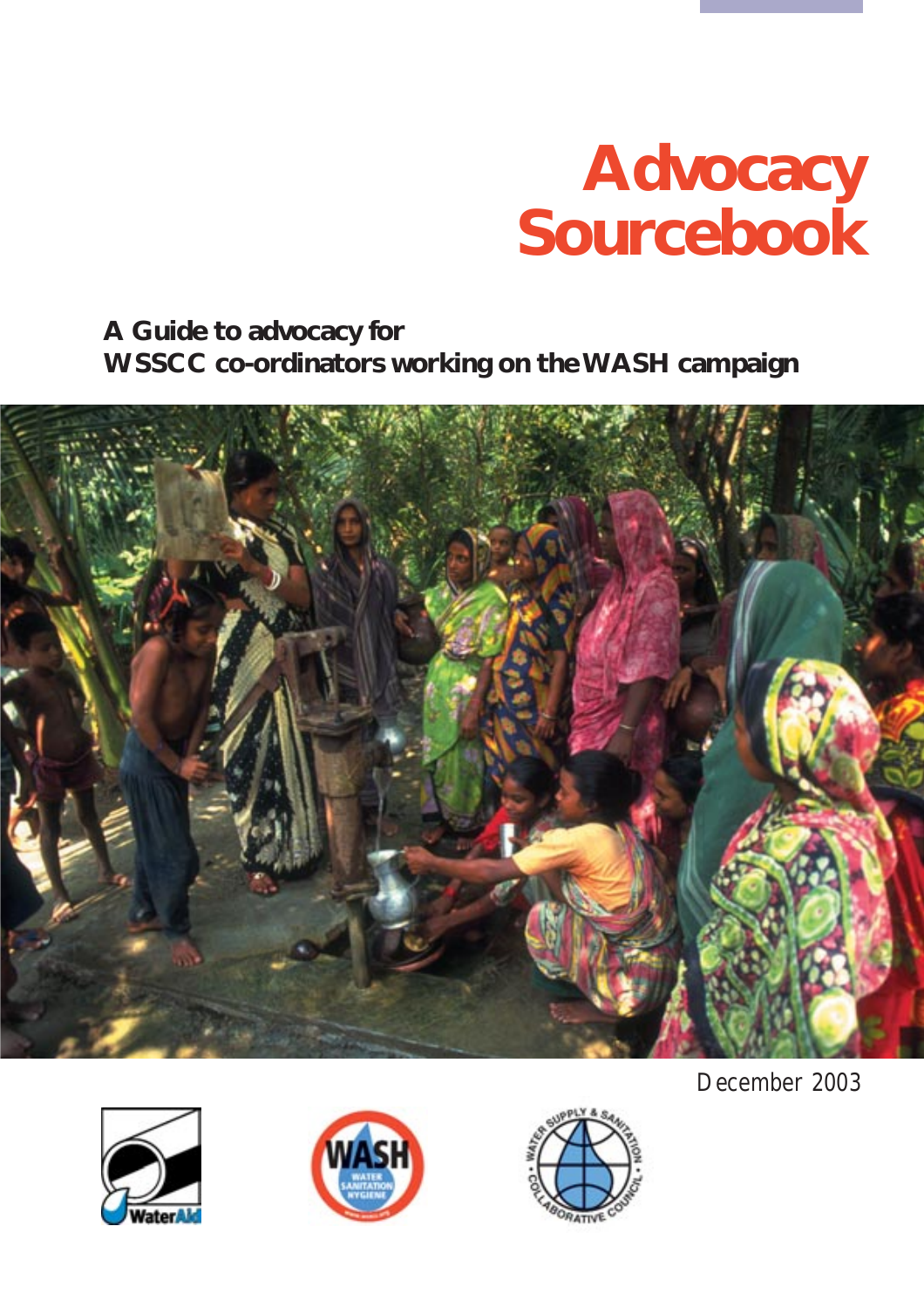# Advocacy Sourcebook

**A Guide to advocacy for WSSCC co-ordinators working on the WASH campaign**

December 2003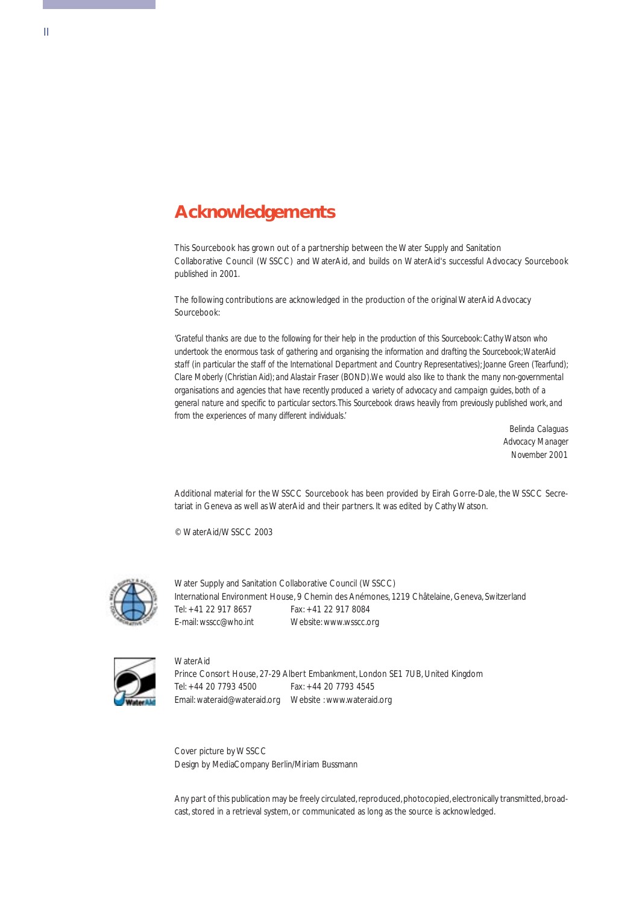# Acknowledgements

This Sourcebook has grown out of a partnership between the Water Supply and Sanitation Collaborative Council (WSSCC) and WaterAid, and builds on WaterAid's successful Advocacy Sourcebook published in 2001.

The following contributions are acknowledged in the production of the original WaterAid Advocacy Sourcebook:

*'Grateful thanks are due to the following for their help in the production of this Sourcebook: Cathy Watson who undertook the enormous task of gathering and organising the information and drafting the Sourcebook; WaterAid staff (in particular the staff of the International Department and Country Representatives); Joanne Green (Tearfund); Clare Moberly (Christian Aid); and Alastair Fraser (BOND). We would also like to thank the many non-governmental organisations and agencies that have recently produced a variety of advocacy and campaign guides, both of a general nature and specific to particular sectors. This Sourcebook draws heavily from previously published work, and from the experiences of many different individuals.'*

Belinda Calaguas
Advocacy Manager
November 2001

Additional material for the WSSCC Sourcebook has been provided by Eirah Gorre-Dale, the WSSCC Secretariat in Geneva as well as WaterAid and their partners. It was edited by Cathy Watson.

© WaterAid/WSSCC 2003

Water Supply and Sanitation Collaborative Council (WSSCC)
International Environment House, 9 Chemin des Anémones, 1219 Châtelaine, Geneva, Switzerland
Tel: +41 22 917 8657 Fax: +41 22 917 8084
E-mail: wsscc@who.int Website: www.wsscc.org

WaterAid
Prince Consort House, 27-29 Albert Embankment, London SE1 7UB, United Kingdom
Tel: +44 20 7793 4500 Fax: +44 20 7793 4545
Email: wateraid@wateraid.org Website : www.wateraid.org

Cover picture by WSSCC
Design by MediaCompany Berlin/Miriam Bussmann

Any part of this publication may be freely circulated, reproduced, photocopied, electronically transmitted, broadcast, stored in a retrieval system, or communicated as long as the source is acknowledged.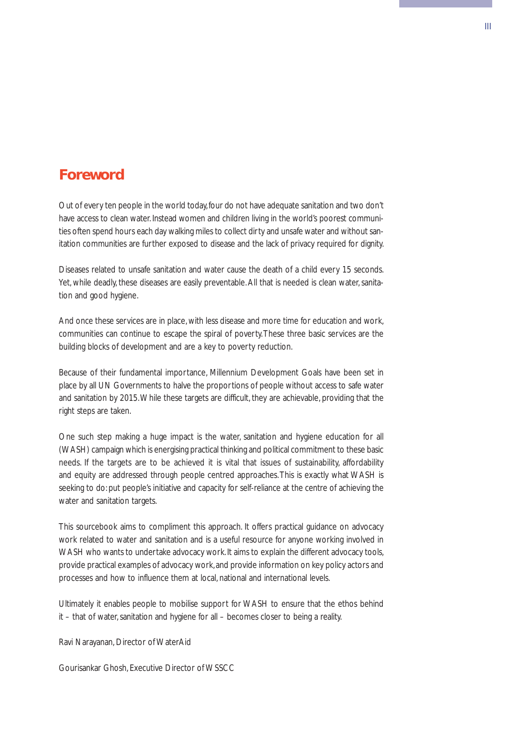# Foreword

Out of every ten people in the world today, four do not have adequate sanitation and two don't have access to clean water. Instead women and children living in the world's poorest communities often spend hours each day walking miles to collect dirty and unsafe water and without sanitation communities are further exposed to disease and the lack of privacy required for dignity.

Diseases related to unsafe sanitation and water cause the death of a child every 15 seconds. Yet, while deadly, these diseases are easily preventable. All that is needed is clean water, sanitation and good hygiene.

And once these services are in place, with less disease and more time for education and work, communities can continue to escape the spiral of poverty. These three basic services are the building blocks of development and are a key to poverty reduction.

Because of their fundamental importance, Millennium Development Goals have been set in place by all UN Governments to halve the proportions of people without access to safe water and sanitation by 2015. While these targets are difficult, they are achievable, providing that the right steps are taken.

One such step making a huge impact is the water, sanitation and hygiene education for all (WASH) campaign which is energising practical thinking and political commitment to these basic needs. If the targets are to be achieved it is vital that issues of sustainability, affordability and equity are addressed through people centred approaches. This is exactly what WASH is seeking to do: put people's initiative and capacity for self-reliance at the centre of achieving the water and sanitation targets.

This sourcebook aims to compliment this approach. It offers practical guidance on advocacy work related to water and sanitation and is a useful resource for anyone working involved in WASH who wants to undertake advocacy work. It aims to explain the different advocacy tools, provide practical examples of advocacy work, and provide information on key policy actors and processes and how to influence them at local, national and international levels.

Ultimately it enables people to mobilise support for WASH to ensure that the ethos behind it – that of water, sanitation and hygiene for all – becomes closer to being a reality.

Ravi Narayanan, Director of WaterAid

Gourisankar Ghosh, Executive Director of WSSCC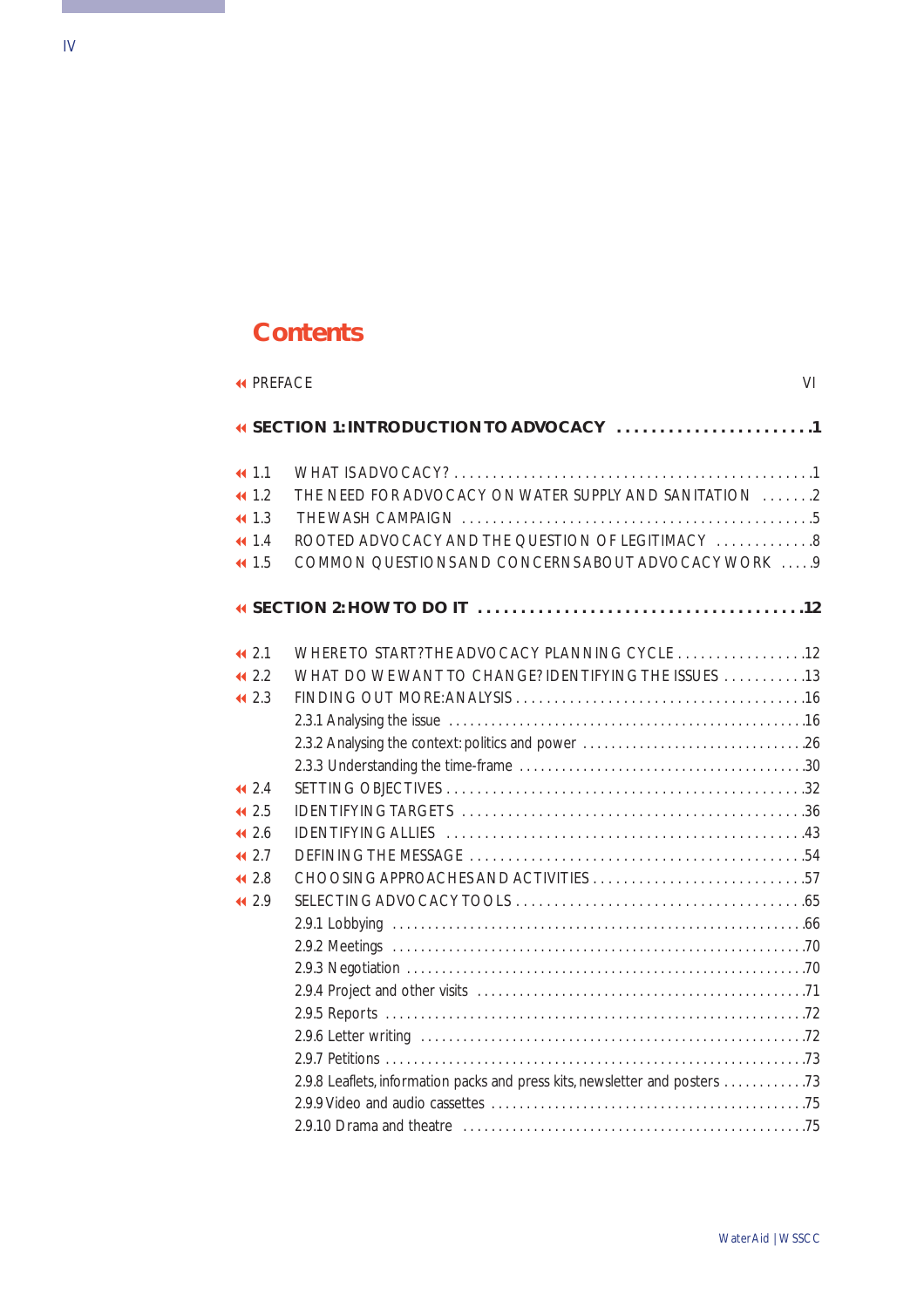# Contents

PREFACE VI

**SECTION 1: INTRODUCTION TO ADVOCACY ....................... 1**

- 1.1 WHAT IS ADVOCACY? ............................................... 1
- 1.2 THE NEED FOR ADVOCACY ON WATER SUPPLY AND SANITATION ....... 2
- 1.3 THE WASH CAMPAIGN ............................................. 5
- 1.4 ROOTED ADVOCACY AND THE QUESTION OF LEGITIMACY ............ 8
- 1.5 COMMON QUESTIONS AND CONCERNS ABOUT ADVOCACY WORK ..... 9

**SECTION 2: HOW TO DO IT ..................................... 12**

- 2.1 WHERE TO START? THE ADVOCACY PLANNING CYCLE ................. 12
- 2.2 WHAT DO WE WANT TO CHANGE? IDENTIFYING THE ISSUES ........... 13
- 2.3 FINDING OUT MORE: ANALYSIS ...................................... 16
  - 2.3.1 Analysing the issue ................................................ 16
  - 2.3.2 Analysing the context: politics and power ............................... 26
  - 2.3.3 Understanding the time-frame ........................................ 30
- 2.4 SETTING OBJECTIVES ............................................. 32
- 2.5 IDENTIFYING TARGETS ............................................ 36
- 2.6 IDENTIFYING ALLIES ............................................... 43
- 2.7 DEFINING THE MESSAGE ........................................... 54
- 2.8 CHOOSING APPROACHES AND ACTIVITIES ........................... 57
- 2.9 SELECTING ADVOCACY TOOLS ..................................... 65
  - 2.9.1 Lobbying ......................................................... 66
  - 2.9.2 Meetings ......................................................... 70
  - 2.9.3 Negotiation ....................................................... 70
  - 2.9.4 Project and other visits ............................................ 71
  - 2.9.5 Reports .......................................................... 72
  - 2.9.6 Letter writing ...................................................... 72
  - 2.9.7 Petitions .......................................................... 73
  - 2.9.8 Leaflets, information packs and press kits, newsletter and posters ........... 73
  - 2.9.9 Video and audio cassettes .......................................... 75
  - 2.9.10 Drama and theatre ................................................ 75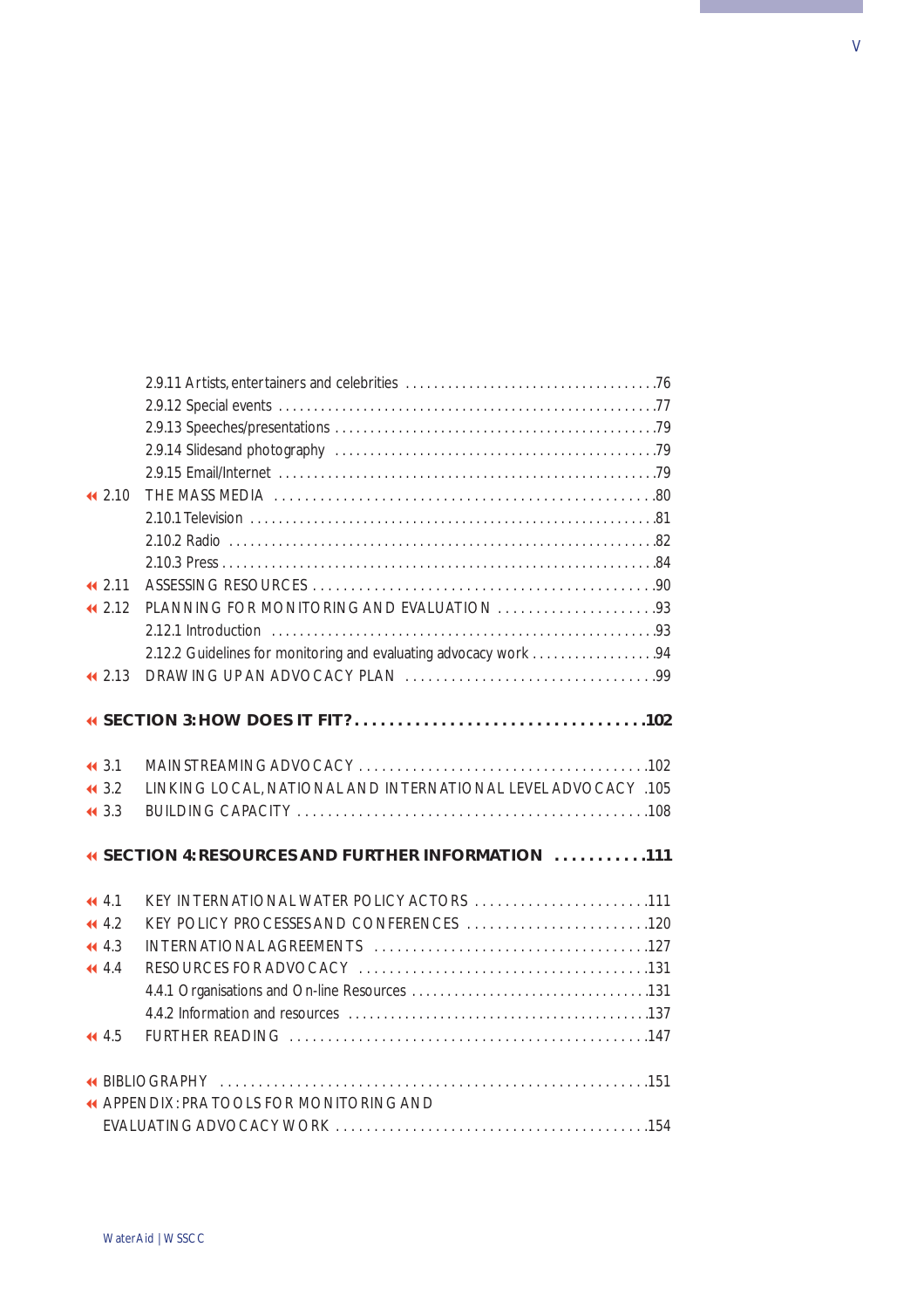- 2.9.11 Artists, entertainers and celebrities .....76
- 2.9.12 Special events .....77
- 2.9.13 Speeches/presentations .....79
- 2.9.14 Slides and photography .....79
- 2.9.15 Email/Internet .....79

2.10 THE MASS MEDIA .....80
- 2.10.1 Television .....81
- 2.10.2 Radio .....82
- 2.10.3 Press .....84

2.11 ASSESSING RESOURCES .....90

2.12 PLANNING FOR MONITORING AND EVALUATION .....93
- 2.12.1 Introduction .....93
- 2.12.2 Guidelines for monitoring and evaluating advocacy work .....94

2.13 DRAWING UP AN ADVOCACY PLAN .....99

**SECTION 3: HOW DOES IT FIT? .....102**

3.1 MAINSTREAMING ADVOCACY .....102

3.2 LINKING LOCAL, NATIONAL AND INTERNATIONAL LEVEL ADVOCACY .....105

3.3 BUILDING CAPACITY .....108

**SECTION 4: RESOURCES AND FURTHER INFORMATION .....111**

4.1 KEY INTERNATIONAL WATER POLICY ACTORS .....111

4.2 KEY POLICY PROCESSES AND CONFERENCES .....120

4.3 INTERNATIONAL AGREEMENTS .....127

4.4 RESOURCES FOR ADVOCACY .....131
- 4.4.1 Organisations and On-line Resources .....131
- 4.4.2 Information and resources .....137

4.5 FURTHER READING .....147

BIBLIOGRAPHY .....151

APPENDIX: PRA TOOLS FOR MONITORING AND EVALUATING ADVOCACY WORK .....154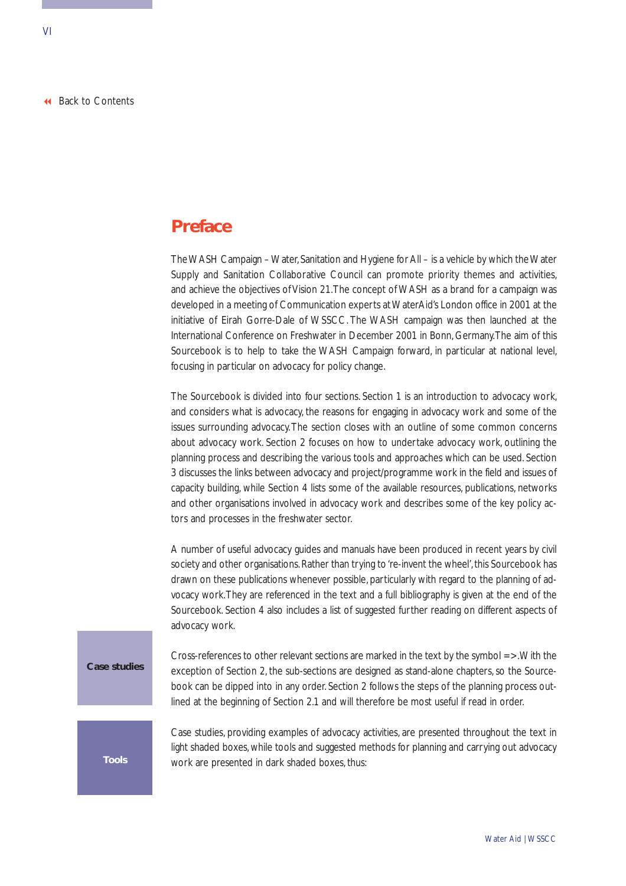# Preface

The WASH Campaign – Water, Sanitation and Hygiene for All – is a vehicle by which the Water Supply and Sanitation Collaborative Council can promote priority themes and activities, and achieve the objectives of Vision 21. The concept of WASH as a brand for a campaign was developed in a meeting of Communication experts at WaterAid's London office in 2001 at the initiative of Eirah Gorre-Dale of WSSCC. The WASH campaign was then launched at the International Conference on Freshwater in December 2001 in Bonn, Germany. The aim of this Sourcebook is to help to take the WASH Campaign forward, in particular at national level, focusing in particular on advocacy for policy change.

The Sourcebook is divided into four sections. Section 1 is an introduction to advocacy work, and considers what is advocacy, the reasons for engaging in advocacy work and some of the issues surrounding advocacy. The section closes with an outline of some common concerns about advocacy work. Section 2 focuses on how to undertake advocacy work, outlining the planning process and describing the various tools and approaches which can be used. Section 3 discusses the links between advocacy and project/programme work in the field and issues of capacity building, while Section 4 lists some of the available resources, publications, networks and other organisations involved in advocacy work and describes some of the key policy actors and processes in the freshwater sector.

A number of useful advocacy guides and manuals have been produced in recent years by civil society and other organisations. Rather than trying to 're-invent the wheel', this Sourcebook has drawn on these publications whenever possible, particularly with regard to the planning of advocacy work. They are referenced in the text and a full bibliography is given at the end of the Sourcebook. Section 4 also includes a list of suggested further reading on different aspects of advocacy work.

Cross-references to other relevant sections are marked in the text by the symbol =>. With the exception of Section 2, the sub-sections are designed as stand-alone chapters, so the Sourcebook can be dipped into in any order. Section 2 follows the steps of the planning process outlined at the beginning of Section 2.1 and will therefore be most useful if read in order.

Case studies, providing examples of advocacy activities, are presented throughout the text in light shaded boxes, while tools and suggested methods for planning and carrying out advocacy work are presented in dark shaded boxes, thus:

**Case studies**

**Tools**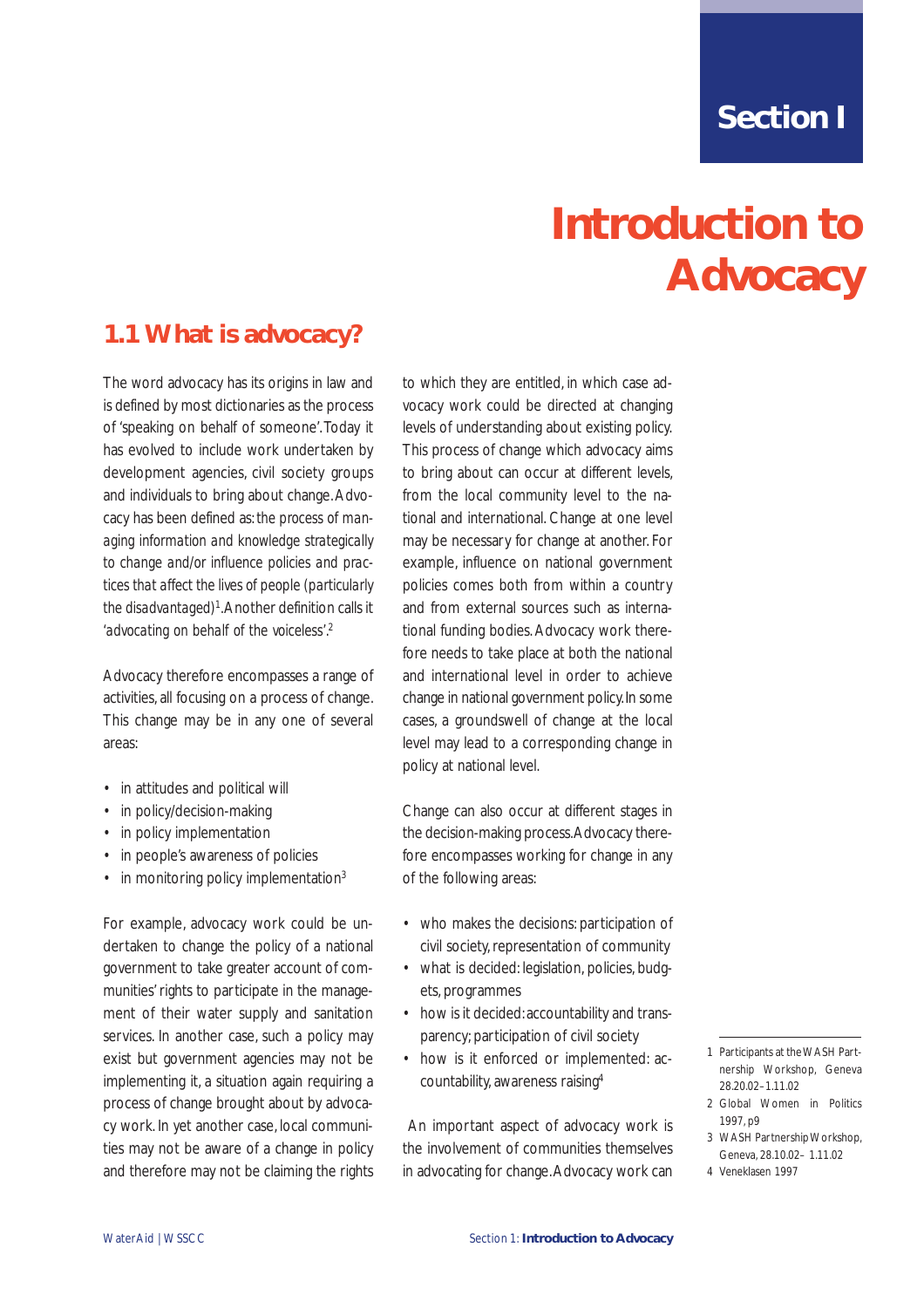# Section I

# Introduction to Advocacy

## 1.1 What is advocacy?

The word advocacy has its origins in law and is defined by most dictionaries as the process of 'speaking on behalf of someone'. Today it has evolved to include work undertaken by development agencies, civil society groups and individuals to bring about change. Advocacy has been defined as: *the process of managing information and knowledge strategically to change and/or influence policies and practices that affect the lives of people (particularly the disadvantaged)*[1]. Another definition calls it 'advocating on behalf of the voiceless'.[2]

Advocacy therefore encompasses a range of activities, all focusing on a process of change. This change may be in any one of several areas:

- in attitudes and political will
- in policy/decision-making
- in policy implementation
- in people's awareness of policies
- in monitoring policy implementation[3]

For example, advocacy work could be undertaken to change the policy of a national government to take greater account of communities' rights to participate in the management of their water supply and sanitation services. In another case, such a policy may exist but government agencies may not be implementing it, a situation again requiring a process of change brought about by advocacy work. In yet another case, local communities may not be aware of a change in policy and therefore may not be claiming the rights to which they are entitled, in which case advocacy work could be directed at changing levels of understanding about existing policy. This process of change which advocacy aims to bring about can occur at different levels, from the local community level to the national and international. Change at one level may be necessary for change at another. For example, influence on national government policies comes both from within a country and from external sources such as international funding bodies. Advocacy work therefore needs to take place at both the national and international level in order to achieve change in national government policy. In some cases, a groundswell of change at the local level may lead to a corresponding change in policy at national level.

Change can also occur at different stages in the decision-making process. Advocacy therefore encompasses working for change in any of the following areas:

- who makes the decisions: participation of civil society, representation of community
- what is decided: legislation, policies, budgets, programmes
- how is it decided: accountability and transparency; participation of civil society
- how is it enforced or implemented: accountability, awareness raising[4]

An important aspect of advocacy work is the involvement of communities themselves in advocating for change. Advocacy work can

---

1 Participants at the WASH Partnership Workshop, Geneva 28.20.02–1.11.02

2 Global Women in Politics 1997, p9

3 WASH Partnership Workshop, Geneva, 28.10.02– 1.11.02

4 Veneklasen 1997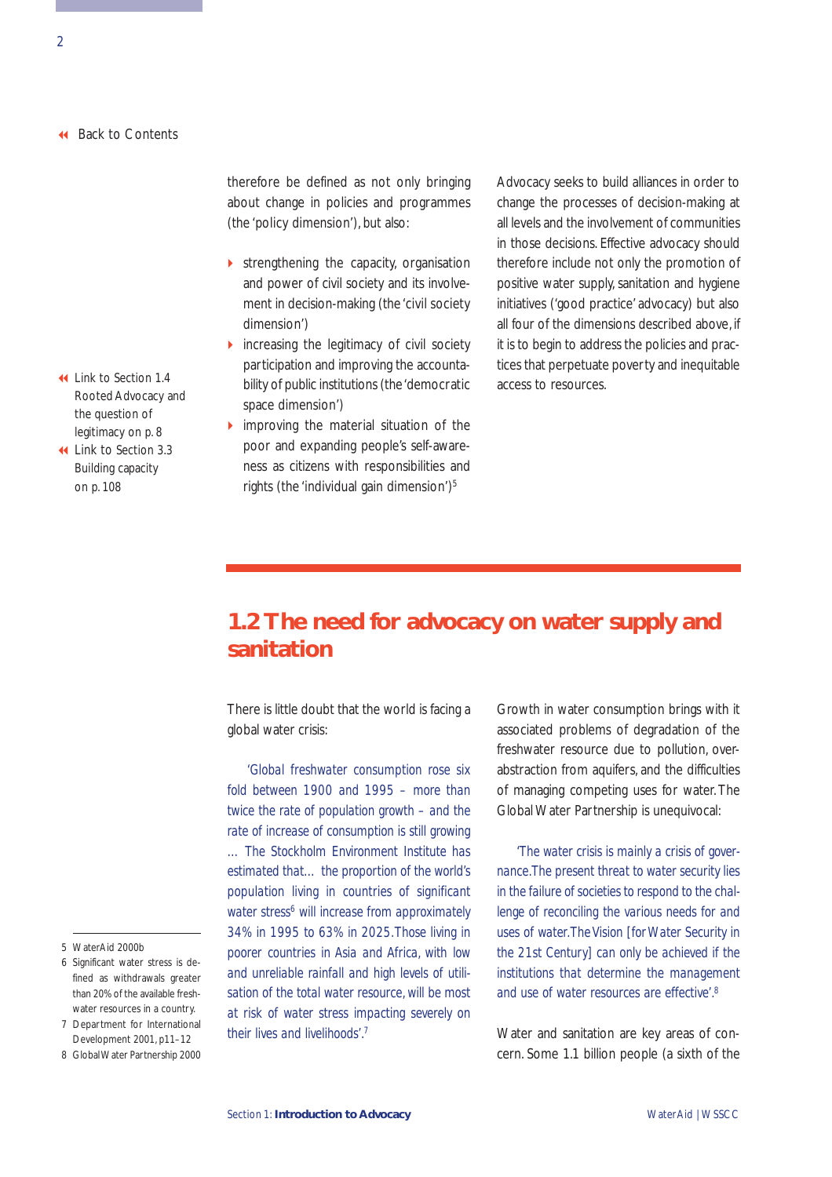Back to Contents

therefore be defined as not only bringing about change in policies and programmes (the 'policy dimension'), but also:

- strengthening the capacity, organisation and power of civil society and its involvement in decision-making (the 'civil society dimension')
- increasing the legitimacy of civil society participation and improving the accountability of public institutions (the 'democratic space dimension')
- improving the material situation of the poor and expanding people's self-awareness as citizens with responsibilities and rights (the 'individual gain dimension')[5]

Link to Section 1.4 Rooted Advocacy and the question of legitimacy on p. 8

Link to Section 3.3 Building capacity on p. 108

Advocacy seeks to build alliances in order to change the processes of decision-making at all levels and the involvement of communities in those decisions. Effective advocacy should therefore include not only the promotion of positive water supply, sanitation and hygiene initiatives ('good practice' advocacy) but also all four of the dimensions described above, if it is to begin to address the policies and practices that perpetuate poverty and inequitable access to resources.

## 1.2 The need for advocacy on water supply and sanitation

There is little doubt that the world is facing a global water crisis:

> 'Global freshwater consumption rose six fold between 1900 and 1995 – more than twice the rate of population growth – and the rate of increase of consumption is still growing … The Stockholm Environment Institute has estimated that… the proportion of the world's population living in countries of significant water stress[6] will increase from approximately 34% in 1995 to 63% in 2025. Those living in poorer countries in Asia and Africa, with low and unreliable rainfall and high levels of utilisation of the total water resource, will be most at risk of water stress impacting severely on their lives and livelihoods'.[7]

Growth in water consumption brings with it associated problems of degradation of the freshwater resource due to pollution, over-abstraction from aquifers, and the difficulties of managing competing uses for water. The Global Water Partnership is unequivocal:

> 'The water crisis is mainly a crisis of governance. The present threat to water security lies in the failure of societies to respond to the challenge of reconciling the various needs for and uses of water. The Vision [for Water Security in the 21st Century] can only be achieved if the institutions that determine the management and use of water resources are effective'.[8]

Water and sanitation are key areas of concern. Some 1.1 billion people (a sixth of the

5 WaterAid 2000b

6 Significant water stress is defined as withdrawals greater than 20% of the available freshwater resources in a country.

7 Department for International Development 2001, p11–12

8 Global Water Partnership 2000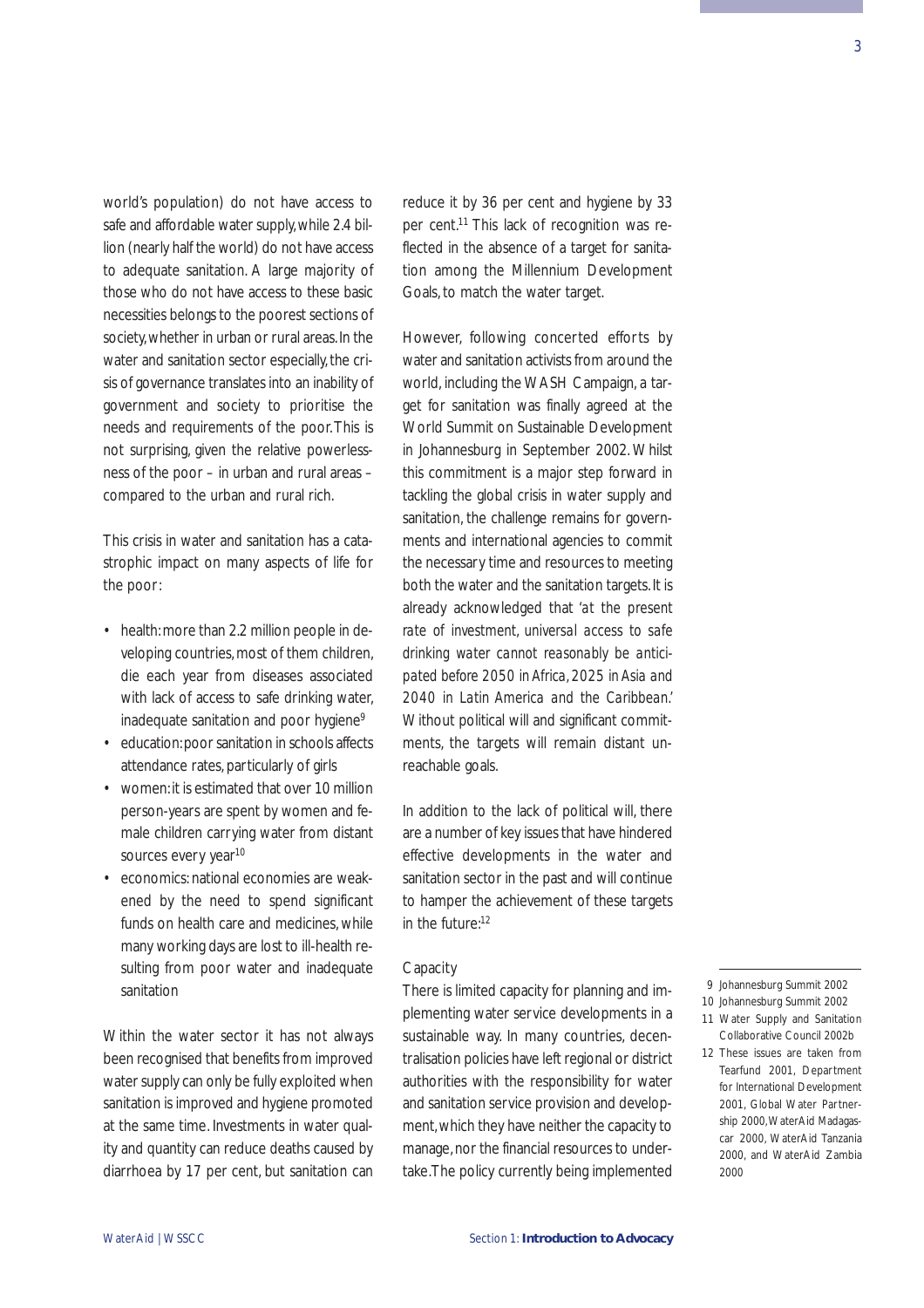world's population) do not have access to safe and affordable water supply, while 2.4 billion (nearly half the world) do not have access to adequate sanitation. A large majority of those who do not have access to these basic necessities belongs to the poorest sections of society, whether in urban or rural areas. In the water and sanitation sector especially, the crisis of governance translates into an inability of government and society to prioritise the needs and requirements of the poor. This is not surprising, given the relative powerlessness of the poor – in urban and rural areas – compared to the urban and rural rich.

This crisis in water and sanitation has a catastrophic impact on many aspects of life for the poor:

- health: more than 2.2 million people in developing countries, most of them children, die each year from diseases associated with lack of access to safe drinking water, inadequate sanitation and poor hygiene[9]
- education: poor sanitation in schools affects attendance rates, particularly of girls
- women: it is estimated that over 10 million person-years are spent by women and female children carrying water from distant sources every year[10]
- economics: national economies are weakened by the need to spend significant funds on health care and medicines, while many working days are lost to ill-health resulting from poor water and inadequate sanitation

Within the water sector it has not always been recognised that benefits from improved water supply can only be fully exploited when sanitation is improved and hygiene promoted at the same time. Investments in water quality and quantity can reduce deaths caused by diarrhoea by 17 per cent, but sanitation can reduce it by 36 per cent and hygiene by 33 per cent.[11] This lack of recognition was reflected in the absence of a target for sanitation among the Millennium Development Goals, to match the water target.

However, following concerted efforts by water and sanitation activists from around the world, including the WASH Campaign, a target for sanitation was finally agreed at the World Summit on Sustainable Development in Johannesburg in September 2002. Whilst this commitment is a major step forward in tackling the global crisis in water supply and sanitation, the challenge remains for governments and international agencies to commit the necessary time and resources to meeting both the water and the sanitation targets. It is already acknowledged that '*at the present rate of investment, universal access to safe drinking water cannot reasonably be anticipated before 2050 in Africa, 2025 in Asia and 2040 in Latin America and the Caribbean*.' Without political will and significant commitments, the targets will remain distant unreachable goals.

In addition to the lack of political will, there are a number of key issues that have hindered effective developments in the water and sanitation sector in the past and will continue to hamper the achievement of these targets in the future:[12]

Capacity

There is limited capacity for planning and implementing water service developments in a sustainable way. In many countries, decentralisation policies have left regional or district authorities with the responsibility for water and sanitation service provision and development, which they have neither the capacity to manage, nor the financial resources to undertake. The policy currently being implemented

---

9 Johannesburg Summit 2002

10 Johannesburg Summit 2002

11 Water Supply and Sanitation Collaborative Council 2002b

12 These issues are taken from Tearfund 2001, Department for International Development 2001, Global Water Partnership 2000, WaterAid Madagascar 2000, WaterAid Tanzania 2000, and WaterAid Zambia 2000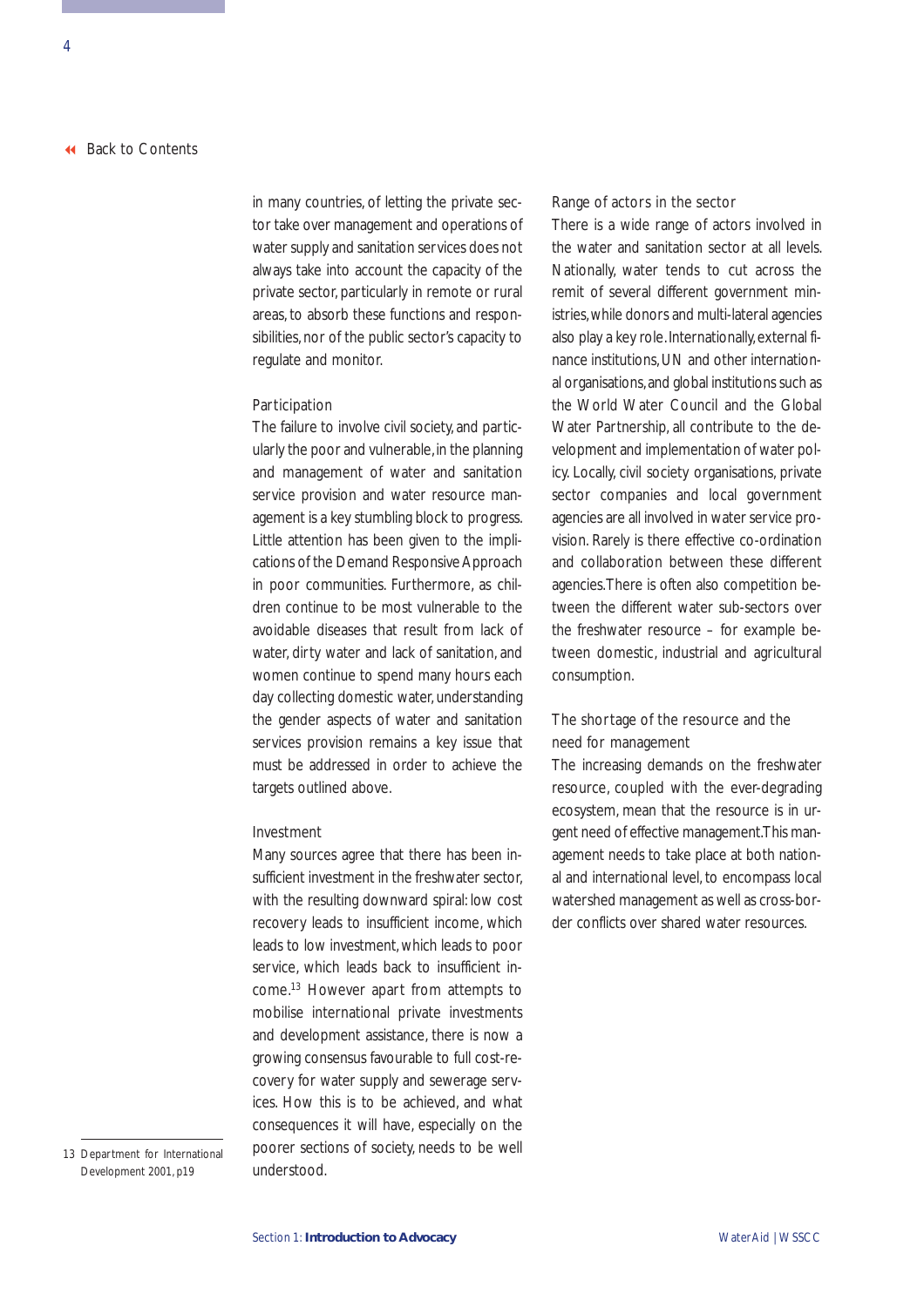in many countries, of letting the private sector take over management and operations of water supply and sanitation services does not always take into account the capacity of the private sector, particularly in remote or rural areas, to absorb these functions and responsibilities, nor of the public sector's capacity to regulate and monitor.

### Participation

The failure to involve civil society, and particularly the poor and vulnerable, in the planning and management of water and sanitation service provision and water resource management is a key stumbling block to progress. Little attention has been given to the implications of the Demand Responsive Approach in poor communities. Furthermore, as children continue to be most vulnerable to the avoidable diseases that result from lack of water, dirty water and lack of sanitation, and women continue to spend many hours each day collecting domestic water, understanding the gender aspects of water and sanitation services provision remains a key issue that must be addressed in order to achieve the targets outlined above.

### Investment

Many sources agree that there has been insufficient investment in the freshwater sector, with the resulting downward spiral: low cost recovery leads to insufficient income, which leads to low investment, which leads to poor service, which leads back to insufficient income.[13] However apart from attempts to mobilise international private investments and development assistance, there is now a growing consensus favourable to full cost-recovery for water supply and sewerage services. How this is to be achieved, and what consequences it will have, especially on the poorer sections of society, needs to be well understood.

### Range of actors in the sector

There is a wide range of actors involved in the water and sanitation sector at all levels. Nationally, water tends to cut across the remit of several different government ministries, while donors and multi-lateral agencies also play a key role. Internationally, external finance institutions, UN and other international organisations, and global institutions such as the World Water Council and the Global Water Partnership, all contribute to the development and implementation of water policy. Locally, civil society organisations, private sector companies and local government agencies are all involved in water service provision. Rarely is there effective co-ordination and collaboration between these different agencies. There is often also competition between the different water sub-sectors over the freshwater resource – for example between domestic, industrial and agricultural consumption.

### The shortage of the resource and the need for management

The increasing demands on the freshwater resource, coupled with the ever-degrading ecosystem, mean that the resource is in urgent need of effective management. This management needs to take place at both national and international level, to encompass local watershed management as well as cross-border conflicts over shared water resources.

---

13 Department for International Development 2001, p19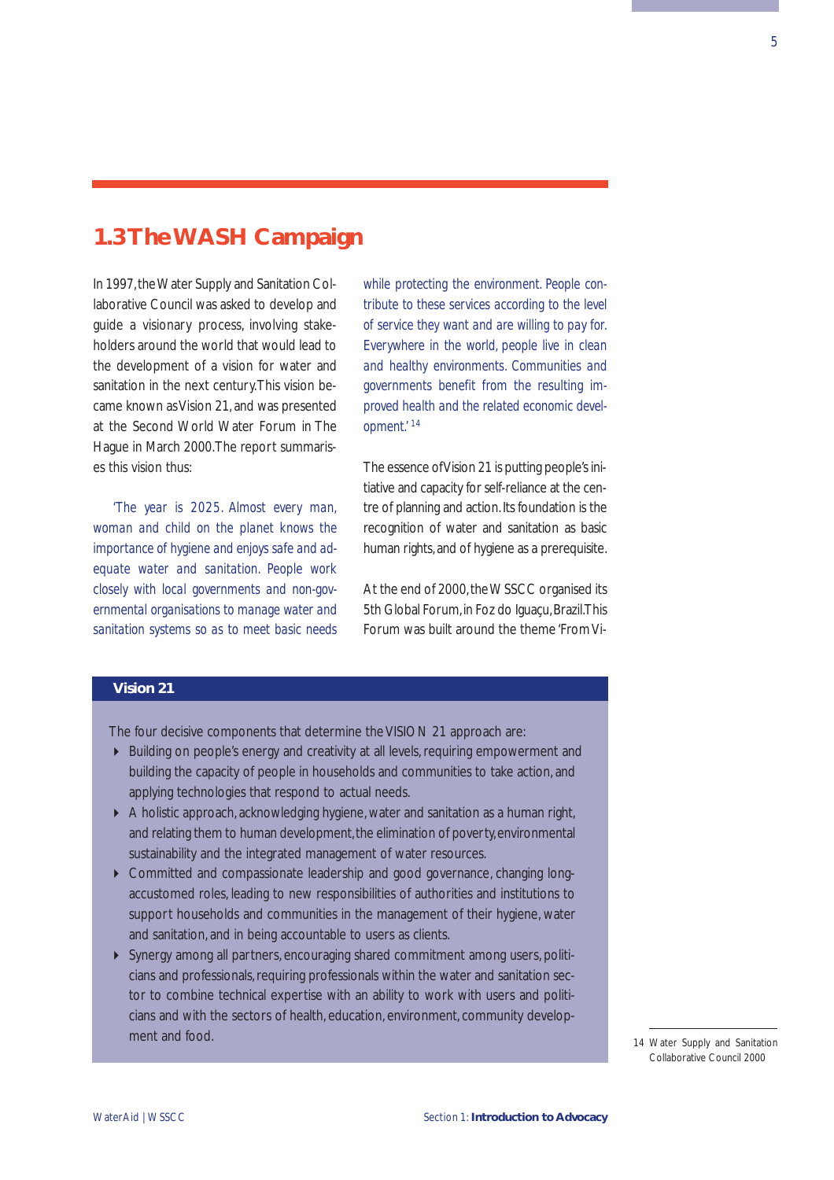## 1.3 The WASH Campaign

In 1997, the Water Supply and Sanitation Collaborative Council was asked to develop and guide a visionary process, involving stakeholders around the world that would lead to the development of a vision for water and sanitation in the next century. This vision became known as Vision 21, and was presented at the Second World Water Forum in The Hague in March 2000. The report summarises this vision thus:

'The year is 2025. Almost every man, woman and child on the planet knows the importance of hygiene and enjoys safe and adequate water and sanitation. People work closely with local governments and non-governmental organisations to manage water and sanitation systems so as to meet basic needs while protecting the environment. People contribute to these services according to the level of service they want and are willing to pay for. Everywhere in the world, people live in clean and healthy environments. Communities and governments benefit from the resulting improved health and the related economic development.' [14]

The essence of Vision 21 is putting people's initiative and capacity for self-reliance at the centre of planning and action. Its foundation is the recognition of water and sanitation as basic human rights, and of hygiene as a prerequisite.

At the end of 2000, the WSSCC organised its 5th Global Forum, in Foz do Iguaçu, Brazil. This Forum was built around the theme 'From Vi-

### Vision 21

The four decisive components that determine the VISION 21 approach are:

- Building on people's energy and creativity at all levels, requiring empowerment and building the capacity of people in households and communities to take action, and applying technologies that respond to actual needs.
- A holistic approach, acknowledging hygiene, water and sanitation as a human right, and relating them to human development, the elimination of poverty, environmental sustainability and the integrated management of water resources.
- Committed and compassionate leadership and good governance, changing long-accustomed roles, leading to new responsibilities of authorities and institutions to support households and communities in the management of their hygiene, water and sanitation, and in being accountable to users as clients.
- Synergy among all partners, encouraging shared commitment among users, politicians and professionals, requiring professionals within the water and sanitation sector to combine technical expertise with an ability to work with users and politicians and with the sectors of health, education, environment, community development and food.

14 Water Supply and Sanitation Collaborative Council 2000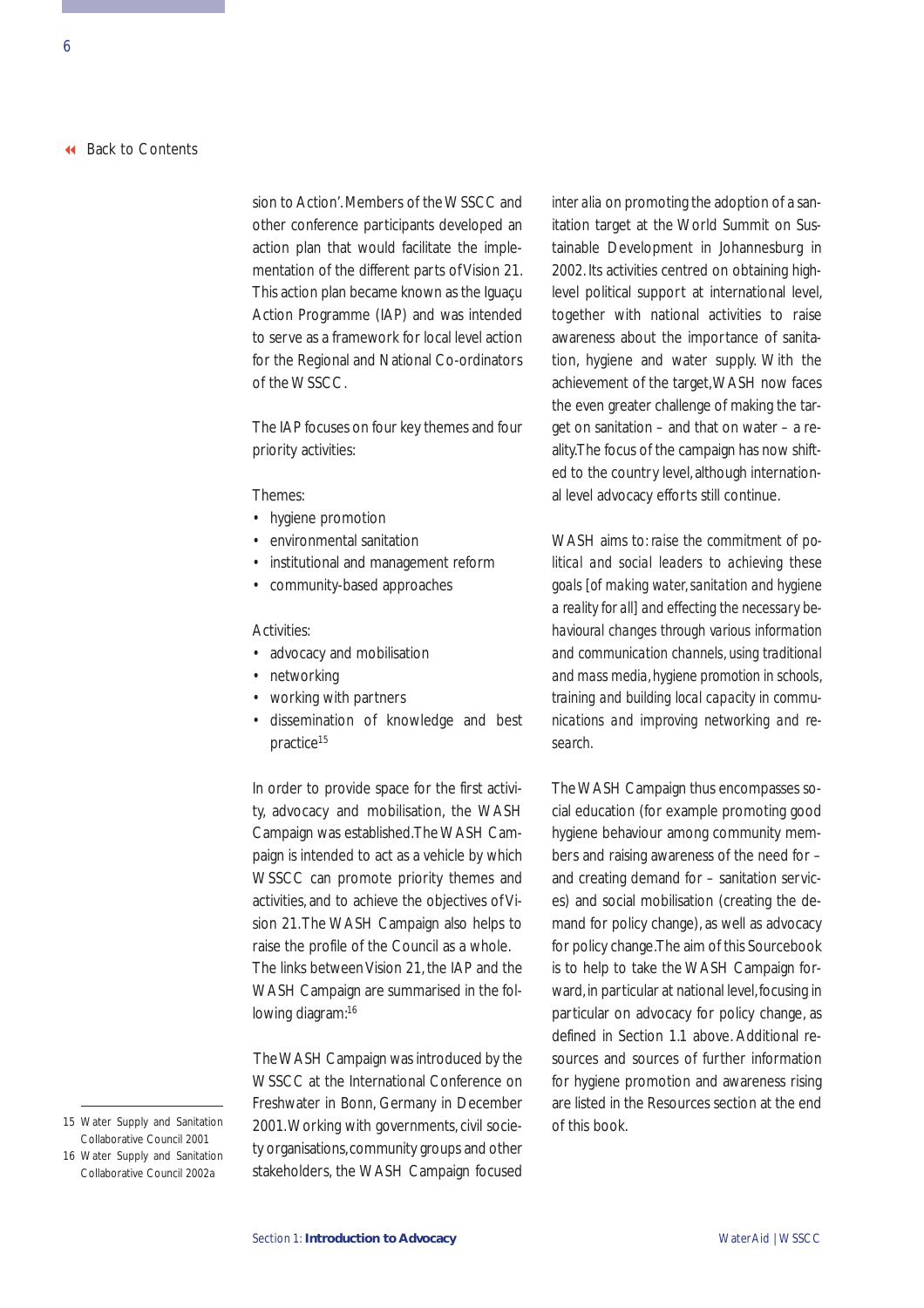sion to Action'. Members of the WSSCC and other conference participants developed an action plan that would facilitate the implementation of the different parts of Vision 21. This action plan became known as the Iguaçu Action Programme (IAP) and was intended to serve as a framework for local level action for the Regional and National Co-ordinators of the WSSCC.

The IAP focuses on four key themes and four priority activities:

Themes:

- hygiene promotion
- environmental sanitation
- institutional and management reform
- community-based approaches

Activities:

- advocacy and mobilisation
- networking
- working with partners
- dissemination of knowledge and best practice[15]

In order to provide space for the first activity, advocacy and mobilisation, the WASH Campaign was established. The WASH Campaign is intended to act as a vehicle by which WSSCC can promote priority themes and activities, and to achieve the objectives of Vision 21. The WASH Campaign also helps to raise the profile of the Council as a whole. The links between Vision 21, the IAP and the WASH Campaign are summarised in the following diagram:[16]

The WASH Campaign was introduced by the WSSCC at the International Conference on Freshwater in Bonn, Germany in December 2001. Working with governments, civil society organisations, community groups and other stakeholders, the WASH Campaign focused *inter alia* on promoting the adoption of a sanitation target at the World Summit on Sustainable Development in Johannesburg in 2002. Its activities centred on obtaining high-level political support at international level, together with national activities to raise awareness about the importance of sanitation, hygiene and water supply. With the achievement of the target, WASH now faces the even greater challenge of making the target on sanitation – and that on water – a reality. The focus of the campaign has now shifted to the country level, although international level advocacy efforts still continue.

WASH aims to: *raise the commitment of political and social leaders to achieving these goals [of making water, sanitation and hygiene a reality for all] and effecting the necessary behavioural changes through various information and communication channels, using traditional and mass media, hygiene promotion in schools, training and building local capacity in communications and improving networking and research.*

The WASH Campaign thus encompasses social education (for example promoting good hygiene behaviour among community members and raising awareness of the need for – and creating demand for – sanitation services) and social mobilisation (creating the demand for policy change), as well as advocacy for policy change. The aim of this Sourcebook is to help to take the WASH Campaign forward, in particular at national level, focusing in particular on advocacy for policy change, as defined in Section 1.1 above. Additional resources and sources of further information for hygiene promotion and awareness rising are listed in the Resources section at the end of this book.

15 Water Supply and Sanitation Collaborative Council 2001

16 Water Supply and Sanitation Collaborative Council 2002a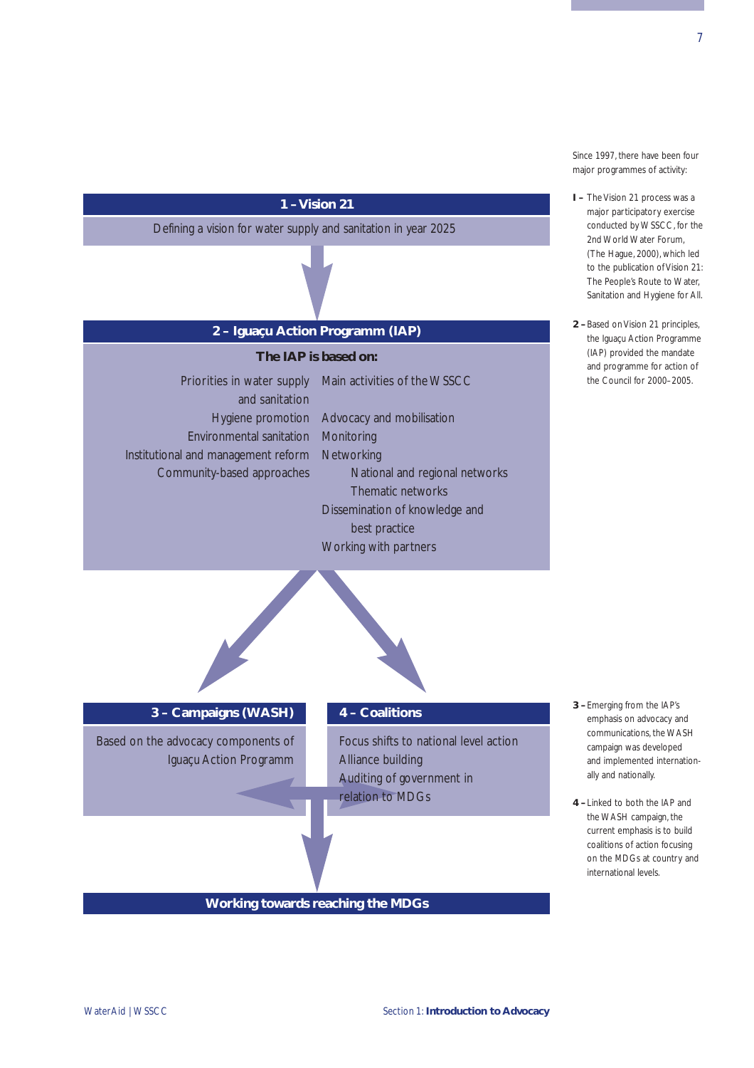Since 1997, there have been four major programmes of activity:

**1 –** The Vision 21 process was a major participatory exercise conducted by WSSCC, for the 2nd World Water Forum, (The Hague, 2000), which led to the publication of Vision 21: The People's Route to Water, Sanitation and Hygiene for All.

**2 –** Based on Vision 21 principles, the Iguaçu Action Programme (IAP) provided the mandate and programme for action of the Council for 2000–2005.

**3 –** Emerging from the IAP's emphasis on advocacy and communications, the WASH campaign was developed and implemented internationally and nationally.

**4 –** Linked to both the IAP and the WASH campaign, the current emphasis is to build coalitions of action focusing on the MDGs at country and international levels.

**1 – Vision 21**

Defining a vision for water supply and sanitation in year 2025

**2 – Iguaçu Action Programm (IAP)**

**The IAP is based on:**

| Priorities in water supply and sanitation | Main activities of the WSSCC |
|---|---|
| Hygiene promotion | Advocacy and mobilisation |
| Environmental sanitation | Monitoring |
| Institutional and management reform | Networking |
| Community-based approaches | National and regional networks |
| | Thematic networks |
| | Dissemination of knowledge and best practice |
| | Working with partners |

**3 – Campaigns (WASH)**

Based on the advocacy components of Iguaçu Action Programm

**4 – Coalitions**

Focus shifts to national level action

Alliance building

Auditing of government in relation to MDGs

**Working towards reaching the MDGs**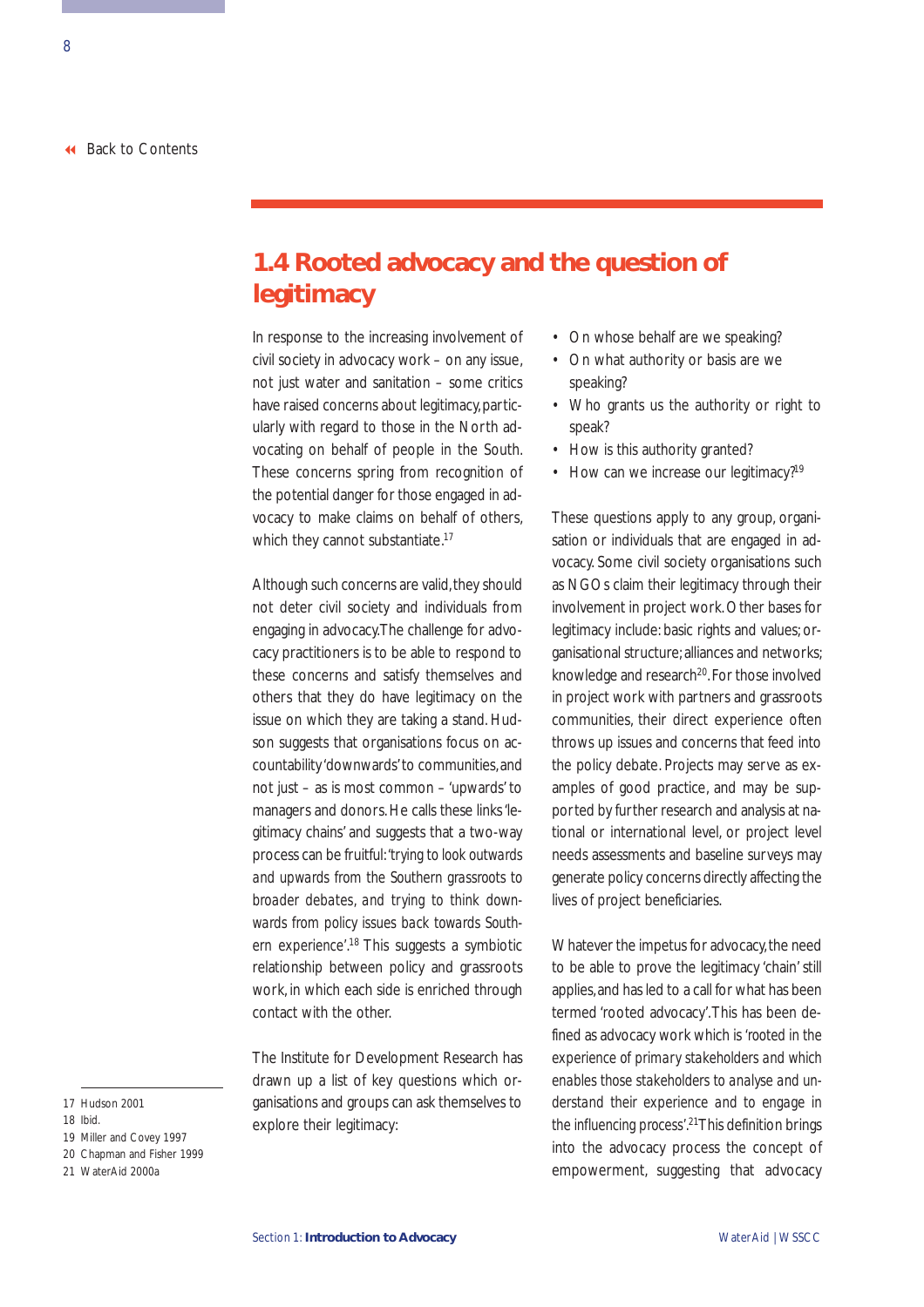## 1.4 Rooted advocacy and the question of legitimacy

In response to the increasing involvement of civil society in advocacy work – on any issue, not just water and sanitation – some critics have raised concerns about legitimacy, particularly with regard to those in the North advocating on behalf of people in the South. These concerns spring from recognition of the potential danger for those engaged in advocacy to make claims on behalf of others, which they cannot substantiate.[17]

Although such concerns are valid, they should not deter civil society and individuals from engaging in advocacy. The challenge for advocacy practitioners is to be able to respond to these concerns and satisfy themselves and others that they do have legitimacy on the issue on which they are taking a stand. Hudson suggests that organisations focus on accountability 'downwards' to communities, and not just – as is most common – 'upwards' to managers and donors. He calls these links 'legitimacy chains' and suggests that a two-way process can be fruitful: *'trying to look outwards and upwards from the Southern grassroots to broader debates, and trying to think downwards from policy issues back towards Southern experience'*.[18] This suggests a symbiotic relationship between policy and grassroots work, in which each side is enriched through contact with the other.

The Institute for Development Research has drawn up a list of key questions which organisations and groups can ask themselves to explore their legitimacy:

- On whose behalf are we speaking?
- On what authority or basis are we speaking?
- Who grants us the authority or right to speak?
- How is this authority granted?
- How can we increase our legitimacy?[19]

These questions apply to any group, organisation or individuals that are engaged in advocacy. Some civil society organisations such as NGOs claim their legitimacy through their involvement in project work. Other bases for legitimacy include: basic rights and values; organisational structure; alliances and networks; knowledge and research[20]. For those involved in project work with partners and grassroots communities, their direct experience often throws up issues and concerns that feed into the policy debate. Projects may serve as examples of good practice, and may be supported by further research and analysis at national or international level, or project level needs assessments and baseline surveys may generate policy concerns directly affecting the lives of project beneficiaries.

Whatever the impetus for advocacy, the need to be able to prove the legitimacy 'chain' still applies, and has led to a call for what has been termed 'rooted advocacy'. This has been defined as advocacy work which is *'rooted in the experience of primary stakeholders and which enables those stakeholders to analyse and understand their experience and to engage in the influencing process'*.[21] This definition brings into the advocacy process the concept of empowerment, suggesting that advocacy

17 Hudson 2001
18 Ibid.
19 Miller and Covey 1997
20 Chapman and Fisher 1999
21 WaterAid 2000a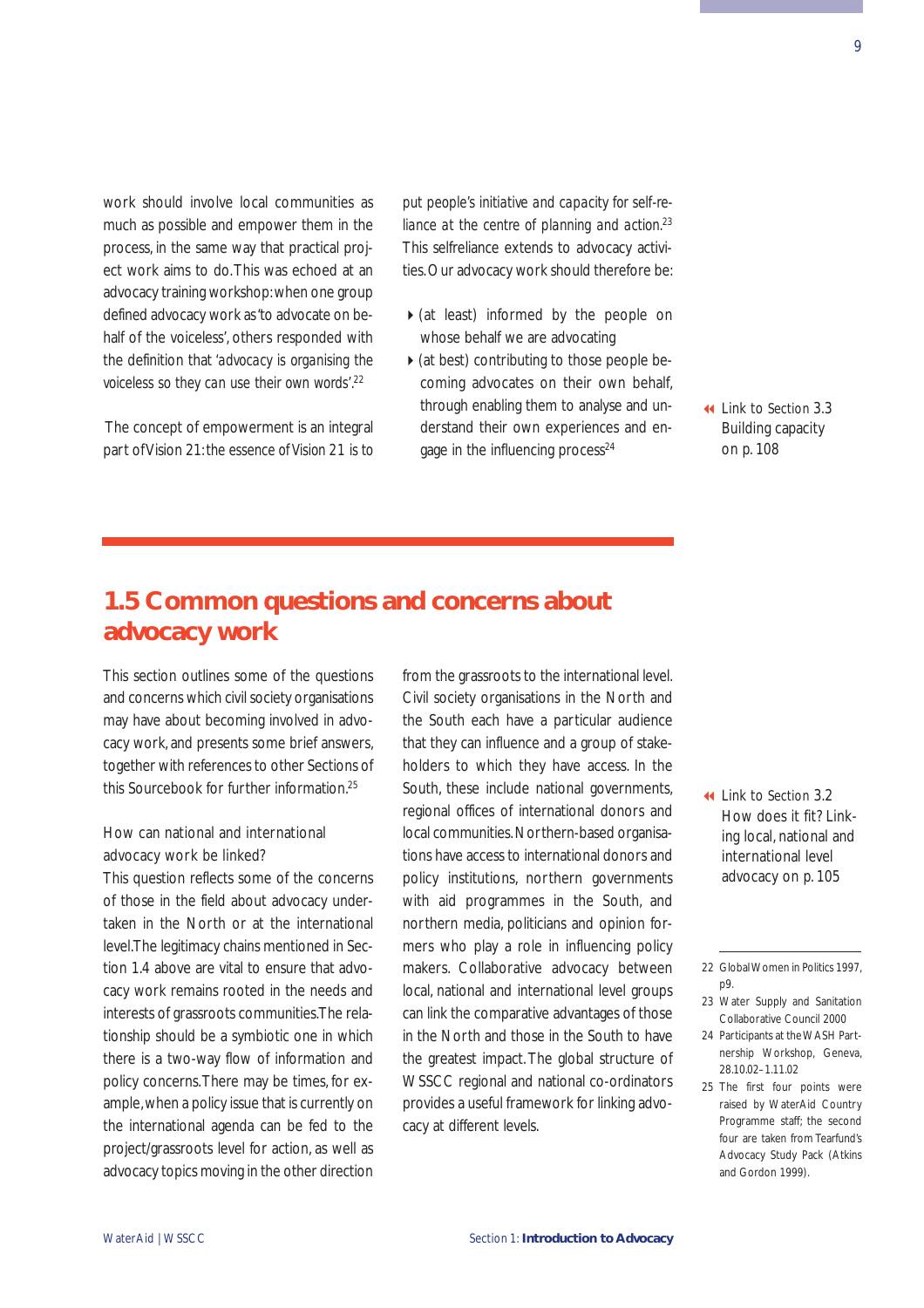work should involve local communities as much as possible and empower them in the process, in the same way that practical project work aims to do. This was echoed at an advocacy training workshop: when one group defined advocacy work as 'to advocate on behalf of the voiceless', others responded with the definition that 'advocacy is organising the voiceless so they can use their own words'.[22]

The concept of empowerment is an integral part of Vision 21: the essence of Vision 21 is to put people's initiative and capacity for self-reliance at the centre of planning and action.[23] This selfreliance extends to advocacy activities. Our advocacy work should therefore be:

- (at least) informed by the people on whose behalf we are advocating
- (at best) contributing to those people becoming advocates on their own behalf, through enabling them to analyse and understand their own experiences and engage in the influencing process[24]

Link to Section 3.3 Building capacity on p. 108

## 1.5 Common questions and concerns about advocacy work

This section outlines some of the questions and concerns which civil society organisations may have about becoming involved in advocacy work, and presents some brief answers, together with references to other Sections of this Sourcebook for further information.[25]

### How can national and international advocacy work be linked?

This question reflects some of the concerns of those in the field about advocacy undertaken in the North or at the international level. The legitimacy chains mentioned in Section 1.4 above are vital to ensure that advocacy work remains rooted in the needs and interests of grassroots communities. The relationship should be a symbiotic one in which there is a two-way flow of information and policy concerns. There may be times, for example, when a policy issue that is currently on the international agenda can be fed to the project/grassroots level for action, as well as advocacy topics moving in the other direction from the grassroots to the international level. Civil society organisations in the North and the South each have a particular audience that they can influence and a group of stakeholders to which they have access. In the South, these include national governments, regional offices of international donors and local communities. Northern-based organisations have access to international donors and policy institutions, northern governments with aid programmes in the South, and northern media, politicians and opinion formers who play a role in influencing policy makers. Collaborative advocacy between local, national and international level groups can link the comparative advantages of those in the North and those in the South to have the greatest impact. The global structure of WSSCC regional and national co-ordinators provides a useful framework for linking advocacy at different levels.

Link to Section 3.2 How does it fit? Linking local, national and international level advocacy on p. 105

22 Global Women in Politics 1997, p9.

23 Water Supply and Sanitation Collaborative Council 2000

24 Participants at the WASH Partnership Workshop, Geneva, 28.10.02–1.11.02

25 The first four points were raised by WaterAid Country Programme staff; the second four are taken from Tearfund's Advocacy Study Pack (Atkins and Gordon 1999).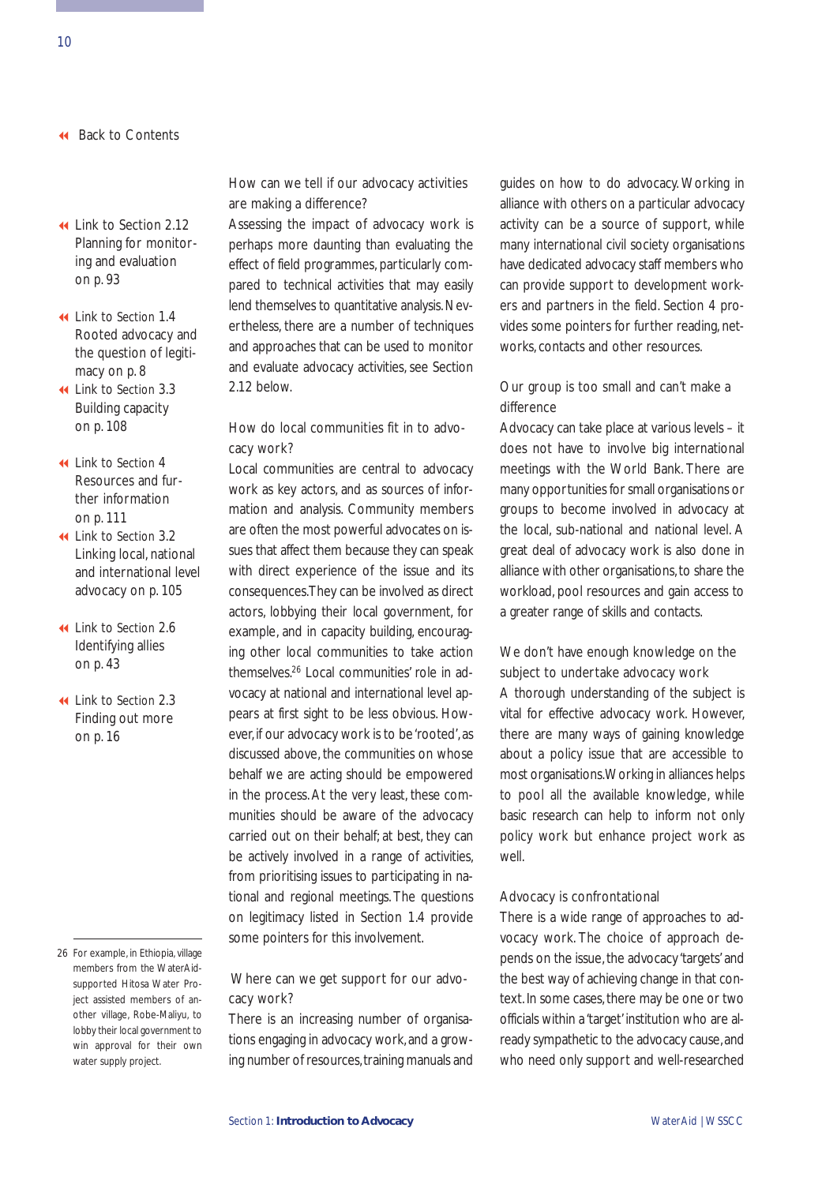◂◂ Back to Contents

◂◂ Link to Section 2.12 Planning for monitoring and evaluation on p. 93

◂◂ Link to Section 1.4 Rooted advocacy and the question of legitimacy on p. 8

◂◂ Link to Section 3.3 Building capacity on p. 108

◂◂ Link to Section 4 Resources and further information on p. 111

◂◂ Link to Section 3.2 Linking local, national and international level advocacy on p. 105

◂◂ Link to Section 2.6 Identifying allies on p. 43

◂◂ Link to Section 2.3 Finding out more on p. 16

### How can we tell if our advocacy activities are making a difference?

Assessing the impact of advocacy work is perhaps more daunting than evaluating the effect of field programmes, particularly compared to technical activities that may easily lend themselves to quantitative analysis. Nevertheless, there are a number of techniques and approaches that can be used to monitor and evaluate advocacy activities, see Section 2.12 below.

### How do local communities fit in to advocacy work?

Local communities are central to advocacy work as key actors, and as sources of information and analysis. Community members are often the most powerful advocates on issues that affect them because they can speak with direct experience of the issue and its consequences. They can be involved as direct actors, lobbying their local government, for example, and in capacity building, encouraging other local communities to take action themselves.[26] Local communities' role in advocacy at national and international level appears at first sight to be less obvious. However, if our advocacy work is to be 'rooted', as discussed above, the communities on whose behalf we are acting should be empowered in the process. At the very least, these communities should be aware of the advocacy carried out on their behalf; at best, they can be actively involved in a range of activities, from prioritising issues to participating in national and regional meetings. The questions on legitimacy listed in Section 1.4 provide some pointers for this involvement.

### Where can we get support for our advocacy work?

There is an increasing number of organisations engaging in advocacy work, and a growing number of resources, training manuals and guides on how to do advocacy. Working in alliance with others on a particular advocacy activity can be a source of support, while many international civil society organisations have dedicated advocacy staff members who can provide support to development workers and partners in the field. Section 4 provides some pointers for further reading, networks, contacts and other resources.

### Our group is too small and can't make a difference

Advocacy can take place at various levels – it does not have to involve big international meetings with the World Bank. There are many opportunities for small organisations or groups to become involved in advocacy at the local, sub-national and national level. A great deal of advocacy work is also done in alliance with other organisations, to share the workload, pool resources and gain access to a greater range of skills and contacts.

### We don't have enough knowledge on the subject to undertake advocacy work

A thorough understanding of the subject is vital for effective advocacy work. However, there are many ways of gaining knowledge about a policy issue that are accessible to most organisations. Working in alliances helps to pool all the available knowledge, while basic research can help to inform not only policy work but enhance project work as well.

### Advocacy is confrontational

There is a wide range of approaches to advocacy work. The choice of approach depends on the issue, the advocacy 'targets' and the best way of achieving change in that context. In some cases, there may be one or two officials within a 'target' institution who are already sympathetic to the advocacy cause, and who need only support and well-researched

---

26 For example, in Ethiopia, village members from the WaterAid-supported Hitosa Water Project assisted members of another village, Robe-Maliyu, to lobby their local government to win approval for their own water supply project.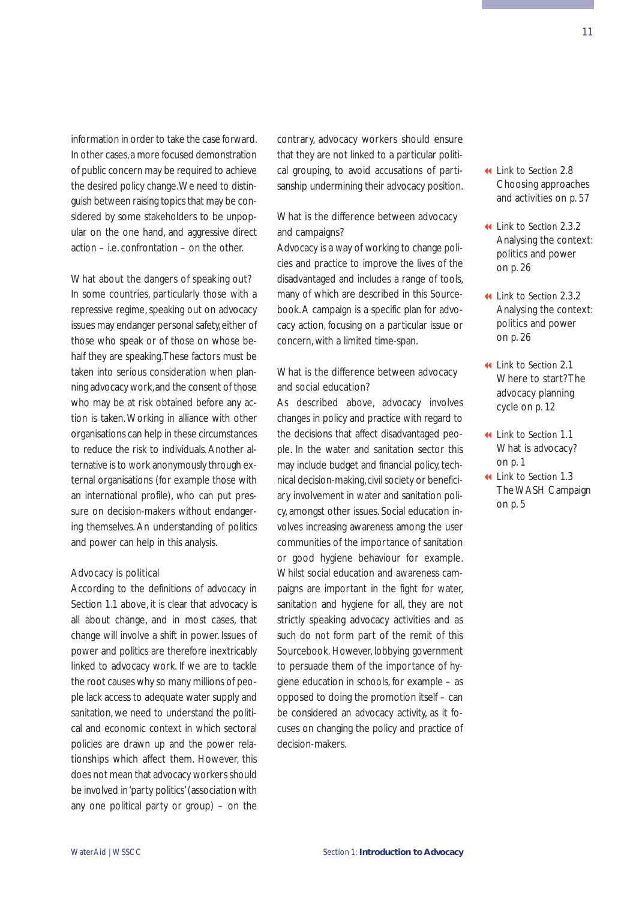information in order to take the case forward. In other cases, a more focused demonstration of public concern may be required to achieve the desired policy change. We need to distinguish between raising topics that may be considered by some stakeholders to be unpopular on the one hand, and aggressive direct action – i.e. confrontation – on the other.

### What about the dangers of speaking out?

In some countries, particularly those with a repressive regime, speaking out on advocacy issues may endanger personal safety, either of those who speak or of those on whose behalf they are speaking. These factors must be taken into serious consideration when planning advocacy work, and the consent of those who may be at risk obtained before any action is taken. Working in alliance with other organisations can help in these circumstances to reduce the risk to individuals. Another alternative is to work anonymously through external organisations (for example those with an international profile), who can put pressure on decision-makers without endangering themselves. An understanding of politics and power can help in this analysis.

### Advocacy is political

According to the definitions of advocacy in Section 1.1 above, it is clear that advocacy is all about change, and in most cases, that change will involve a shift in power. Issues of power and politics are therefore inextricably linked to advocacy work. If we are to tackle the root causes why so many millions of people lack access to adequate water supply and sanitation, we need to understand the political and economic context in which sectoral policies are drawn up and the power relationships which affect them. However, this does not mean that advocacy workers should be involved in 'party politics' (association with any one political party or group) – on the contrary, advocacy workers should ensure that they are not linked to a particular political grouping, to avoid accusations of partisanship undermining their advocacy position.

### What is the difference between advocacy and campaigns?

Advocacy is a way of working to change policies and practice to improve the lives of the disadvantaged and includes a range of tools, many of which are described in this Sourcebook. A campaign is a specific plan for advocacy action, focusing on a particular issue or concern, with a limited time-span.

### What is the difference between advocacy and social education?

As described above, advocacy involves changes in policy and practice with regard to the decisions that affect disadvantaged people. In the water and sanitation sector this may include budget and financial policy, technical decision-making, civil society or beneficiary involvement in water and sanitation policy, amongst other issues. Social education involves increasing awareness among the user communities of the importance of sanitation or good hygiene behaviour for example. Whilst social education and awareness campaigns are important in the fight for water, sanitation and hygiene for all, they are not strictly speaking advocacy activities and as such do not form part of the remit of this Sourcebook. However, lobbying government to persuade them of the importance of hygiene education in schools, for example – as opposed to doing the promotion itself – can be considered an advocacy activity, as it focuses on changing the policy and practice of decision-makers.

- Link to Section 2.8 Choosing approaches and activities on p. 57
- Link to Section 2.3.2 Analysing the context: politics and power on p. 26
- Link to Section 2.3.2 Analysing the context: politics and power on p. 26
- Link to Section 2.1 Where to start? The advocacy planning cycle on p. 12
- Link to Section 1.1 What is advocacy? on p. 1
- Link to Section 1.3 The WASH Campaign on p. 5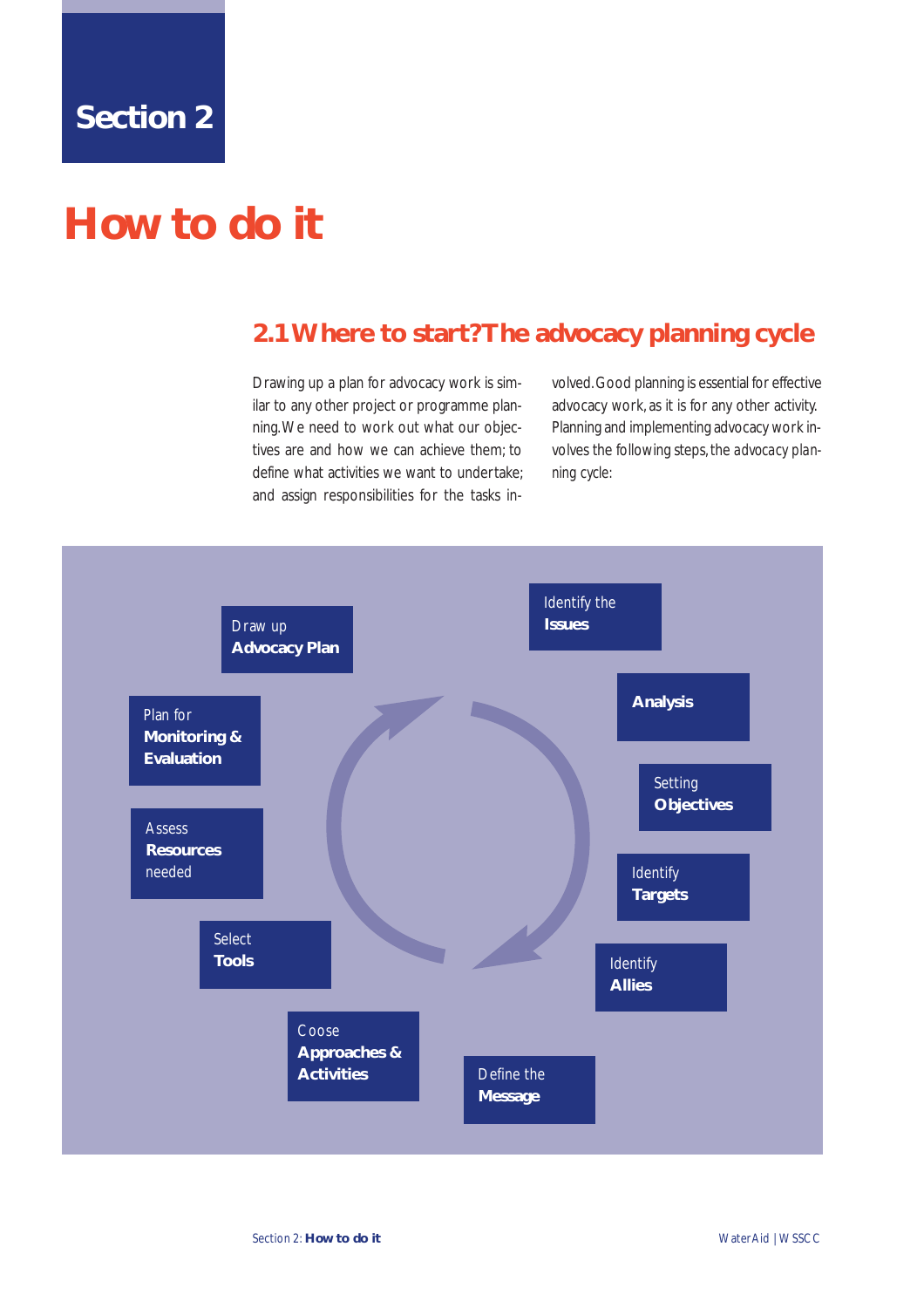# Section 2

# How to do it

## 2.1 Where to start? The advocacy planning cycle

Drawing up a plan for advocacy work is similar to any other project or programme planning. We need to work out what our objectives are and how we can achieve them; to define what activities we want to undertake; and assign responsibilities for the tasks involved. Good planning is essential for effective advocacy work, as it is for any other activity. Planning and implementing advocacy work involves the following steps, the advocacy planning cycle:

- Identify the **Issues**
- **Analysis**
- Setting **Objectives**
- Identify **Targets**
- Identify **Allies**
- Define the **Message**
- Coose **Approaches & Activities**
- Select **Tools**
- Assess **Resources** needed
- Plan for **Monitoring & Evaluation**
- Draw up **Advocacy Plan**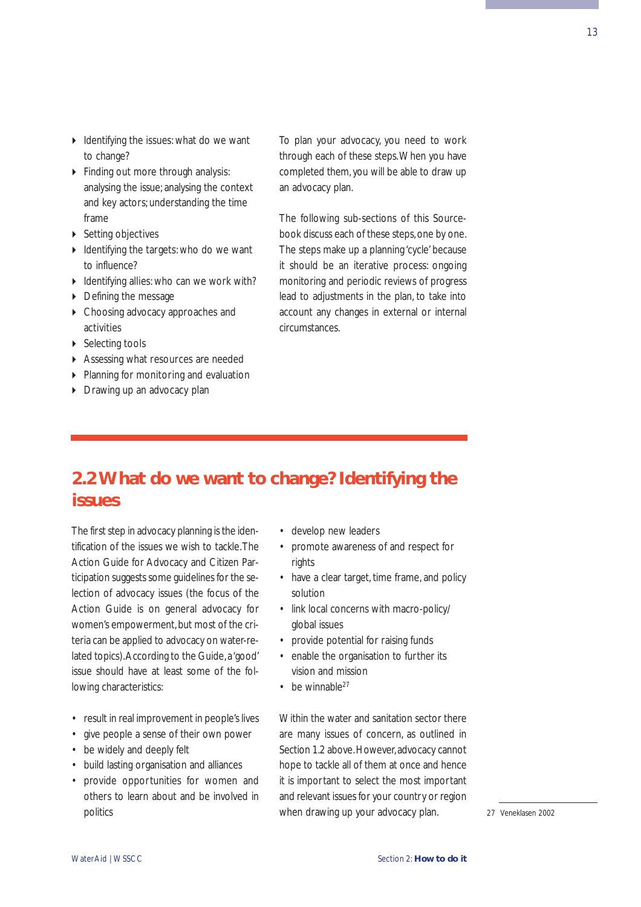- Identifying the issues: what do we want to change?
- Finding out more through analysis: analysing the issue; analysing the context and key actors; understanding the time frame
- Setting objectives
- Identifying the targets: who do we want to influence?
- Identifying allies: who can we work with?
- Defining the message
- Choosing advocacy approaches and activities
- Selecting tools
- Assessing what resources are needed
- Planning for monitoring and evaluation
- Drawing up an advocacy plan

To plan your advocacy, you need to work through each of these steps. When you have completed them, you will be able to draw up an advocacy plan.

The following sub-sections of this Sourcebook discuss each of these steps, one by one. The steps make up a planning 'cycle' because it should be an iterative process: ongoing monitoring and periodic reviews of progress lead to adjustments in the plan, to take into account any changes in external or internal circumstances.

## 2.2 What do we want to change? Identifying the issues

The first step in advocacy planning is the identification of the issues we wish to tackle. The Action Guide for Advocacy and Citizen Participation suggests some guidelines for the selection of advocacy issues (the focus of the Action Guide is on general advocacy for women's empowerment, but most of the criteria can be applied to advocacy on water-related topics). According to the Guide, a 'good' issue should have at least some of the following characteristics:

- result in real improvement in people's lives
- give people a sense of their own power
- be widely and deeply felt
- build lasting organisation and alliances
- provide opportunities for women and others to learn about and be involved in politics
- develop new leaders
- promote awareness of and respect for rights
- have a clear target, time frame, and policy solution
- link local concerns with macro-policy/global issues
- provide potential for raising funds
- enable the organisation to further its vision and mission
- be winnable[27]

Within the water and sanitation sector there are many issues of concern, as outlined in Section 1.2 above. However, advocacy cannot hope to tackle all of them at once and hence it is important to select the most important and relevant issues for your country or region when drawing up your advocacy plan.

27 Veneklasen 2002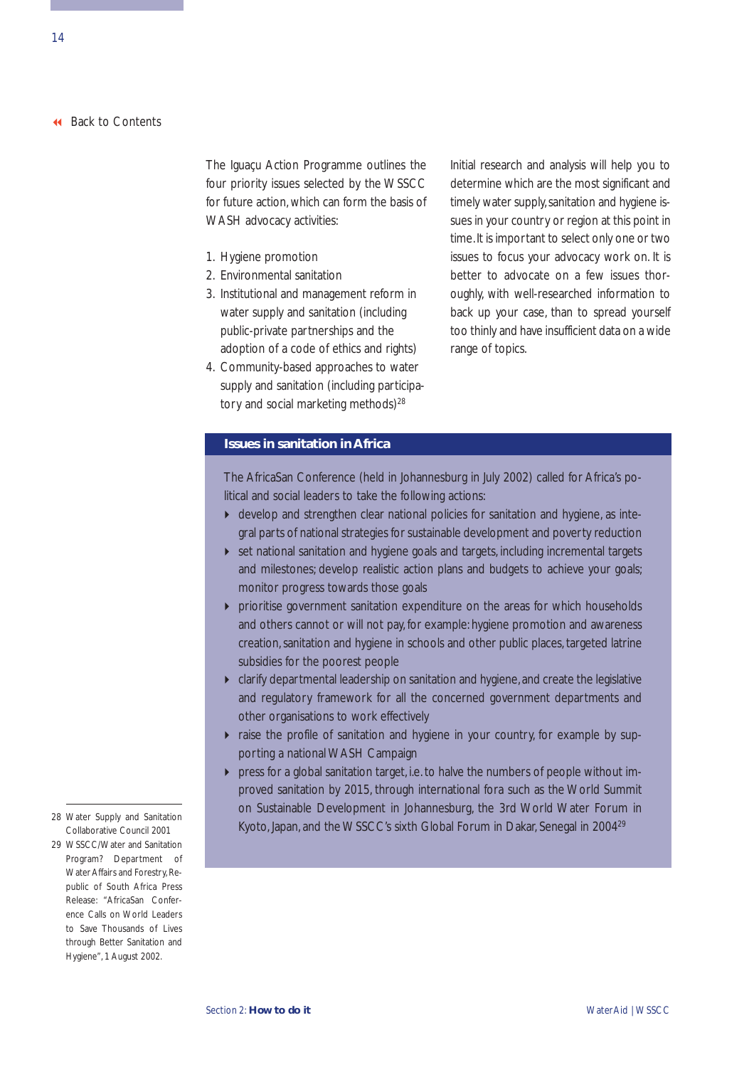The Iguaçu Action Programme outlines the four priority issues selected by the WSSCC for future action, which can form the basis of WASH advocacy activities:

1. Hygiene promotion
2. Environmental sanitation
3. Institutional and management reform in water supply and sanitation (including public-private partnerships and the adoption of a code of ethics and rights)
4. Community-based approaches to water supply and sanitation (including participatory and social marketing methods)[28]

Initial research and analysis will help you to determine which are the most significant and timely water supply, sanitation and hygiene issues in your country or region at this point in time. It is important to select only one or two issues to focus your advocacy work on. It is better to advocate on a few issues thoroughly, with well-researched information to back up your case, than to spread yourself too thinly and have insufficient data on a wide range of topics.

**Issues in sanitation in Africa**

The AfricaSan Conference (held in Johannesburg in July 2002) called for Africa's political and social leaders to take the following actions:

- develop and strengthen clear national policies for sanitation and hygiene, as integral parts of national strategies for sustainable development and poverty reduction
- set national sanitation and hygiene goals and targets, including incremental targets and milestones; develop realistic action plans and budgets to achieve your goals; monitor progress towards those goals
- prioritise government sanitation expenditure on the areas for which households and others cannot or will not pay, for example: hygiene promotion and awareness creation, sanitation and hygiene in schools and other public places, targeted latrine subsidies for the poorest people
- clarify departmental leadership on sanitation and hygiene, and create the legislative and regulatory framework for all the concerned government departments and other organisations to work effectively
- raise the profile of sanitation and hygiene in your country, for example by supporting a national WASH Campaign
- press for a global sanitation target, i.e. to halve the numbers of people without improved sanitation by 2015, through international fora such as the World Summit on Sustainable Development in Johannesburg, the 3rd World Water Forum in Kyoto, Japan, and the WSSCC's sixth Global Forum in Dakar, Senegal in 2004[29]

---

28 Water Supply and Sanitation Collaborative Council 2001

29 WSSCC/Water and Sanitation Program? Department of Water Affairs and Forestry, Republic of South Africa Press Release: "AfricaSan Conference Calls on World Leaders to Save Thousands of Lives through Better Sanitation and Hygiene", 1 August 2002.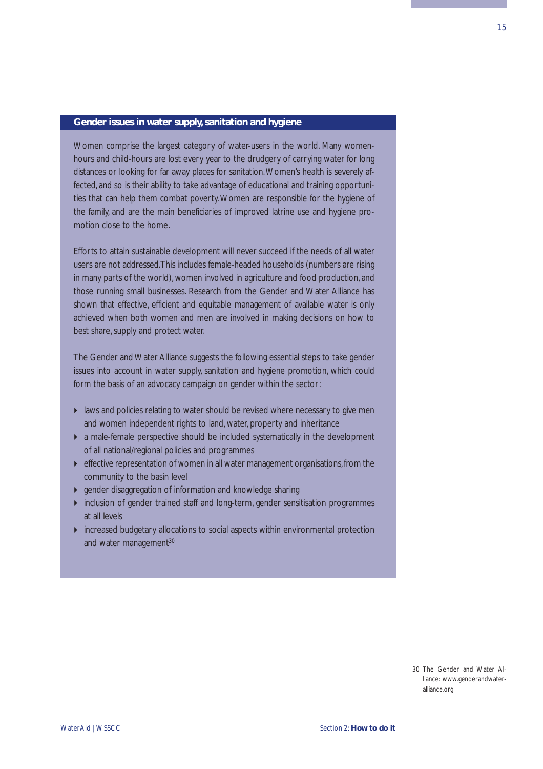## Gender issues in water supply, sanitation and hygiene

Women comprise the largest category of water-users in the world. Many women-hours and child-hours are lost every year to the drudgery of carrying water for long distances or looking for far away places for sanitation. Women's health is severely affected, and so is their ability to take advantage of educational and training opportunities that can help them combat poverty. Women are responsible for the hygiene of the family, and are the main beneficiaries of improved latrine use and hygiene promotion close to the home.

Efforts to attain sustainable development will never succeed if the needs of all water users are not addressed. This includes female-headed households (numbers are rising in many parts of the world), women involved in agriculture and food production, and those running small businesses. Research from the Gender and Water Alliance has shown that effective, efficient and equitable management of available water is only achieved when both women and men are involved in making decisions on how to best share, supply and protect water.

The Gender and Water Alliance suggests the following essential steps to take gender issues into account in water supply, sanitation and hygiene promotion, which could form the basis of an advocacy campaign on gender within the sector:

- laws and policies relating to water should be revised where necessary to give men and women independent rights to land, water, property and inheritance
- a male-female perspective should be included systematically in the development of all national/regional policies and programmes
- effective representation of women in all water management organisations, from the community to the basin level
- gender disaggregation of information and knowledge sharing
- inclusion of gender trained staff and long-term, gender sensitisation programmes at all levels
- increased budgetary allocations to social aspects within environmental protection and water management[30]

30 The Gender and Water Alliance: www.genderandwater-alliance.org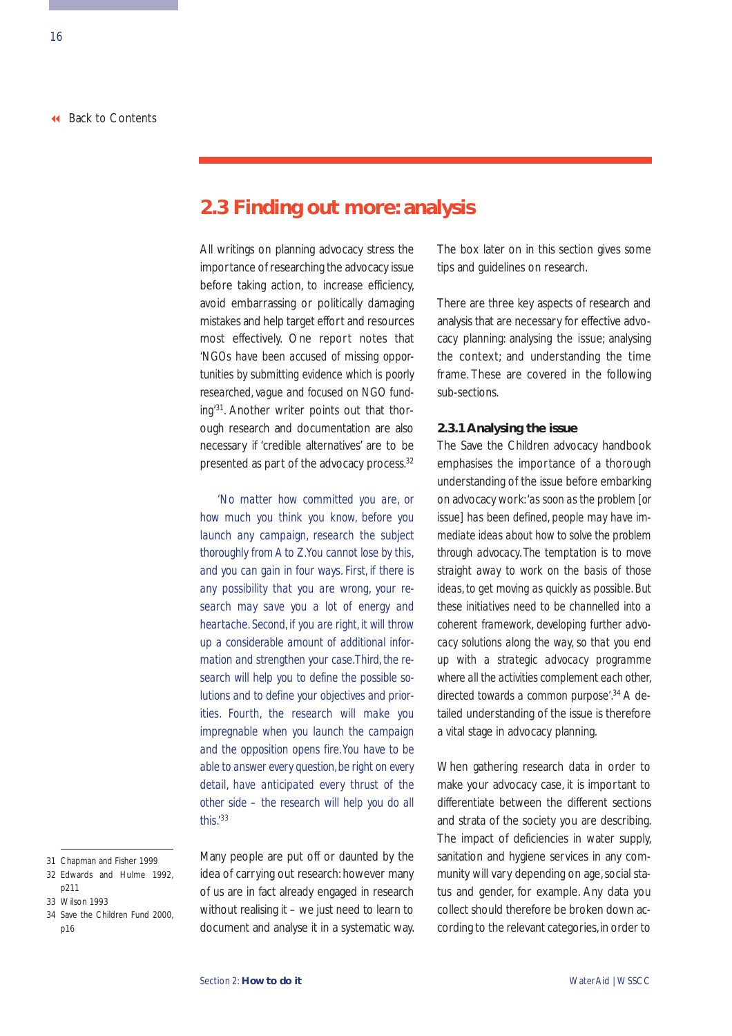## 2.3 Finding out more: analysis

All writings on planning advocacy stress the importance of researching the advocacy issue before taking action, to increase efficiency, avoid embarrassing or politically damaging mistakes and help target effort and resources most effectively. One report notes that 'NGOs have been accused of missing opportunities by submitting evidence which is poorly researched, vague and focused on NGO funding'[31]. Another writer points out that thorough research and documentation are also necessary if 'credible alternatives' are to be presented as part of the advocacy process.[32]

'No matter how committed you are, or how much you think you know, before you launch any campaign, research the subject thoroughly from A to Z. You cannot lose by this, and you can gain in four ways. First, if there is any possibility that you are wrong, your research may save you a lot of energy and heartache. Second, if you are right, it will throw up a considerable amount of additional information and strengthen your case. Third, the research will help you to define the possible solutions and to define your objectives and priorities. Fourth, the research will make you impregnable when you launch the campaign and the opposition opens fire. You have to be able to answer every question, be right on every detail, have anticipated every thrust of the other side – the research will help you do all this.'[33]

Many people are put off or daunted by the idea of carrying out research: however many of us are in fact already engaged in research without realising it – we just need to learn to document and analyse it in a systematic way. The box later on in this section gives some tips and guidelines on research.

There are three key aspects of research and analysis that are necessary for effective advocacy planning: analysing the issue; analysing the context; and understanding the time frame. These are covered in the following sub-sections.

### 2.3.1 Analysing the issue

The Save the Children advocacy handbook emphasises the importance of a thorough understanding of the issue before embarking on advocacy work: 'as soon as the problem [or issue] has been defined, people may have immediate ideas about how to solve the problem through advocacy. The temptation is to move straight away to work on the basis of those ideas, to get moving as quickly as possible. But these initiatives need to be channelled into a coherent framework, developing further advocacy solutions along the way, so that you end up with a strategic advocacy programme where all the activities complement each other, directed towards a common purpose'.[34] A detailed understanding of the issue is therefore a vital stage in advocacy planning.

When gathering research data in order to make your advocacy case, it is important to differentiate between the different sections and strata of the society you are describing. The impact of deficiencies in water supply, sanitation and hygiene services in any community will vary depending on age, social status and gender, for example. Any data you collect should therefore be broken down according to the relevant categories, in order to

---

31 Chapman and Fisher 1999
32 Edwards and Hulme 1992, p211
33 Wilson 1993
34 Save the Children Fund 2000, p16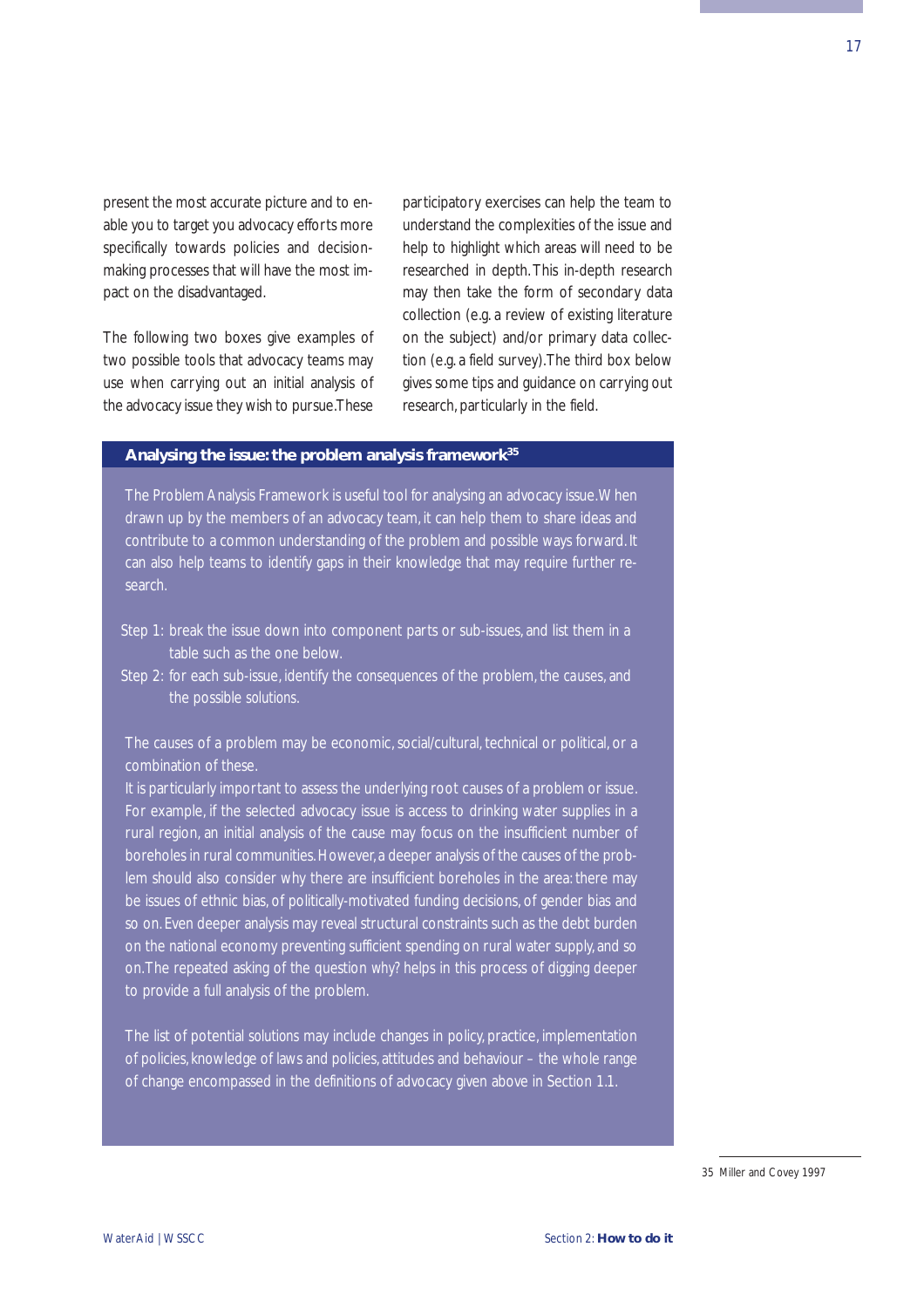present the most accurate picture and to enable you to target you advocacy efforts more specifically towards policies and decision-making processes that will have the most impact on the disadvantaged.

The following two boxes give examples of two possible tools that advocacy teams may use when carrying out an initial analysis of the advocacy issue they wish to pursue. These participatory exercises can help the team to understand the complexities of the issue and help to highlight which areas will need to be researched in depth. This in-depth research may then take the form of secondary data collection (e.g. a review of existing literature on the subject) and/or primary data collection (e.g. a field survey). The third box below gives some tips and guidance on carrying out research, particularly in the field.

### Analysing the issue: the problem analysis framework[35]

The Problem Analysis Framework is useful tool for analysing an advocacy issue. When drawn up by the members of an advocacy team, it can help them to share ideas and contribute to a common understanding of the problem and possible ways forward. It can also help teams to identify gaps in their knowledge that may require further research.

Step 1: break the issue down into component parts or sub-issues, and list them in a table such as the one below.

Step 2: for each sub-issue, identify the consequences of the problem, the causes, and the possible solutions.

The causes of a problem may be economic, social/cultural, technical or political, or a combination of these.

It is particularly important to assess the underlying root causes of a problem or issue. For example, if the selected advocacy issue is access to drinking water supplies in a rural region, an initial analysis of the cause may focus on the insufficient number of boreholes in rural communities. However, a deeper analysis of the causes of the problem should also consider why there are insufficient boreholes in the area: there may be issues of ethnic bias, of politically-motivated funding decisions, of gender bias and so on. Even deeper analysis may reveal structural constraints such as the debt burden on the national economy preventing sufficient spending on rural water supply, and so on. The repeated asking of the question why? helps in this process of digging deeper to provide a full analysis of the problem.

The list of potential solutions may include changes in policy, practice, implementation of policies, knowledge of laws and policies, attitudes and behaviour – the whole range of change encompassed in the definitions of advocacy given above in Section 1.1.

35 Miller and Covey 1997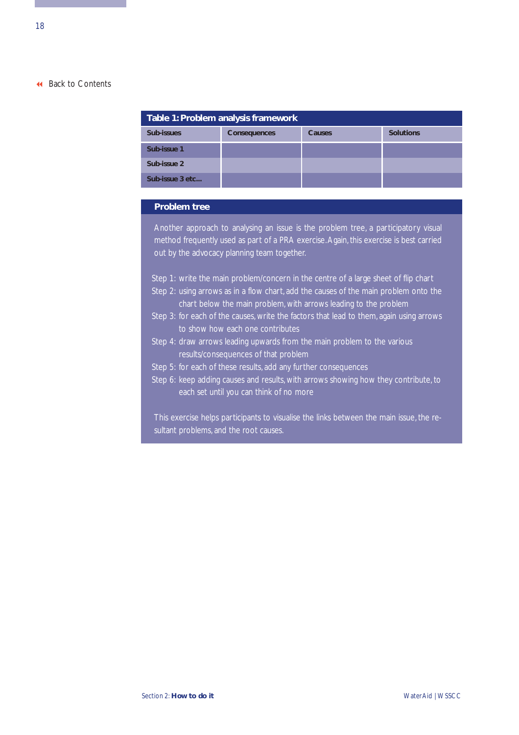Back to Contents

**Table 1: Problem analysis framework**

| Sub-issues | Consequences | Causes | Solutions |
|---|---|---|---|
| Sub-issue 1 | | | |
| Sub-issue 2 | | | |
| Sub-issue 3 etc... | | | |

## Problem tree

Another approach to analysing an issue is the problem tree, a participatory visual method frequently used as part of a PRA exercise. Again, this exercise is best carried out by the advocacy planning team together.

- Step 1: write the main problem/concern in the centre of a large sheet of flip chart
- Step 2: using arrows as in a flow chart, add the causes of the main problem onto the chart below the main problem, with arrows leading to the problem
- Step 3: for each of the causes, write the factors that lead to them, again using arrows to show how each one contributes
- Step 4: draw arrows leading upwards from the main problem to the various results/consequences of that problem
- Step 5: for each of these results, add any further consequences
- Step 6: keep adding causes and results, with arrows showing how they contribute, to each set until you can think of no more

This exercise helps participants to visualise the links between the main issue, the resultant problems, and the root causes.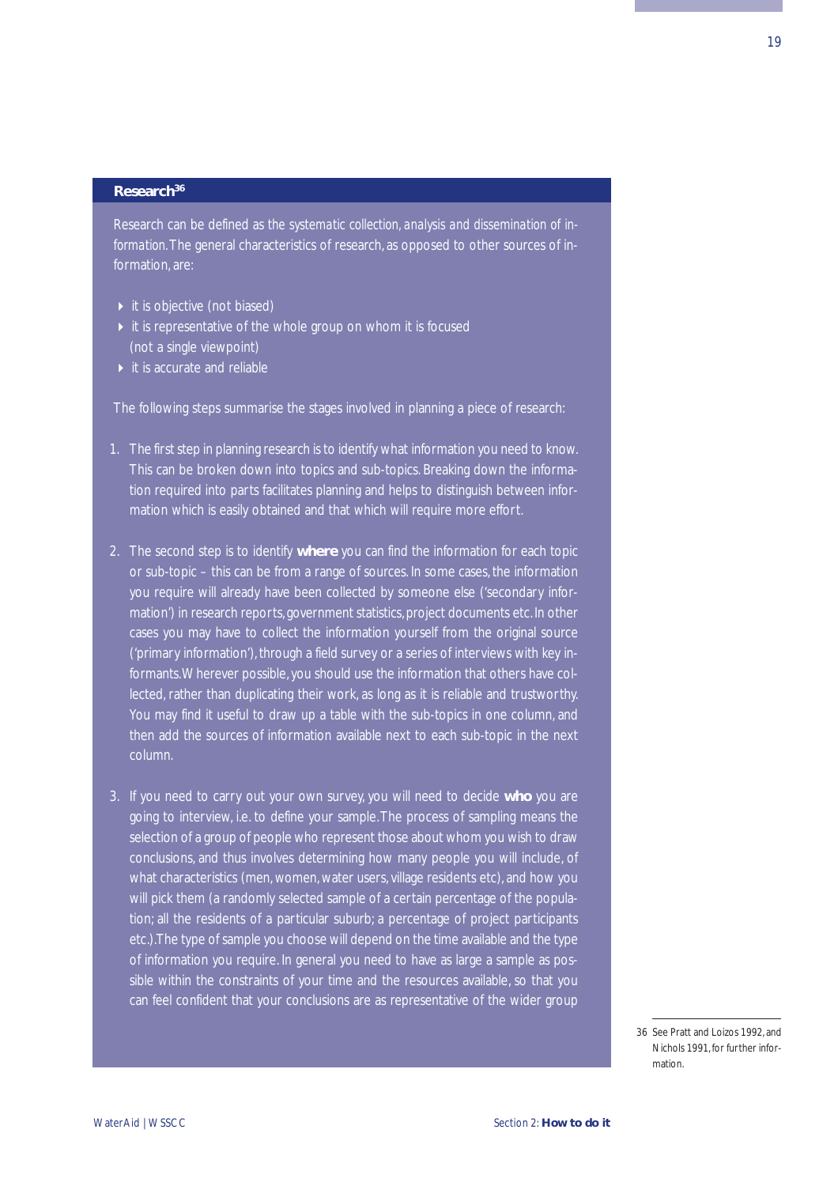## Research[36]

Research can be defined as the systematic collection, analysis and dissemination of information. The general characteristics of research, as opposed to other sources of information, are:

- it is objective (not biased)
- it is representative of the whole group on whom it is focused (not a single viewpoint)
- it is accurate and reliable

The following steps summarise the stages involved in planning a piece of research:

1. The first step in planning research is to identify what information you need to know. This can be broken down into topics and sub-topics. Breaking down the information required into parts facilitates planning and helps to distinguish between information which is easily obtained and that which will require more effort.

2. The second step is to identify **where** you can find the information for each topic or sub-topic – this can be from a range of sources. In some cases, the information you require will already have been collected by someone else ('secondary information') in research reports, government statistics, project documents etc. In other cases you may have to collect the information yourself from the original source ('primary information'), through a field survey or a series of interviews with key informants. Wherever possible, you should use the information that others have collected, rather than duplicating their work, as long as it is reliable and trustworthy. You may find it useful to draw up a table with the sub-topics in one column, and then add the sources of information available next to each sub-topic in the next column.

3. If you need to carry out your own survey, you will need to decide **who** you are going to interview, i.e. to define your sample. The process of sampling means the selection of a group of people who represent those about whom you wish to draw conclusions, and thus involves determining how many people you will include, of what characteristics (men, women, water users, village residents etc), and how you will pick them (a randomly selected sample of a certain percentage of the population; all the residents of a particular suburb; a percentage of project participants etc.). The type of sample you choose will depend on the time available and the type of information you require. In general you need to have as large a sample as possible within the constraints of your time and the resources available, so that you can feel confident that your conclusions are as representative of the wider group

36 See Pratt and Loizos 1992, and Nichols 1991, for further information.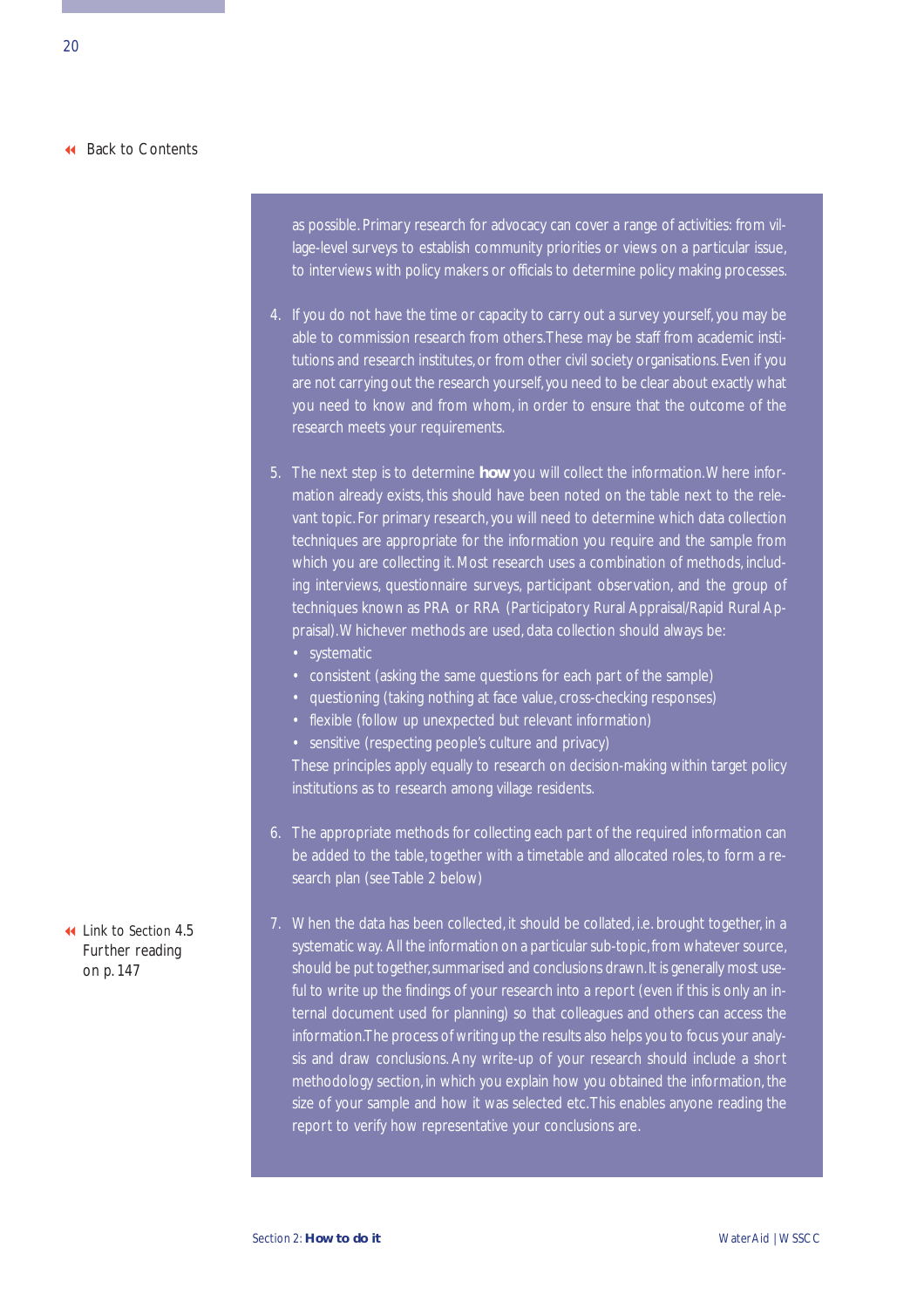[Back to Contents]

as possible. Primary research for advocacy can cover a range of activities: from village-level surveys to establish community priorities or views on a particular issue, to interviews with policy makers or officials to determine policy making processes.

4. If you do not have the time or capacity to carry out a survey yourself, you may be able to commission research from others. These may be staff from academic institutions and research institutes, or from other civil society organisations. Even if you are not carrying out the research yourself, you need to be clear about exactly what you need to know and from whom, in order to ensure that the outcome of the research meets your requirements.

5. The next step is to determine **how** you will collect the information. Where information already exists, this should have been noted on the table next to the relevant topic. For primary research, you will need to determine which data collection techniques are appropriate for the information you require and the sample from which you are collecting it. Most research uses a combination of methods, including interviews, questionnaire surveys, participant observation, and the group of techniques known as PRA or RRA (Participatory Rural Appraisal/Rapid Rural Appraisal). Whichever methods are used, data collection should always be:
   - systematic
   - consistent (asking the same questions for each part of the sample)
   - questioning (taking nothing at face value, cross-checking responses)
   - flexible (follow up unexpected but relevant information)
   - sensitive (respecting people's culture and privacy)

   These principles apply equally to research on decision-making within target policy institutions as to research among village residents.

6. The appropriate methods for collecting each part of the required information can be added to the table, together with a timetable and allocated roles, to form a research plan (see Table 2 below)

7. When the data has been collected, it should be collated, i.e. brought together, in a systematic way. All the information on a particular sub-topic, from whatever source, should be put together, summarised and conclusions drawn. It is generally most useful to write up the findings of your research into a report (even if this is only an internal document used for planning) so that colleagues and others can access the information. The process of writing up the results also helps you to focus your analysis and draw conclusions. Any write-up of your research should include a short methodology section, in which you explain how you obtained the information, the size of your sample and how it was selected etc. This enables anyone reading the report to verify how representative your conclusions are.

[Link to Section 4.5 Further reading on p. 147]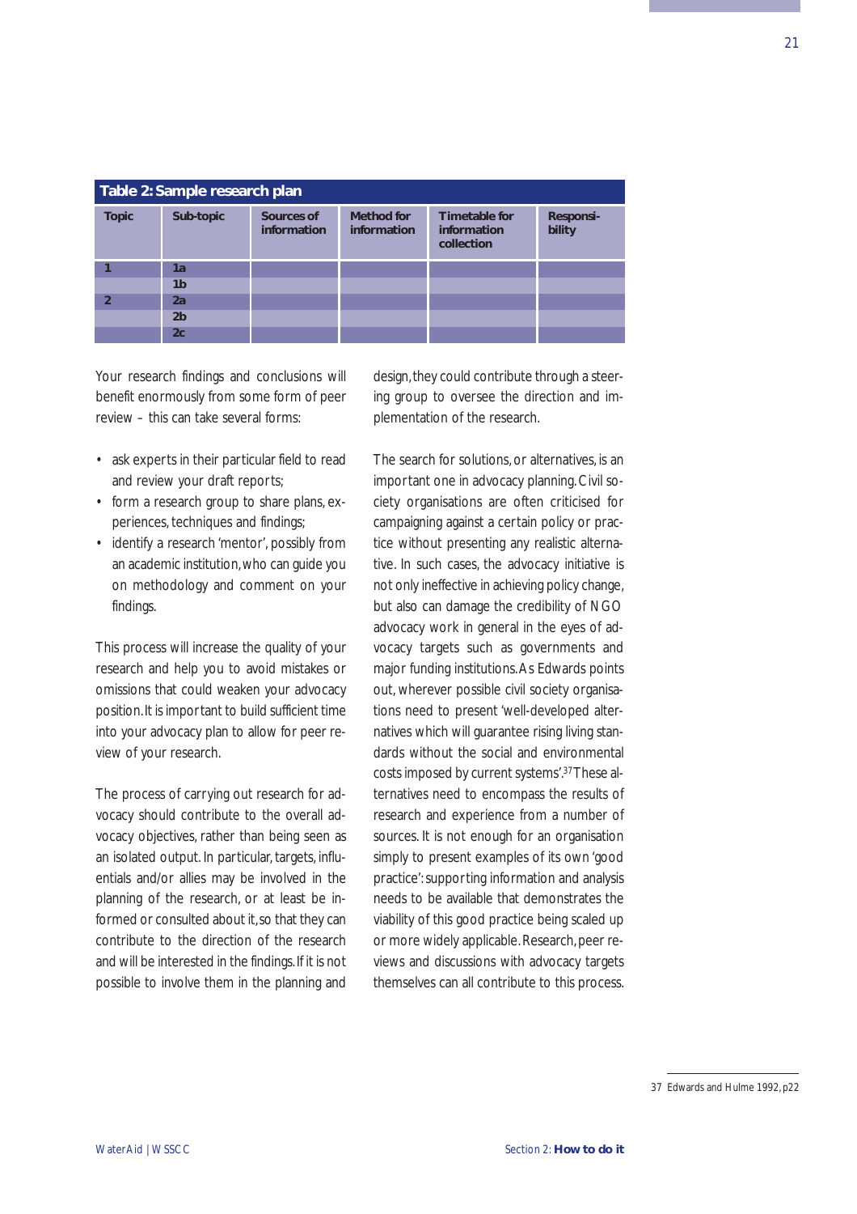**Table 2: Sample research plan**

| Topic | Sub-topic | Sources of information | Method for information | Timetable for information collection | Responsi-bility |
|---|---|---|---|---|---|
| 1 | 1a | | | | |
| | 1b | | | | |
| 2 | 2a | | | | |
| | 2b | | | | |
| | 2c | | | | |

Your research findings and conclusions will benefit enormously from some form of peer review – this can take several forms:

- ask experts in their particular field to read and review your draft reports;
- form a research group to share plans, experiences, techniques and findings;
- identify a research 'mentor', possibly from an academic institution, who can guide you on methodology and comment on your findings.

This process will increase the quality of your research and help you to avoid mistakes or omissions that could weaken your advocacy position. It is important to build sufficient time into your advocacy plan to allow for peer review of your research.

The process of carrying out research for advocacy should contribute to the overall advocacy objectives, rather than being seen as an isolated output. In particular, targets, influentials and/or allies may be involved in the planning of the research, or at least be informed or consulted about it, so that they can contribute to the direction of the research and will be interested in the findings. If it is not possible to involve them in the planning and design, they could contribute through a steering group to oversee the direction and implementation of the research.

The search for solutions, or alternatives, is an important one in advocacy planning. Civil society organisations are often criticised for campaigning against a certain policy or practice without presenting any realistic alternative. In such cases, the advocacy initiative is not only ineffective in achieving policy change, but also can damage the credibility of NGO advocacy work in general in the eyes of advocacy targets such as governments and major funding institutions. As Edwards points out, wherever possible civil society organisations need to present 'well-developed alternatives which will guarantee rising living standards without the social and environmental costs imposed by current systems'.[37] These alternatives need to encompass the results of research and experience from a number of sources. It is not enough for an organisation simply to present examples of its own 'good practice': supporting information and analysis needs to be available that demonstrates the viability of this good practice being scaled up or more widely applicable. Research, peer reviews and discussions with advocacy targets themselves can all contribute to this process.

37 Edwards and Hulme 1992, p22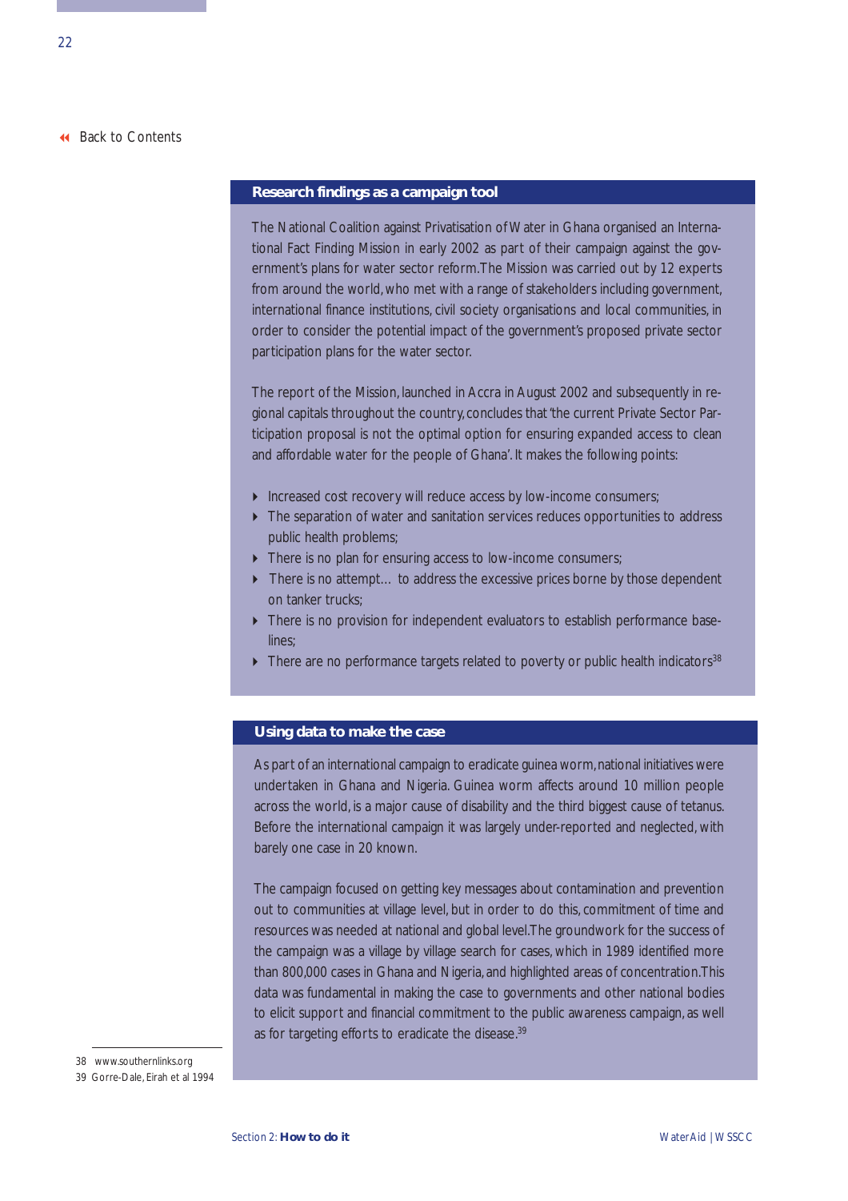[Back to Contents](#)

### Research findings as a campaign tool

The National Coalition against Privatisation of Water in Ghana organised an International Fact Finding Mission in early 2002 as part of their campaign against the government's plans for water sector reform. The Mission was carried out by 12 experts from around the world, who met with a range of stakeholders including government, international finance institutions, civil society organisations and local communities, in order to consider the potential impact of the government's proposed private sector participation plans for the water sector.

The report of the Mission, launched in Accra in August 2002 and subsequently in regional capitals throughout the country, concludes that 'the current Private Sector Participation proposal is not the optimal option for ensuring expanded access to clean and affordable water for the people of Ghana'. It makes the following points:

- Increased cost recovery will reduce access by low-income consumers;
- The separation of water and sanitation services reduces opportunities to address public health problems;
- There is no plan for ensuring access to low-income consumers;
- There is no attempt… to address the excessive prices borne by those dependent on tanker trucks;
- There is no provision for independent evaluators to establish performance baselines;
- There are no performance targets related to poverty or public health indicators[38]

### Using data to make the case

As part of an international campaign to eradicate guinea worm, national initiatives were undertaken in Ghana and Nigeria. Guinea worm affects around 10 million people across the world, is a major cause of disability and the third biggest cause of tetanus. Before the international campaign it was largely under-reported and neglected, with barely one case in 20 known.

The campaign focused on getting key messages about contamination and prevention out to communities at village level, but in order to do this, commitment of time and resources was needed at national and global level. The groundwork for the success of the campaign was a village by village search for cases, which in 1989 identified more than 800,000 cases in Ghana and Nigeria, and highlighted areas of concentration. This data was fundamental in making the case to governments and other national bodies to elicit support and financial commitment to the public awareness campaign, as well as for targeting efforts to eradicate the disease.[39]

---

38 www.southernlinks.org

39 Gorre-Dale, Eirah et al 1994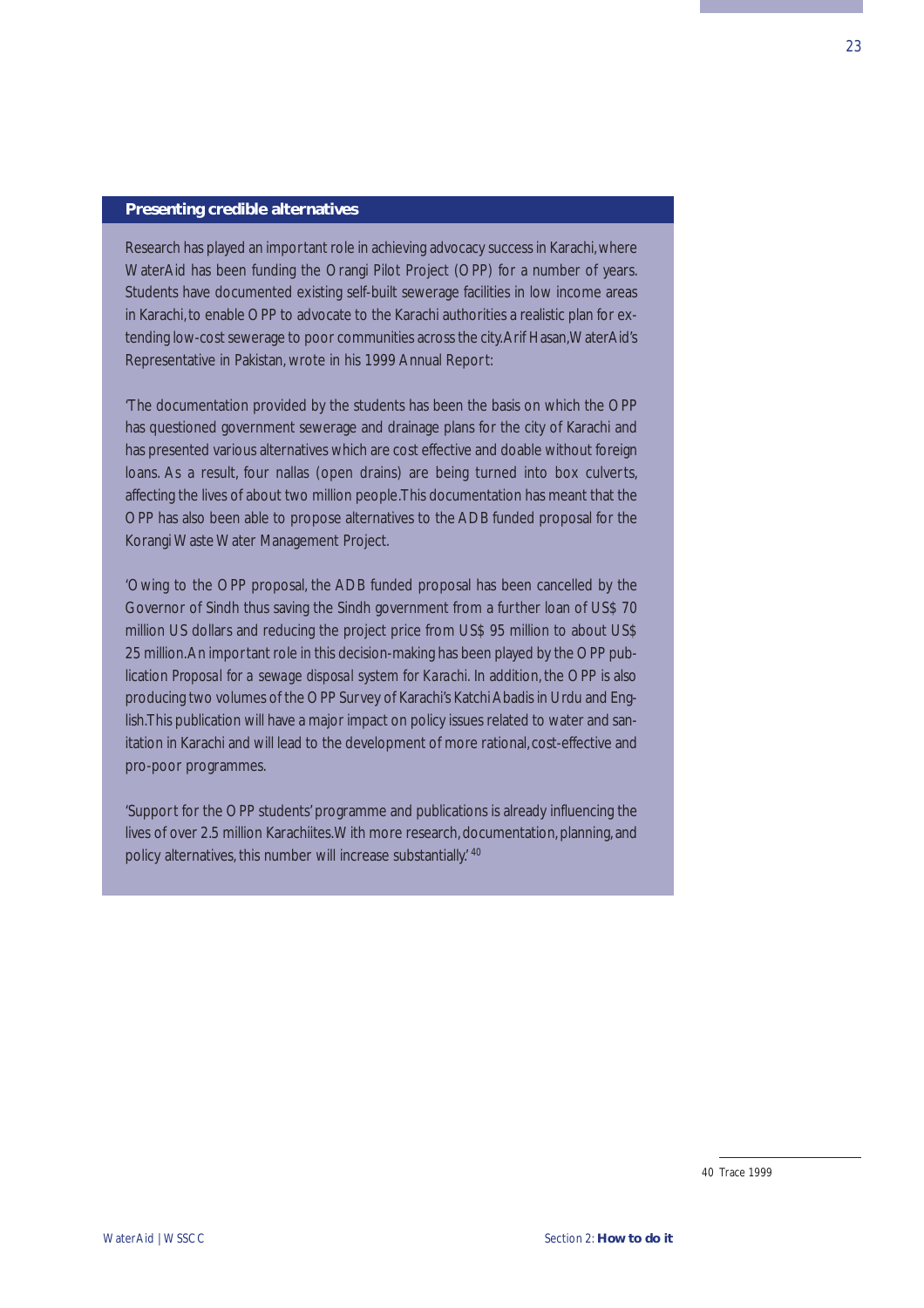## Presenting credible alternatives

Research has played an important role in achieving advocacy success in Karachi, where WaterAid has been funding the Orangi Pilot Project (OPP) for a number of years. Students have documented existing self-built sewerage facilities in low income areas in Karachi, to enable OPP to advocate to the Karachi authorities a realistic plan for extending low-cost sewerage to poor communities across the city. Arif Hasan, WaterAid's Representative in Pakistan, wrote in his 1999 Annual Report:

'The documentation provided by the students has been the basis on which the OPP has questioned government sewerage and drainage plans for the city of Karachi and has presented various alternatives which are cost effective and doable without foreign loans. As a result, four nallas (open drains) are being turned into box culverts, affecting the lives of about two million people. This documentation has meant that the OPP has also been able to propose alternatives to the ADB funded proposal for the Korangi Waste Water Management Project.

'Owing to the OPP proposal, the ADB funded proposal has been cancelled by the Governor of Sindh thus saving the Sindh government from a further loan of US$ 70 million US dollars and reducing the project price from US$ 95 million to about US$ 25 million. An important role in this decision-making has been played by the OPP publication *Proposal for a sewage disposal system for Karachi*. In addition, the OPP is also producing two volumes of the OPP Survey of Karachi's Katchi Abadis in Urdu and English. This publication will have a major impact on policy issues related to water and sanitation in Karachi and will lead to the development of more rational, cost-effective and pro-poor programmes.

'Support for the OPP students' programme and publications is already influencing the lives of over 2.5 million Karachiites. With more research, documentation, planning, and policy alternatives, this number will increase substantially.' [40]

40 Trace 1999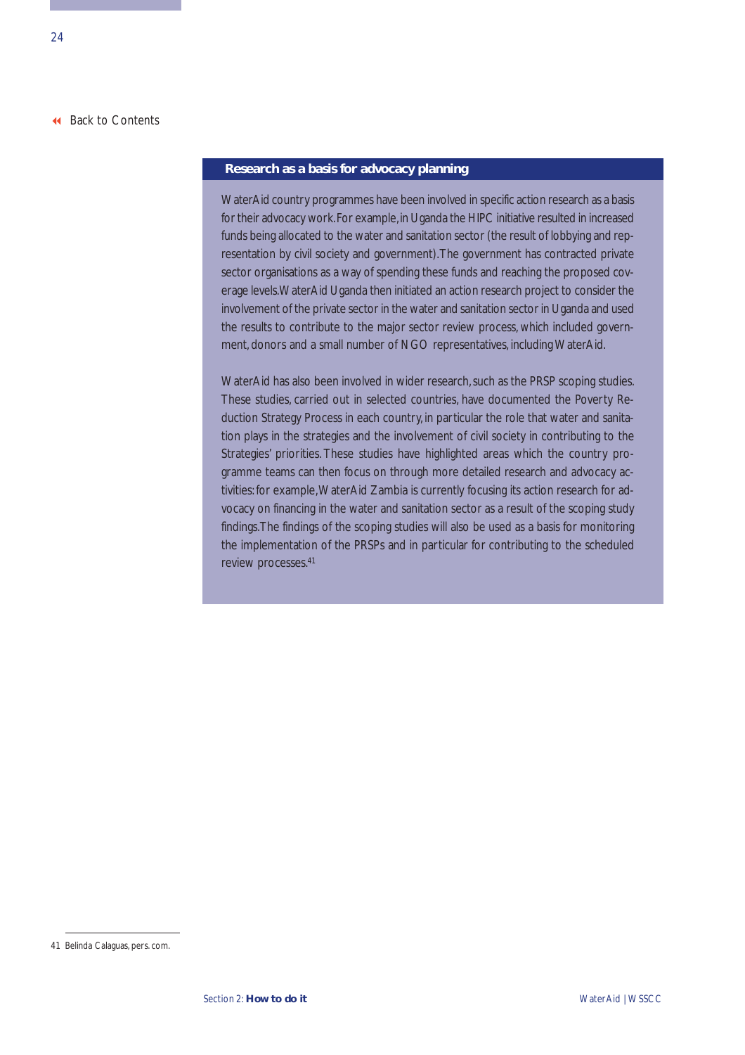### Research as a basis for advocacy planning

WaterAid country programmes have been involved in specific action research as a basis for their advocacy work. For example, in Uganda the HIPC initiative resulted in increased funds being allocated to the water and sanitation sector (the result of lobbying and representation by civil society and government). The government has contracted private sector organisations as a way of spending these funds and reaching the proposed coverage levels. WaterAid Uganda then initiated an action research project to consider the involvement of the private sector in the water and sanitation sector in Uganda and used the results to contribute to the major sector review process, which included government, donors and a small number of NGO representatives, including WaterAid.

WaterAid has also been involved in wider research, such as the PRSP scoping studies. These studies, carried out in selected countries, have documented the Poverty Reduction Strategy Process in each country, in particular the role that water and sanitation plays in the strategies and the involvement of civil society in contributing to the Strategies' priorities. These studies have highlighted areas which the country programme teams can then focus on through more detailed research and advocacy activities: for example, WaterAid Zambia is currently focusing its action research for advocacy on financing in the water and sanitation sector as a result of the scoping study findings. The findings of the scoping studies will also be used as a basis for monitoring the implementation of the PRSPs and in particular for contributing to the scheduled review processes.[41]

---

41 Belinda Calaguas, pers. com.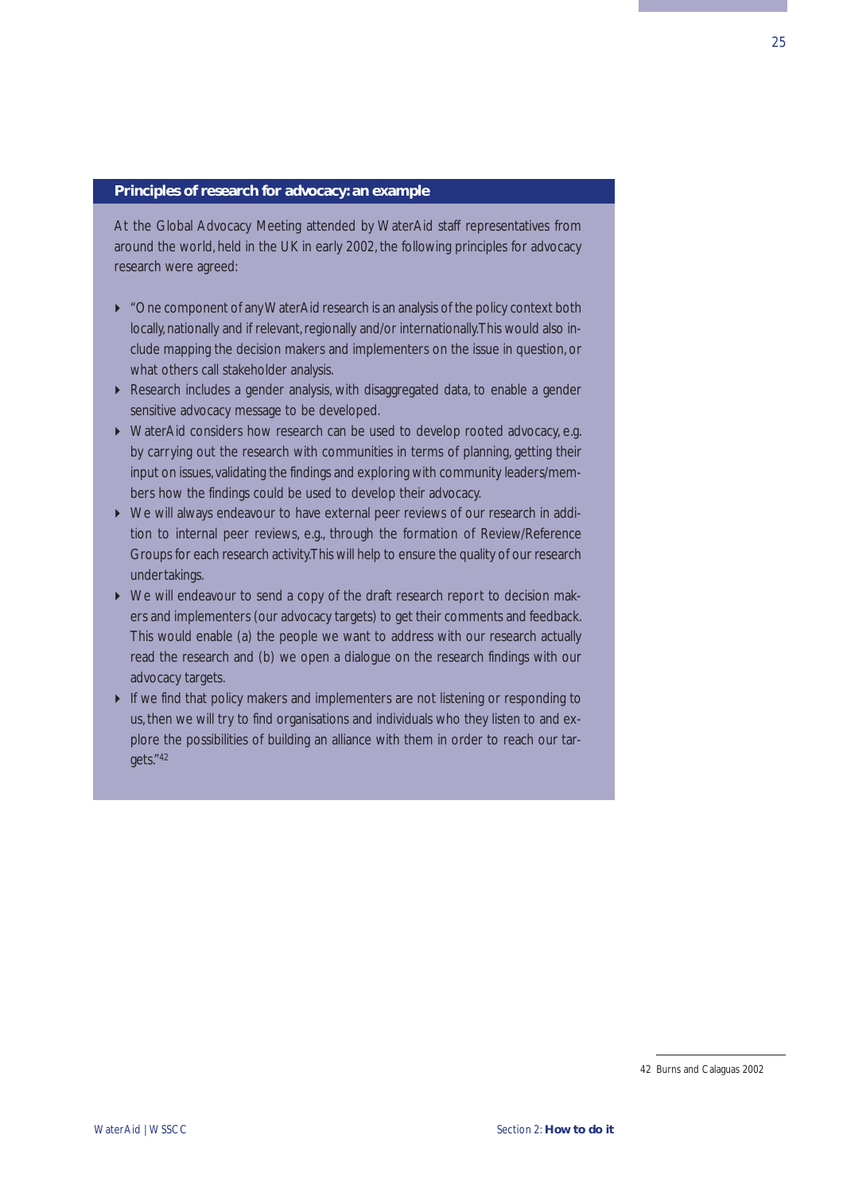### Principles of research for advocacy: an example

At the Global Advocacy Meeting attended by WaterAid staff representatives from around the world, held in the UK in early 2002, the following principles for advocacy research were agreed:

- "One component of any WaterAid research is an analysis of the policy context both locally, nationally and if relevant, regionally and/or internationally. This would also include mapping the decision makers and implementers on the issue in question, or what others call stakeholder analysis.
- Research includes a gender analysis, with disaggregated data, to enable a gender sensitive advocacy message to be developed.
- WaterAid considers how research can be used to develop rooted advocacy, e.g. by carrying out the research with communities in terms of planning, getting their input on issues, validating the findings and exploring with community leaders/members how the findings could be used to develop their advocacy.
- We will always endeavour to have external peer reviews of our research in addition to internal peer reviews, e.g., through the formation of Review/Reference Groups for each research activity. This will help to ensure the quality of our research undertakings.
- We will endeavour to send a copy of the draft research report to decision makers and implementers (our advocacy targets) to get their comments and feedback. This would enable (a) the people we want to address with our research actually read the research and (b) we open a dialogue on the research findings with our advocacy targets.
- If we find that policy makers and implementers are not listening or responding to us, then we will try to find organisations and individuals who they listen to and explore the possibilities of building an alliance with them in order to reach our targets."[42]

---

42 Burns and Calaguas 2002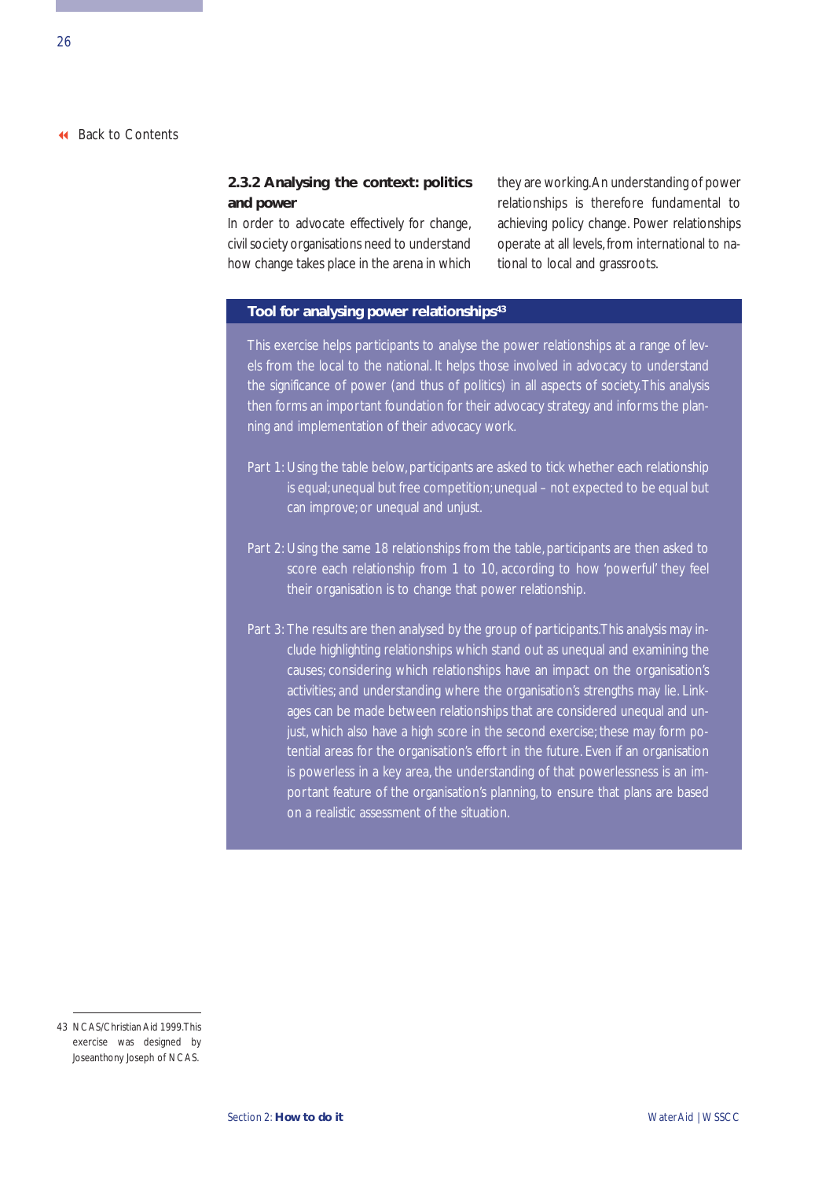### 2.3.2 Analysing the context: politics and power

In order to advocate effectively for change, civil society organisations need to understand how change takes place in the arena in which they are working. An understanding of power relationships is therefore fundamental to achieving policy change. Power relationships operate at all levels, from international to national to local and grassroots.

**Tool for analysing power relationships[43]**

This exercise helps participants to analyse the power relationships at a range of levels from the local to the national. It helps those involved in advocacy to understand the significance of power (and thus of politics) in all aspects of society. This analysis then forms an important foundation for their advocacy strategy and informs the planning and implementation of their advocacy work.

Part 1: Using the table below, participants are asked to tick whether each relationship is equal; unequal but free competition; unequal – not expected to be equal but can improve; or unequal and unjust.

Part 2: Using the same 18 relationships from the table, participants are then asked to score each relationship from 1 to 10, according to how 'powerful' they feel their organisation is to change that power relationship.

Part 3: The results are then analysed by the group of participants. This analysis may include highlighting relationships which stand out as unequal and examining the causes; considering which relationships have an impact on the organisation's activities; and understanding where the organisation's strengths may lie. Linkages can be made between relationships that are considered unequal and unjust, which also have a high score in the second exercise; these may form potential areas for the organisation's effort in the future. Even if an organisation is powerless in a key area, the understanding of that powerlessness is an important feature of the organisation's planning, to ensure that plans are based on a realistic assessment of the situation.

---

43 NCAS/Christian Aid 1999. This exercise was designed by Joseanthony Joseph of NCAS.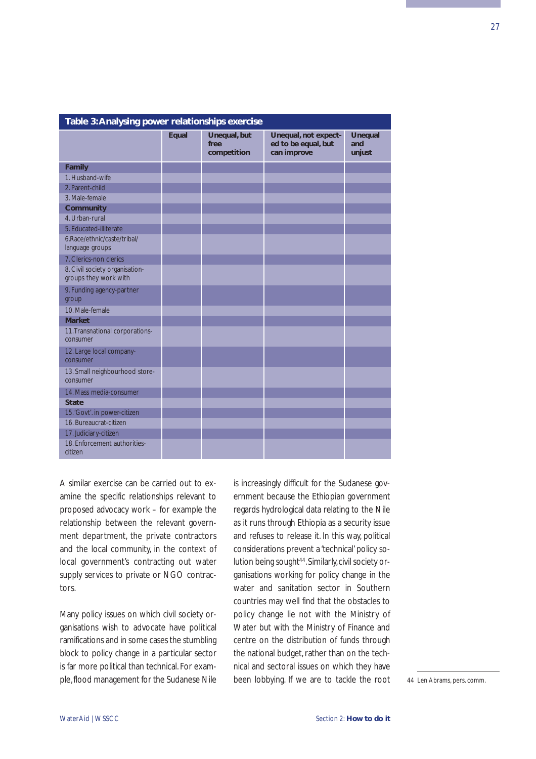**Table 3: Analysing power relationships exercise**

| | Equal | Unequal, but free competition | Unequal, not expected to be equal, but can improve | Unequal and unjust |
|---|---|---|---|---|
| **Family** | | | | |
| 1. Husband-wife | | | | |
| 2. Parent-child | | | | |
| 3. Male-female | | | | |
| **Community** | | | | |
| 4. Urban-rural | | | | |
| 5. Educated-illiterate | | | | |
| 6. Race/ethnic/caste/tribal/ language groups | | | | |
| 7. Clerics-non clerics | | | | |
| 8. Civil society organisation-groups they work with | | | | |
| 9. Funding agency-partner group | | | | |
| 10. Male-female | | | | |
| **Market** | | | | |
| 11. Transnational corporations-consumer | | | | |
| 12. Large local company-consumer | | | | |
| 13. Small neighbourhood store-consumer | | | | |
| 14. Mass media-consumer | | | | |
| **State** | | | | |
| 15. 'Govt'. in power-citizen | | | | |
| 16. Bureaucrat-citizen | | | | |
| 17. Judiciary-citizen | | | | |
| 18. Enforcement authorities-citizen | | | | |

A similar exercise can be carried out to examine the specific relationships relevant to proposed advocacy work – for example the relationship between the relevant government department, the private contractors and the local community, in the context of local government's contracting out water supply services to private or NGO contractors.

Many policy issues on which civil society organisations wish to advocate have political ramifications and in some cases the stumbling block to policy change in a particular sector is far more political than technical. For example, flood management for the Sudanese Nile is increasingly difficult for the Sudanese government because the Ethiopian government regards hydrological data relating to the Nile as it runs through Ethiopia as a security issue and refuses to release it. In this way, political considerations prevent a 'technical' policy solution being sought[44]. Similarly, civil society organisations working for policy change in the water and sanitation sector in Southern countries may well find that the obstacles to policy change lie not with the Ministry of Water but with the Ministry of Finance and centre on the distribution of funds through the national budget, rather than on the technical and sectoral issues on which they have been lobbying. If we are to tackle the root

44 Len Abrams, pers. comm.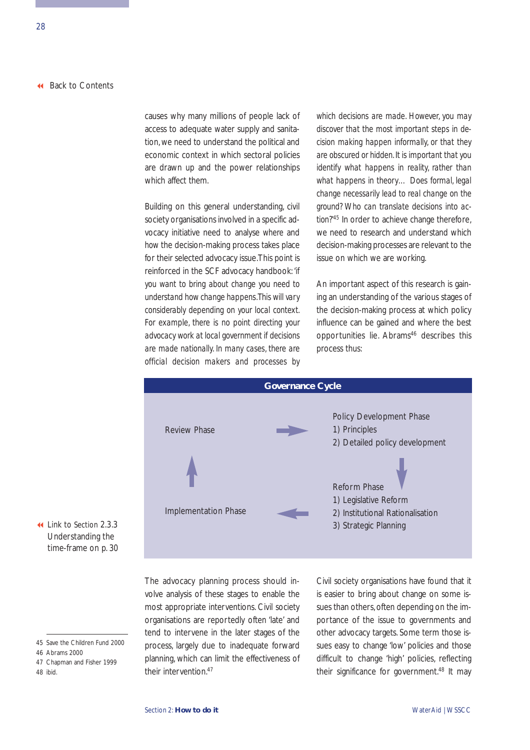[◄ Back to Contents]

causes why many millions of people lack of access to adequate water supply and sanitation, we need to understand the political and economic context in which sectoral policies are drawn up and the power relationships which affect them.

Building on this general understanding, civil society organisations involved in a specific advocacy initiative need to analyse where and how the decision-making process takes place for their selected advocacy issue. This point is reinforced in the SCF advocacy handbook: '*if you want to bring about change you need to understand how change happens. This will vary considerably depending on your local context. For example, there is no point directing your advocacy work at local government if decisions are made nationally. In many cases, there are official decision makers and processes by which decisions are made. However, you may discover that the most important steps in decision making happen informally, or that they are obscured or hidden. It is important that you identify what happens in reality, rather than what happens in theory… Does formal, legal change necessarily lead to real change on the ground? Who can translate decisions into action?*'[45] In order to achieve change therefore, we need to research and understand which decision-making processes are relevant to the issue on which we are working.

An important aspect of this research is gaining an understanding of the various stages of the decision-making process at which policy influence can be gained and where the best opportunities lie. Abrams[46] describes this process thus:

**Governance Cycle**

| | | |
|---|---|---|
| Review Phase | → | Policy Development Phase<br>1) Principles<br>2) Detailed policy development |
| ↑ | | ↓ |
| Implementation Phase | ← | Reform Phase<br>1) Legislative Reform<br>2) Institutional Rationalisation<br>3) Strategic Planning |

◄ Link to Section 2.3.3 Understanding the time-frame on p. 30

The advocacy planning process should involve analysis of these stages to enable the most appropriate interventions. Civil society organisations are reportedly often 'late' and tend to intervene in the later stages of the process, largely due to inadequate forward planning, which can limit the effectiveness of their intervention.[47]

Civil society organisations have found that it is easier to bring about change on some issues than others, often depending on the importance of the issue to governments and other advocacy targets. Some term those issues easy to change 'low' policies and those difficult to change 'high' policies, reflecting their significance for government.[48] It may

---

45 Save the Children Fund 2000
46 Abrams 2000
47 Chapman and Fisher 1999
48 ibid.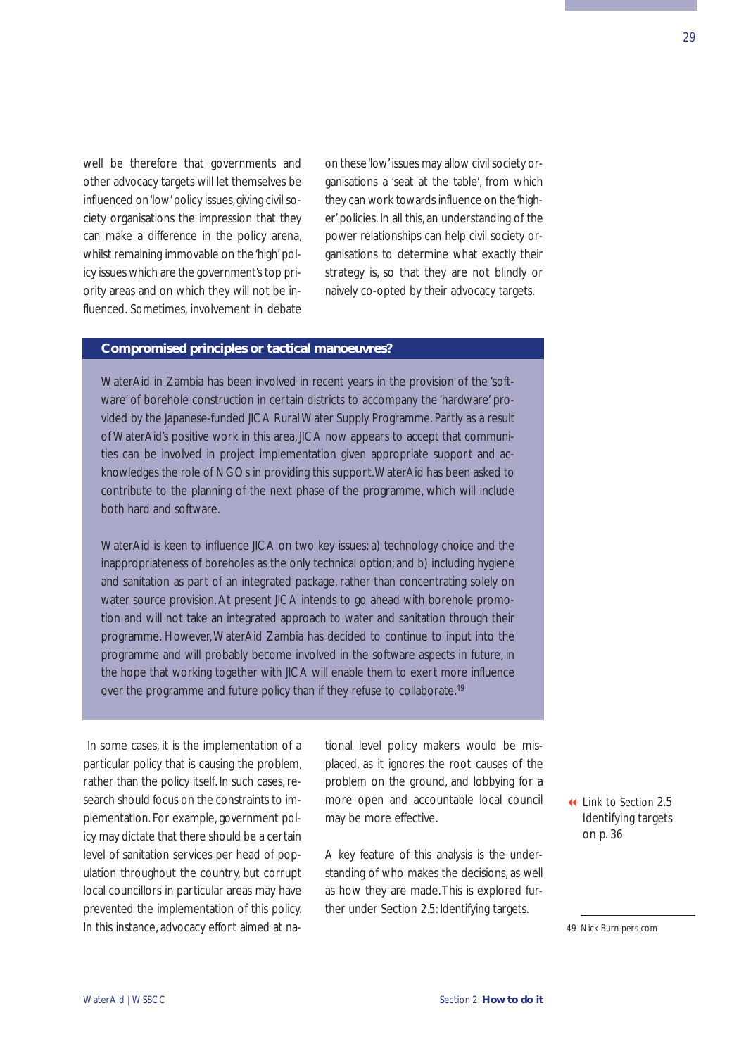well be therefore that governments and other advocacy targets will let themselves be influenced on 'low' policy issues, giving civil society organisations the impression that they can make a difference in the policy arena, whilst remaining immovable on the 'high' policy issues which are the government's top priority areas and on which they will not be influenced. Sometimes, involvement in debate on these 'low' issues may allow civil society organisations a 'seat at the table', from which they can work towards influence on the 'higher' policies. In all this, an understanding of the power relationships can help civil society organisations to determine what exactly their strategy is, so that they are not blindly or naively co-opted by their advocacy targets.

### Compromised principles or tactical manoeuvres?

WaterAid in Zambia has been involved in recent years in the provision of the 'software' of borehole construction in certain districts to accompany the 'hardware' provided by the Japanese-funded JICA Rural Water Supply Programme. Partly as a result of WaterAid's positive work in this area, JICA now appears to accept that communities can be involved in project implementation given appropriate support and acknowledges the role of NGOs in providing this support. WaterAid has been asked to contribute to the planning of the next phase of the programme, which will include both hard and software.

WaterAid is keen to influence JICA on two key issues: a) technology choice and the inappropriateness of boreholes as the only technical option; and b) including hygiene and sanitation as part of an integrated package, rather than concentrating solely on water source provision. At present JICA intends to go ahead with borehole promotion and will not take an integrated approach to water and sanitation through their programme. However, WaterAid Zambia has decided to continue to input into the programme and will probably become involved in the software aspects in future, in the hope that working together with JICA will enable them to exert more influence over the programme and future policy than if they refuse to collaborate.[49]

In some cases, it is the implementation of a particular policy that is causing the problem, rather than the policy itself. In such cases, research should focus on the constraints to implementation. For example, government policy may dictate that there should be a certain level of sanitation services per head of population throughout the country, but corrupt local councillors in particular areas may have prevented the implementation of this policy. In this instance, advocacy effort aimed at national level policy makers would be misplaced, as it ignores the root causes of the problem on the ground, and lobbying for a more open and accountable local council may be more effective.

A key feature of this analysis is the understanding of who makes the decisions, as well as how they are made. This is explored further under Section 2.5: Identifying targets.

Link to Section 2.5 Identifying targets on p. 36

49 Nick Burn pers com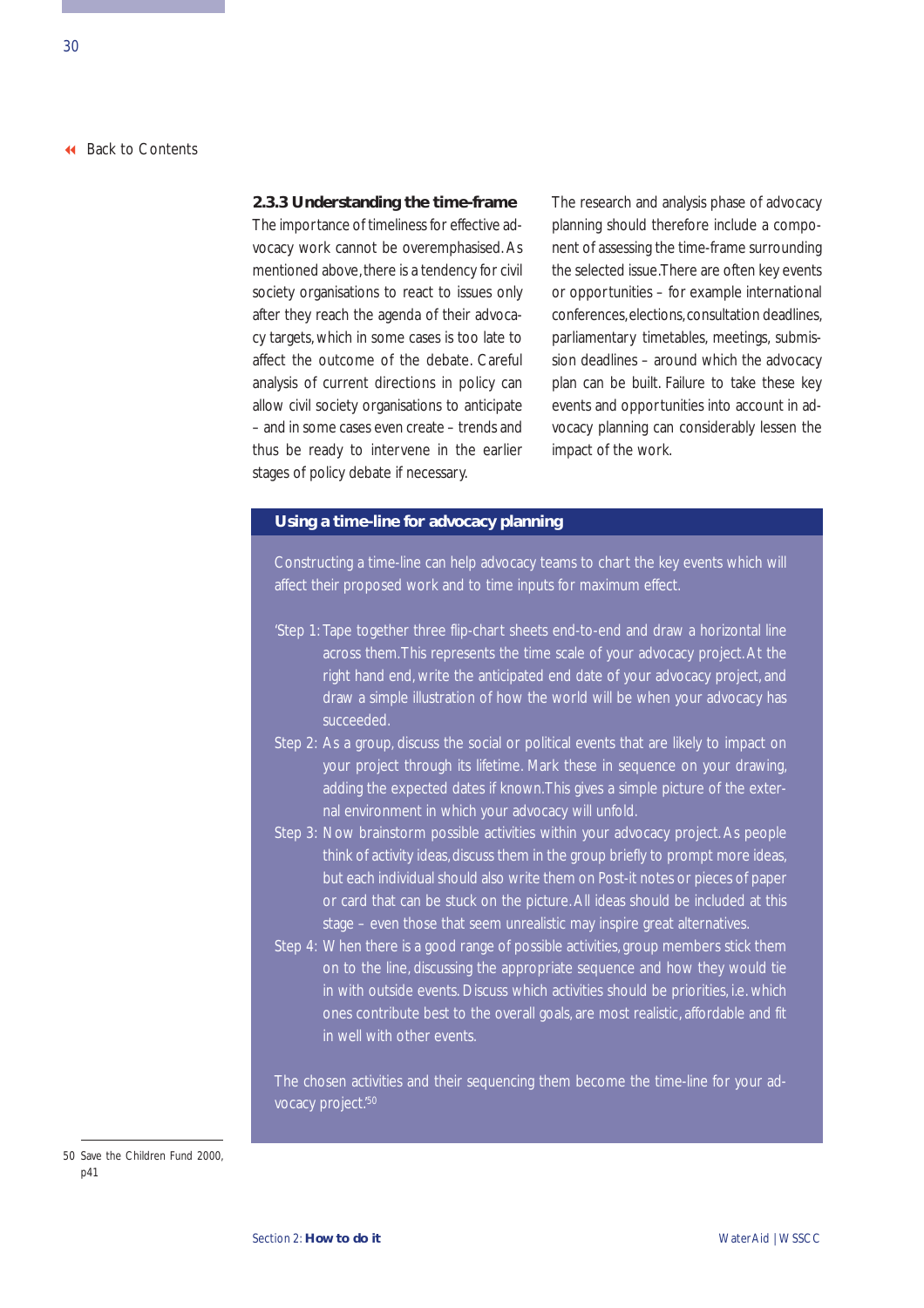### 2.3.3 Understanding the time-frame

The importance of timeliness for effective advocacy work cannot be overemphasised. As mentioned above, there is a tendency for civil society organisations to react to issues only after they reach the agenda of their advocacy targets, which in some cases is too late to affect the outcome of the debate. Careful analysis of current directions in policy can allow civil society organisations to anticipate – and in some cases even create – trends and thus be ready to intervene in the earlier stages of policy debate if necessary.

The research and analysis phase of advocacy planning should therefore include a component of assessing the time-frame surrounding the selected issue. There are often key events or opportunities – for example international conferences, elections, consultation deadlines, parliamentary timetables, meetings, submission deadlines – around which the advocacy plan can be built. Failure to take these key events and opportunities into account in advocacy planning can considerably lessen the impact of the work.

**Using a time-line for advocacy planning**

Constructing a time-line can help advocacy teams to chart the key events which will affect their proposed work and to time inputs for maximum effect.

'Step 1: Tape together three flip-chart sheets end-to-end and draw a horizontal line across them. This represents the time scale of your advocacy project. At the right hand end, write the anticipated end date of your advocacy project, and draw a simple illustration of how the world will be when your advocacy has succeeded.

Step 2: As a group, discuss the social or political events that are likely to impact on your project through its lifetime. Mark these in sequence on your drawing, adding the expected dates if known. This gives a simple picture of the external environment in which your advocacy will unfold.

Step 3: Now brainstorm possible activities within your advocacy project. As people think of activity ideas, discuss them in the group briefly to prompt more ideas, but each individual should also write them on Post-it notes or pieces of paper or card that can be stuck on the picture. All ideas should be included at this stage – even those that seem unrealistic may inspire great alternatives.

Step 4: When there is a good range of possible activities, group members stick them on to the line, discussing the appropriate sequence and how they would tie in with outside events. Discuss which activities should be priorities, i.e. which ones contribute best to the overall goals, are most realistic, affordable and fit in well with other events.

The chosen activities and their sequencing them become the time-line for your advocacy project.'[50]

---

50 Save the Children Fund 2000, p41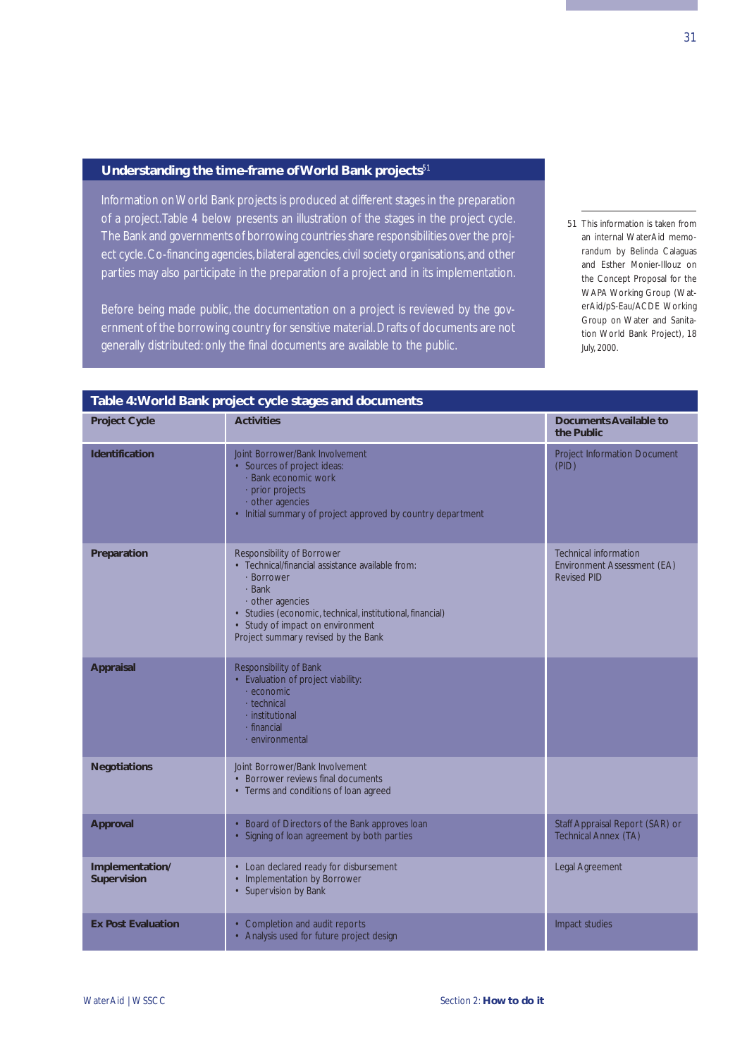## Understanding the time-frame of World Bank projects[51]

Information on World Bank projects is produced at different stages in the preparation of a project. Table 4 below presents an illustration of the stages in the project cycle. The Bank and governments of borrowing countries share responsibilities over the project cycle. Co-financing agencies, bilateral agencies, civil society organisations, and other parties may also participate in the preparation of a project and in its implementation.

Before being made public, the documentation on a project is reviewed by the government of the borrowing country for sensitive material. Drafts of documents are not generally distributed: only the final documents are available to the public.

51 This information is taken from an internal WaterAid memorandum by Belinda Calaguas and Esther Monier-Illouz on the Concept Proposal for the WAPA Working Group (WaterAid/pS-Eau/ACDE Working Group on Water and Sanitation World Bank Project), 18 July, 2000.

**Table 4: World Bank project cycle stages and documents**

| Project Cycle | Activities | Documents Available to the Public |
|---|---|---|
| **Identification** | Joint Borrower/Bank Involvement<br>• Sources of project ideas:<br>· Bank economic work<br>· prior projects<br>· other agencies<br>• Initial summary of project approved by country department | Project Information Document (PID) |
| **Preparation** | Responsibility of Borrower<br>• Technical/financial assistance available from:<br>· Borrower<br>· Bank<br>· other agencies<br>• Studies (economic, technical, institutional, financial)<br>• Study of impact on environment<br>Project summary revised by the Bank | Technical information<br>Environment Assessment (EA)<br>Revised PID |
| **Appraisal** | Responsibility of Bank<br>• Evaluation of project viability:<br>· economic<br>· technical<br>· institutional<br>· financial<br>· environmental | |
| **Negotiations** | Joint Borrower/Bank Involvement<br>• Borrower reviews final documents<br>• Terms and conditions of loan agreed | |
| **Approval** | • Board of Directors of the Bank approves loan<br>• Signing of loan agreement by both parties | Staff Appraisal Report (SAR) or Technical Annex (TA) |
| **Implementation/ Supervision** | • Loan declared ready for disbursement<br>• Implementation by Borrower<br>• Supervision by Bank | Legal Agreement |
| **Ex Post Evaluation** | • Completion and audit reports<br>• Analysis used for future project design | Impact studies |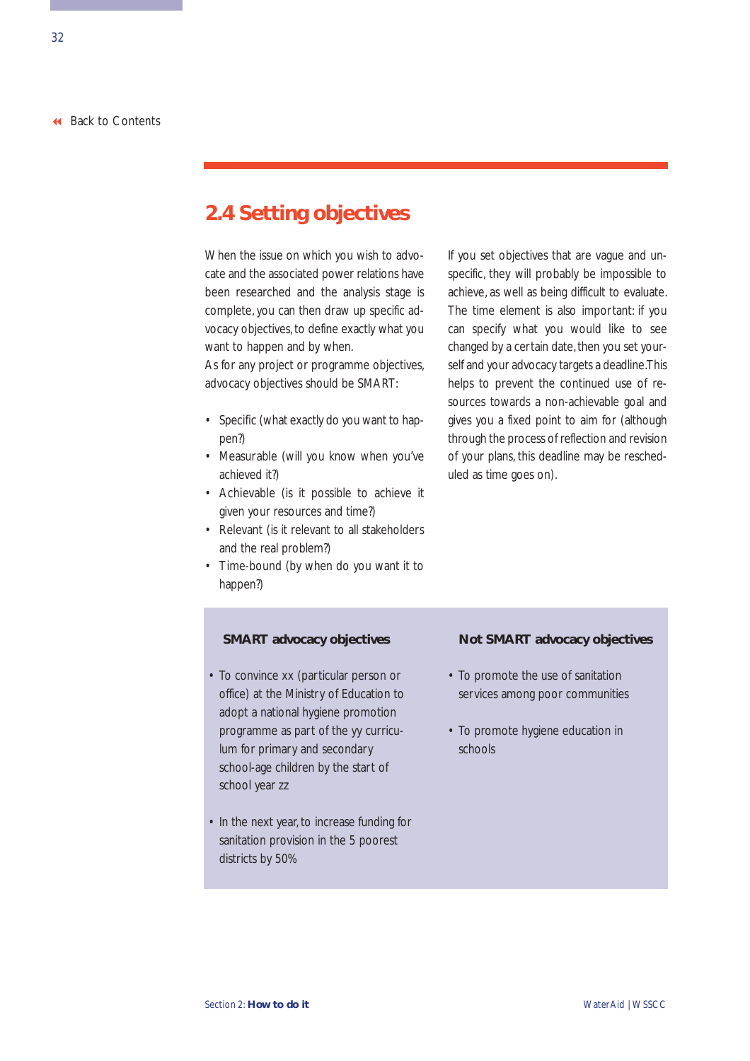## 2.4 Setting objectives

When the issue on which you wish to advocate and the associated power relations have been researched and the analysis stage is complete, you can then draw up specific advocacy objectives, to define exactly what you want to happen and by when.

As for any project or programme objectives, advocacy objectives should be SMART:

- Specific (what exactly do you want to happen?)
- Measurable (will you know when you've achieved it?)
- Achievable (is it possible to achieve it given your resources and time?)
- Relevant (is it relevant to all stakeholders and the real problem?)
- Time-bound (by when do you want it to happen?)

If you set objectives that are vague and unspecific, they will probably be impossible to achieve, as well as being difficult to evaluate. The time element is also important: if you can specify what you would like to see changed by a certain date, then you set yourself and your advocacy targets a deadline. This helps to prevent the continued use of resources towards a non-achievable goal and gives you a fixed point to aim for (although through the process of reflection and revision of your plans, this deadline may be rescheduled as time goes on).

**SMART advocacy objectives**

- To convince xx (particular person or office) at the Ministry of Education to adopt a national hygiene promotion programme as part of the yy curriculum for primary and secondary school-age children by the start of school year zz
- In the next year, to increase funding for sanitation provision in the 5 poorest districts by 50%

**Not SMART advocacy objectives**

- To promote the use of sanitation services among poor communities
- To promote hygiene education in schools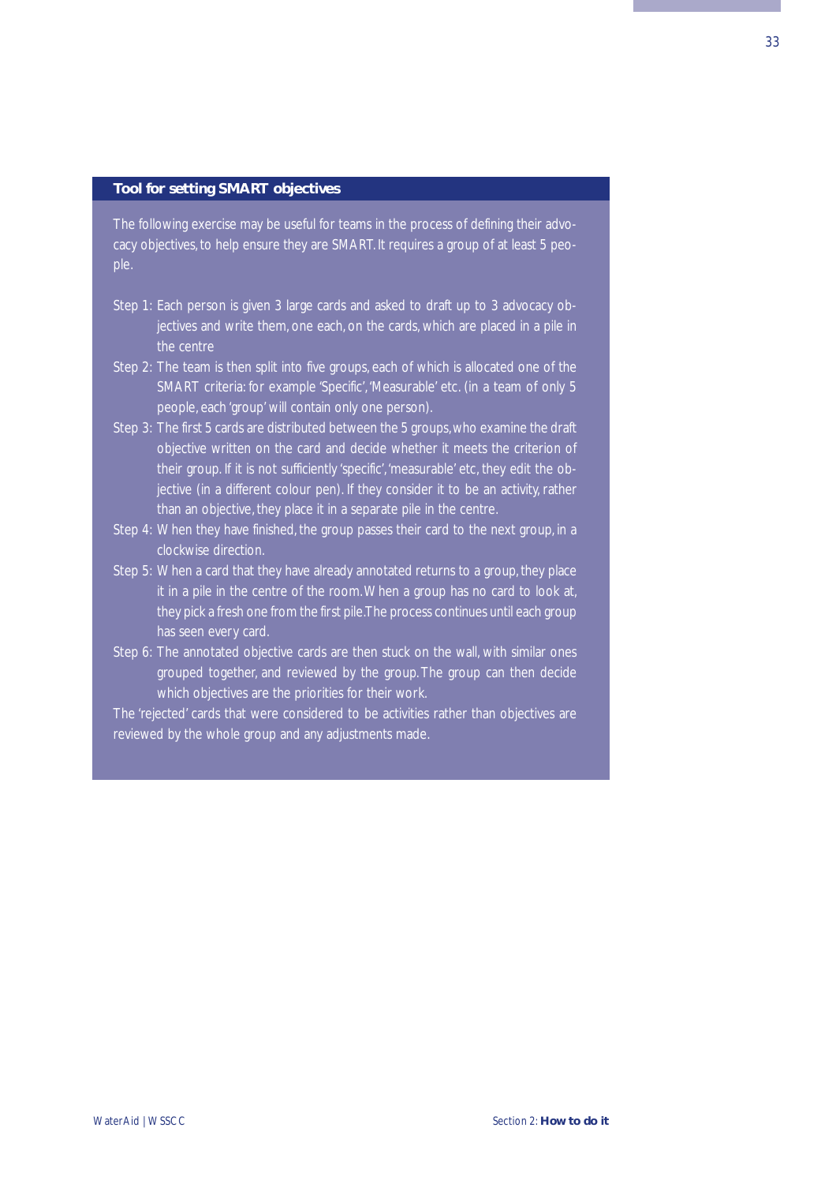### Tool for setting SMART objectives

The following exercise may be useful for teams in the process of defining their advocacy objectives, to help ensure they are SMART. It requires a group of at least 5 people.

- Step 1: Each person is given 3 large cards and asked to draft up to 3 advocacy objectives and write them, one each, on the cards, which are placed in a pile in the centre
- Step 2: The team is then split into five groups, each of which is allocated one of the SMART criteria: for example 'Specific', 'Measurable' etc. (in a team of only 5 people, each 'group' will contain only one person).
- Step 3: The first 5 cards are distributed between the 5 groups, who examine the draft objective written on the card and decide whether it meets the criterion of their group. If it is not sufficiently 'specific', 'measurable' etc, they edit the objective (in a different colour pen). If they consider it to be an activity, rather than an objective, they place it in a separate pile in the centre.
- Step 4: When they have finished, the group passes their card to the next group, in a clockwise direction.
- Step 5: When a card that they have already annotated returns to a group, they place it in a pile in the centre of the room. When a group has no card to look at, they pick a fresh one from the first pile. The process continues until each group has seen every card.
- Step 6: The annotated objective cards are then stuck on the wall, with similar ones grouped together, and reviewed by the group. The group can then decide which objectives are the priorities for their work.

The 'rejected' cards that were considered to be activities rather than objectives are reviewed by the whole group and any adjustments made.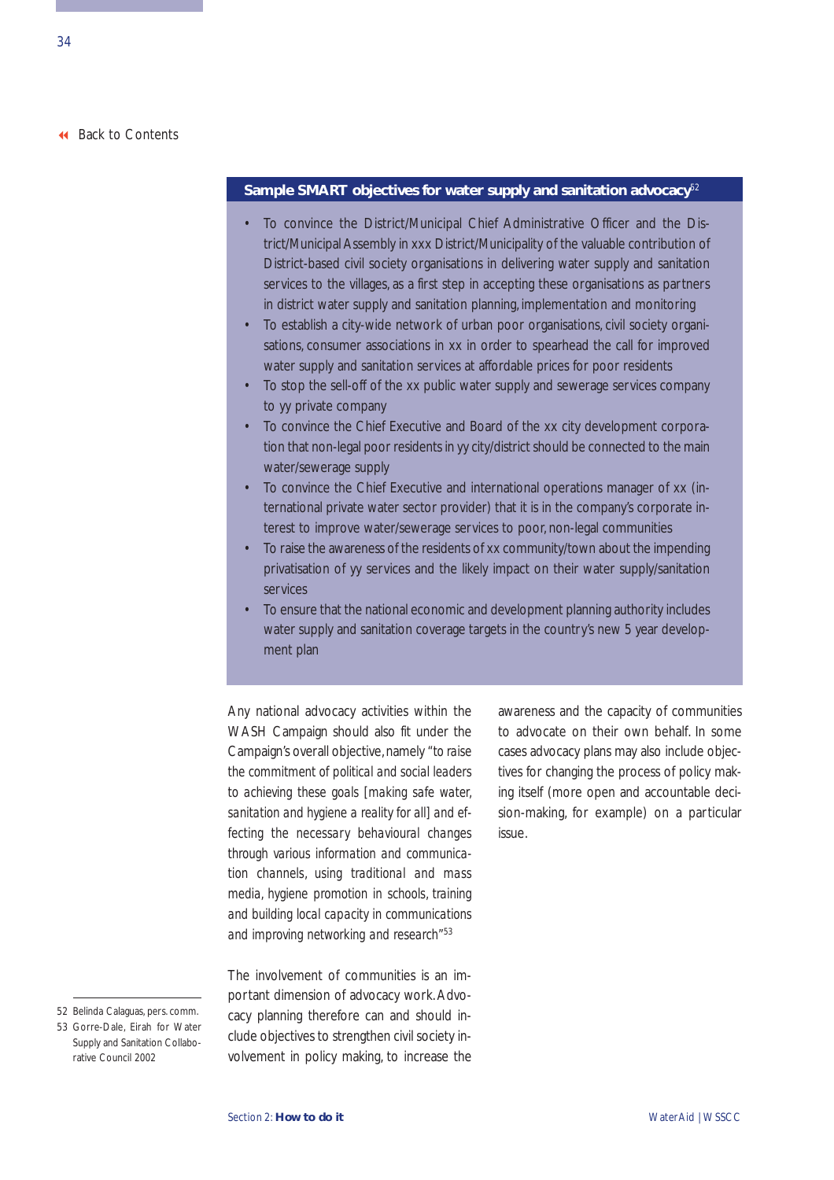### Sample SMART objectives for water supply and sanitation advocacy[52]

- To convince the District/Municipal Chief Administrative Officer and the District/Municipal Assembly in xxx District/Municipality of the valuable contribution of District-based civil society organisations in delivering water supply and sanitation services to the villages, as a first step in accepting these organisations as partners in district water supply and sanitation planning, implementation and monitoring
- To establish a city-wide network of urban poor organisations, civil society organisations, consumer associations in xx in order to spearhead the call for improved water supply and sanitation services at affordable prices for poor residents
- To stop the sell-off of the xx public water supply and sewerage services company to yy private company
- To convince the Chief Executive and Board of the xx city development corporation that non-legal poor residents in yy city/district should be connected to the main water/sewerage supply
- To convince the Chief Executive and international operations manager of xx (international private water sector provider) that it is in the company's corporate interest to improve water/sewerage services to poor, non-legal communities
- To raise the awareness of the residents of xx community/town about the impending privatisation of yy services and the likely impact on their water supply/sanitation services
- To ensure that the national economic and development planning authority includes water supply and sanitation coverage targets in the country's new 5 year development plan

Any national advocacy activities within the WASH Campaign should also fit under the Campaign's overall objective, namely "*to raise the commitment of political and social leaders to achieving these goals [making safe water, sanitation and hygiene a reality for all] and effecting the necessary behavioural changes through various information and communication channels, using traditional and mass media, hygiene promotion in schools, training and building local capacity in communications and improving networking and research*"[53]

The involvement of communities is an important dimension of advocacy work. Advocacy planning therefore can and should include objectives to strengthen civil society involvement in policy making, to increase the awareness and the capacity of communities to advocate on their own behalf. In some cases advocacy plans may also include objectives for changing the process of policy making itself (more open and accountable decision-making, for example) on a particular issue.

52 Belinda Calaguas, pers. comm.

53 Gorre-Dale, Eirah for Water Supply and Sanitation Collaborative Council 2002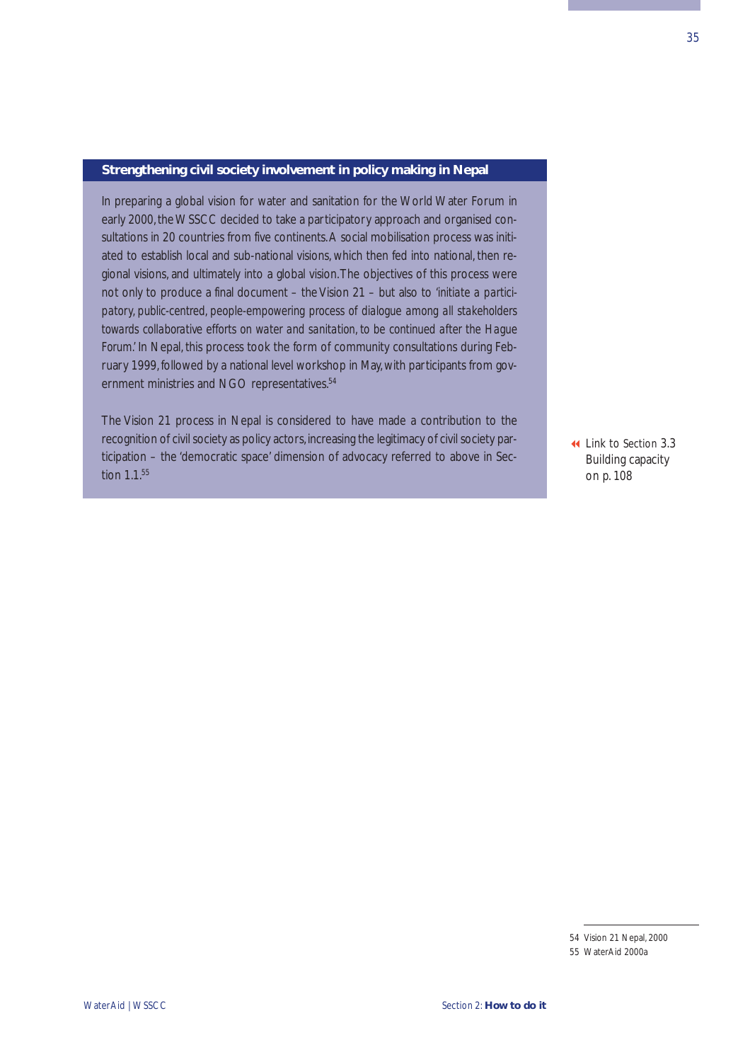### Strengthening civil society involvement in policy making in Nepal

In preparing a global vision for water and sanitation for the World Water Forum in early 2000, the WSSCC decided to take a participatory approach and organised consultations in 20 countries from five continents. A social mobilisation process was initiated to establish local and sub-national visions, which then fed into national, then regional visions, and ultimately into a global vision. The objectives of this process were not only to produce a final document – the Vision 21 – but also to 'initiate a participatory, public-centred, people-empowering process of dialogue among all stakeholders towards collaborative efforts on water and sanitation, to be continued after the Hague Forum.' In Nepal, this process took the form of community consultations during February 1999, followed by a national level workshop in May, with participants from government ministries and NGO representatives.[54]

The Vision 21 process in Nepal is considered to have made a contribution to the recognition of civil society as policy actors, increasing the legitimacy of civil society participation – the 'democratic space' dimension of advocacy referred to above in Section 1.1.[55]

Link to Section 3.3 Building capacity on p. 108

54 Vision 21 Nepal, 2000
55 WaterAid 2000a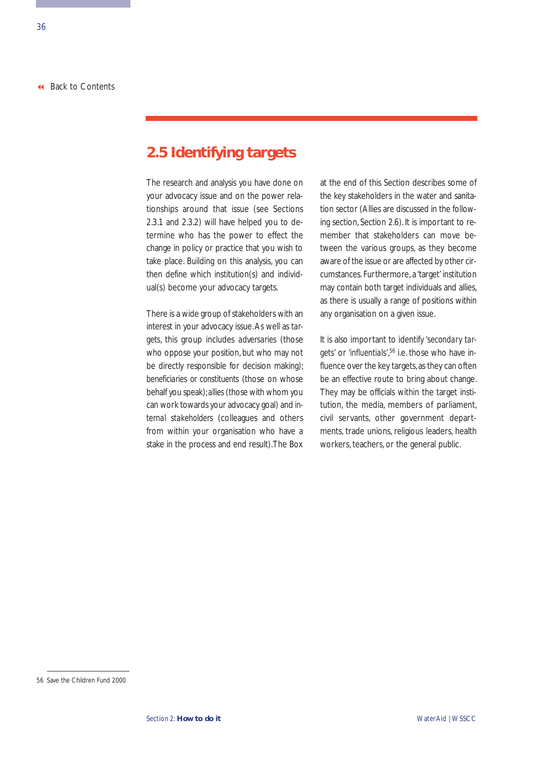## 2.5 Identifying targets

The research and analysis you have done on your advocacy issue and on the power relationships around that issue (see Sections 2.3.1 and 2.3.2) will have helped you to determine who has the power to effect the change in policy or practice that you wish to take place. Building on this analysis, you can then define which institution(s) and individual(s) become your advocacy targets.

There is a wide group of stakeholders with an interest in your advocacy issue. As well as targets, this group includes adversaries (those who oppose your position, but who may not be directly responsible for decision making); beneficiaries or constituents (those on whose behalf you speak); allies (those with whom you can work towards your advocacy goal) and internal stakeholders (colleagues and others from within your organisation who have a stake in the process and end result). The Box at the end of this Section describes some of the key stakeholders in the water and sanitation sector (Allies are discussed in the following section, Section 2.6). It is important to remember that stakeholders can move between the various groups, as they become aware of the issue or are affected by other circumstances. Furthermore, a 'target' institution may contain both target individuals and allies, as there is usually a range of positions within any organisation on a given issue.

It is also important to identify 'secondary targets' or 'influentials',[56] i.e. those who have influence over the key targets, as they can often be an effective route to bring about change. They may be officials within the target institution, the media, members of parliament, civil servants, other government departments, trade unions, religious leaders, health workers, teachers, or the general public.

56 Save the Children Fund 2000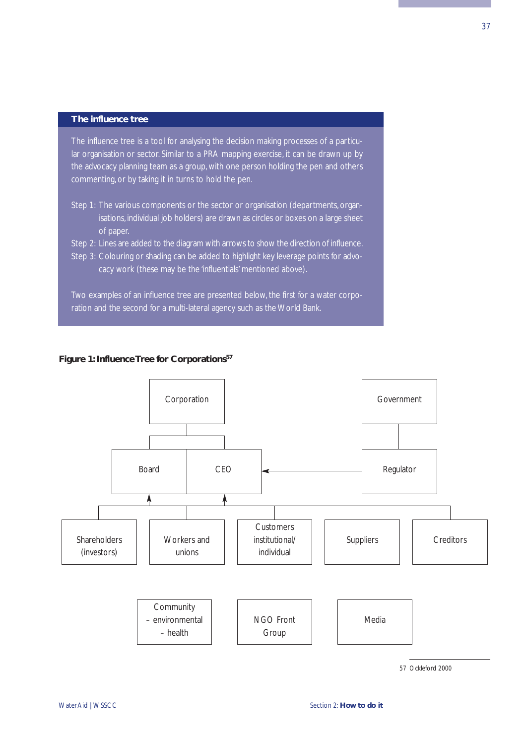## The influence tree

The influence tree is a tool for analysing the decision making processes of a particular organisation or sector. Similar to a PRA mapping exercise, it can be drawn up by the advocacy planning team as a group, with one person holding the pen and others commenting, or by taking it in turns to hold the pen.

Step 1: The various components or the sector or organisation (departments, organisations, individual job holders) are drawn as circles or boxes on a large sheet of paper.

Step 2: Lines are added to the diagram with arrows to show the direction of influence.

Step 3: Colouring or shading can be added to highlight key leverage points for advocacy work (these may be the 'influentials' mentioned above).

Two examples of an influence tree are presented below, the first for a water corporation and the second for a multi-lateral agency such as the World Bank.

**Figure 1: Influence Tree for Corporations[57]**

Corporation

Government

Board | CEO

Regulator

Shareholders (investors)

Workers and unions

Customers institutional/ individual

Suppliers

Creditors

Community – environmental – health

NGO Front Group

Media

57 Ockleford 2000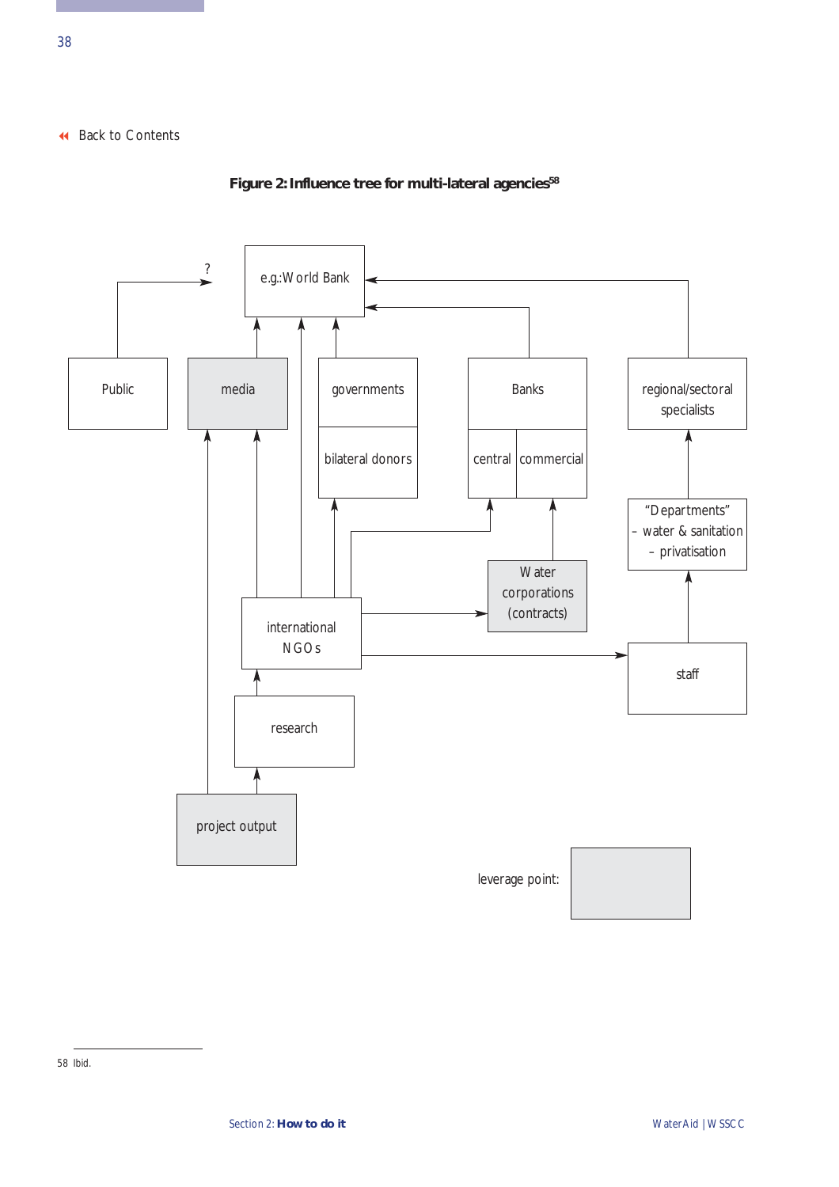Back to Contents

**Figure 2: Influence tree for multi-lateral agencies**[58]

e.g.:World Bank

?

Public

media

governments

bilateral donors

Banks

central

commercial

regional/sectoral specialists

"Departments"
- water & sanitation
- privatisation

Water corporations (contracts)

international NGOs

staff

research

project output

leverage point:

58 Ibid.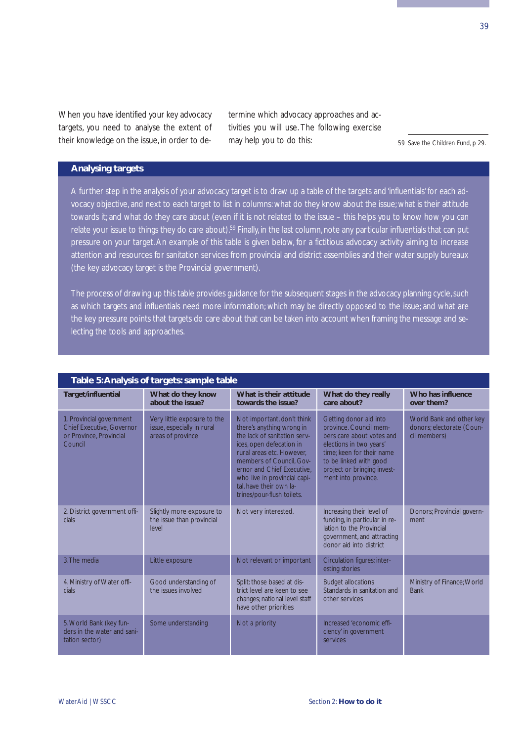When you have identified your key advocacy targets, you need to analyse the extent of their knowledge on the issue, in order to determine which advocacy approaches and activities you will use. The following exercise may help you to do this:

59 Save the Children Fund, p 29.

## Analysing targets

A further step in the analysis of your advocacy target is to draw up a table of the targets and 'influentials' for each advocacy objective, and next to each target to list in columns: what do they know about the issue; what is their attitude towards it; and what do they care about (even if it is not related to the issue – this helps you to know how you can relate your issue to things they do care about).[59] Finally, in the last column, note any particular influentials that can put pressure on your target. An example of this table is given below, for a fictitious advocacy activity aiming to increase attention and resources for sanitation services from provincial and district assemblies and their water supply bureaux (the key advocacy target is the Provincial government).

The process of drawing up this table provides guidance for the subsequent stages in the advocacy planning cycle, such as which targets and influentials need more information; which may be directly opposed to the issue; and what are the key pressure points that targets do care about that can be taken into account when framing the message and selecting the tools and approaches.

**Table 5: Analysis of targets: sample table**

| Target/influential | What do they know about the issue? | What is their attitude towards the issue? | What do they really care about? | Who has influence over them? |
|---|---|---|---|---|
| 1. Provincial government Chief Executive, Governor or Province, Provincial Council | Very little exposure to the issue, especially in rural areas of province | Not important, don't think there's anything wrong in the lack of sanitation services, open defecation in rural areas etc. However, members of Council, Governor and Chief Executive, who live in provincial capital, have their own latrines/pour-flush toilets. | Getting donor aid into province. Council members care about votes and elections in two years' time; keen for their name to be linked with good project or bringing investment into province. | World Bank and other key donors; electorate (Council members) |
| 2. District government officials | Slightly more exposure to the issue than provincial level | Not very interested. | Increasing their level of funding, in particular in relation to the Provincial government, and attracting donor aid into district | Donors; Provincial government |
| 3. The media | Little exposure | Not relevant or important | Circulation figures; interesting stories | |
| 4. Ministry of Water officials | Good understanding of the issues involved | Split: those based at district level are keen to see changes; national level staff have other priorities | Budget allocations Standards in sanitation and other services | Ministry of Finance; World Bank |
| 5. World Bank (key funders in the water and sanitation sector) | Some understanding | Not a priority | Increased 'economic efficiency' in government services | |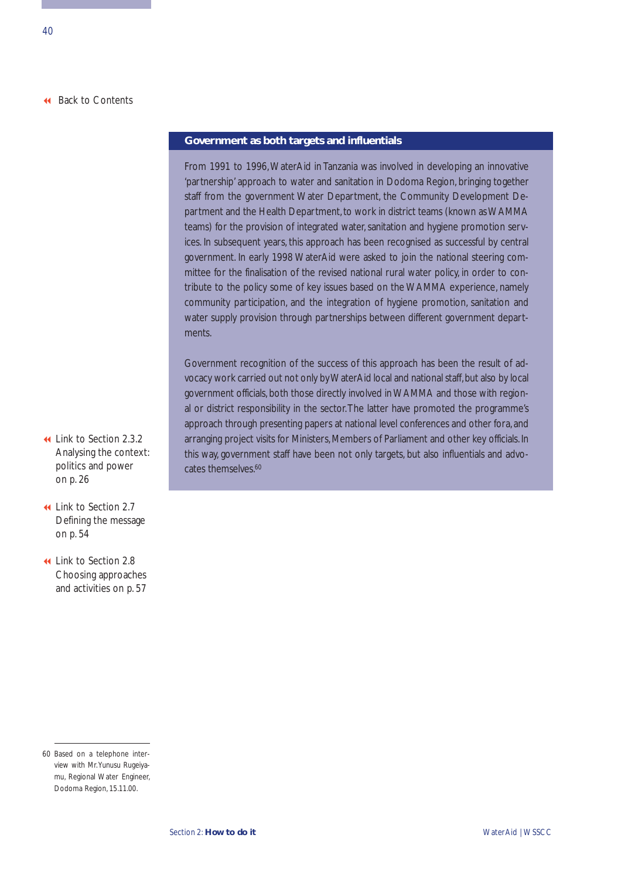◂◂ Back to Contents

### Government as both targets and influentials

From 1991 to 1996, WaterAid in Tanzania was involved in developing an innovative 'partnership' approach to water and sanitation in Dodoma Region, bringing together staff from the government Water Department, the Community Development Department and the Health Department, to work in district teams (known as WAMMA teams) for the provision of integrated water, sanitation and hygiene promotion services. In subsequent years, this approach has been recognised as successful by central government. In early 1998 WaterAid were asked to join the national steering committee for the finalisation of the revised national rural water policy, in order to contribute to the policy some of key issues based on the WAMMA experience, namely community participation, and the integration of hygiene promotion, sanitation and water supply provision through partnerships between different government departments.

Government recognition of the success of this approach has been the result of advocacy work carried out not only by WaterAid local and national staff, but also by local government officials, both those directly involved in WAMMA and those with regional or district responsibility in the sector. The latter have promoted the programme's approach through presenting papers at national level conferences and other fora, and arranging project visits for Ministers, Members of Parliament and other key officials. In this way, government staff have been not only targets, but also influentials and advocates themselves.[60]

◂◂ Link to Section 2.3.2 Analysing the context: politics and power on p. 26

◂◂ Link to Section 2.7 Defining the message on p. 54

◂◂ Link to Section 2.8 Choosing approaches and activities on p. 57

60 Based on a telephone interview with Mr. Yunusu Rugeiyamu, Regional Water Engineer, Dodoma Region, 15.11.00.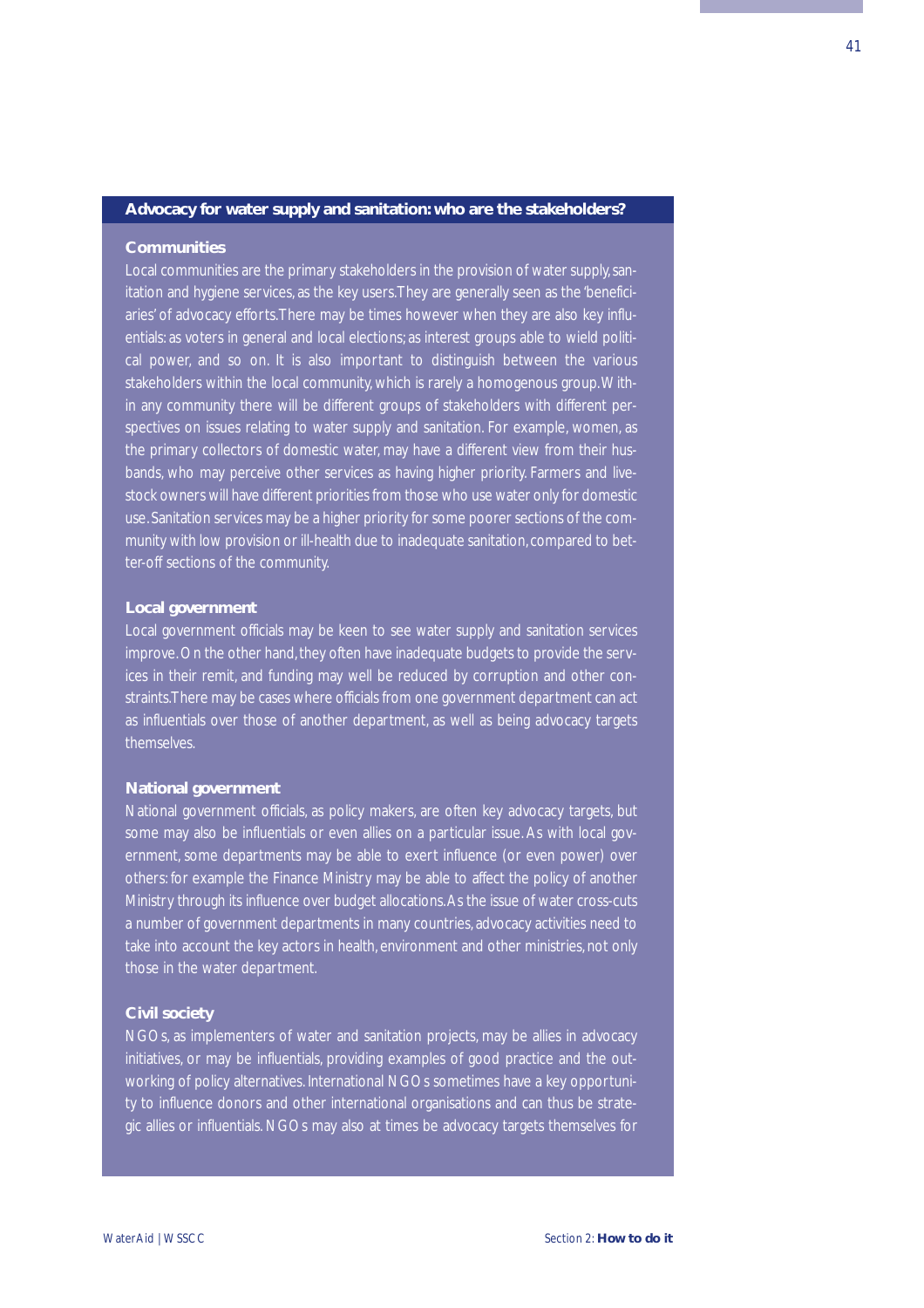## Advocacy for water supply and sanitation: who are the stakeholders?

### Communities

Local communities are the primary stakeholders in the provision of water supply, sanitation and hygiene services, as the key users. They are generally seen as the 'beneficiaries' of advocacy efforts. There may be times however when they are also key influentials: as voters in general and local elections; as interest groups able to wield political power, and so on. It is also important to distinguish between the various stakeholders within the local community, which is rarely a homogenous group. Within any community there will be different groups of stakeholders with different perspectives on issues relating to water supply and sanitation. For example, women, as the primary collectors of domestic water, may have a different view from their husbands, who may perceive other services as having higher priority. Farmers and livestock owners will have different priorities from those who use water only for domestic use. Sanitation services may be a higher priority for some poorer sections of the community with low provision or ill-health due to inadequate sanitation, compared to better-off sections of the community.

### Local government

Local government officials may be keen to see water supply and sanitation services improve. On the other hand, they often have inadequate budgets to provide the services in their remit, and funding may well be reduced by corruption and other constraints. There may be cases where officials from one government department can act as influentials over those of another department, as well as being advocacy targets themselves.

### National government

National government officials, as policy makers, are often key advocacy targets, but some may also be influentials or even allies on a particular issue. As with local government, some departments may be able to exert influence (or even power) over others: for example the Finance Ministry may be able to affect the policy of another Ministry through its influence over budget allocations. As the issue of water cross-cuts a number of government departments in many countries, advocacy activities need to take into account the key actors in health, environment and other ministries, not only those in the water department.

### Civil society

NGOs, as implementers of water and sanitation projects, may be allies in advocacy initiatives, or may be influentials, providing examples of good practice and the outworking of policy alternatives. International NGOs sometimes have a key opportunity to influence donors and other international organisations and can thus be strategic allies or influentials. NGOs may also at times be advocacy targets themselves for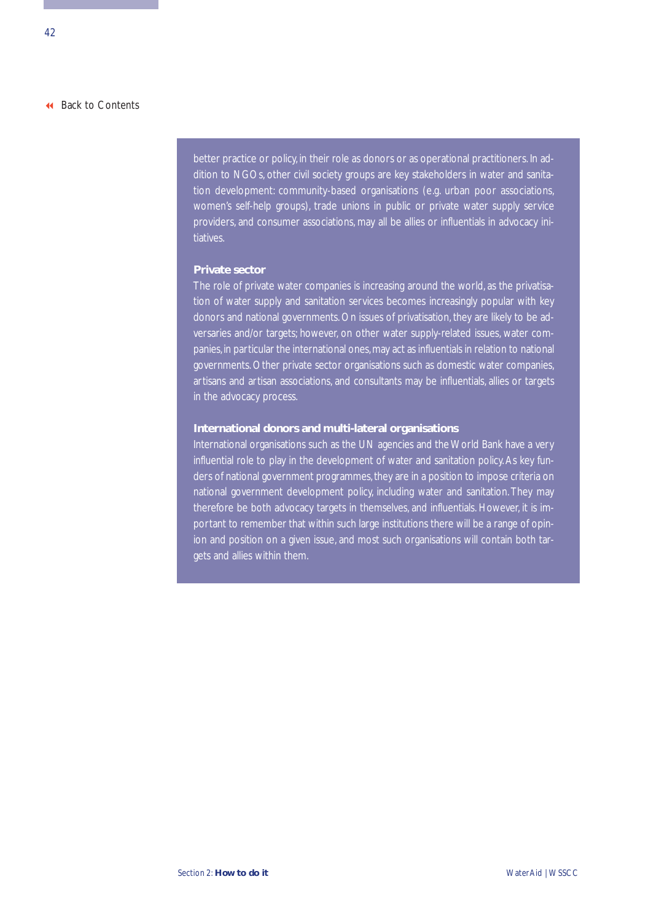better practice or policy, in their role as donors or as operational practitioners. In addition to NGOs, other civil society groups are key stakeholders in water and sanitation development: community-based organisations (e.g. urban poor associations, women's self-help groups), trade unions in public or private water supply service providers, and consumer associations, may all be allies or influentials in advocacy initiatives.

**Private sector**

The role of private water companies is increasing around the world, as the privatisation of water supply and sanitation services becomes increasingly popular with key donors and national governments. On issues of privatisation, they are likely to be adversaries and/or targets; however, on other water supply-related issues, water companies, in particular the international ones, may act as influentials in relation to national governments. Other private sector organisations such as domestic water companies, artisans and artisan associations, and consultants may be influentials, allies or targets in the advocacy process.

**International donors and multi-lateral organisations**

International organisations such as the UN agencies and the World Bank have a very influential role to play in the development of water and sanitation policy. As key funders of national government programmes, they are in a position to impose criteria on national government development policy, including water and sanitation. They may therefore be both advocacy targets in themselves, and influentials. However, it is important to remember that within such large institutions there will be a range of opinion and position on a given issue, and most such organisations will contain both targets and allies within them.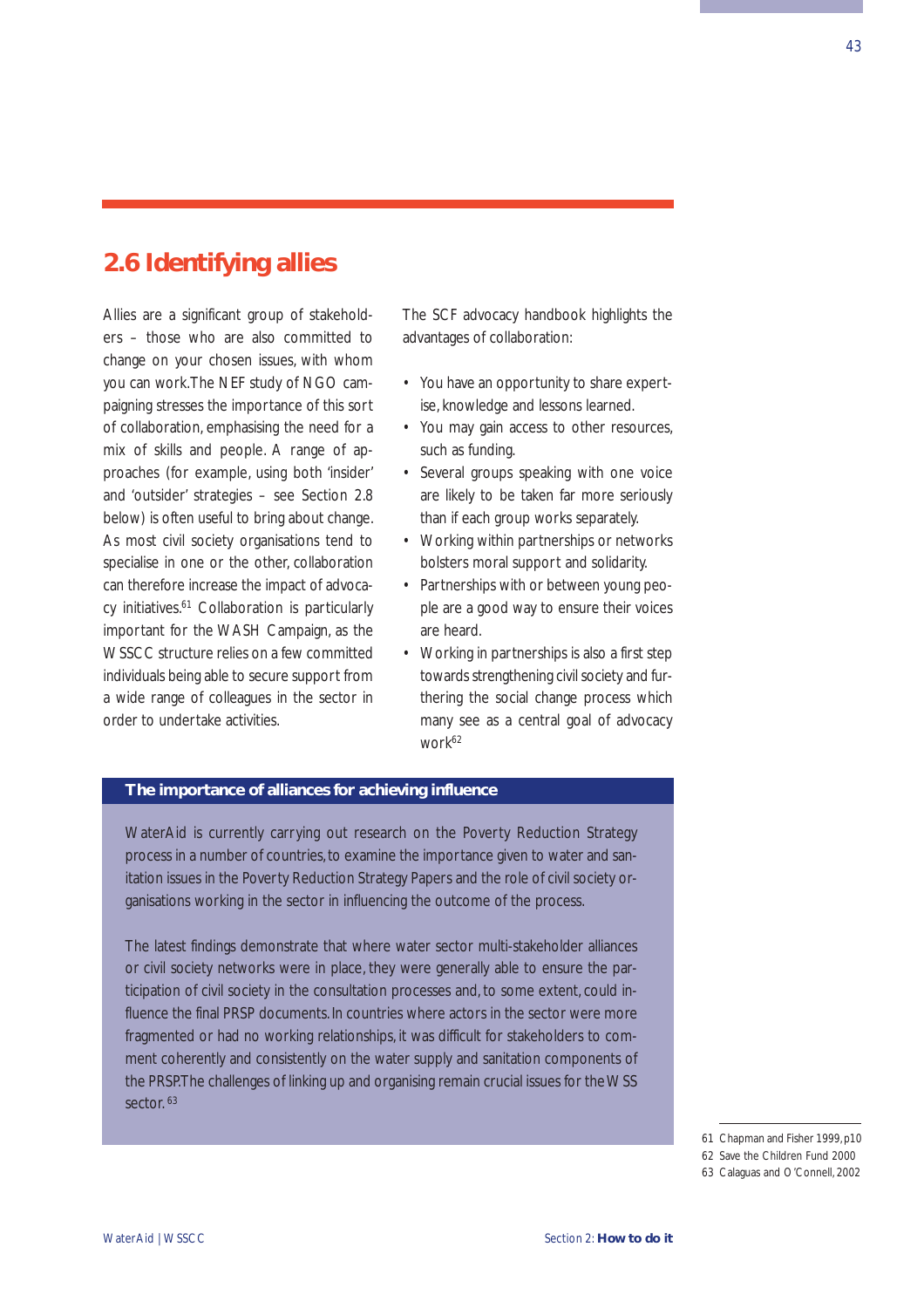## 2.6 Identifying allies

Allies are a significant group of stakeholders – those who are also committed to change on your chosen issues, with whom you can work.The NEF study of NGO campaigning stresses the importance of this sort of collaboration, emphasising the need for a mix of skills and people. A range of approaches (for example, using both 'insider' and 'outsider' strategies – see Section 2.8 below) is often useful to bring about change. As most civil society organisations tend to specialise in one or the other, collaboration can therefore increase the impact of advocacy initiatives.[61] Collaboration is particularly important for the WASH Campaign, as the WSSCC structure relies on a few committed individuals being able to secure support from a wide range of colleagues in the sector in order to undertake activities.

The SCF advocacy handbook highlights the advantages of collaboration:

- You have an opportunity to share expertise, knowledge and lessons learned.
- You may gain access to other resources, such as funding.
- Several groups speaking with one voice are likely to be taken far more seriously than if each group works separately.
- Working within partnerships or networks bolsters moral support and solidarity.
- Partnerships with or between young people are a good way to ensure their voices are heard.
- Working in partnerships is also a first step towards strengthening civil society and furthering the social change process which many see as a central goal of advocacy work[62]

### The importance of alliances for achieving influence

WaterAid is currently carrying out research on the Poverty Reduction Strategy process in a number of countries, to examine the importance given to water and sanitation issues in the Poverty Reduction Strategy Papers and the role of civil society organisations working in the sector in influencing the outcome of the process.

The latest findings demonstrate that where water sector multi-stakeholder alliances or civil society networks were in place, they were generally able to ensure the participation of civil society in the consultation processes and, to some extent, could influence the final PRSP documents. In countries where actors in the sector were more fragmented or had no working relationships, it was difficult for stakeholders to comment coherently and consistently on the water supply and sanitation components of the PRSP.The challenges of linking up and organising remain crucial issues for the WSS sector.[63]

61 Chapman and Fisher 1999, p10
62 Save the Children Fund 2000
63 Calaguas and O'Connell, 2002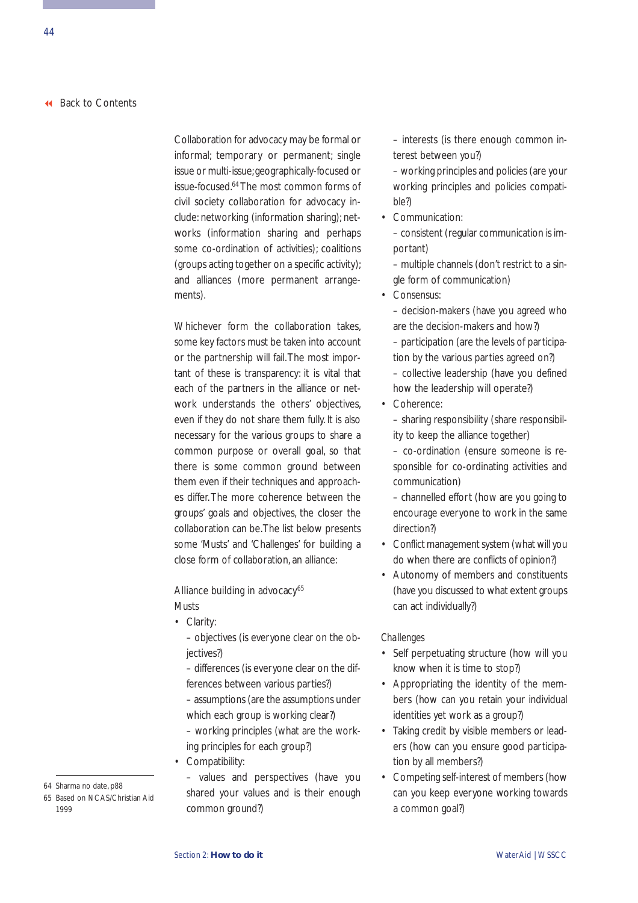Collaboration for advocacy may be formal or informal; temporary or permanent; single issue or multi-issue; geographically-focused or issue-focused.[64] The most common forms of civil society collaboration for advocacy include: networking (information sharing); networks (information sharing and perhaps some co-ordination of activities); coalitions (groups acting together on a specific activity); and alliances (more permanent arrangements).

Whichever form the collaboration takes, some key factors must be taken into account or the partnership will fail. The most important of these is transparency: it is vital that each of the partners in the alliance or network understands the others' objectives, even if they do not share them fully. It is also necessary for the various groups to share a common purpose or overall goal, so that there is some common ground between them even if their techniques and approaches differ. The more coherence between the groups' goals and objectives, the closer the collaboration can be. The list below presents some 'Musts' and 'Challenges' for building a close form of collaboration, an alliance:

Alliance building in advocacy[65]

Musts

- Clarity:
  – objectives (is everyone clear on the objectives?)
  – differences (is everyone clear on the differences between various parties?)
  – assumptions (are the assumptions under which each group is working clear?)
  – working principles (what are the working principles for each group?)
- Compatibility:
  – values and perspectives (have you shared your values and is their enough common ground?)
  – interests (is there enough common interest between you?)
  – working principles and policies (are your working principles and policies compatible?)
- Communication:
  – consistent (regular communication is important)
  – multiple channels (don't restrict to a single form of communication)
- Consensus:
  – decision-makers (have you agreed who are the decision-makers and how?)
  – participation (are the levels of participation by the various parties agreed on?)
  – collective leadership (have you defined how the leadership will operate?)
- Coherence:
  – sharing responsibility (share responsibility to keep the alliance together)
  – co-ordination (ensure someone is responsible for co-ordinating activities and communication)
  – channelled effort (how are you going to encourage everyone to work in the same direction?)
- Conflict management system (what will you do when there are conflicts of opinion?)
- Autonomy of members and constituents (have you discussed to what extent groups can act individually?)

*Challenges*

- Self perpetuating structure (how will you know when it is time to stop?)
- Appropriating the identity of the members (how can you retain your individual identities yet work as a group?)
- Taking credit by visible members or leaders (how can you ensure good participation by all members?)
- Competing self-interest of members (how can you keep everyone working towards a common goal?)

64 Sharma no date, p88

65 Based on NCAS/Christian Aid 1999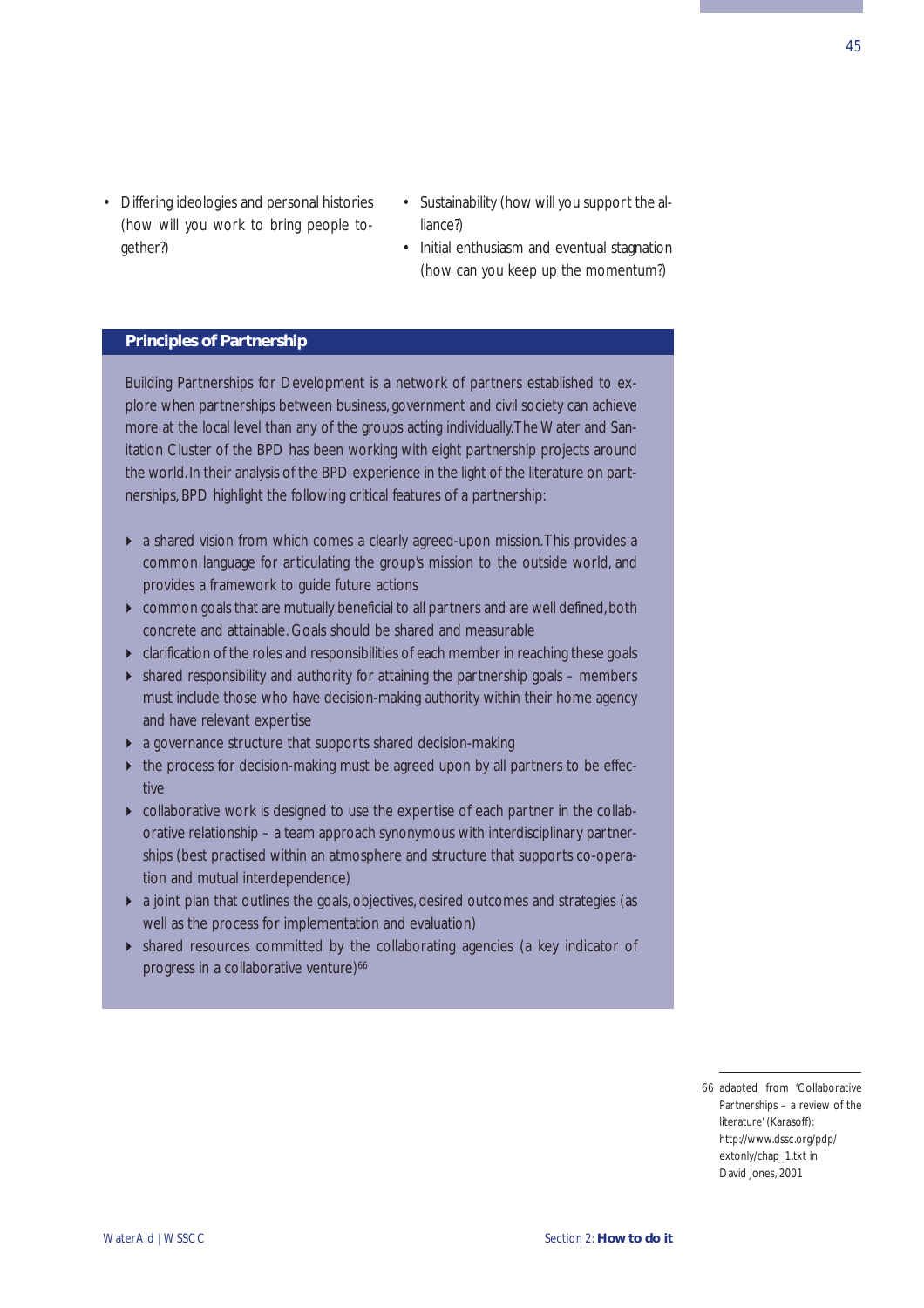- Differing ideologies and personal histories (how will you work to bring people together?)
- Sustainability (how will you support the alliance?)
- Initial enthusiasm and eventual stagnation (how can you keep up the momentum?)

## Principles of Partnership

Building Partnerships for Development is a network of partners established to explore when partnerships between business, government and civil society can achieve more at the local level than any of the groups acting individually. The Water and Sanitation Cluster of the BPD has been working with eight partnership projects around the world. In their analysis of the BPD experience in the light of the literature on partnerships, BPD highlight the following critical features of a partnership:

- a shared vision from which comes a clearly agreed-upon mission. This provides a common language for articulating the group's mission to the outside world, and provides a framework to guide future actions
- common goals that are mutually beneficial to all partners and are well defined, both concrete and attainable. Goals should be shared and measurable
- clarification of the roles and responsibilities of each member in reaching these goals
- shared responsibility and authority for attaining the partnership goals – members must include those who have decision-making authority within their home agency and have relevant expertise
- a governance structure that supports shared decision-making
- the process for decision-making must be agreed upon by all partners to be effective
- collaborative work is designed to use the expertise of each partner in the collaborative relationship – a team approach synonymous with interdisciplinary partnerships (best practised within an atmosphere and structure that supports co-operation and mutual interdependence)
- a joint plan that outlines the goals, objectives, desired outcomes and strategies (as well as the process for implementation and evaluation)
- shared resources committed by the collaborating agencies (a key indicator of progress in a collaborative venture)[66]

66 adapted from 'Collaborative Partnerships – a review of the literature' (Karasoff): http://www.dssc.org/pdp/extonly/chap_1.txt in David Jones, 2001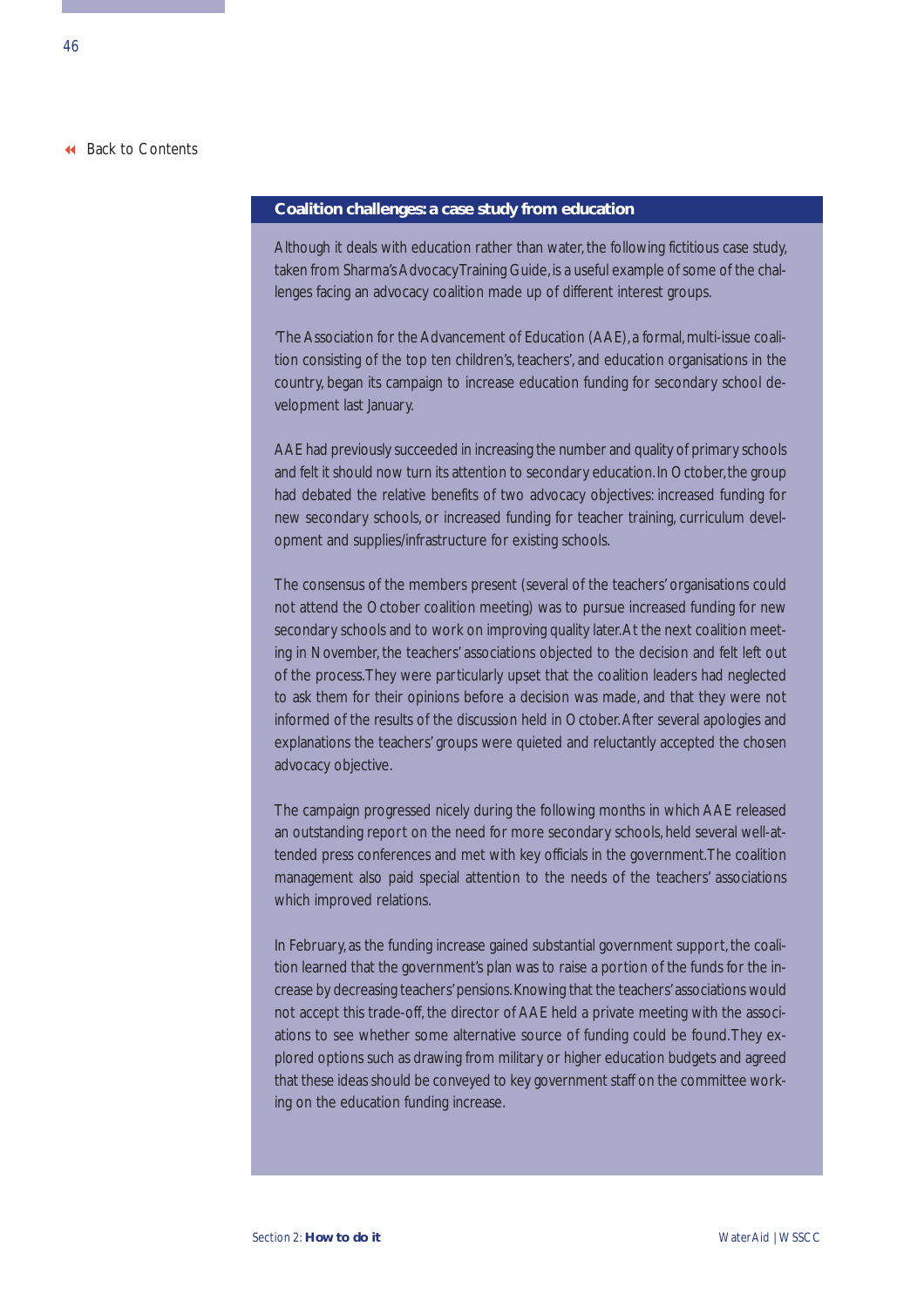Back to Contents

### Coalition challenges: a case study from education

Although it deals with education rather than water, the following fictitious case study, taken from Sharma's Advocacy Training Guide, is a useful example of some of the challenges facing an advocacy coalition made up of different interest groups.

'The Association for the Advancement of Education (AAE), a formal, multi-issue coalition consisting of the top ten children's, teachers', and education organisations in the country, began its campaign to increase education funding for secondary school development last January.

AAE had previously succeeded in increasing the number and quality of primary schools and felt it should now turn its attention to secondary education. In October, the group had debated the relative benefits of two advocacy objectives: increased funding for new secondary schools, or increased funding for teacher training, curriculum development and supplies/infrastructure for existing schools.

The consensus of the members present (several of the teachers' organisations could not attend the October coalition meeting) was to pursue increased funding for new secondary schools and to work on improving quality later. At the next coalition meeting in November, the teachers' associations objected to the decision and felt left out of the process. They were particularly upset that the coalition leaders had neglected to ask them for their opinions before a decision was made, and that they were not informed of the results of the discussion held in October. After several apologies and explanations the teachers' groups were quieted and reluctantly accepted the chosen advocacy objective.

The campaign progressed nicely during the following months in which AAE released an outstanding report on the need for more secondary schools, held several well-attended press conferences and met with key officials in the government. The coalition management also paid special attention to the needs of the teachers' associations which improved relations.

In February, as the funding increase gained substantial government support, the coalition learned that the government's plan was to raise a portion of the funds for the increase by decreasing teachers' pensions. Knowing that the teachers' associations would not accept this trade-off, the director of AAE held a private meeting with the associations to see whether some alternative source of funding could be found. They explored options such as drawing from military or higher education budgets and agreed that these ideas should be conveyed to key government staff on the committee working on the education funding increase.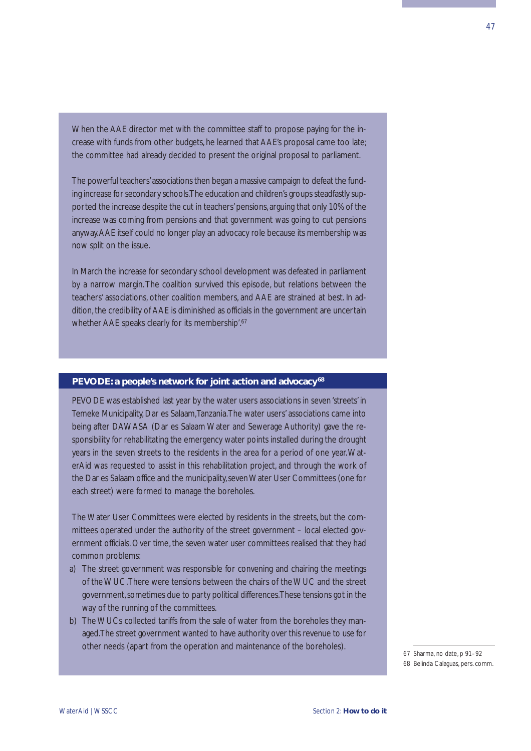When the AAE director met with the committee staff to propose paying for the increase with funds from other budgets, he learned that AAE's proposal came too late; the committee had already decided to present the original proposal to parliament.

The powerful teachers' associations then began a massive campaign to defeat the funding increase for secondary schools. The education and children's groups steadfastly supported the increase despite the cut in teachers' pensions, arguing that only 10% of the increase was coming from pensions and that government was going to cut pensions anyway. AAE itself could no longer play an advocacy role because its membership was now split on the issue.

In March the increase for secondary school development was defeated in parliament by a narrow margin. The coalition survived this episode, but relations between the teachers' associations, other coalition members, and AAE are strained at best. In addition, the credibility of AAE is diminished as officials in the government are uncertain whether AAE speaks clearly for its membership'.[67]

### PEVODE: a people's network for joint action and advocacy[68]

PEVODE was established last year by the water users associations in seven 'streets' in Temeke Municipality, Dar es Salaam, Tanzania. The water users' associations came into being after DAWASA (Dar es Salaam Water and Sewerage Authority) gave the responsibility for rehabilitating the emergency water points installed during the drought years in the seven streets to the residents in the area for a period of one year. WaterAid was requested to assist in this rehabilitation project, and through the work of the Dar es Salaam office and the municipality, seven Water User Committees (one for each street) were formed to manage the boreholes.

The Water User Committees were elected by residents in the streets, but the committees operated under the authority of the street government – local elected government officials. Over time, the seven water user committees realised that they had common problems:

a) The street government was responsible for convening and chairing the meetings of the WUC. There were tensions between the chairs of the WUC and the street government, sometimes due to party political differences. These tensions got in the way of the running of the committees.
b) The WUCs collected tariffs from the sale of water from the boreholes they managed. The street government wanted to have authority over this revenue to use for other needs (apart from the operation and maintenance of the boreholes).

67 Sharma, no date, p 91–92
68 Belinda Calaguas, pers. comm.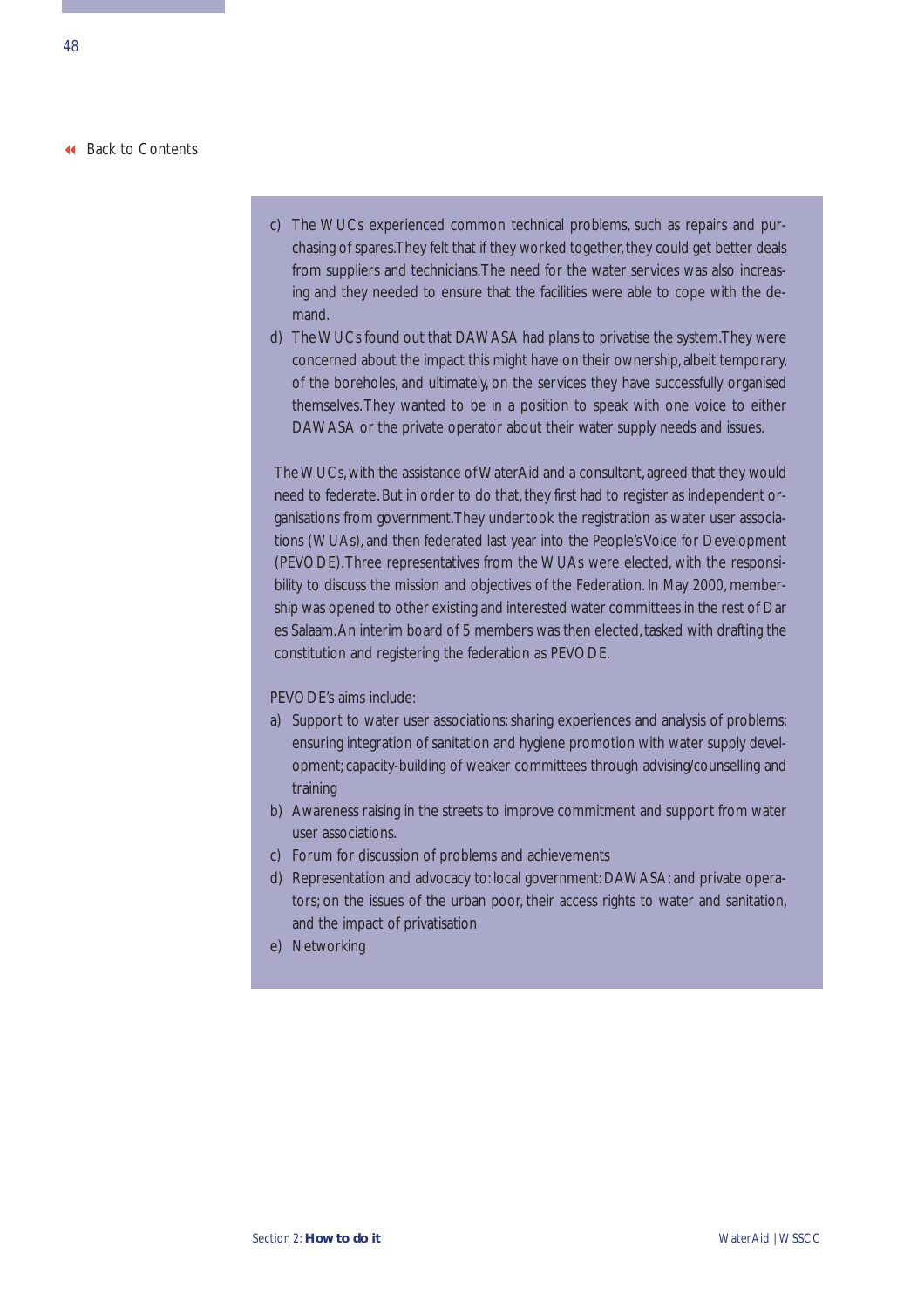c) The WUCs experienced common technical problems, such as repairs and purchasing of spares. They felt that if they worked together, they could get better deals from suppliers and technicians. The need for the water services was also increasing and they needed to ensure that the facilities were able to cope with the demand.
d) The WUCs found out that DAWASA had plans to privatise the system. They were concerned about the impact this might have on their ownership, albeit temporary, of the boreholes, and ultimately, on the services they have successfully organised themselves. They wanted to be in a position to speak with one voice to either DAWASA or the private operator about their water supply needs and issues.

The WUCs, with the assistance of WaterAid and a consultant, agreed that they would need to federate. But in order to do that, they first had to register as independent organisations from government. They undertook the registration as water user associations (WUAs), and then federated last year into the People's Voice for Development (PEVODE). Three representatives from the WUAs were elected, with the responsibility to discuss the mission and objectives of the Federation. In May 2000, membership was opened to other existing and interested water committees in the rest of Dar es Salaam. An interim board of 5 members was then elected, tasked with drafting the constitution and registering the federation as PEVODE.

PEVODE's aims include:

a) Support to water user associations: sharing experiences and analysis of problems; ensuring integration of sanitation and hygiene promotion with water supply development; capacity-building of weaker committees through advising/counselling and training
b) Awareness raising in the streets to improve commitment and support from water user associations.
c) Forum for discussion of problems and achievements
d) Representation and advocacy to: local government: DAWASA; and private operators; on the issues of the urban poor, their access rights to water and sanitation, and the impact of privatisation
e) Networking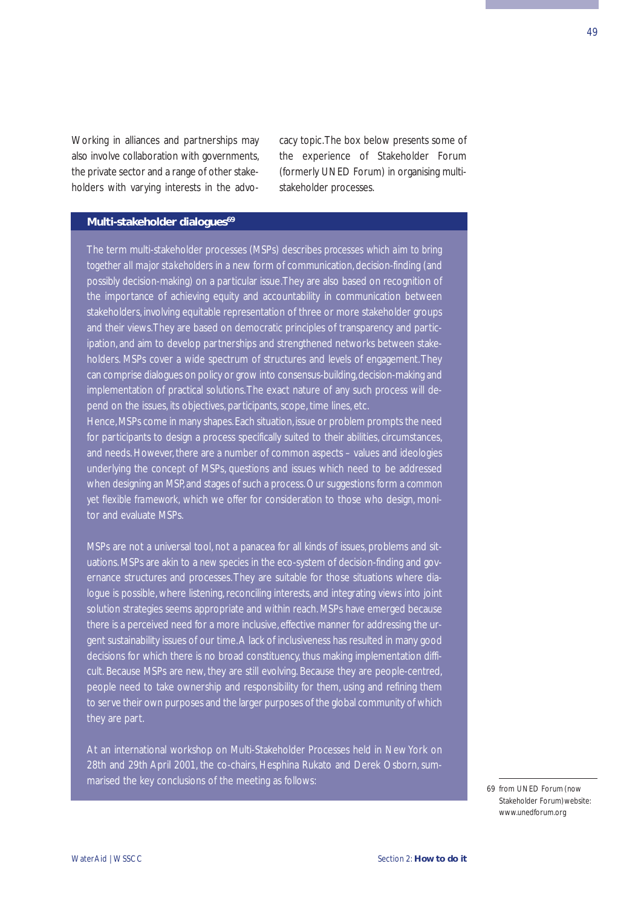Working in alliances and partnerships may also involve collaboration with governments, the private sector and a range of other stakeholders with varying interests in the advocacy topic. The box below presents some of the experience of Stakeholder Forum (formerly UNED Forum) in organising multi-stakeholder processes.

### Multi-stakeholder dialogues[69]

The term multi-stakeholder processes (MSPs) describes processes which aim to bring together all major stakeholders in a new form of communication, decision-finding (and possibly decision-making) on a particular issue. They are also based on recognition of the importance of achieving equity and accountability in communication between stakeholders, involving equitable representation of three or more stakeholder groups and their views. They are based on democratic principles of transparency and participation, and aim to develop partnerships and strengthened networks between stakeholders. MSPs cover a wide spectrum of structures and levels of engagement. They can comprise dialogues on policy or grow into consensus-building, decision-making and implementation of practical solutions. The exact nature of any such process will depend on the issues, its objectives, participants, scope, time lines, etc.

Hence, MSPs come in many shapes. Each situation, issue or problem prompts the need for participants to design a process specifically suited to their abilities, circumstances, and needs. However, there are a number of common aspects – values and ideologies underlying the concept of MSPs, questions and issues which need to be addressed when designing an MSP, and stages of such a process. Our suggestions form a common yet flexible framework, which we offer for consideration to those who design, monitor and evaluate MSPs.

MSPs are not a universal tool, not a panacea for all kinds of issues, problems and situations. MSPs are akin to a new species in the eco-system of decision-finding and governance structures and processes. They are suitable for those situations where dialogue is possible, where listening, reconciling interests, and integrating views into joint solution strategies seems appropriate and within reach. MSPs have emerged because there is a perceived need for a more inclusive, effective manner for addressing the urgent sustainability issues of our time. A lack of inclusiveness has resulted in many good decisions for which there is no broad constituency, thus making implementation difficult. Because MSPs are new, they are still evolving. Because they are people-centred, people need to take ownership and responsibility for them, using and refining them to serve their own purposes and the larger purposes of the global community of which they are part.

At an international workshop on Multi-Stakeholder Processes held in New York on 28th and 29th April 2001, the co-chairs, Hesphina Rukato and Derek Osborn, summarised the key conclusions of the meeting as follows:

---

69 from UNED Forum (now Stakeholder Forum) website: www.unedforum.org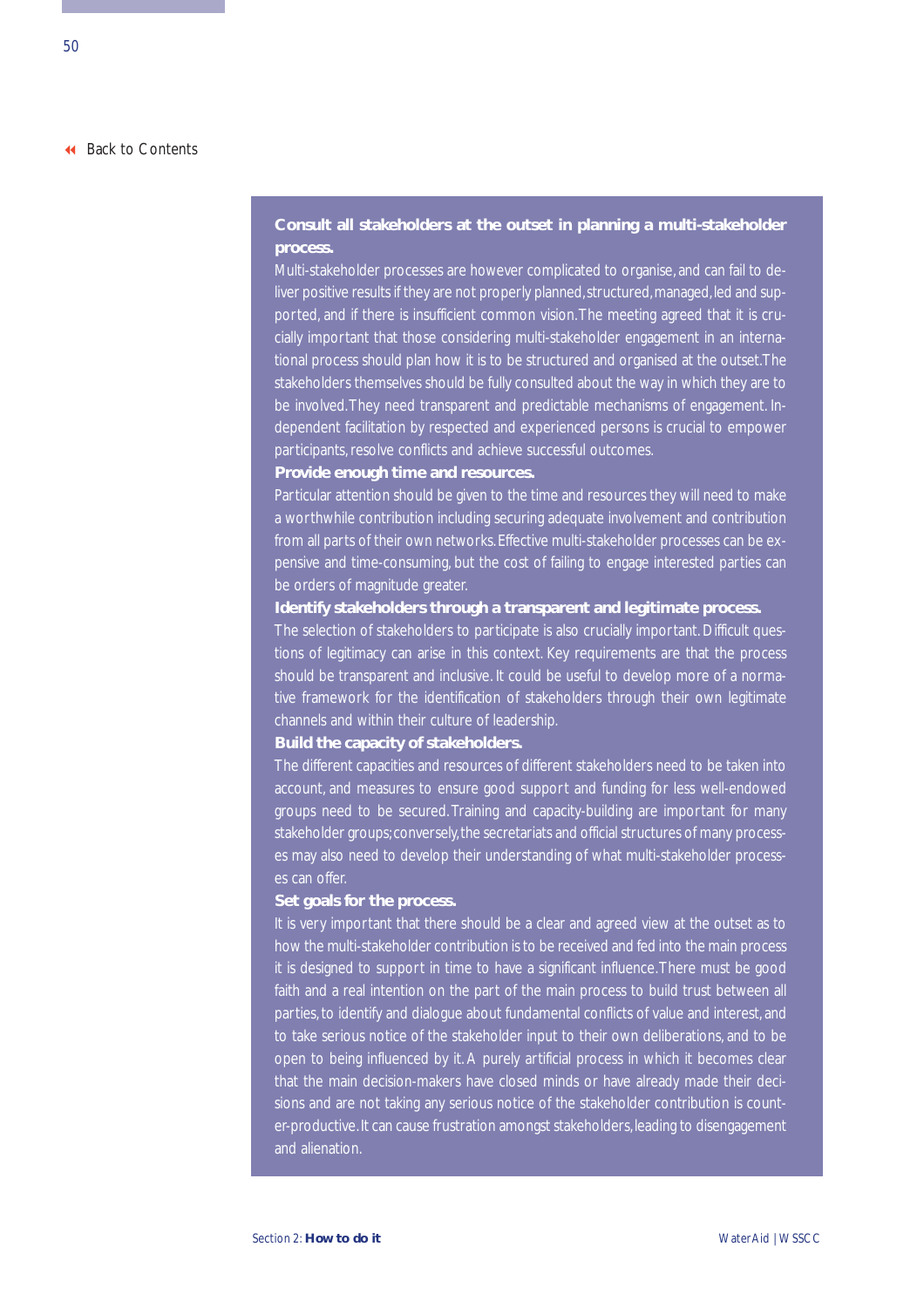**Consult all stakeholders at the outset in planning a multi-stakeholder process.**

Multi-stakeholder processes are however complicated to organise, and can fail to deliver positive results if they are not properly planned, structured, managed, led and supported, and if there is insufficient common vision. The meeting agreed that it is crucially important that those considering multi-stakeholder engagement in an international process should plan how it is to be structured and organised at the outset. The stakeholders themselves should be fully consulted about the way in which they are to be involved. They need transparent and predictable mechanisms of engagement. Independent facilitation by respected and experienced persons is crucial to empower participants, resolve conflicts and achieve successful outcomes.

**Provide enough time and resources.**

Particular attention should be given to the time and resources they will need to make a worthwhile contribution including securing adequate involvement and contribution from all parts of their own networks. Effective multi-stakeholder processes can be expensive and time-consuming, but the cost of failing to engage interested parties can be orders of magnitude greater.

**Identify stakeholders through a transparent and legitimate process.**

The selection of stakeholders to participate is also crucially important. Difficult questions of legitimacy can arise in this context. Key requirements are that the process should be transparent and inclusive. It could be useful to develop more of a normative framework for the identification of stakeholders through their own legitimate channels and within their culture of leadership.

**Build the capacity of stakeholders.**

The different capacities and resources of different stakeholders need to be taken into account, and measures to ensure good support and funding for less well-endowed groups need to be secured. Training and capacity-building are important for many stakeholder groups; conversely, the secretariats and official structures of many processes may also need to develop their understanding of what multi-stakeholder processes can offer.

**Set goals for the process.**

It is very important that there should be a clear and agreed view at the outset as to how the multi-stakeholder contribution is to be received and fed into the main process it is designed to support in time to have a significant influence. There must be good faith and a real intention on the part of the main process to build trust between all parties, to identify and dialogue about fundamental conflicts of value and interest, and to take serious notice of the stakeholder input to their own deliberations, and to be open to being influenced by it. A purely artificial process in which it becomes clear that the main decision-makers have closed minds or have already made their decisions and are not taking any serious notice of the stakeholder contribution is counter-productive. It can cause frustration amongst stakeholders, leading to disengagement and alienation.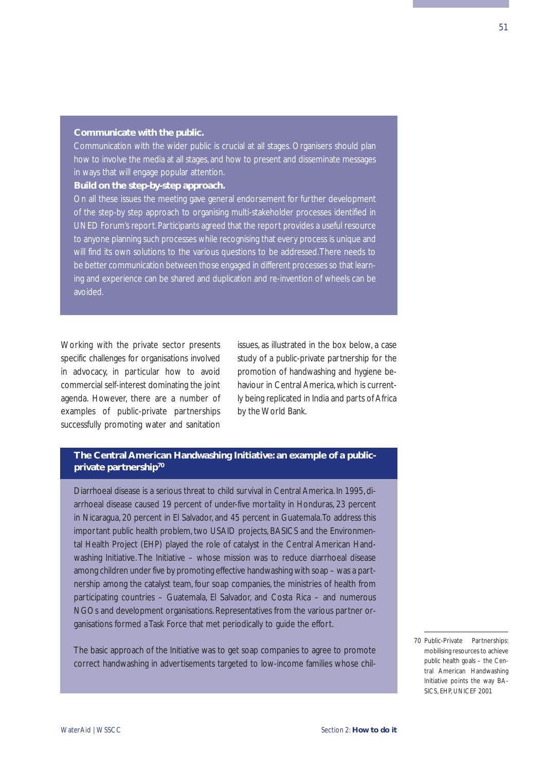**Communicate with the public.**

Communication with the wider public is crucial at all stages. Organisers should plan how to involve the media at all stages, and how to present and disseminate messages in ways that will engage popular attention.

**Build on the step-by-step approach.**

On all these issues the meeting gave general endorsement for further development of the step-by step approach to organising multi-stakeholder processes identified in UNED Forum's report. Participants agreed that the report provides a useful resource to anyone planning such processes while recognising that every process is unique and will find its own solutions to the various questions to be addressed. There needs to be better communication between those engaged in different processes so that learning and experience can be shared and duplication and re-invention of wheels can be avoided.

Working with the private sector presents specific challenges for organisations involved in advocacy, in particular how to avoid commercial self-interest dominating the joint agenda. However, there are a number of examples of public-private partnerships successfully promoting water and sanitation issues, as illustrated in the box below, a case study of a public-private partnership for the promotion of handwashing and hygiene behaviour in Central America, which is currently being replicated in India and parts of Africa by the World Bank.

**The Central American Handwashing Initiative: an example of a public-private partnership[70]**

Diarrhoeal disease is a serious threat to child survival in Central America. In 1995, diarrhoeal disease caused 19 percent of under-five mortality in Honduras, 23 percent in Nicaragua, 20 percent in El Salvador, and 45 percent in Guatemala. To address this important public health problem, two USAID projects, BASICS and the Environmental Health Project (EHP) played the role of catalyst in the Central American Handwashing Initiative. The Initiative – whose mission was to reduce diarrhoeal disease among children under five by promoting effective handwashing with soap – was a partnership among the catalyst team, four soap companies, the ministries of health from participating countries – Guatemala, El Salvador, and Costa Rica – and numerous NGOs and development organisations. Representatives from the various partner organisations formed a Task Force that met periodically to guide the effort.

The basic approach of the Initiative was to get soap companies to agree to promote correct handwashing in advertisements targeted to low-income families whose chil-

70 Public-Private Partnerships: mobilising resources to achieve public health goals – the Central American Handwashing Initiative points the way BASICS, EHP, UNICEF 2001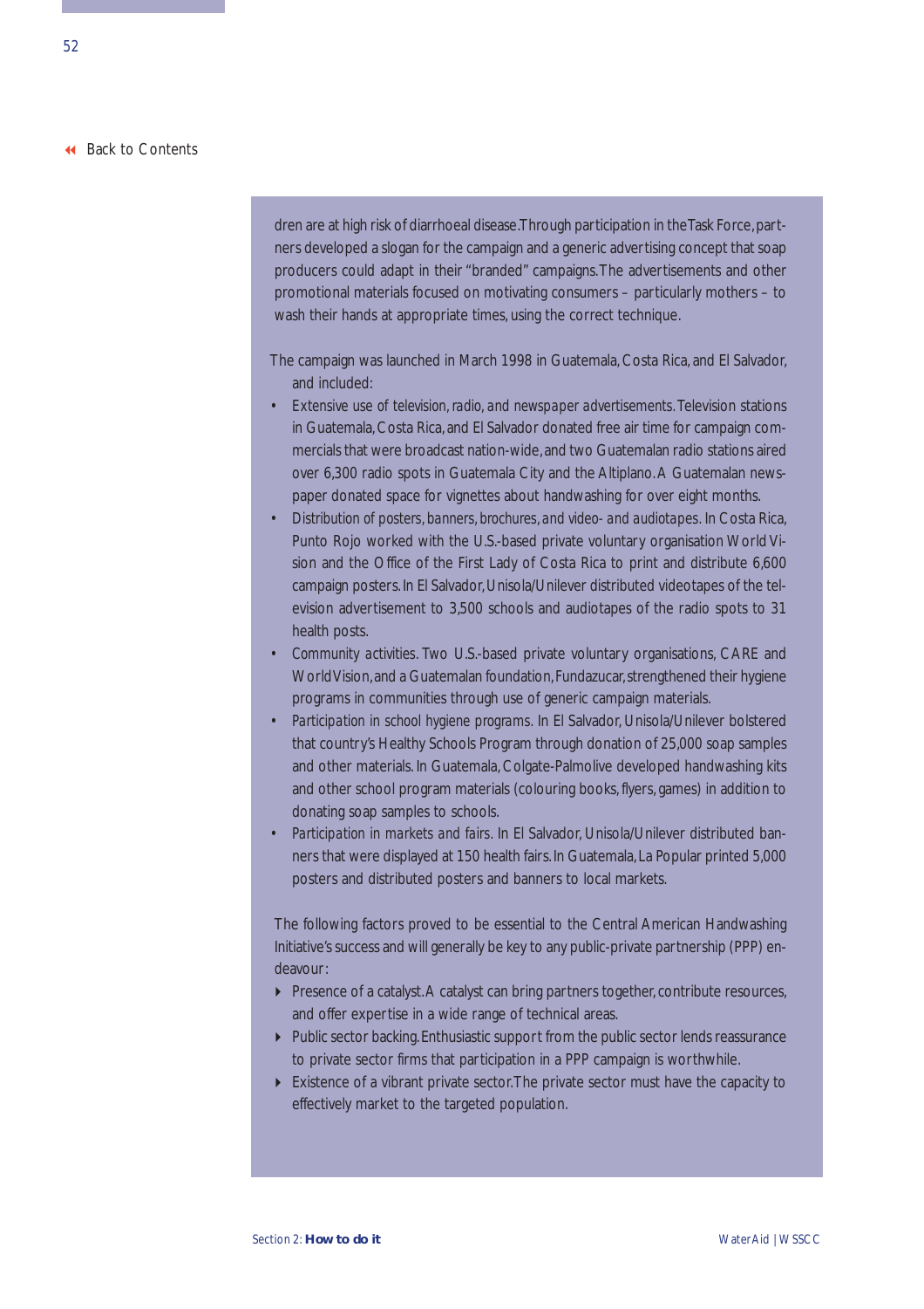dren are at high risk of diarrhoeal disease. Through participation in the Task Force, partners developed a slogan for the campaign and a generic advertising concept that soap producers could adapt in their "branded" campaigns. The advertisements and other promotional materials focused on motivating consumers – particularly mothers – to wash their hands at appropriate times, using the correct technique.

The campaign was launched in March 1998 in Guatemala, Costa Rica, and El Salvador, and included:

- *Extensive use of television, radio, and newspaper advertisements.* Television stations in Guatemala, Costa Rica, and El Salvador donated free air time for campaign commercials that were broadcast nation-wide, and two Guatemalan radio stations aired over 6,300 radio spots in Guatemala City and the Altiplano. A Guatemalan newspaper donated space for vignettes about handwashing for over eight months.
- *Distribution of posters, banners, brochures, and video- and audiotapes.* In Costa Rica, Punto Rojo worked with the U.S.-based private voluntary organisation World Vision and the Office of the First Lady of Costa Rica to print and distribute 6,600 campaign posters. In El Salvador, Unisola/Unilever distributed videotapes of the television advertisement to 3,500 schools and audiotapes of the radio spots to 31 health posts.
- *Community activities.* Two U.S.-based private voluntary organisations, CARE and World Vision, and a Guatemalan foundation, Fundazucar, strengthened their hygiene programs in communities through use of generic campaign materials.
- *Participation in school hygiene programs.* In El Salvador, Unisola/Unilever bolstered that country's Healthy Schools Program through donation of 25,000 soap samples and other materials. In Guatemala, Colgate-Palmolive developed handwashing kits and other school program materials (colouring books, flyers, games) in addition to donating soap samples to schools.
- *Participation in markets and fairs.* In El Salvador, Unisola/Unilever distributed banners that were displayed at 150 health fairs. In Guatemala, La Popular printed 5,000 posters and distributed posters and banners to local markets.

The following factors proved to be essential to the Central American Handwashing Initiative's success and will generally be key to any public-private partnership (PPP) endeavour:

- Presence of a catalyst. A catalyst can bring partners together, contribute resources, and offer expertise in a wide range of technical areas.
- Public sector backing. Enthusiastic support from the public sector lends reassurance to private sector firms that participation in a PPP campaign is worthwhile.
- Existence of a vibrant private sector. The private sector must have the capacity to effectively market to the targeted population.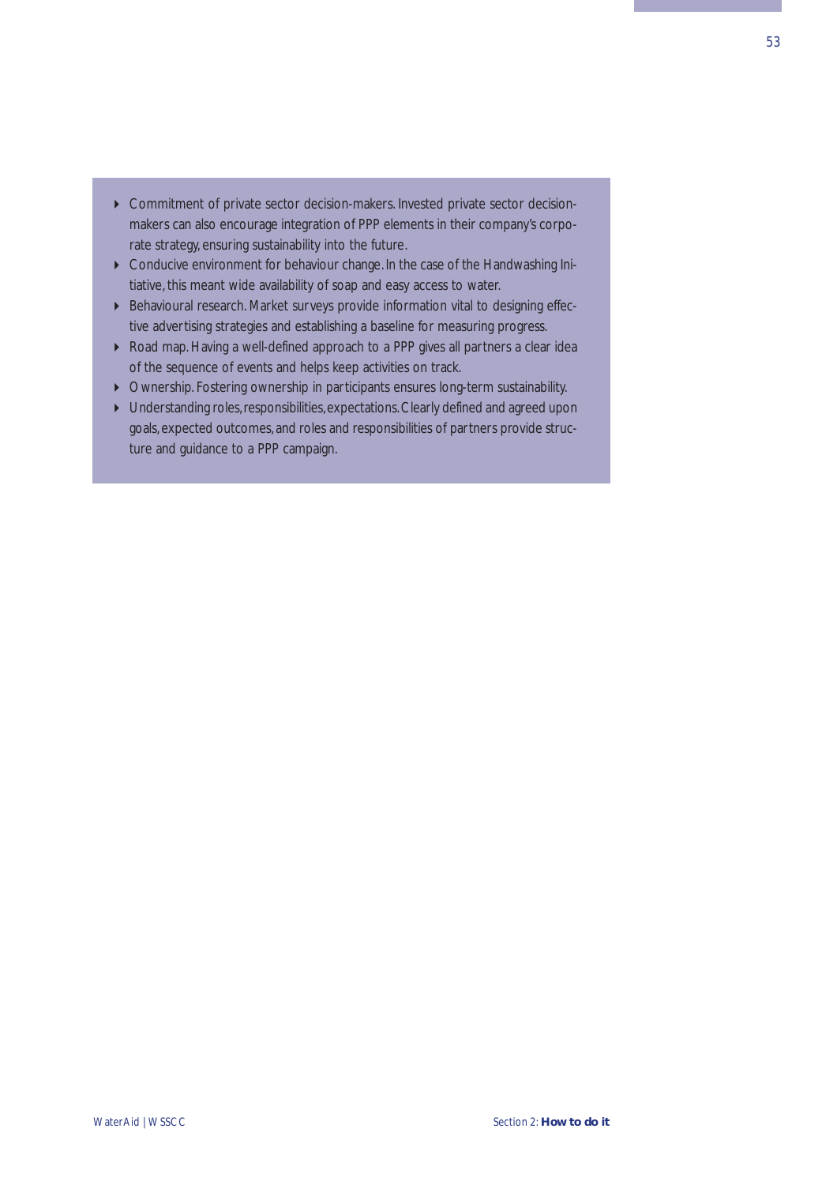- Commitment of private sector decision-makers. Invested private sector decision-makers can also encourage integration of PPP elements in their company's corporate strategy, ensuring sustainability into the future.
- Conducive environment for behaviour change. In the case of the Handwashing Initiative, this meant wide availability of soap and easy access to water.
- Behavioural research. Market surveys provide information vital to designing effective advertising strategies and establishing a baseline for measuring progress.
- Road map. Having a well-defined approach to a PPP gives all partners a clear idea of the sequence of events and helps keep activities on track.
- Ownership. Fostering ownership in participants ensures long-term sustainability.
- Understanding roles, responsibilities, expectations. Clearly defined and agreed upon goals, expected outcomes, and roles and responsibilities of partners provide structure and guidance to a PPP campaign.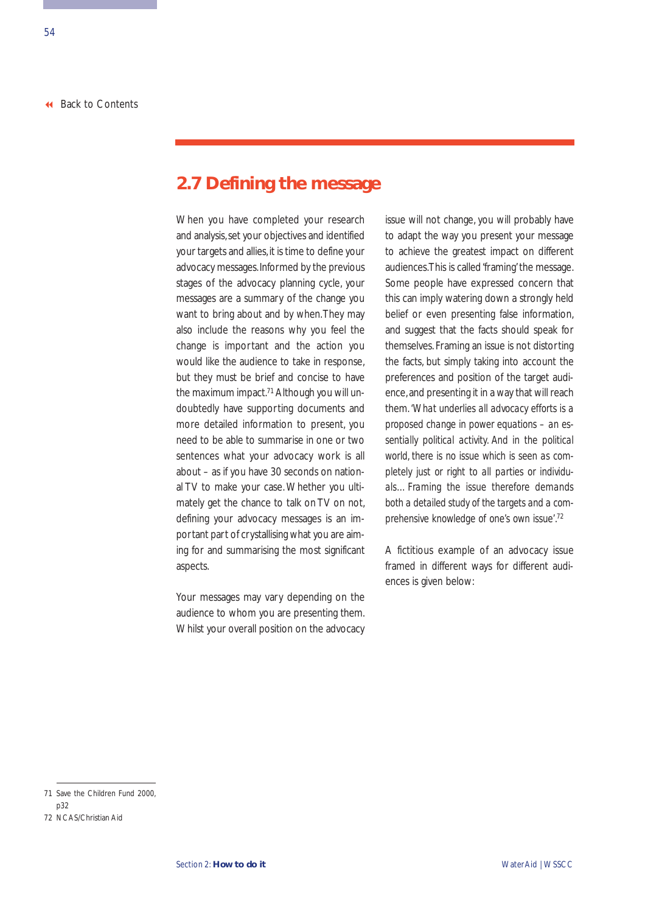## 2.7 Defining the message

When you have completed your research and analysis, set your objectives and identified your targets and allies, it is time to define your advocacy messages. Informed by the previous stages of the advocacy planning cycle, your messages are a summary of the change you want to bring about and by when. They may also include the reasons why you feel the change is important and the action you would like the audience to take in response, but they must be brief and concise to have the maximum impact.[71] Although you will undoubtedly have supporting documents and more detailed information to present, you need to be able to summarise in one or two sentences what your advocacy work is all about – as if you have 30 seconds on national TV to make your case. Whether you ultimately get the chance to talk on TV or not, defining your advocacy messages is an important part of crystallising what you are aiming for and summarising the most significant aspects.

Your messages may vary depending on the audience to whom you are presenting them. Whilst your overall position on the advocacy issue will not change, you will probably have to adapt the way you present your message to achieve the greatest impact on different audiences. This is called 'framing' the message. Some people have expressed concern that this can imply watering down a strongly held belief or even presenting false information, and suggest that the facts should speak for themselves. Framing an issue is not distorting the facts, but simply taking into account the preferences and position of the target audience, and presenting it in a way that will reach them. '*What underlies all advocacy efforts is a proposed change in power equations – an essentially political activity. And in the political world, there is no issue which is seen as completely just or right to all parties or individuals... Framing the issue therefore demands both a detailed study of the targets and a comprehensive knowledge of one's own issue*'.[72]

A fictitious example of an advocacy issue framed in different ways for different audiences is given below:

---

71 Save the Children Fund 2000, p32

72 NCAS/Christian Aid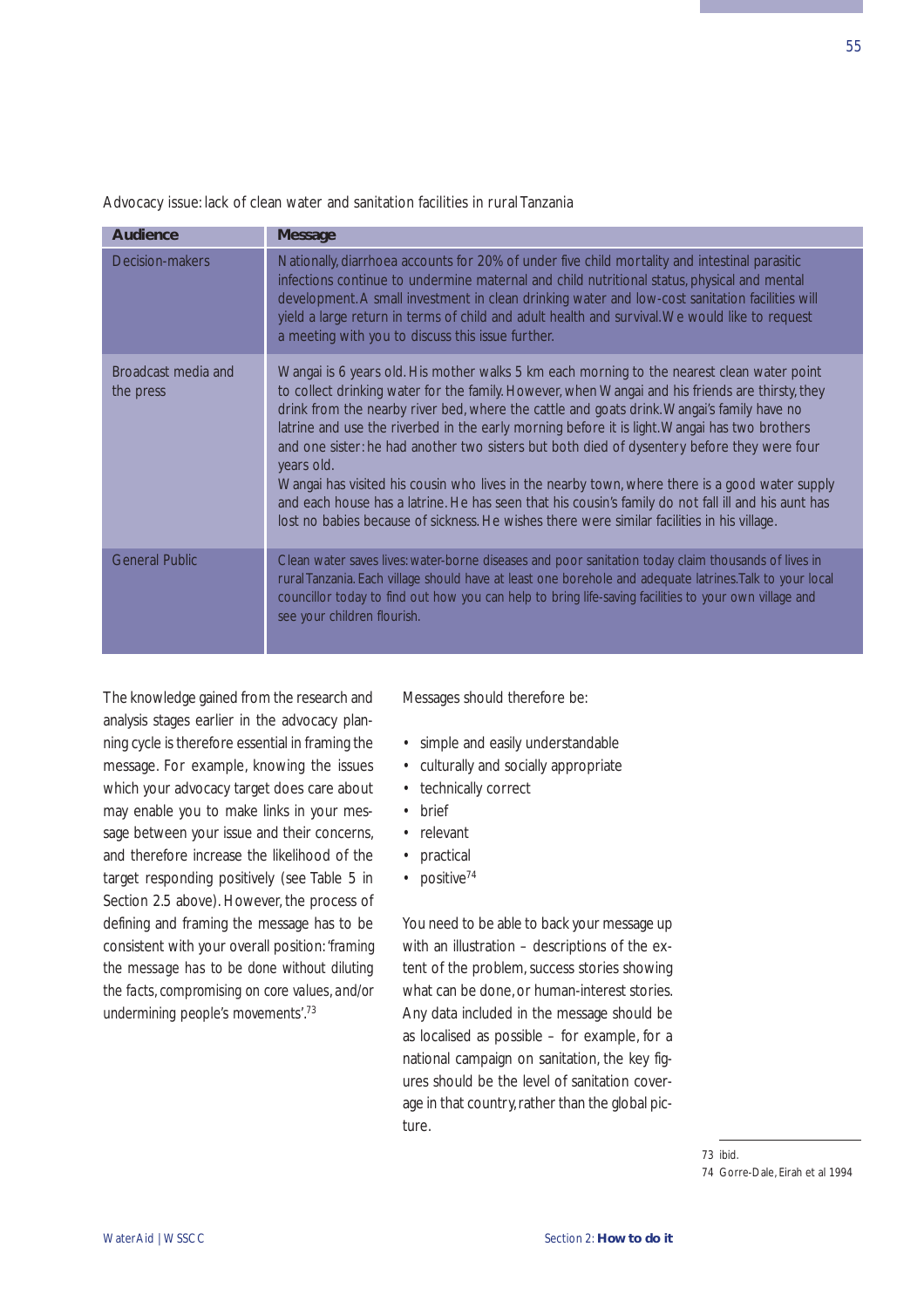Advocacy issue: lack of clean water and sanitation facilities in rural Tanzania

| Audience | Message |
| --- | --- |
| Decision-makers | Nationally, diarrhoea accounts for 20% of under five child mortality and intestinal parasitic infections continue to undermine maternal and child nutritional status, physical and mental development. A small investment in clean drinking water and low-cost sanitation facilities will yield a large return in terms of child and adult health and survival. We would like to request a meeting with you to discuss this issue further. |
| Broadcast media and the press | Wangai is 6 years old. His mother walks 5 km each morning to the nearest clean water point to collect drinking water for the family. However, when Wangai and his friends are thirsty, they drink from the nearby river bed, where the cattle and goats drink. Wangai's family have no latrine and use the riverbed in the early morning before it is light. Wangai has two brothers and one sister: he had another two sisters but both died of dysentery before they were four years old. Wangai has visited his cousin who lives in the nearby town, where there is a good water supply and each house has a latrine. He has seen that his cousin's family do not fall ill and his aunt has lost no babies because of sickness. He wishes there were similar facilities in his village. |
| General Public | Clean water saves lives: water-borne diseases and poor sanitation today claim thousands of lives in rural Tanzania. Each village should have at least one borehole and adequate latrines. Talk to your local councillor today to find out how you can help to bring life-saving facilities to your own village and see your children flourish. |

The knowledge gained from the research and analysis stages earlier in the advocacy planning cycle is therefore essential in framing the message. For example, knowing the issues which your advocacy target does care about may enable you to make links in your message between your issue and their concerns, and therefore increase the likelihood of the target responding positively (see Table 5 in Section 2.5 above). However, the process of defining and framing the message has to be consistent with your overall position: *'framing the message has to be done without diluting the facts, compromising on core values, and/or undermining people's movements'.*[73]

Messages should therefore be:

- simple and easily understandable
- culturally and socially appropriate
- technically correct
- brief
- relevant
- practical
- positive[74]

You need to be able to back your message up with an illustration – descriptions of the extent of the problem, success stories showing what can be done, or human-interest stories. Any data included in the message should be as localised as possible – for example, for a national campaign on sanitation, the key figures should be the level of sanitation coverage in that country, rather than the global picture.

73 ibid.
74 Gorre-Dale, Eirah et al 1994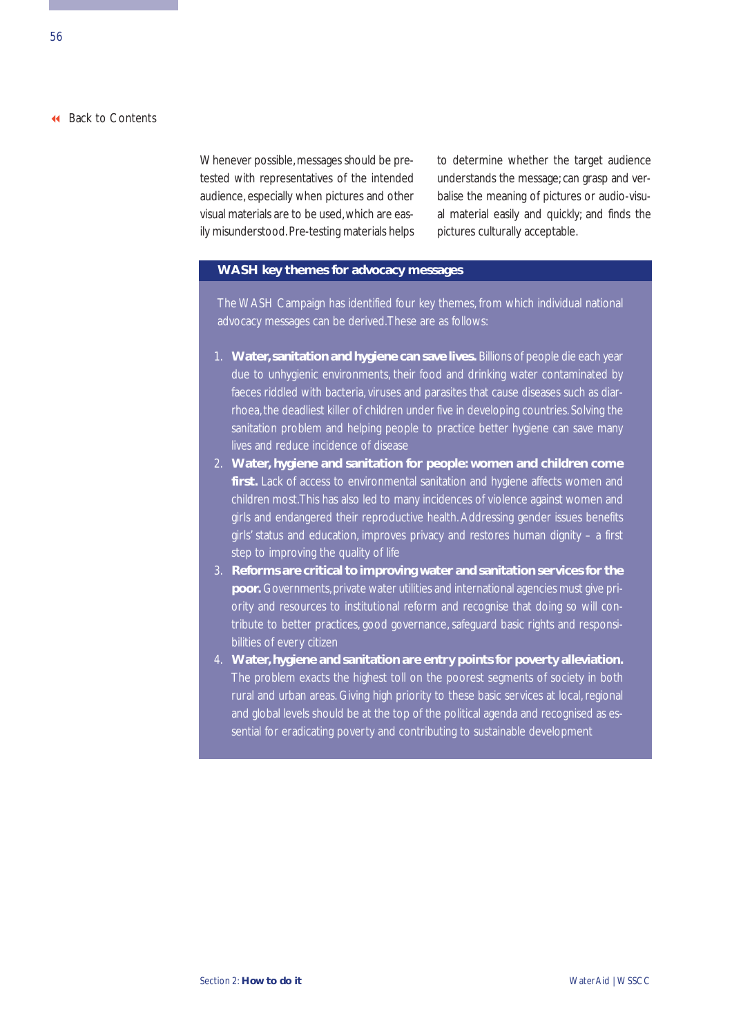Whenever possible, messages should be pre-tested with representatives of the intended audience, especially when pictures and other visual materials are to be used, which are easily misunderstood. Pre-testing materials helps to determine whether the target audience understands the message; can grasp and verbalise the meaning of pictures or audio-visual material easily and quickly; and finds the pictures culturally acceptable.

### WASH key themes for advocacy messages

The WASH Campaign has identified four key themes, from which individual national advocacy messages can be derived. These are as follows:

1. **Water, sanitation and hygiene can save lives.** Billions of people die each year due to unhygienic environments, their food and drinking water contaminated by faeces riddled with bacteria, viruses and parasites that cause diseases such as diarrhoea, the deadliest killer of children under five in developing countries. Solving the sanitation problem and helping people to practice better hygiene can save many lives and reduce incidence of disease
2. **Water, hygiene and sanitation for people: women and children come first.** Lack of access to environmental sanitation and hygiene affects women and children most. This has also led to many incidences of violence against women and girls and endangered their reproductive health. Addressing gender issues benefits girls' status and education, improves privacy and restores human dignity – a first step to improving the quality of life
3. **Reforms are critical to improving water and sanitation services for the poor.** Governments, private water utilities and international agencies must give priority and resources to institutional reform and recognise that doing so will contribute to better practices, good governance, safeguard basic rights and responsibilities of every citizen
4. **Water, hygiene and sanitation are entry points for poverty alleviation.** The problem exacts the highest toll on the poorest segments of society in both rural and urban areas. Giving high priority to these basic services at local, regional and global levels should be at the top of the political agenda and recognised as essential for eradicating poverty and contributing to sustainable development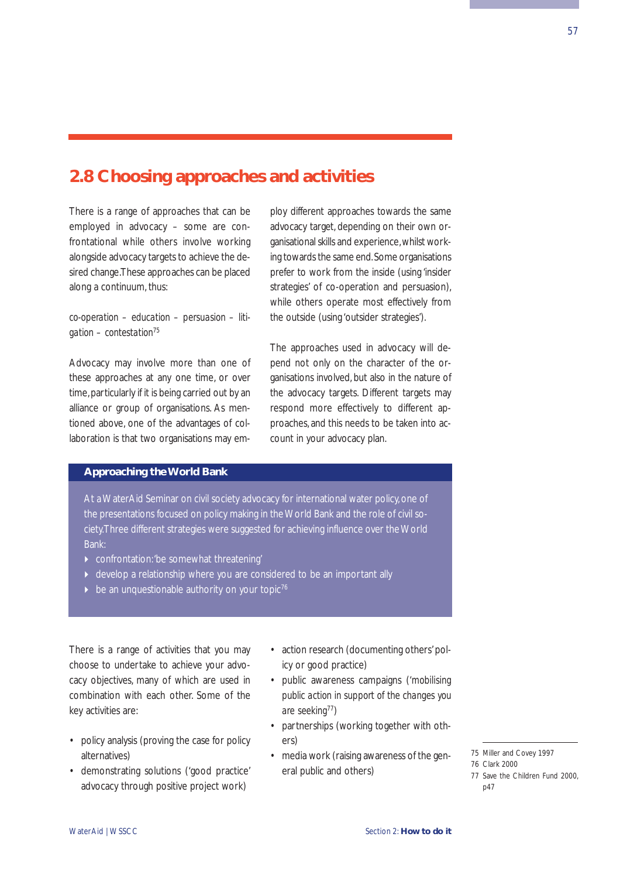## 2.8 Choosing approaches and activities

There is a range of approaches that can be employed in advocacy – some are confrontational while others involve working alongside advocacy targets to achieve the desired change.These approaches can be placed along a continuum, thus:

co-operation – education – persuasion – litigation – contestation[75]

Advocacy may involve more than one of these approaches at any one time, or over time, particularly if it is being carried out by an alliance or group of organisations. As mentioned above, one of the advantages of collaboration is that two organisations may employ different approaches towards the same advocacy target, depending on their own organisational skills and experience, whilst working towards the same end. Some organisations prefer to work from the inside (using 'insider strategies' of co-operation and persuasion), while others operate most effectively from the outside (using 'outsider strategies').

The approaches used in advocacy will depend not only on the character of the organisations involved, but also in the nature of the advocacy targets. Different targets may respond more effectively to different approaches, and this needs to be taken into account in your advocacy plan.

**Approaching the World Bank**

At a WaterAid Seminar on civil society advocacy for international water policy, one of the presentations focused on policy making in the World Bank and the role of civil society.Three different strategies were suggested for achieving influence over the World Bank:

- confrontation: 'be somewhat threatening'
- develop a relationship where you are considered to be an important ally
- be an unquestionable authority on your topic[76]

There is a range of activities that you may choose to undertake to achieve your advocacy objectives, many of which are used in combination with each other. Some of the key activities are:

- policy analysis (proving the case for policy alternatives)
- demonstrating solutions ('good practice' advocacy through positive project work)
- action research (documenting others' policy or good practice)
- public awareness campaigns ('mobilising public action in support of the changes you are seeking[77])
- partnerships (working together with others)
- media work (raising awareness of the general public and others)

75 Miller and Covey 1997
76 Clark 2000
77 Save the Children Fund 2000, p47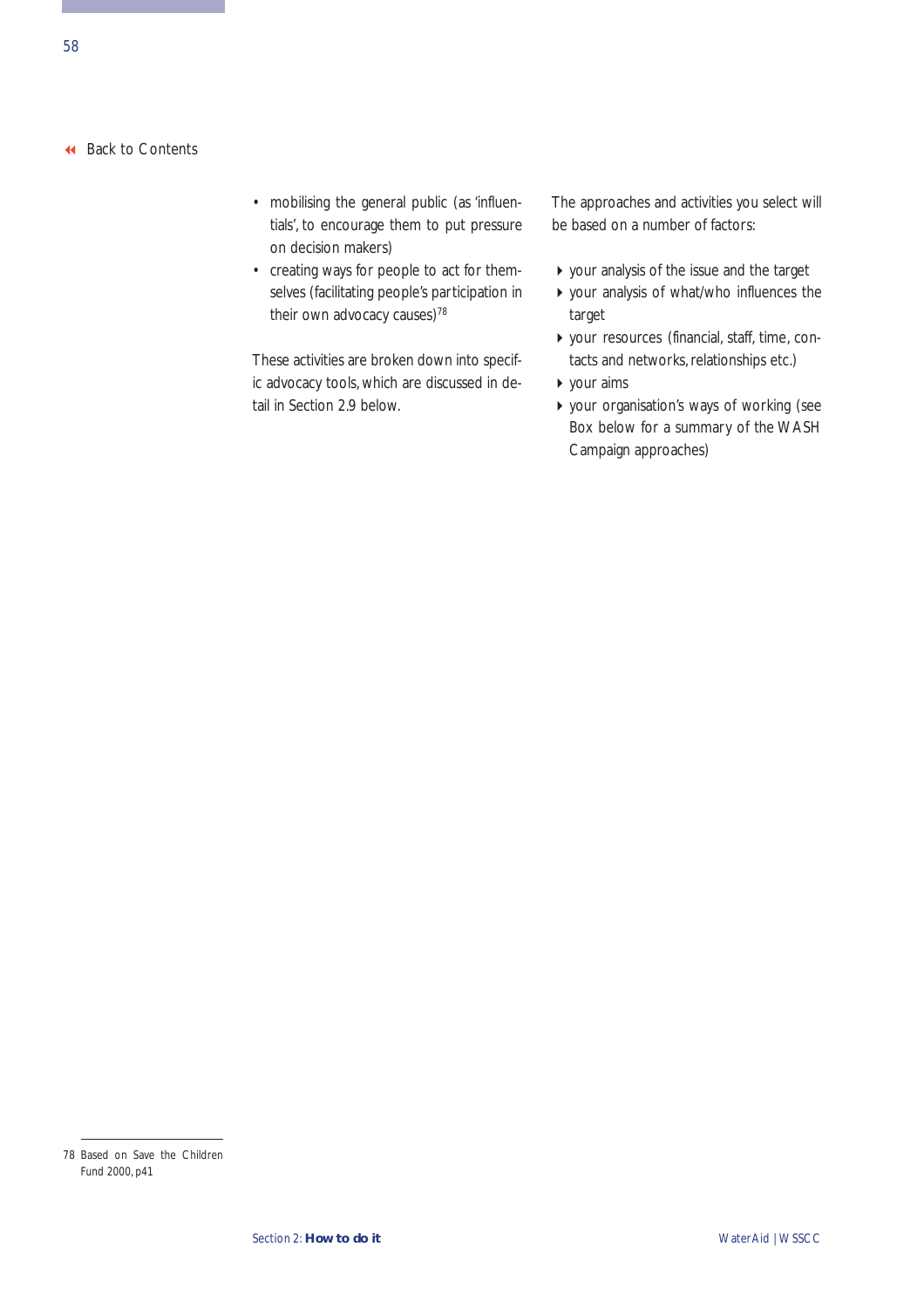- mobilising the general public (as 'influentials', to encourage them to put pressure on decision makers)
- creating ways for people to act for themselves (facilitating people's participation in their own advocacy causes)[78]

These activities are broken down into specific advocacy tools, which are discussed in detail in Section 2.9 below.

The approaches and activities you select will be based on a number of factors:

- your analysis of the issue and the target
- your analysis of what/who influences the target
- your resources (financial, staff, time, contacts and networks, relationships etc.)
- your aims
- your organisation's ways of working (see Box below for a summary of the WASH Campaign approaches)

78 Based on Save the Children Fund 2000, p41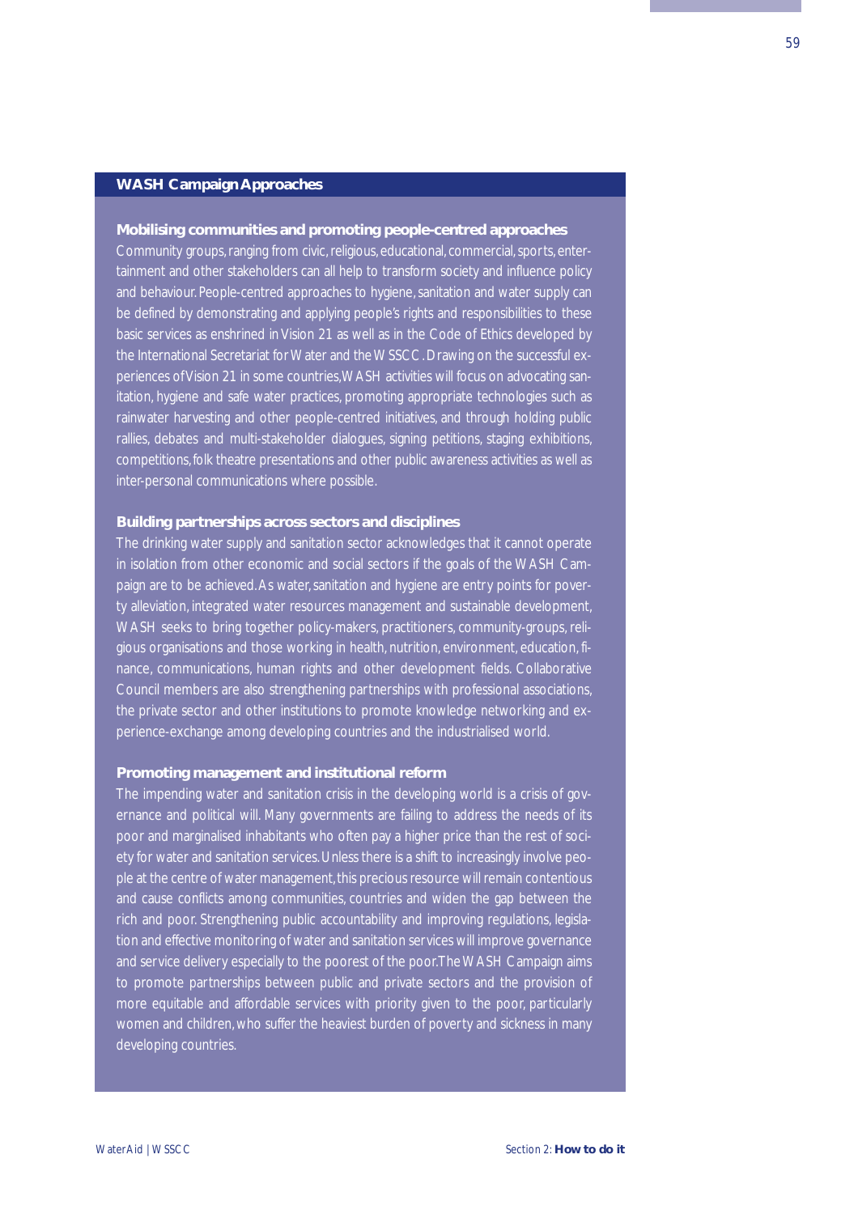## WASH Campaign Approaches

### Mobilising communities and promoting people-centred approaches

Community groups, ranging from civic, religious, educational, commercial, sports, entertainment and other stakeholders can all help to transform society and influence policy and behaviour. People-centred approaches to hygiene, sanitation and water supply can be defined by demonstrating and applying people's rights and responsibilities to these basic services as enshrined in Vision 21 as well as in the Code of Ethics developed by the International Secretariat for Water and the WSSCC. Drawing on the successful experiences of Vision 21 in some countries, WASH activities will focus on advocating sanitation, hygiene and safe water practices, promoting appropriate technologies such as rainwater harvesting and other people-centred initiatives, and through holding public rallies, debates and multi-stakeholder dialogues, signing petitions, staging exhibitions, competitions, folk theatre presentations and other public awareness activities as well as inter-personal communications where possible.

### Building partnerships across sectors and disciplines

The drinking water supply and sanitation sector acknowledges that it cannot operate in isolation from other economic and social sectors if the goals of the WASH Campaign are to be achieved. As water, sanitation and hygiene are entry points for poverty alleviation, integrated water resources management and sustainable development, WASH seeks to bring together policy-makers, practitioners, community-groups, religious organisations and those working in health, nutrition, environment, education, finance, communications, human rights and other development fields. Collaborative Council members are also strengthening partnerships with professional associations, the private sector and other institutions to promote knowledge networking and experience-exchange among developing countries and the industrialised world.

### Promoting management and institutional reform

The impending water and sanitation crisis in the developing world is a crisis of governance and political will. Many governments are failing to address the needs of its poor and marginalised inhabitants who often pay a higher price than the rest of society for water and sanitation services. Unless there is a shift to increasingly involve people at the centre of water management, this precious resource will remain contentious and cause conflicts among communities, countries and widen the gap between the rich and poor. Strengthening public accountability and improving regulations, legislation and effective monitoring of water and sanitation services will improve governance and service delivery especially to the poorest of the poor. The WASH Campaign aims to promote partnerships between public and private sectors and the provision of more equitable and affordable services with priority given to the poor, particularly women and children, who suffer the heaviest burden of poverty and sickness in many developing countries.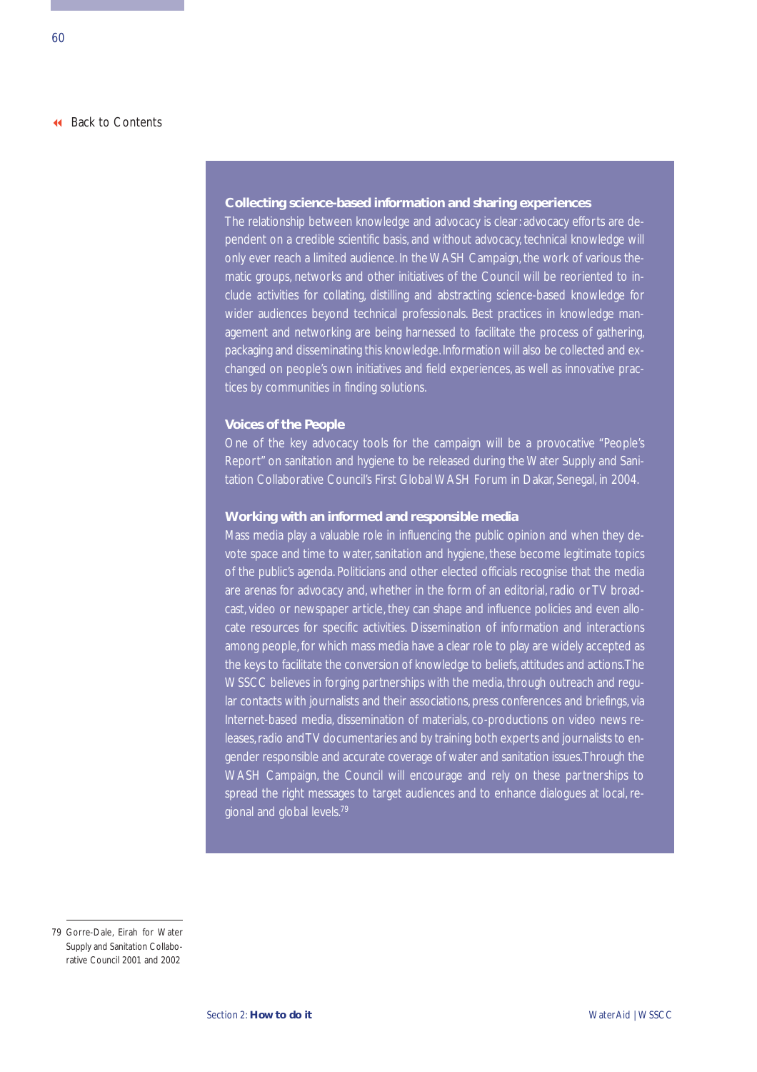### Collecting science-based information and sharing experiences

The relationship between knowledge and advocacy is clear: advocacy efforts are dependent on a credible scientific basis, and without advocacy, technical knowledge will only ever reach a limited audience. In the WASH Campaign, the work of various thematic groups, networks and other initiatives of the Council will be reoriented to include activities for collating, distilling and abstracting science-based knowledge for wider audiences beyond technical professionals. Best practices in knowledge management and networking are being harnessed to facilitate the process of gathering, packaging and disseminating this knowledge. Information will also be collected and exchanged on people's own initiatives and field experiences, as well as innovative practices by communities in finding solutions.

### Voices of the People

One of the key advocacy tools for the campaign will be a provocative "People's Report" on sanitation and hygiene to be released during the Water Supply and Sanitation Collaborative Council's First Global WASH Forum in Dakar, Senegal, in 2004.

### Working with an informed and responsible media

Mass media play a valuable role in influencing the public opinion and when they devote space and time to water, sanitation and hygiene, these become legitimate topics of the public's agenda. Politicians and other elected officials recognise that the media are arenas for advocacy and, whether in the form of an editorial, radio or TV broadcast, video or newspaper article, they can shape and influence policies and even allocate resources for specific activities. Dissemination of information and interactions among people, for which mass media have a clear role to play are widely accepted as the keys to facilitate the conversion of knowledge to beliefs, attitudes and actions. The WSSCC believes in forging partnerships with the media, through outreach and regular contacts with journalists and their associations, press conferences and briefings, via Internet-based media, dissemination of materials, co-productions on video news releases, radio and TV documentaries and by training both experts and journalists to engender responsible and accurate coverage of water and sanitation issues. Through the WASH Campaign, the Council will encourage and rely on these partnerships to spread the right messages to target audiences and to enhance dialogues at local, regional and global levels.[79]

---

79 Gorre-Dale, Eirah for Water Supply and Sanitation Collaborative Council 2001 and 2002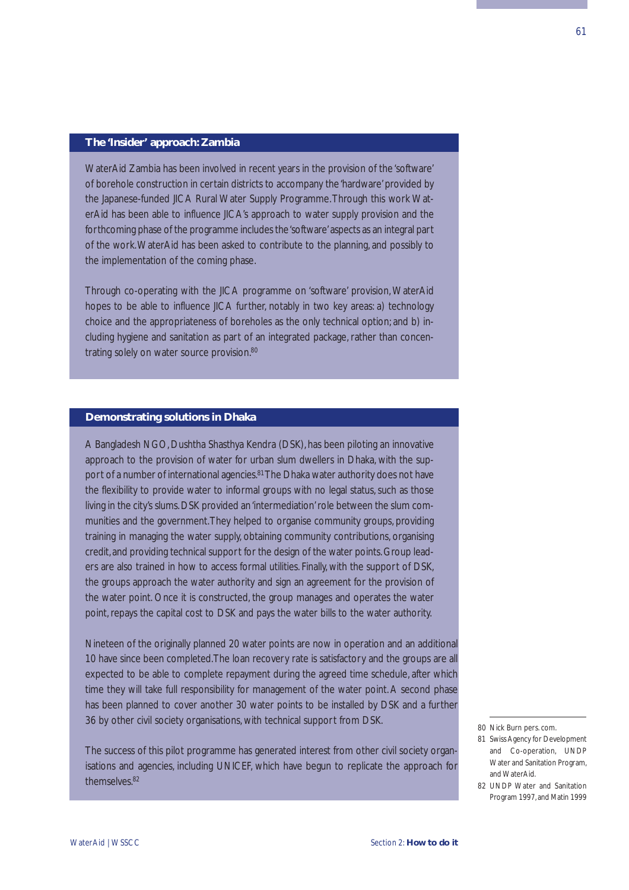## The 'Insider' approach: Zambia

WaterAid Zambia has been involved in recent years in the provision of the 'software' of borehole construction in certain districts to accompany the 'hardware' provided by the Japanese-funded JICA Rural Water Supply Programme. Through this work WaterAid has been able to influence JICA's approach to water supply provision and the forthcoming phase of the programme includes the 'software' aspects as an integral part of the work. WaterAid has been asked to contribute to the planning, and possibly to the implementation of the coming phase.

Through co-operating with the JICA programme on 'software' provision, WaterAid hopes to be able to influence JICA further, notably in two key areas: a) technology choice and the appropriateness of boreholes as the only technical option; and b) including hygiene and sanitation as part of an integrated package, rather than concentrating solely on water source provision.[80]

## Demonstrating solutions in Dhaka

A Bangladesh NGO, Dushtha Shasthya Kendra (DSK), has been piloting an innovative approach to the provision of water for urban slum dwellers in Dhaka, with the support of a number of international agencies.[81] The Dhaka water authority does not have the flexibility to provide water to informal groups with no legal status, such as those living in the city's slums. DSK provided an 'intermediation' role between the slum communities and the government. They helped to organise community groups, providing training in managing the water supply, obtaining community contributions, organising credit, and providing technical support for the design of the water points. Group leaders are also trained in how to access formal utilities. Finally, with the support of DSK, the groups approach the water authority and sign an agreement for the provision of the water point. Once it is constructed, the group manages and operates the water point, repays the capital cost to DSK and pays the water bills to the water authority.

Nineteen of the originally planned 20 water points are now in operation and an additional 10 have since been completed. The loan recovery rate is satisfactory and the groups are all expected to be able to complete repayment during the agreed time schedule, after which time they will take full responsibility for management of the water point. A second phase has been planned to cover another 30 water points to be installed by DSK and a further 36 by other civil society organisations, with technical support from DSK.

The success of this pilot programme has generated interest from other civil society organisations and agencies, including UNICEF, which have begun to replicate the approach for themselves.[82]

---

80 Nick Burn pers. com.

81 Swiss Agency for Development and Co-operation, UNDP Water and Sanitation Program, and WaterAid.

82 UNDP Water and Sanitation Program 1997, and Matin 1999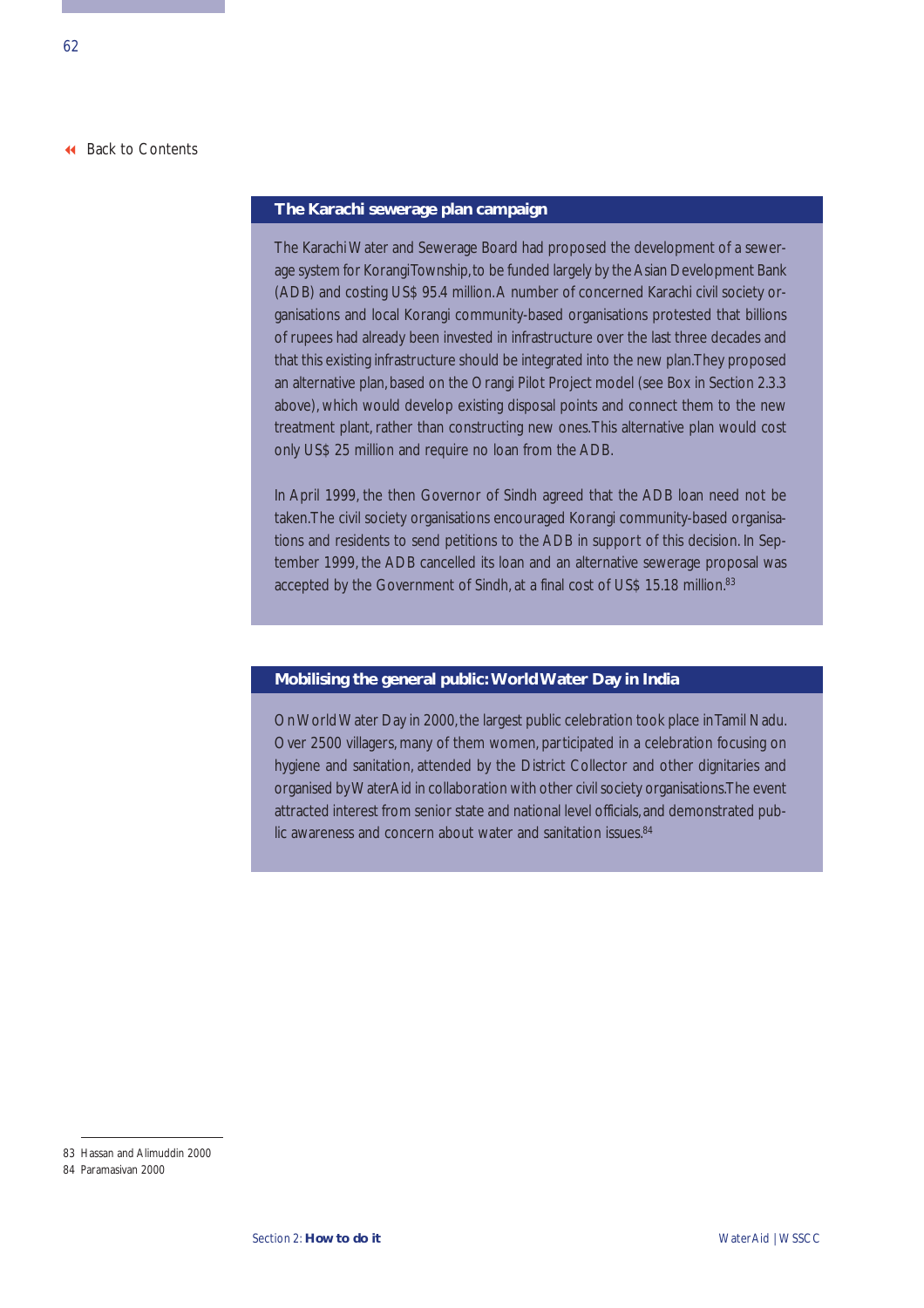### The Karachi sewerage plan campaign

The Karachi Water and Sewerage Board had proposed the development of a sewerage system for Korangi Township, to be funded largely by the Asian Development Bank (ADB) and costing US$ 95.4 million. A number of concerned Karachi civil society organisations and local Korangi community-based organisations protested that billions of rupees had already been invested in infrastructure over the last three decades and that this existing infrastructure should be integrated into the new plan. They proposed an alternative plan, based on the Orangi Pilot Project model (see Box in Section 2.3.3 above), which would develop existing disposal points and connect them to the new treatment plant, rather than constructing new ones. This alternative plan would cost only US$ 25 million and require no loan from the ADB.

In April 1999, the then Governor of Sindh agreed that the ADB loan need not be taken. The civil society organisations encouraged Korangi community-based organisations and residents to send petitions to the ADB in support of this decision. In September 1999, the ADB cancelled its loan and an alternative sewerage proposal was accepted by the Government of Sindh, at a final cost of US$ 15.18 million.[83]

### Mobilising the general public: World Water Day in India

On World Water Day in 2000, the largest public celebration took place in Tamil Nadu. Over 2500 villagers, many of them women, participated in a celebration focusing on hygiene and sanitation, attended by the District Collector and other dignitaries and organised by WaterAid in collaboration with other civil society organisations. The event attracted interest from senior state and national level officials, and demonstrated public awareness and concern about water and sanitation issues.[84]

---

83 Hassan and Alimuddin 2000

84 Paramasivan 2000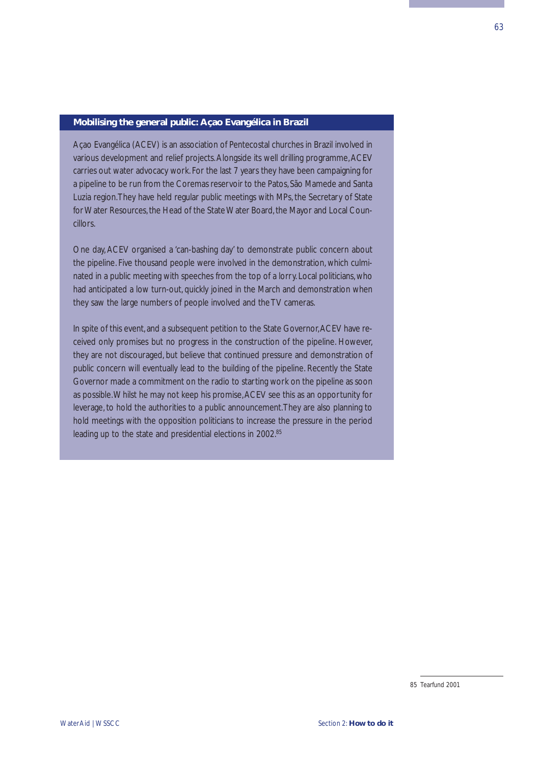## Mobilising the general public: Açao Evangélica in Brazil

Açao Evangélica (ACEV) is an association of Pentecostal churches in Brazil involved in various development and relief projects. Alongside its well drilling programme, ACEV carries out water advocacy work. For the last 7 years they have been campaigning for a pipeline to be run from the Coremas reservoir to the Patos, São Mamede and Santa Luzia region. They have held regular public meetings with MPs, the Secretary of State for Water Resources, the Head of the State Water Board, the Mayor and Local Councillors.

One day, ACEV organised a 'can-bashing day' to demonstrate public concern about the pipeline. Five thousand people were involved in the demonstration, which culminated in a public meeting with speeches from the top of a lorry. Local politicians, who had anticipated a low turn-out, quickly joined in the March and demonstration when they saw the large numbers of people involved and the TV cameras.

In spite of this event, and a subsequent petition to the State Governor, ACEV have received only promises but no progress in the construction of the pipeline. However, they are not discouraged, but believe that continued pressure and demonstration of public concern will eventually lead to the building of the pipeline. Recently the State Governor made a commitment on the radio to starting work on the pipeline as soon as possible. Whilst he may not keep his promise, ACEV see this as an opportunity for leverage, to hold the authorities to a public announcement. They are also planning to hold meetings with the opposition politicians to increase the pressure in the period leading up to the state and presidential elections in 2002.[85]

---

85 Tearfund 2001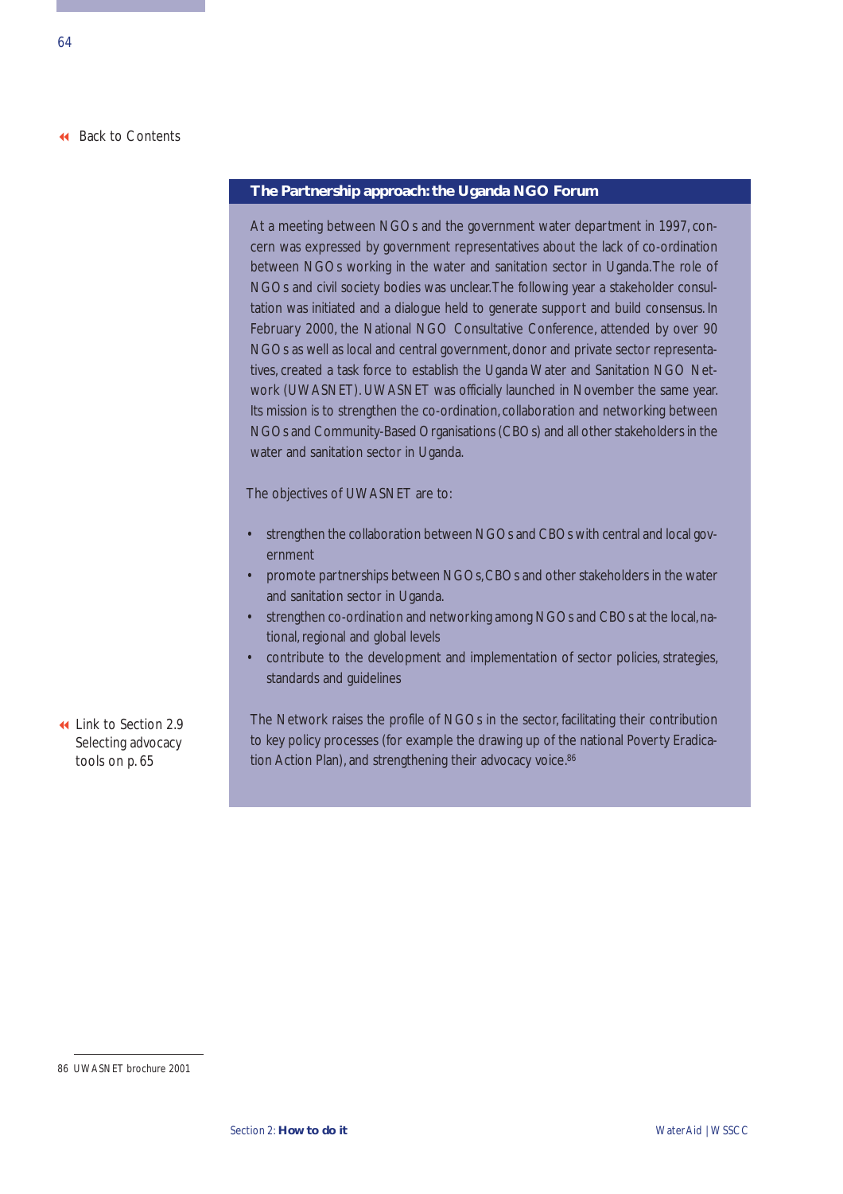Back to Contents

### The Partnership approach: the Uganda NGO Forum

At a meeting between NGOs and the government water department in 1997, concern was expressed by government representatives about the lack of co-ordination between NGOs working in the water and sanitation sector in Uganda. The role of NGOs and civil society bodies was unclear. The following year a stakeholder consultation was initiated and a dialogue held to generate support and build consensus. In February 2000, the National NGO Consultative Conference, attended by over 90 NGOs as well as local and central government, donor and private sector representatives, created a task force to establish the Uganda Water and Sanitation NGO Network (UWASNET). UWASNET was officially launched in November the same year. Its mission is to strengthen the co-ordination, collaboration and networking between NGOs and Community-Based Organisations (CBOs) and all other stakeholders in the water and sanitation sector in Uganda.

The objectives of UWASNET are to:

- strengthen the collaboration between NGOs and CBOs with central and local government
- promote partnerships between NGOs, CBOs and other stakeholders in the water and sanitation sector in Uganda.
- strengthen co-ordination and networking among NGOs and CBOs at the local, national, regional and global levels
- contribute to the development and implementation of sector policies, strategies, standards and guidelines

The Network raises the profile of NGOs in the sector, facilitating their contribution to key policy processes (for example the drawing up of the national Poverty Eradication Action Plan), and strengthening their advocacy voice.[86]

Link to Section 2.9 Selecting advocacy tools on p. 65

86 UWASNET brochure 2001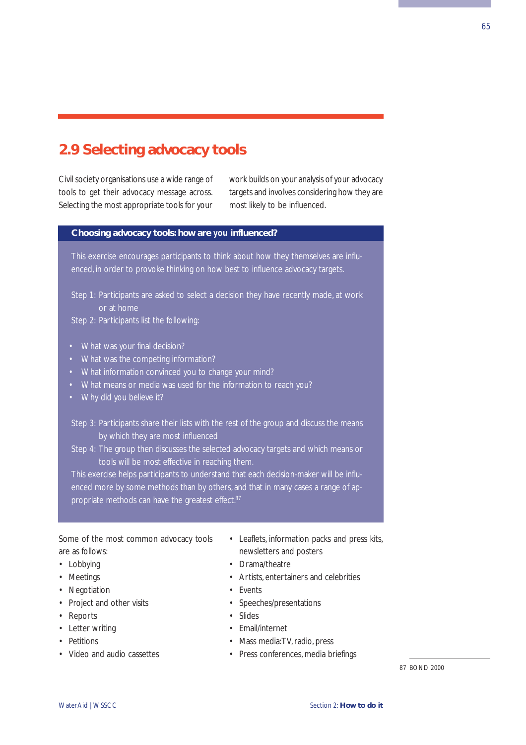## 2.9 Selecting advocacy tools

Civil society organisations use a wide range of tools to get their advocacy message across. Selecting the most appropriate tools for your work builds on your analysis of your advocacy targets and involves considering how they are most likely to be influenced.

### Choosing advocacy tools: how are you influenced?

This exercise encourages participants to think about how they themselves are influenced, in order to provoke thinking on how best to influence advocacy targets.

Step 1: Participants are asked to select a decision they have recently made, at work or at home

Step 2: Participants list the following:

- What was your final decision?
- What was the competing information?
- What information convinced you to change your mind?
- What means or media was used for the information to reach you?
- Why did you believe it?

Step 3: Participants share their lists with the rest of the group and discuss the means by which they are most influenced

Step 4: The group then discusses the selected advocacy targets and which means or tools will be most effective in reaching them.

This exercise helps participants to understand that each decision-maker will be influenced more by some methods than by others, and that in many cases a range of appropriate methods can have the greatest effect.[87]

Some of the most common advocacy tools are as follows:

- Lobbying
- Meetings
- Negotiation
- Project and other visits
- Reports
- Letter writing
- Petitions
- Video and audio cassettes
- Leaflets, information packs and press kits, newsletters and posters
- Drama/theatre
- Artists, entertainers and celebrities
- Events
- Speeches/presentations
- Slides
- Email/internet
- Mass media: TV, radio, press
- Press conferences, media briefings

87 BOND 2000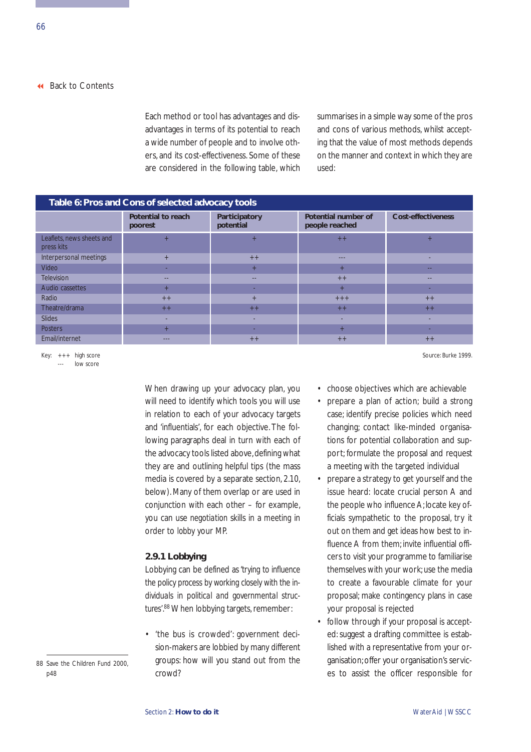Each method or tool has advantages and disadvantages in terms of its potential to reach a wide number of people and to involve others, and its cost-effectiveness. Some of these are considered in the following table, which summarises in a simple way some of the pros and cons of various methods, whilst accepting that the value of most methods depends on the manner and context in which they are used:

**Table 6: Pros and Cons of selected advocacy tools**

| | Potential to reach poorest | Participatory potential | Potential number of people reached | Cost-effectiveness |
|---|---|---|---|---|
| Leaflets, news sheets and press kits | + | + | ++ | + |
| Interpersonal meetings | + | ++ | --- | - |
| Video | - | + | + | -- |
| Television | -- | -- | ++ | -- |
| Audio cassettes | + | - | + | - |
| Radio | ++ | + | +++ | ++ |
| Theatre/drama | ++ | ++ | ++ | ++ |
| Slides | - | - | - | - |
| Posters | + | - | + | - |
| Email/internet | --- | ++ | ++ | ++ |

Key: +++ high score
--- low score

Source: Burke 1999.

When drawing up your advocacy plan, you will need to identify which tools you will use in relation to each of your advocacy targets and 'influentials', for each objective. The following paragraphs deal in turn with each of the advocacy tools listed above, defining what they are and outlining helpful tips (the mass media is covered by a separate section, 2.10, below). Many of them overlap or are used in conjunction with each other – for example, you can use negotiation skills in a meeting in order to lobby your MP.

### 2.9.1 Lobbying

Lobbying can be defined as 'trying to influence the policy process by working closely with the individuals in political and governmental structures'.[88] When lobbying targets, remember:

- 'the bus is crowded': government decision-makers are lobbied by many different groups: how will you stand out from the crowd?
- choose objectives which are achievable
- prepare a plan of action; build a strong case; identify precise policies which need changing; contact like-minded organisations for potential collaboration and support; formulate the proposal and request a meeting with the targeted individual
- prepare a strategy to get yourself and the issue heard: locate crucial person A and the people who influence A; locate key officials sympathetic to the proposal, try it out on them and get ideas how best to influence A from them; invite influential officers to visit your programme to familiarise themselves with your work; use the media to create a favourable climate for your proposal; make contingency plans in case your proposal is rejected
- follow through if your proposal is accepted: suggest a drafting committee is established with a representative from your organisation; offer your organisation's services to assist the officer responsible for

88 Save the Children Fund 2000, p48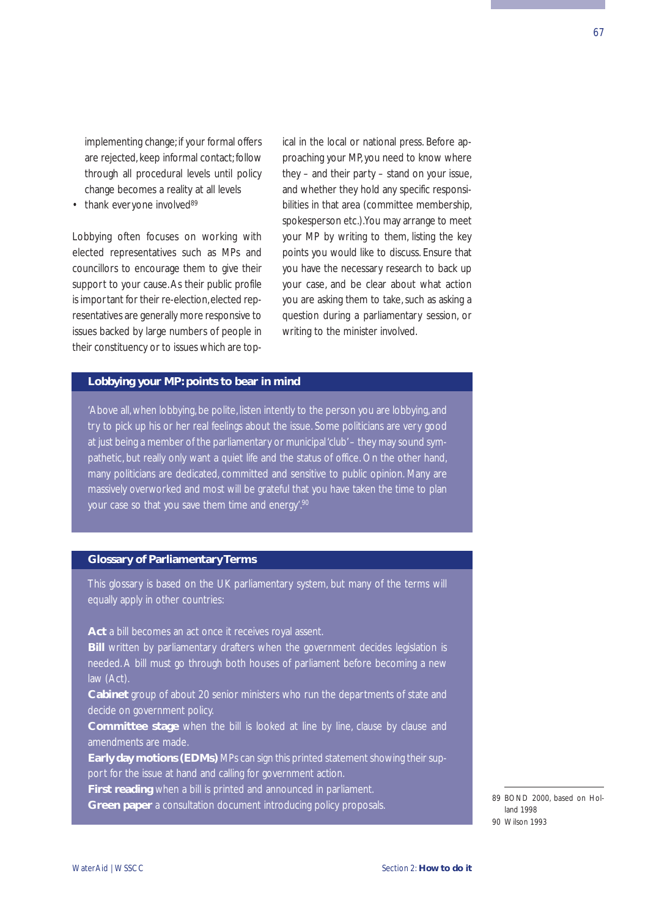implementing change; if your formal offers are rejected, keep informal contact; follow through all procedural levels until policy change becomes a reality at all levels

- thank everyone involved[89]

Lobbying often focuses on working with elected representatives such as MPs and councillors to encourage them to give their support to your cause. As their public profile is important for their re-election, elected representatives are generally more responsive to issues backed by large numbers of people in their constituency or to issues which are topical in the local or national press. Before approaching your MP, you need to know where they – and their party – stand on your issue, and whether they hold any specific responsibilities in that area (committee membership, spokesperson etc.). You may arrange to meet your MP by writing to them, listing the key points you would like to discuss. Ensure that you have the necessary research to back up your case, and be clear about what action you are asking them to take, such as asking a question during a parliamentary session, or writing to the minister involved.

## Lobbying your MP: points to bear in mind

'Above all, when lobbying, be polite, listen intently to the person you are lobbying, and try to pick up his or her real feelings about the issue. Some politicians are very good at just being a member of the parliamentary or municipal 'club' – they may sound sympathetic, but really only want a quiet life and the status of office. On the other hand, many politicians are dedicated, committed and sensitive to public opinion. Many are massively overworked and most will be grateful that you have taken the time to plan your case so that you save them time and energy'.[90]

## Glossary of Parliamentary Terms

This glossary is based on the UK parliamentary system, but many of the terms will equally apply in other countries:

**Act** a bill becomes an act once it receives royal assent.
**Bill** written by parliamentary drafters when the government decides legislation is needed. A bill must go through both houses of parliament before becoming a new law (Act).
**Cabinet** group of about 20 senior ministers who run the departments of state and decide on government policy.
**Committee stage** when the bill is looked at line by line, clause by clause and amendments are made.
**Early day motions (EDMs)** MPs can sign this printed statement showing their support for the issue at hand and calling for government action.
**First reading** when a bill is printed and announced in parliament.
**Green paper** a consultation document introducing policy proposals.

---

89 BOND 2000, based on Holland 1998
90 Wilson 1993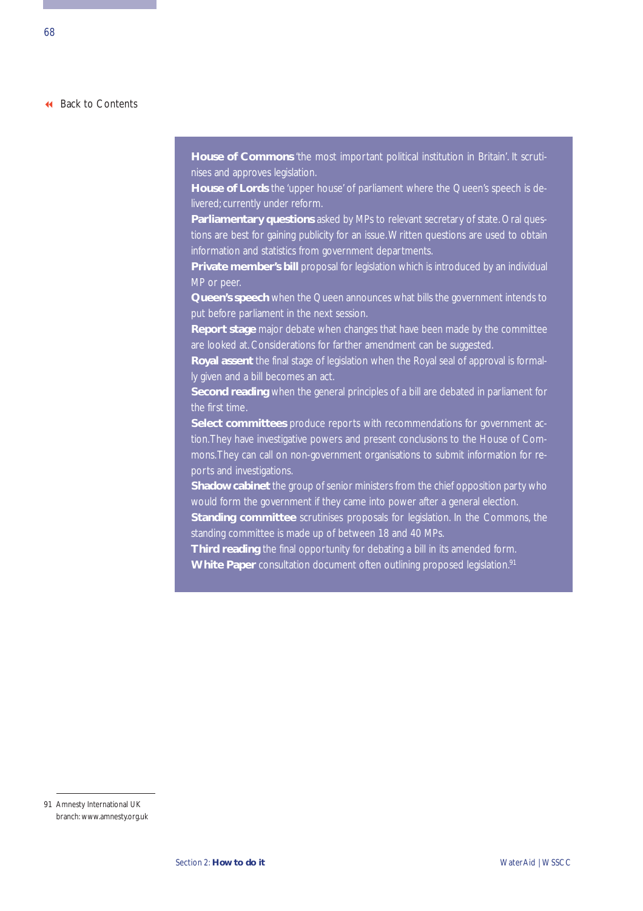[Back to Contents](#)

**House of Commons** 'the most important political institution in Britain'. It scrutinises and approves legislation.

**House of Lords** the 'upper house' of parliament where the Queen's speech is delivered; currently under reform.

**Parliamentary questions** asked by MPs to relevant secretary of state. Oral questions are best for gaining publicity for an issue. Written questions are used to obtain information and statistics from government departments.

**Private member's bill** proposal for legislation which is introduced by an individual MP or peer.

**Queen's speech** when the Queen announces what bills the government intends to put before parliament in the next session.

**Report stage** major debate when changes that have been made by the committee are looked at. Considerations for farther amendment can be suggested.

**Royal assent** the final stage of legislation when the Royal seal of approval is formally given and a bill becomes an act.

**Second reading** when the general principles of a bill are debated in parliament for the first time.

**Select committees** produce reports with recommendations for government action. They have investigative powers and present conclusions to the House of Commons. They can call on non-government organisations to submit information for reports and investigations.

**Shadow cabinet** the group of senior ministers from the chief opposition party who would form the government if they came into power after a general election.

**Standing committee** scrutinises proposals for legislation. In the Commons, the standing committee is made up of between 18 and 40 MPs.

**Third reading** the final opportunity for debating a bill in its amended form.

**White Paper** consultation document often outlining proposed legislation.[91]

91 Amnesty International UK branch: www.amnesty.org.uk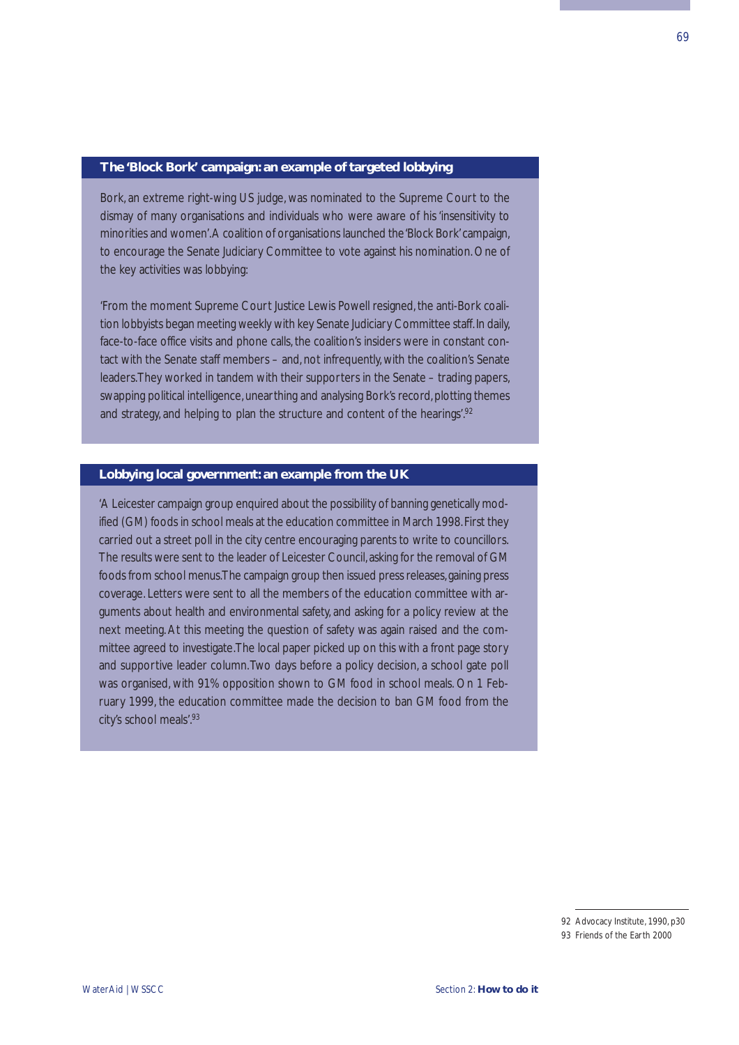## The 'Block Bork' campaign: an example of targeted lobbying

Bork, an extreme right-wing US judge, was nominated to the Supreme Court to the dismay of many organisations and individuals who were aware of his 'insensitivity to minorities and women'. A coalition of organisations launched the 'Block Bork' campaign, to encourage the Senate Judiciary Committee to vote against his nomination. One of the key activities was lobbying:

'From the moment Supreme Court Justice Lewis Powell resigned, the anti-Bork coalition lobbyists began meeting weekly with key Senate Judiciary Committee staff. In daily, face-to-face office visits and phone calls, the coalition's insiders were in constant contact with the Senate staff members – and, not infrequently, with the coalition's Senate leaders. They worked in tandem with their supporters in the Senate – trading papers, swapping political intelligence, unearthing and analysing Bork's record, plotting themes and strategy, and helping to plan the structure and content of the hearings'.[92]

## Lobbying local government: an example from the UK

'A Leicester campaign group enquired about the possibility of banning genetically modified (GM) foods in school meals at the education committee in March 1998. First they carried out a street poll in the city centre encouraging parents to write to councillors. The results were sent to the leader of Leicester Council, asking for the removal of GM foods from school menus. The campaign group then issued press releases, gaining press coverage. Letters were sent to all the members of the education committee with arguments about health and environmental safety, and asking for a policy review at the next meeting. At this meeting the question of safety was again raised and the committee agreed to investigate. The local paper picked up on this with a front page story and supportive leader column. Two days before a policy decision, a school gate poll was organised, with 91% opposition shown to GM food in school meals. On 1 February 1999, the education committee made the decision to ban GM food from the city's school meals'.[93]

92 Advocacy Institute, 1990, p30

93 Friends of the Earth 2000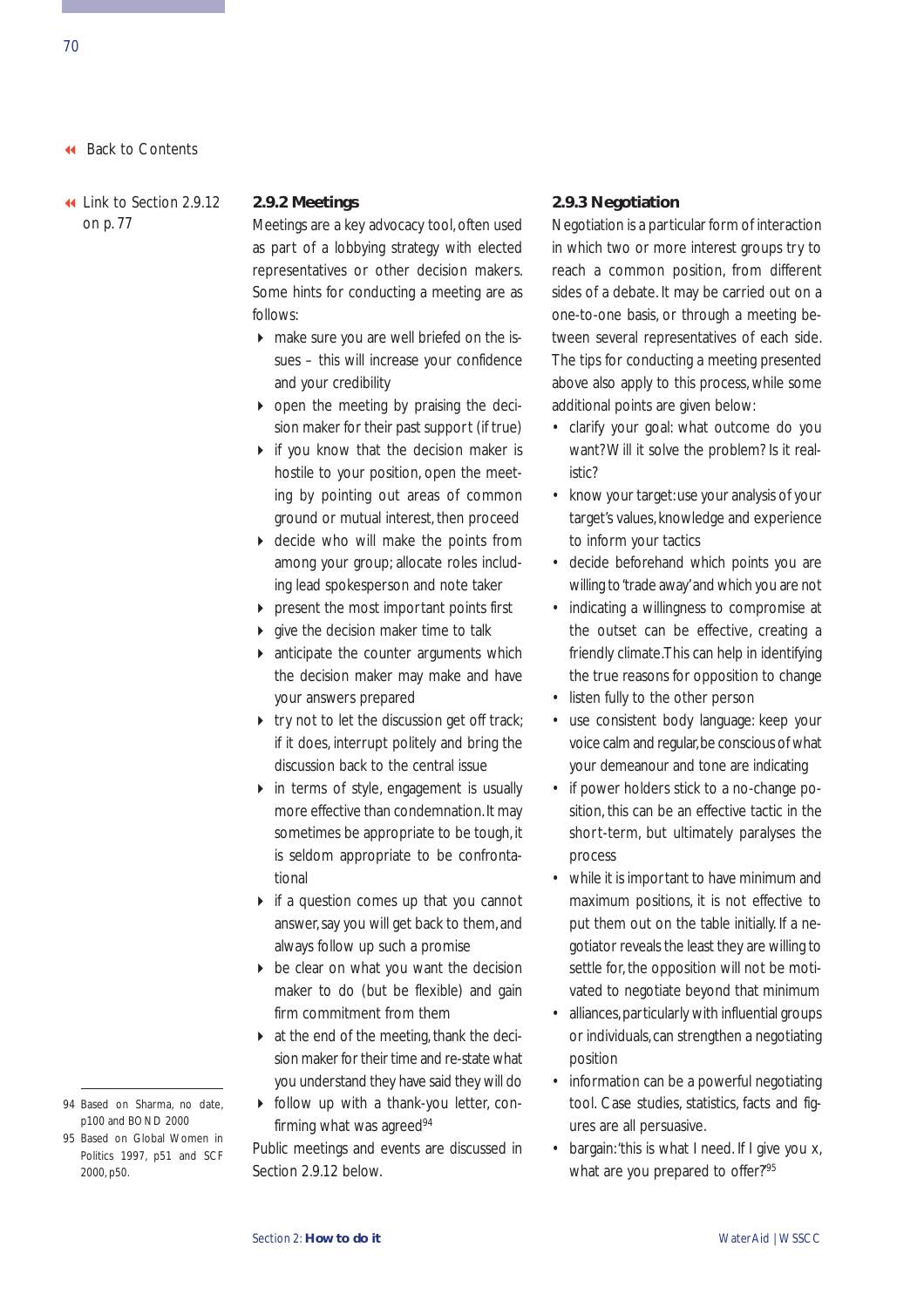Back to Contents

Link to Section 2.9.12 on p. 77

### 2.9.2 Meetings

Meetings are a key advocacy tool, often used as part of a lobbying strategy with elected representatives or other decision makers. Some hints for conducting a meeting are as follows:

- make sure you are well briefed on the issues – this will increase your confidence and your credibility
- open the meeting by praising the decision maker for their past support (if true)
- if you know that the decision maker is hostile to your position, open the meeting by pointing out areas of common ground or mutual interest, then proceed
- decide who will make the points from among your group; allocate roles including lead spokesperson and note taker
- present the most important points first
- give the decision maker time to talk
- anticipate the counter arguments which the decision maker may make and have your answers prepared
- try not to let the discussion get off track; if it does, interrupt politely and bring the discussion back to the central issue
- in terms of style, engagement is usually more effective than condemnation. It may sometimes be appropriate to be tough, it is seldom appropriate to be confrontational
- if a question comes up that you cannot answer, say you will get back to them, and always follow up such a promise
- be clear on what you want the decision maker to do (but be flexible) and gain firm commitment from them
- at the end of the meeting, thank the decision maker for their time and re-state what you understand they have said they will do
- follow up with a thank-you letter, confirming what was agreed[94]

Public meetings and events are discussed in Section 2.9.12 below.

### 2.9.3 Negotiation

Negotiation is a particular form of interaction in which two or more interest groups try to reach a common position, from different sides of a debate. It may be carried out on a one-to-one basis, or through a meeting between several representatives of each side. The tips for conducting a meeting presented above also apply to this process, while some additional points are given below:

- clarify your goal: what outcome do you want? Will it solve the problem? Is it realistic?
- know your target: use your analysis of your target's values, knowledge and experience to inform your tactics
- decide beforehand which points you are willing to 'trade away' and which you are not
- indicating a willingness to compromise at the outset can be effective, creating a friendly climate. This can help in identifying the true reasons for opposition to change
- listen fully to the other person
- use consistent body language: keep your voice calm and regular, be conscious of what your demeanour and tone are indicating
- if power holders stick to a no-change position, this can be an effective tactic in the short-term, but ultimately paralyses the process
- while it is important to have minimum and maximum positions, it is not effective to put them out on the table initially. If a negotiator reveals the least they are willing to settle for, the opposition will not be motivated to negotiate beyond that minimum
- alliances, particularly with influential groups or individuals, can strengthen a negotiating position
- information can be a powerful negotiating tool. Case studies, statistics, facts and figures are all persuasive.
- bargain: 'this is what I need. If I give you x, what are you prepared to offer?'[95]

---

94 Based on Sharma, no date, p100 and BOND 2000

95 Based on Global Women in Politics 1997, p51 and SCF 2000, p50.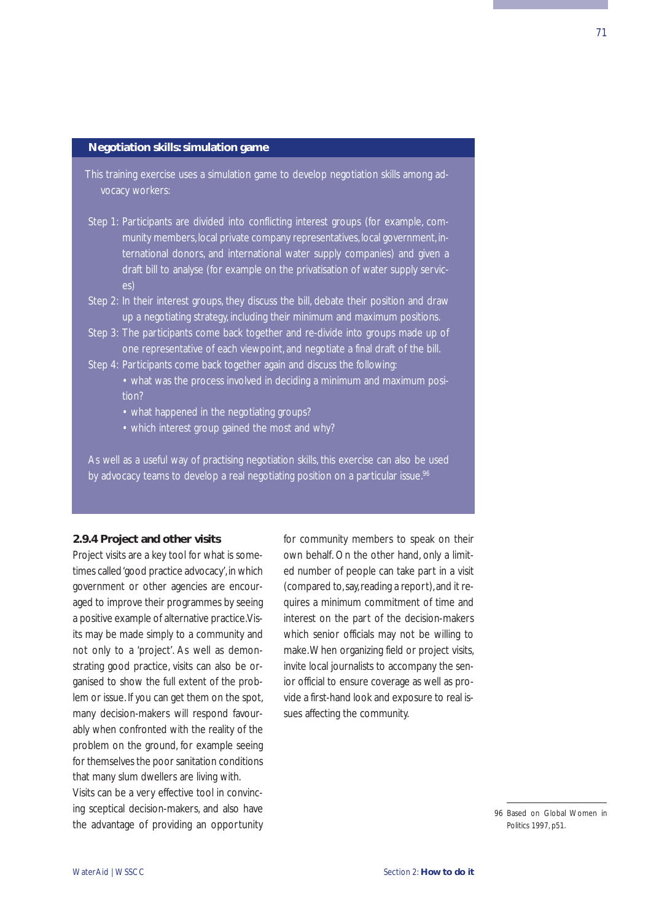### Negotiation skills: simulation game

This training exercise uses a simulation game to develop negotiation skills among advocacy workers:

Step 1: Participants are divided into conflicting interest groups (for example, community members, local private company representatives, local government, international donors, and international water supply companies) and given a draft bill to analyse (for example on the privatisation of water supply services)

Step 2: In their interest groups, they discuss the bill, debate their position and draw up a negotiating strategy, including their minimum and maximum positions.

Step 3: The participants come back together and re-divide into groups made up of one representative of each viewpoint, and negotiate a final draft of the bill.

Step 4: Participants come back together again and discuss the following:
- what was the process involved in deciding a minimum and maximum position?
- what happened in the negotiating groups?
- which interest group gained the most and why?

As well as a useful way of practising negotiation skills, this exercise can also be used by advocacy teams to develop a real negotiating position on a particular issue.[96]

### 2.9.4 Project and other visits

Project visits are a key tool for what is sometimes called 'good practice advocacy', in which government or other agencies are encouraged to improve their programmes by seeing a positive example of alternative practice. Visits may be made simply to a community and not only to a 'project'. As well as demonstrating good practice, visits can also be organised to show the full extent of the problem or issue. If you can get them on the spot, many decision-makers will respond favourably when confronted with the reality of the problem on the ground, for example seeing for themselves the poor sanitation conditions that many slum dwellers are living with.

Visits can be a very effective tool in convincing sceptical decision-makers, and also have the advantage of providing an opportunity for community members to speak on their own behalf. On the other hand, only a limited number of people can take part in a visit (compared to, say, reading a report), and it requires a minimum commitment of time and interest on the part of the decision-makers which senior officials may not be willing to make. When organizing field or project visits, invite local journalists to accompany the senior official to ensure coverage as well as provide a first-hand look and exposure to real issues affecting the community.

---

96 Based on Global Women in Politics 1997, p51.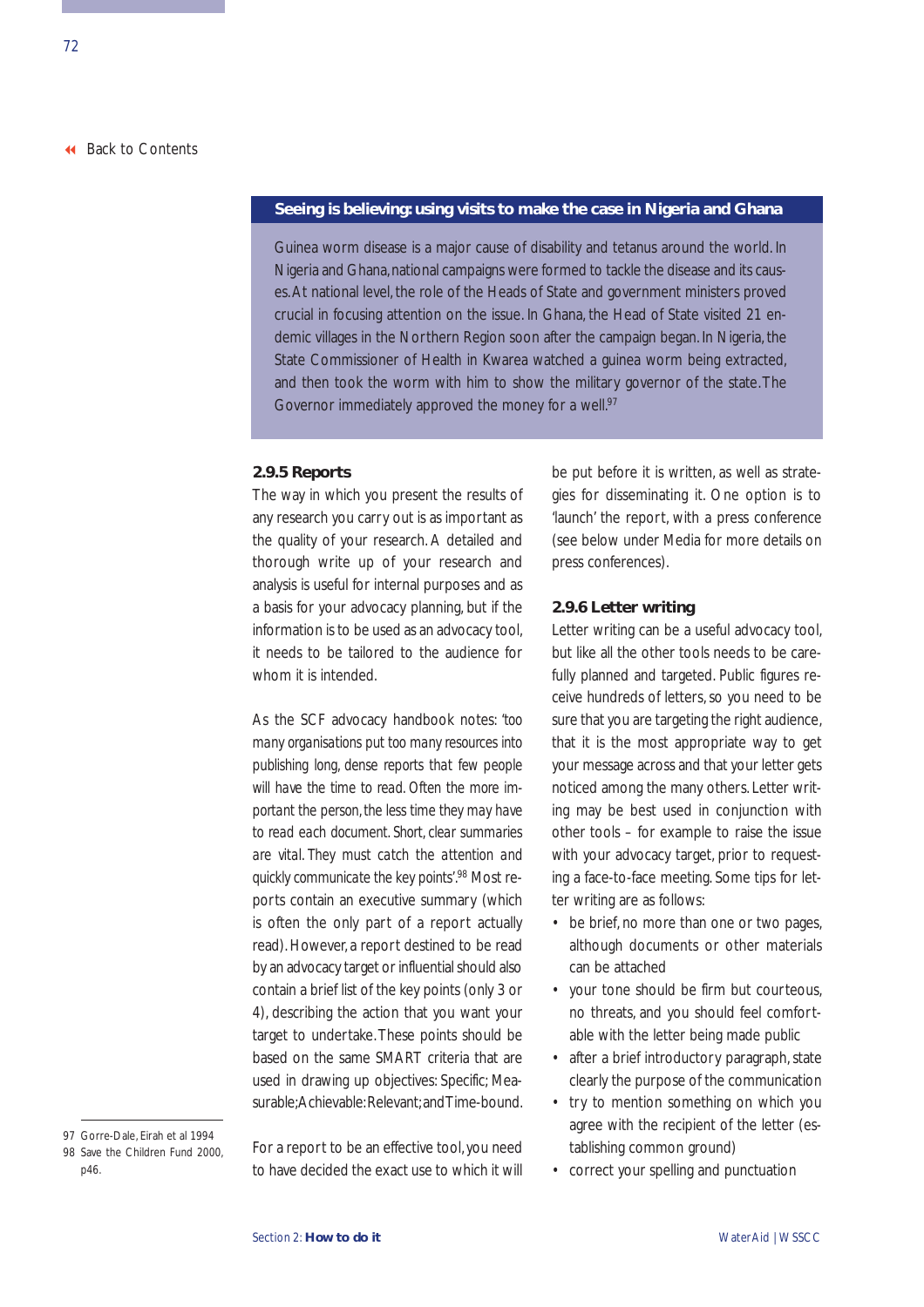### Seeing is believing: using visits to make the case in Nigeria and Ghana

Guinea worm disease is a major cause of disability and tetanus around the world. In Nigeria and Ghana, national campaigns were formed to tackle the disease and its causes. At national level, the role of the Heads of State and government ministers proved crucial in focusing attention on the issue. In Ghana, the Head of State visited 21 endemic villages in the Northern Region soon after the campaign began. In Nigeria, the State Commissioner of Health in Kwarea watched a guinea worm being extracted, and then took the worm with him to show the military governor of the state. The Governor immediately approved the money for a well.[97]

### 2.9.5 Reports

The way in which you present the results of any research you carry out is as important as the quality of your research. A detailed and thorough write up of your research and analysis is useful for internal purposes and as a basis for your advocacy planning, but if the information is to be used as an advocacy tool, it needs to be tailored to the audience for whom it is intended.

As the SCF advocacy handbook notes: *'too many organisations put too many resources into publishing long, dense reports that few people will have the time to read. Often the more important the person, the less time they may have to read each document. Short, clear summaries are vital. They must catch the attention and quickly communicate the key points'.*[98] Most reports contain an executive summary (which is often the only part of a report actually read). However, a report destined to be read by an advocacy target or influential should also contain a brief list of the key points (only 3 or 4), describing the action that you want your target to undertake. These points should be based on the same SMART criteria that are used in drawing up objectives: Specific; Measurable; Achievable: Relevant; and Time-bound.

For a report to be an effective tool, you need to have decided the exact use to which it will be put before it is written, as well as strategies for disseminating it. One option is to 'launch' the report, with a press conference (see below under Media for more details on press conferences).

### 2.9.6 Letter writing

Letter writing can be a useful advocacy tool, but like all the other tools needs to be carefully planned and targeted. Public figures receive hundreds of letters, so you need to be sure that you are targeting the right audience, that it is the most appropriate way to get your message across and that your letter gets noticed among the many others. Letter writing may be best used in conjunction with other tools – for example to raise the issue with your advocacy target, prior to requesting a face-to-face meeting. Some tips for letter writing are as follows:

- be brief, no more than one or two pages, although documents or other materials can be attached
- your tone should be firm but courteous, no threats, and you should feel comfortable with the letter being made public
- after a brief introductory paragraph, state clearly the purpose of the communication
- try to mention something on which you agree with the recipient of the letter (establishing common ground)
- correct your spelling and punctuation

---

97 Gorre-Dale, Eirah et al 1994
98 Save the Children Fund 2000, p46.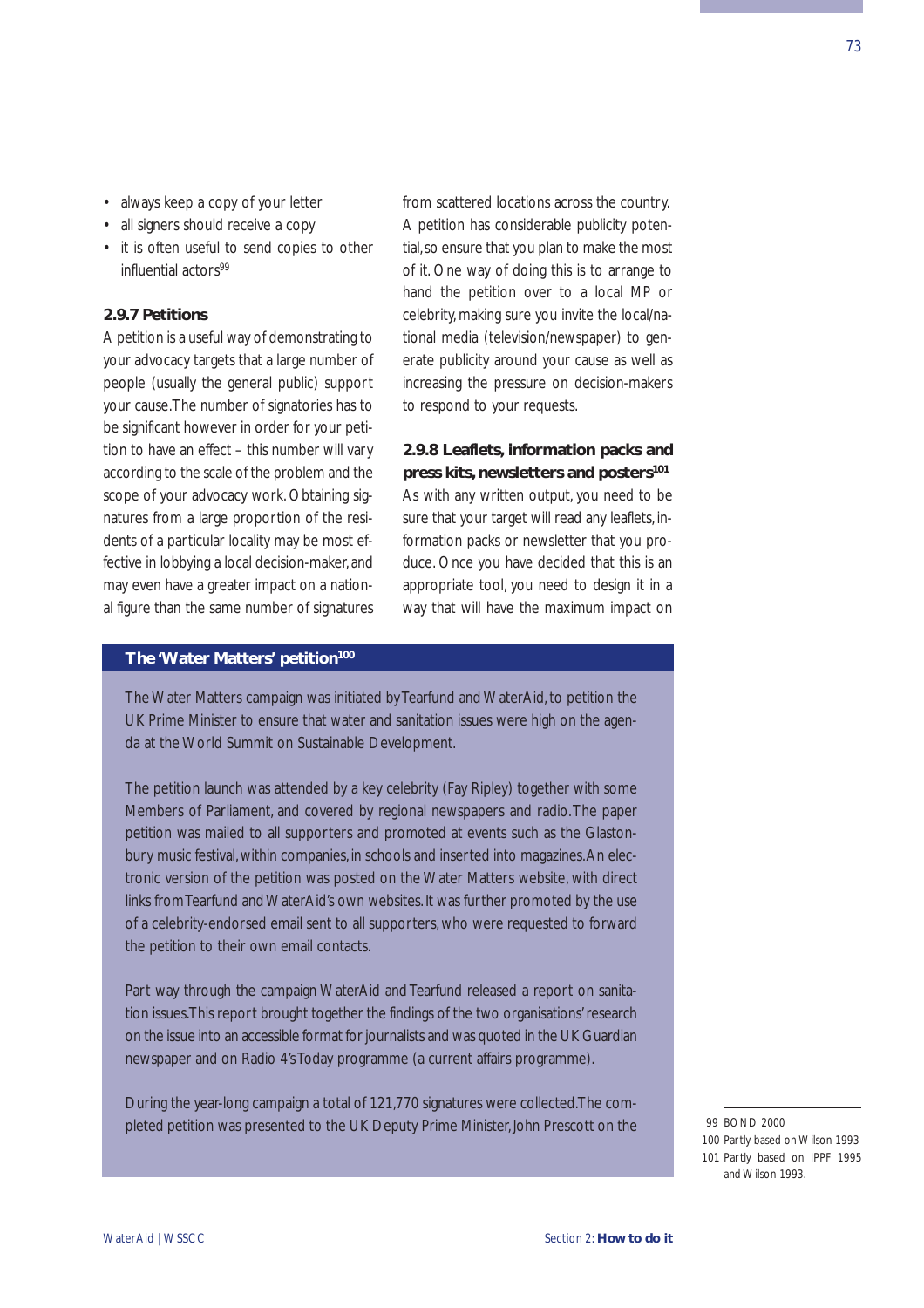- always keep a copy of your letter
- all signers should receive a copy
- it is often useful to send copies to other influential actors[99]

### 2.9.7 Petitions

A petition is a useful way of demonstrating to your advocacy targets that a large number of people (usually the general public) support your cause. The number of signatories has to be significant however in order for your petition to have an effect – this number will vary according to the scale of the problem and the scope of your advocacy work. Obtaining signatures from a large proportion of the residents of a particular locality may be most effective in lobbying a local decision-maker, and may even have a greater impact on a national figure than the same number of signatures from scattered locations across the country. A petition has considerable publicity potential, so ensure that you plan to make the most of it. One way of doing this is to arrange to hand the petition over to a local MP or celebrity, making sure you invite the local/national media (television/newspaper) to generate publicity around your cause as well as increasing the pressure on decision-makers to respond to your requests.

### 2.9.8 Leaflets, information packs and press kits, newsletters and posters[101]

As with any written output, you need to be sure that your target will read any leaflets, information packs or newsletter that you produce. Once you have decided that this is an appropriate tool, you need to design it in a way that will have the maximum impact on

**The 'Water Matters' petition[100]**

The Water Matters campaign was initiated by Tearfund and WaterAid, to petition the UK Prime Minister to ensure that water and sanitation issues were high on the agenda at the World Summit on Sustainable Development.

The petition launch was attended by a key celebrity (Fay Ripley) together with some Members of Parliament, and covered by regional newspapers and radio. The paper petition was mailed to all supporters and promoted at events such as the Glastonbury music festival, within companies, in schools and inserted into magazines. An electronic version of the petition was posted on the Water Matters website, with direct links from Tearfund and WaterAid's own websites. It was further promoted by the use of a celebrity-endorsed email sent to all supporters, who were requested to forward the petition to their own email contacts.

Part way through the campaign WaterAid and Tearfund released a report on sanitation issues. This report brought together the findings of the two organisations' research on the issue into an accessible format for journalists and was quoted in the UK Guardian newspaper and on Radio 4's Today programme (a current affairs programme).

During the year-long campaign a total of 121,770 signatures were collected. The completed petition was presented to the UK Deputy Prime Minister, John Prescott on the

99 BOND 2000
100 Partly based on Wilson 1993
101 Partly based on IPPF 1995 and Wilson 1993.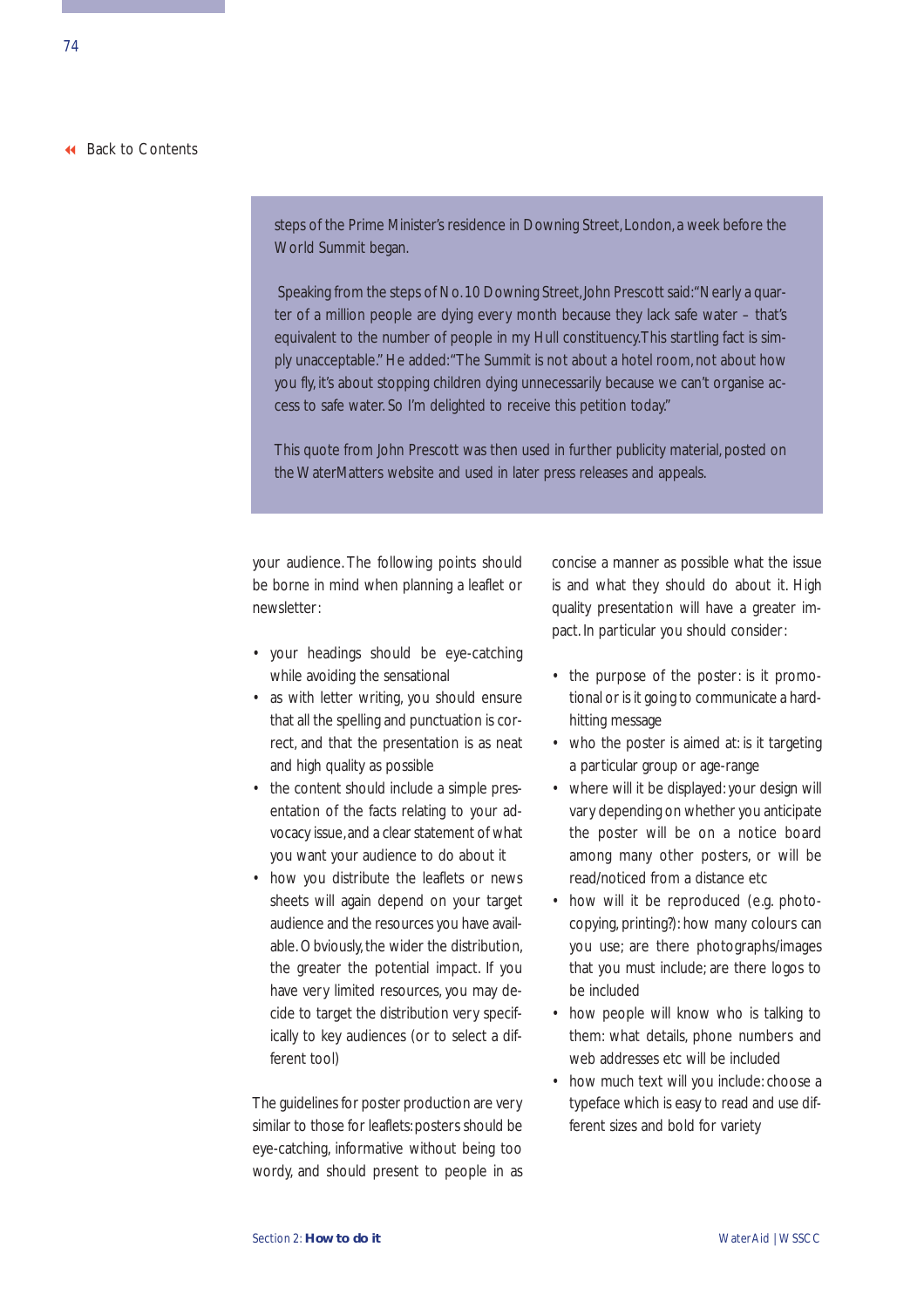steps of the Prime Minister's residence in Downing Street, London, a week before the World Summit began.

Speaking from the steps of No.10 Downing Street, John Prescott said: "Nearly a quarter of a million people are dying every month because they lack safe water – that's equivalent to the number of people in my Hull constituency. This startling fact is simply unacceptable." He added: "The Summit is not about a hotel room, not about how you fly, it's about stopping children dying unnecessarily because we can't organise access to safe water. So I'm delighted to receive this petition today."

This quote from John Prescott was then used in further publicity material, posted on the WaterMatters website and used in later press releases and appeals.

your audience. The following points should be borne in mind when planning a leaflet or newsletter:

- your headings should be eye-catching while avoiding the sensational
- as with letter writing, you should ensure that all the spelling and punctuation is correct, and that the presentation is as neat and high quality as possible
- the content should include a simple presentation of the facts relating to your advocacy issue, and a clear statement of what you want your audience to do about it
- how you distribute the leaflets or news sheets will again depend on your target audience and the resources you have available. Obviously, the wider the distribution, the greater the potential impact. If you have very limited resources, you may decide to target the distribution very specifically to key audiences (or to select a different tool)

The guidelines for poster production are very similar to those for leaflets: posters should be eye-catching, informative without being too wordy, and should present to people in as concise a manner as possible what the issue is and what they should do about it. High quality presentation will have a greater impact. In particular you should consider:

- the purpose of the poster: is it promotional or is it going to communicate a hard-hitting message
- who the poster is aimed at: is it targeting a particular group or age-range
- where will it be displayed: your design will vary depending on whether you anticipate the poster will be on a notice board among many other posters, or will be read/noticed from a distance etc
- how will it be reproduced (e.g. photocopying, printing?): how many colours can you use; are there photographs/images that you must include; are there logos to be included
- how people will know who is talking to them: what details, phone numbers and web addresses etc will be included
- how much text will you include: choose a typeface which is easy to read and use different sizes and bold for variety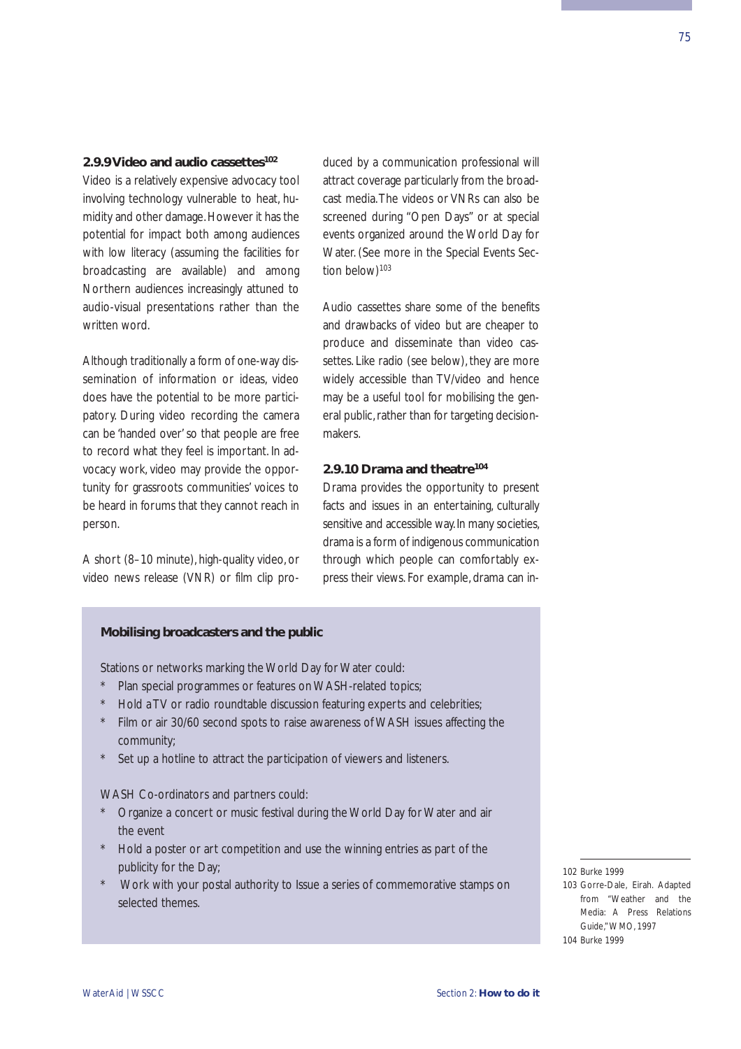### 2.9.9 Video and audio cassettes[102]

Video is a relatively expensive advocacy tool involving technology vulnerable to heat, humidity and other damage. However it has the potential for impact both among audiences with low literacy (assuming the facilities for broadcasting are available) and among Northern audiences increasingly attuned to audio-visual presentations rather than the written word.

Although traditionally a form of one-way dissemination of information or ideas, video does have the potential to be more participatory. During video recording the camera can be 'handed over' so that people are free to record what they feel is important. In advocacy work, video may provide the opportunity for grassroots communities' voices to be heard in forums that they cannot reach in person.

A short (8–10 minute), high-quality video, or video news release (VNR) or film clip produced by a communication professional will attract coverage particularly from the broadcast media. The videos or VNRs can also be screened during "Open Days" or at special events organized around the World Day for Water. (See more in the Special Events Section below)[103]

Audio cassettes share some of the benefits and drawbacks of video but are cheaper to produce and disseminate than video cassettes. Like radio (see below), they are more widely accessible than TV/video and hence may be a useful tool for mobilising the general public, rather than for targeting decision-makers.

### 2.9.10 Drama and theatre[104]

Drama provides the opportunity to present facts and issues in an entertaining, culturally sensitive and accessible way. In many societies, drama is a form of indigenous communication through which people can comfortably express their views. For example, drama can in-

**Mobilising broadcasters and the public**

Stations or networks marking the World Day for Water could:

* Plan special programmes or features on WASH-related topics;
* Hold a TV or radio roundtable discussion featuring experts and celebrities;
* Film or air 30/60 second spots to raise awareness of WASH issues affecting the community;
* Set up a hotline to attract the participation of viewers and listeners.

WASH Co-ordinators and partners could:

* Organize a concert or music festival during the World Day for Water and air the event
* Hold a poster or art competition and use the winning entries as part of the publicity for the Day;
* Work with your postal authority to Issue a series of commemorative stamps on selected themes.

---

102 Burke 1999

103 Gorre-Dale, Eirah. Adapted from "Weather and the Media: A Press Relations Guide," WMO, 1997

104 Burke 1999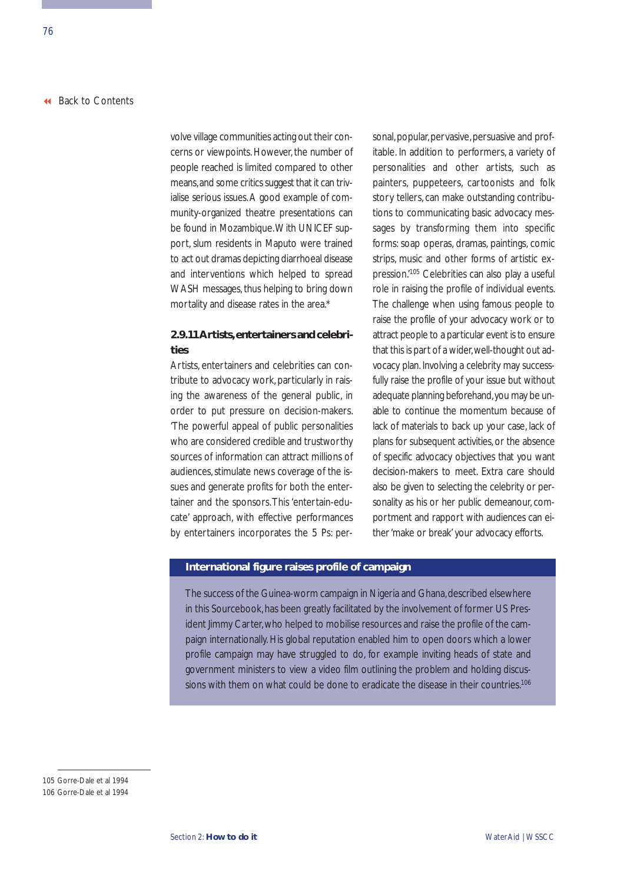volve village communities acting out their concerns or viewpoints. However, the number of people reached is limited compared to other means, and some critics suggest that it can trivialise serious issues. A good example of community-organized theatre presentations can be found in Mozambique. With UNICEF support, slum residents in Maputo were trained to act out dramas depicting diarrhoeal disease and interventions which helped to spread WASH messages, thus helping to bring down mortality and disease rates in the area.*

### 2.9.11 Artists, entertainers and celebrities

Artists, entertainers and celebrities can contribute to advocacy work, particularly in raising the awareness of the general public, in order to put pressure on decision-makers. 'The powerful appeal of public personalities who are considered credible and trustworthy sources of information can attract millions of audiences, stimulate news coverage of the issues and generate profits for both the entertainer and the sponsors. This 'entertain-educate' approach, with effective performances by entertainers incorporates the 5 Ps: personal, popular, pervasive, persuasive and profitable. In addition to performers, a variety of personalities and other artists, such as painters, puppeteers, cartoonists and folk story tellers, can make outstanding contributions to communicating basic advocacy messages by transforming them into specific forms: soap operas, dramas, paintings, comic strips, music and other forms of artistic expression.'[105] Celebrities can also play a useful role in raising the profile of individual events. The challenge when using famous people to raise the profile of your advocacy work or to attract people to a particular event is to ensure that this is part of a wider, well-thought out advocacy plan. Involving a celebrity may successfully raise the profile of your issue but without adequate planning beforehand, you may be unable to continue the momentum because of lack of materials to back up your case, lack of plans for subsequent activities, or the absence of specific advocacy objectives that you want decision-makers to meet. Extra care should also be given to selecting the celebrity or personality as his or her public demeanour, comportment and rapport with audiences can either 'make or break' your advocacy efforts.

**International figure raises profile of campaign**

The success of the Guinea-worm campaign in Nigeria and Ghana, described elsewhere in this Sourcebook, has been greatly facilitated by the involvement of former US President Jimmy Carter, who helped to mobilise resources and raise the profile of the campaign internationally. His global reputation enabled him to open doors which a lower profile campaign may have struggled to do, for example inviting heads of state and government ministers to view a video film outlining the problem and holding discussions with them on what could be done to eradicate the disease in their countries.[106]

---

105 Gorre-Dale et al 1994
106 Gorre-Dale et al 1994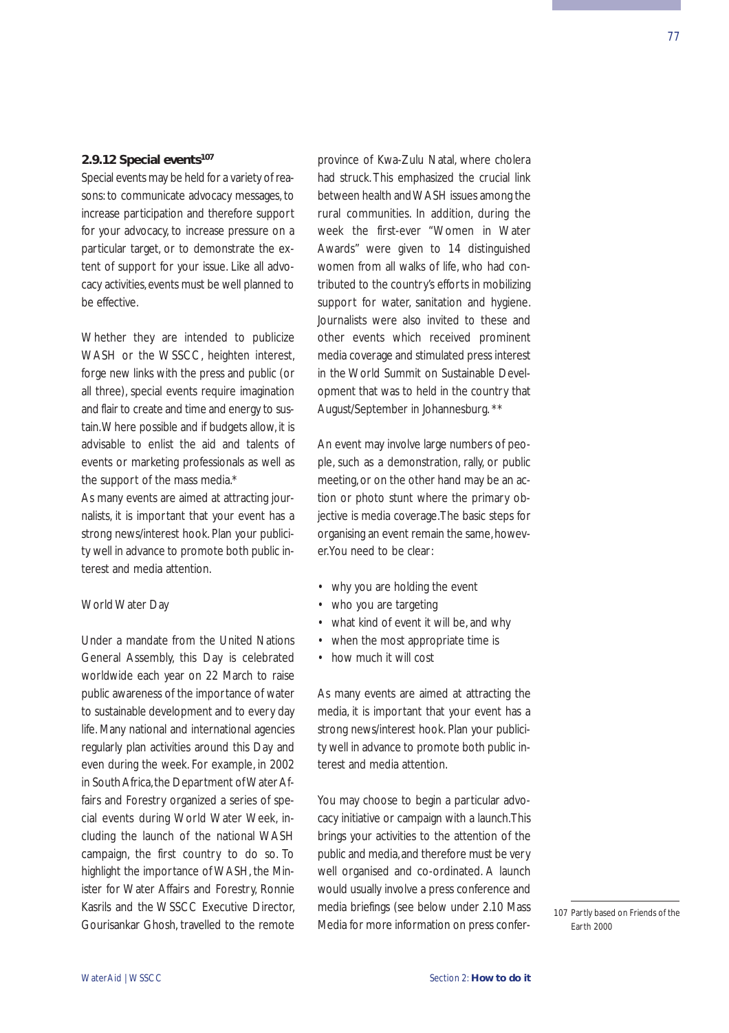### 2.9.12 Special events[107]

Special events may be held for a variety of reasons: to communicate advocacy messages, to increase participation and therefore support for your advocacy, to increase pressure on a particular target, or to demonstrate the extent of support for your issue. Like all advocacy activities, events must be well planned to be effective.

Whether they are intended to publicize WASH or the WSSCC, heighten interest, forge new links with the press and public (or all three), special events require imagination and flair to create and time and energy to sustain. Where possible and if budgets allow, it is advisable to enlist the aid and talents of events or marketing professionals as well as the support of the mass media.*

As many events are aimed at attracting journalists, it is important that your event has a strong news/interest hook. Plan your publicity well in advance to promote both public interest and media attention.

World Water Day

Under a mandate from the United Nations General Assembly, this Day is celebrated worldwide each year on 22 March to raise public awareness of the importance of water to sustainable development and to every day life. Many national and international agencies regularly plan activities around this Day and even during the week. For example, in 2002 in South Africa, the Department of Water Affairs and Forestry organized a series of special events during World Water Week, including the launch of the national WASH campaign, the first country to do so. To highlight the importance of WASH, the Minister for Water Affairs and Forestry, Ronnie Kasrils and the WSSCC Executive Director, Gourisankar Ghosh, travelled to the remote province of Kwa-Zulu Natal, where cholera had struck. This emphasized the crucial link between health and WASH issues among the rural communities. In addition, during the week the first-ever "Women in Water Awards" were given to 14 distinguished women from all walks of life, who had contributed to the country's efforts in mobilizing support for water, sanitation and hygiene. Journalists were also invited to these and other events which received prominent media coverage and stimulated press interest in the World Summit on Sustainable Development that was to held in the country that August/September in Johannesburg.**

An event may involve large numbers of people, such as a demonstration, rally, or public meeting, or on the other hand may be an action or photo stunt where the primary objective is media coverage. The basic steps for organising an event remain the same, however. You need to be clear:

- why you are holding the event
- who you are targeting
- what kind of event it will be, and why
- when the most appropriate time is
- how much it will cost

As many events are aimed at attracting the media, it is important that your event has a strong news/interest hook. Plan your publicity well in advance to promote both public interest and media attention.

You may choose to begin a particular advocacy initiative or campaign with a launch. This brings your activities to the attention of the public and media, and therefore must be very well organised and co-ordinated. A launch would usually involve a press conference and media briefings (see below under 2.10 Mass Media for more information on press confer-

107 Partly based on Friends of the Earth 2000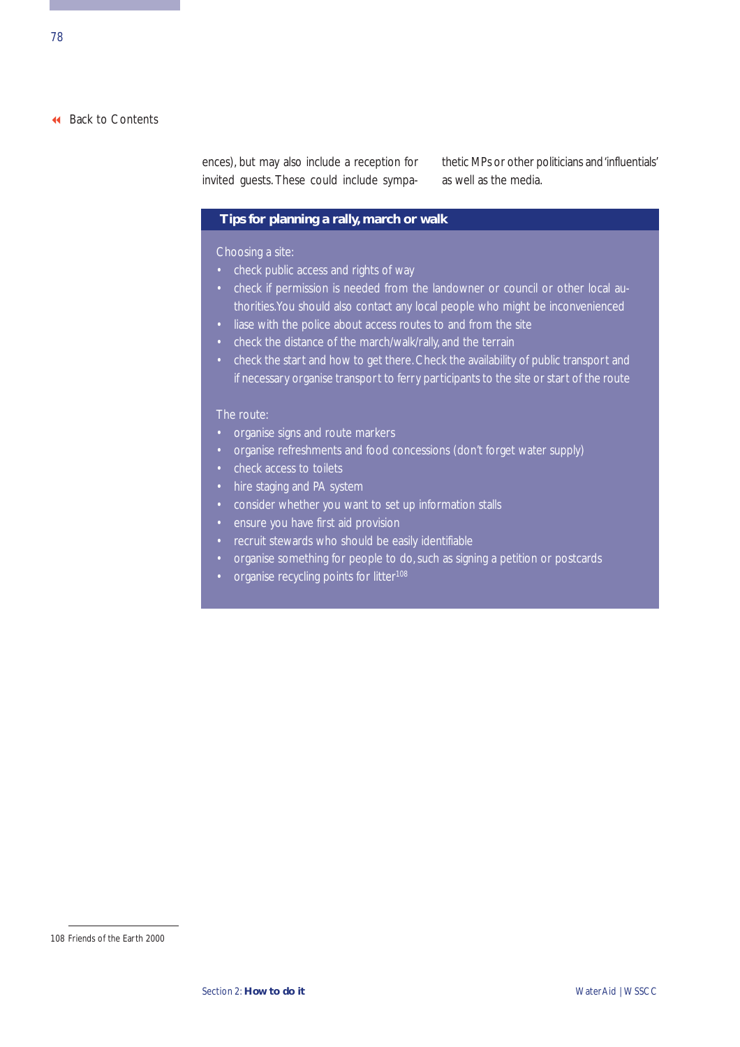ences), but may also include a reception for invited guests. These could include sympathetic MPs or other politicians and 'influentials' as well as the media.

### Tips for planning a rally, march or walk

Choosing a site:

- check public access and rights of way
- check if permission is needed from the landowner or council or other local authorities. You should also contact any local people who might be inconvenienced
- liase with the police about access routes to and from the site
- check the distance of the march/walk/rally, and the terrain
- check the start and how to get there. Check the availability of public transport and if necessary organise transport to ferry participants to the site or start of the route

The route:

- organise signs and route markers
- organise refreshments and food concessions (don't forget water supply)
- check access to toilets
- hire staging and PA system
- consider whether you want to set up information stalls
- ensure you have first aid provision
- recruit stewards who should be easily identifiable
- organise something for people to do, such as signing a petition or postcards
- organise recycling points for litter[108]

---

108 Friends of the Earth 2000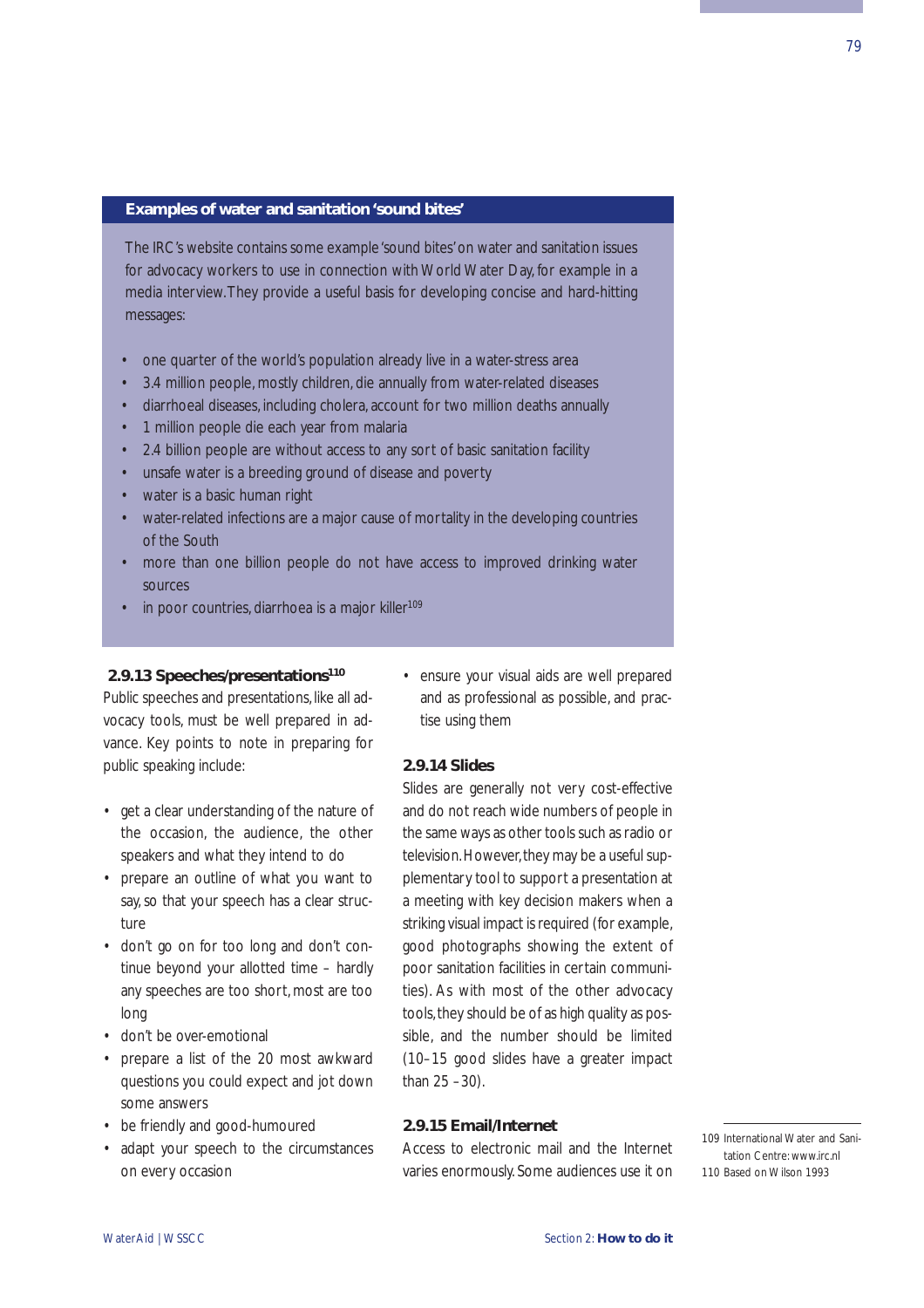**Examples of water and sanitation 'sound bites'**

The IRC's website contains some example 'sound bites' on water and sanitation issues for advocacy workers to use in connection with World Water Day, for example in a media interview. They provide a useful basis for developing concise and hard-hitting messages:

- one quarter of the world's population already live in a water-stress area
- 3.4 million people, mostly children, die annually from water-related diseases
- diarrhoeal diseases, including cholera, account for two million deaths annually
- 1 million people die each year from malaria
- 2.4 billion people are without access to any sort of basic sanitation facility
- unsafe water is a breeding ground of disease and poverty
- water is a basic human right
- water-related infections are a major cause of mortality in the developing countries of the South
- more than one billion people do not have access to improved drinking water sources
- in poor countries, diarrhoea is a major killer[109]

### 2.9.13 Speeches/presentations[110]

Public speeches and presentations, like all advocacy tools, must be well prepared in advance. Key points to note in preparing for public speaking include:

- get a clear understanding of the nature of the occasion, the audience, the other speakers and what they intend to do
- prepare an outline of what you want to say, so that your speech has a clear structure
- don't go on for too long and don't continue beyond your allotted time – hardly any speeches are too short, most are too long
- don't be over-emotional
- prepare a list of the 20 most awkward questions you could expect and jot down some answers
- be friendly and good-humoured
- adapt your speech to the circumstances on every occasion
- ensure your visual aids are well prepared and as professional as possible, and practise using them

### 2.9.14 Slides

Slides are generally not very cost-effective and do not reach wide numbers of people in the same ways as other tools such as radio or television. However, they may be a useful supplementary tool to support a presentation at a meeting with key decision makers when a striking visual impact is required (for example, good photographs showing the extent of poor sanitation facilities in certain communities). As with most of the other advocacy tools, they should be of as high quality as possible, and the number should be limited (10–15 good slides have a greater impact than 25 –30).

### 2.9.15 Email/Internet

Access to electronic mail and the Internet varies enormously. Some audiences use it on

109 International Water and Sanitation Centre: www.irc.nl
110 Based on Wilson 1993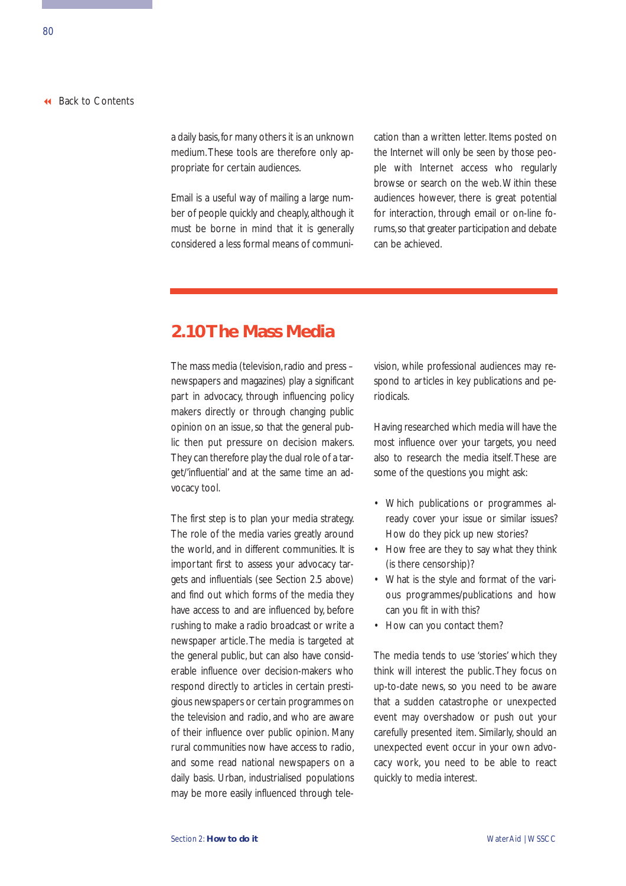a daily basis, for many others it is an unknown medium. These tools are therefore only appropriate for certain audiences.

Email is a useful way of mailing a large number of people quickly and cheaply, although it must be borne in mind that it is generally considered a less formal means of communication than a written letter. Items posted on the Internet will only be seen by those people with Internet access who regularly browse or search on the web. Within these audiences however, there is great potential for interaction, through email or on-line forums, so that greater participation and debate can be achieved.

## 2.10 The Mass Media

The mass media (television, radio and press – newspapers and magazines) play a significant part in advocacy, through influencing policy makers directly or through changing public opinion on an issue, so that the general public then put pressure on decision makers. They can therefore play the dual role of a target/'influential' and at the same time an advocacy tool.

The first step is to plan your media strategy. The role of the media varies greatly around the world, and in different communities. It is important first to assess your advocacy targets and influentials (see Section 2.5 above) and find out which forms of the media they have access to and are influenced by, before rushing to make a radio broadcast or write a newspaper article. The media is targeted at the general public, but can also have considerable influence over decision-makers who respond directly to articles in certain prestigious newspapers or certain programmes on the television and radio, and who are aware of their influence over public opinion. Many rural communities now have access to radio, and some read national newspapers on a daily basis. Urban, industrialised populations may be more easily influenced through television, while professional audiences may respond to articles in key publications and periodicals.

Having researched which media will have the most influence over your targets, you need also to research the media itself. These are some of the questions you might ask:

- Which publications or programmes already cover your issue or similar issues? How do they pick up new stories?
- How free are they to say what they think (is there censorship)?
- What is the style and format of the various programmes/publications and how can you fit in with this?
- How can you contact them?

The media tends to use 'stories' which they think will interest the public. They focus on up-to-date news, so you need to be aware that a sudden catastrophe or unexpected event may overshadow or push out your carefully presented item. Similarly, should an unexpected event occur in your own advocacy work, you need to be able to react quickly to media interest.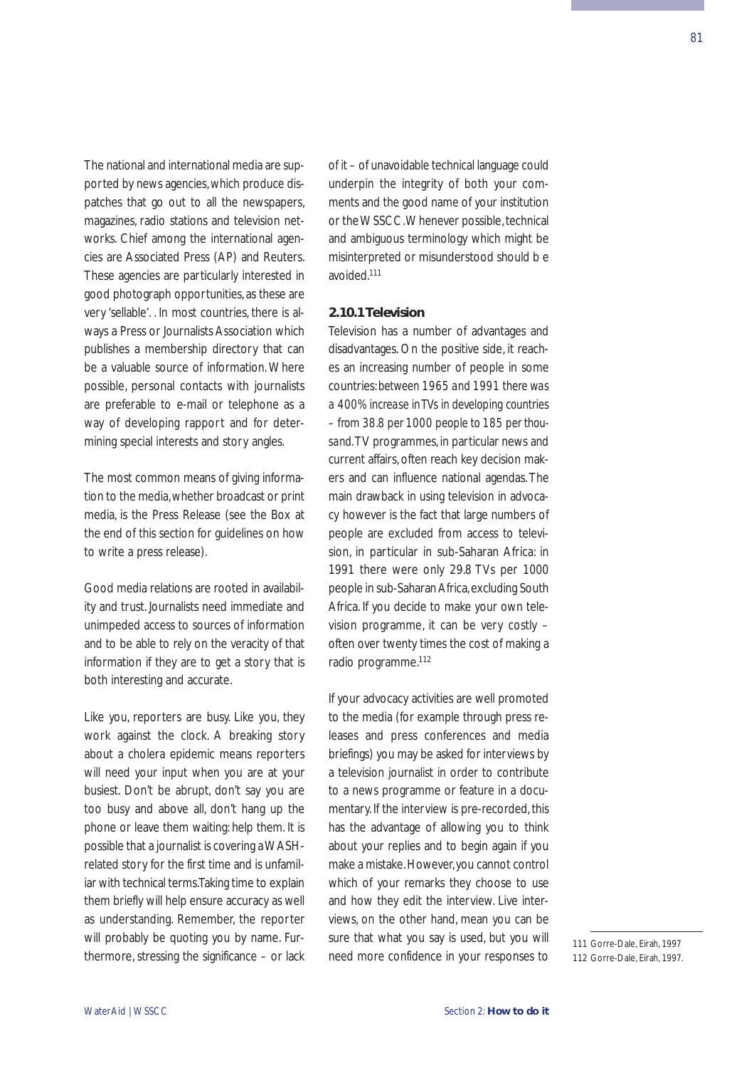The national and international media are supported by news agencies, which produce dispatches that go out to all the newspapers, magazines, radio stations and television networks. Chief among the international agencies are Associated Press (AP) and Reuters. These agencies are particularly interested in good photograph opportunities, as these are very 'sellable'. . In most countries, there is always a Press or Journalists Association which publishes a membership directory that can be a valuable source of information. Where possible, personal contacts with journalists are preferable to e-mail or telephone as a way of developing rapport and for determining special interests and story angles.

The most common means of giving information to the media, whether broadcast or print media, is the Press Release (see the Box at the end of this section for guidelines on how to write a press release).

Good media relations are rooted in availability and trust. Journalists need immediate and unimpeded access to sources of information and to be able to rely on the veracity of that information if they are to get a story that is both interesting and accurate.

Like you, reporters are busy. Like you, they work against the clock. A breaking story about a cholera epidemic means reporters will need your input when you are at your busiest. Don't be abrupt, don't say you are too busy and above all, don't hang up the phone or leave them waiting: help them. It is possible that a journalist is covering a WASH-related story for the first time and is unfamiliar with technical terms. Taking time to explain them briefly will help ensure accuracy as well as understanding. Remember, the reporter will probably be quoting you by name. Furthermore, stressing the significance – or lack of it – of unavoidable technical language could underpin the integrity of both your comments and the good name of your institution or the WSSCC. Whenever possible, technical and ambiguous terminology which might be misinterpreted or misunderstood should be avoided.[111]

### 2.10.1 Television

Television has a number of advantages and disadvantages. On the positive side, it reaches an increasing number of people in some countries: *between 1965 and 1991 there was a 400% increase in TVs in developing countries – from 38.8 per 1000 people to 185 per thousand.* TV programmes, in particular news and current affairs, often reach key decision makers and can influence national agendas. The main drawback in using television in advocacy however is the fact that large numbers of people are excluded from access to television, in particular in sub-Saharan Africa: in 1991 there were only 29.8 TVs per 1000 people in sub-Saharan Africa, excluding South Africa. If you decide to make your own television programme, it can be very costly – often over twenty times the cost of making a radio programme.[112]

If your advocacy activities are well promoted to the media (for example through press releases and press conferences and media briefings) you may be asked for interviews by a television journalist in order to contribute to a news programme or feature in a documentary. If the interview is pre-recorded, this has the advantage of allowing you to think about your replies and to begin again if you make a mistake. However, you cannot control which of your remarks they choose to use and how they edit the interview. Live interviews, on the other hand, mean you can be sure that what you say is used, but you will need more confidence in your responses to

111 Gorre-Dale, Eirah, 1997
112 Gorre-Dale, Eirah, 1997.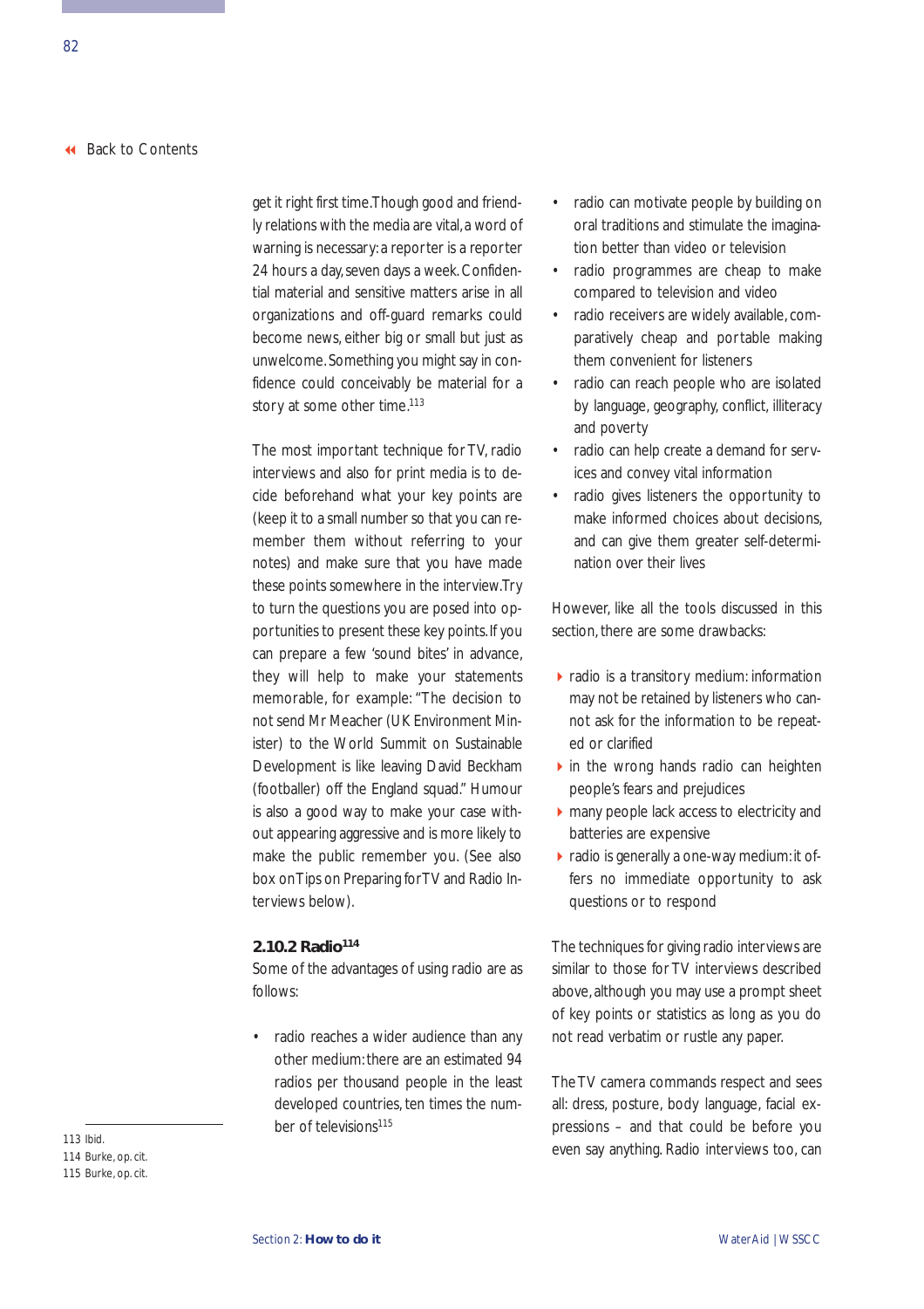get it right first time. Though good and friendly relations with the media are vital, a word of warning is necessary: a reporter is a reporter 24 hours a day, seven days a week. Confidential material and sensitive matters arise in all organizations and off-guard remarks could become news, either big or small but just as unwelcome. Something you might say in confidence could conceivably be material for a story at some other time.[113]

The most important technique for TV, radio interviews and also for print media is to decide beforehand what your key points are (keep it to a small number so that you can remember them without referring to your notes) and make sure that you have made these points somewhere in the interview. Try to turn the questions you are posed into opportunities to present these key points. If you can prepare a few 'sound bites' in advance, they will help to make your statements memorable, for example: "The decision to not send Mr Meacher (UK Environment Minister) to the World Summit on Sustainable Development is like leaving David Beckham (footballer) off the England squad." Humour is also a good way to make your case without appearing aggressive and is more likely to make the public remember you. (See also box on Tips on Preparing for TV and Radio Interviews below).

### 2.10.2 Radio[114]

Some of the advantages of using radio are as follows:

- radio reaches a wider audience than any other medium: there are an estimated 94 radios per thousand people in the least developed countries, ten times the number of televisions[115]
- radio can motivate people by building on oral traditions and stimulate the imagination better than video or television
- radio programmes are cheap to make compared to television and video
- radio receivers are widely available, comparatively cheap and portable making them convenient for listeners
- radio can reach people who are isolated by language, geography, conflict, illiteracy and poverty
- radio can help create a demand for services and convey vital information
- radio gives listeners the opportunity to make informed choices about decisions, and can give them greater self-determination over their lives

However, like all the tools discussed in this section, there are some drawbacks:

- radio is a transitory medium: information may not be retained by listeners who cannot ask for the information to be repeated or clarified
- in the wrong hands radio can heighten people's fears and prejudices
- many people lack access to electricity and batteries are expensive
- radio is generally a one-way medium: it offers no immediate opportunity to ask questions or to respond

The techniques for giving radio interviews are similar to those for TV interviews described above, although you may use a prompt sheet of key points or statistics as long as you do not read verbatim or rustle any paper.

The TV camera commands respect and sees all: dress, posture, body language, facial expressions – and that could be before you even say anything. Radio interviews too, can

113 Ibid.
114 Burke, op. cit.
115 Burke, op. cit.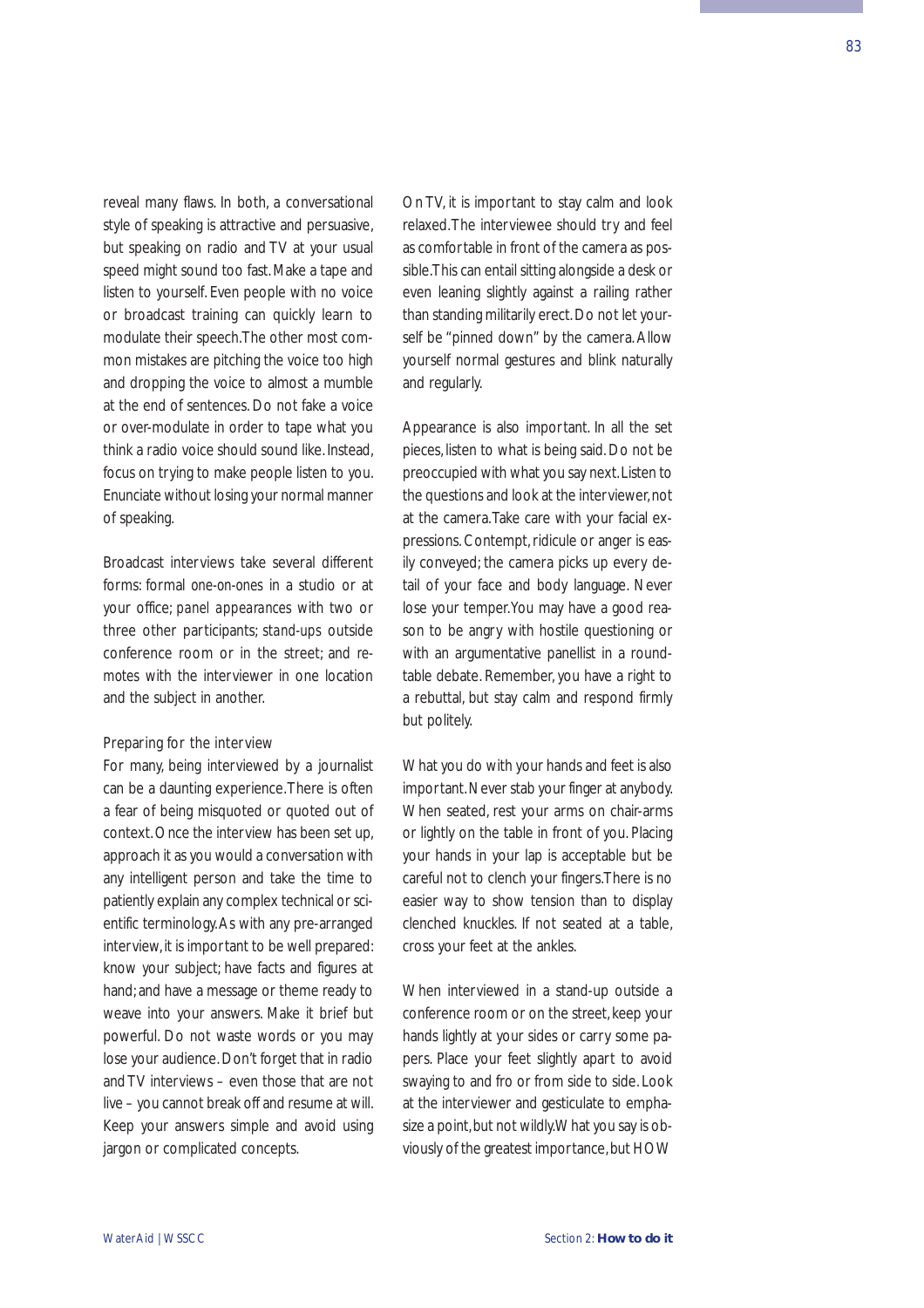reveal many flaws. In both, a conversational style of speaking is attractive and persuasive, but speaking on radio and TV at your usual speed might sound too fast. Make a tape and listen to yourself. Even people with no voice or broadcast training can quickly learn to modulate their speech. The other most common mistakes are pitching the voice too high and dropping the voice to almost a mumble at the end of sentences. Do not fake a voice or over-modulate in order to tape what you think a radio voice should sound like. Instead, focus on trying to make people listen to you. Enunciate without losing your normal manner of speaking.

Broadcast interviews take several different forms: formal *one-on-ones* in a studio or at your office; *panel appearances* with two or three other participants; *stand-ups* outside conference room or in the street; and *remotes* with the interviewer in one location and the subject in another.

### Preparing for the interview

For many, being interviewed by a journalist can be a daunting experience. There is often a fear of being misquoted or quoted out of context. Once the interview has been set up, approach it as you would a conversation with any intelligent person and take the time to patiently explain any complex technical or scientific terminology. As with any pre-arranged interview, it is important to be well prepared: know your subject; have facts and figures at hand; and have a message or theme ready to weave into your answers. Make it brief but powerful. Do not waste words or you may lose your audience. Don't forget that in radio and TV interviews – even those that are not live – you cannot break off and resume at will. Keep your answers simple and avoid using jargon or complicated concepts.

On TV, it is important to stay calm and look relaxed. The interviewee should try and feel as comfortable in front of the camera as possible. This can entail sitting alongside a desk or even leaning slightly against a railing rather than standing militarily erect. Do not let yourself be "pinned down" by the camera. Allow yourself normal gestures and blink naturally and regularly.

Appearance is also important. In all the set pieces, listen to what is being said. Do not be preoccupied with what you say next. Listen to the questions and look at the interviewer, not at the camera. Take care with your facial expressions. Contempt, ridicule or anger is easily conveyed; the camera picks up every detail of your face and body language. Never lose your temper. You may have a good reason to be angry with hostile questioning or with an argumentative panellist in a roundtable debate. Remember, you have a right to a rebuttal, but stay calm and respond firmly but politely.

What you do with your hands and feet is also important. Never stab your finger at anybody. When seated, rest your arms on chair-arms or lightly on the table in front of you. Placing your hands in your lap is acceptable but be careful not to clench your fingers. There is no easier way to show tension than to display clenched knuckles. If not seated at a table, cross your feet at the ankles.

When interviewed in a stand-up outside a conference room or on the street, keep your hands lightly at your sides or carry some papers. Place your feet slightly apart to avoid swaying to and fro or from side to side. Look at the interviewer and gesticulate to emphasize a point, but not wildly. What you say is obviously of the greatest importance, but HOW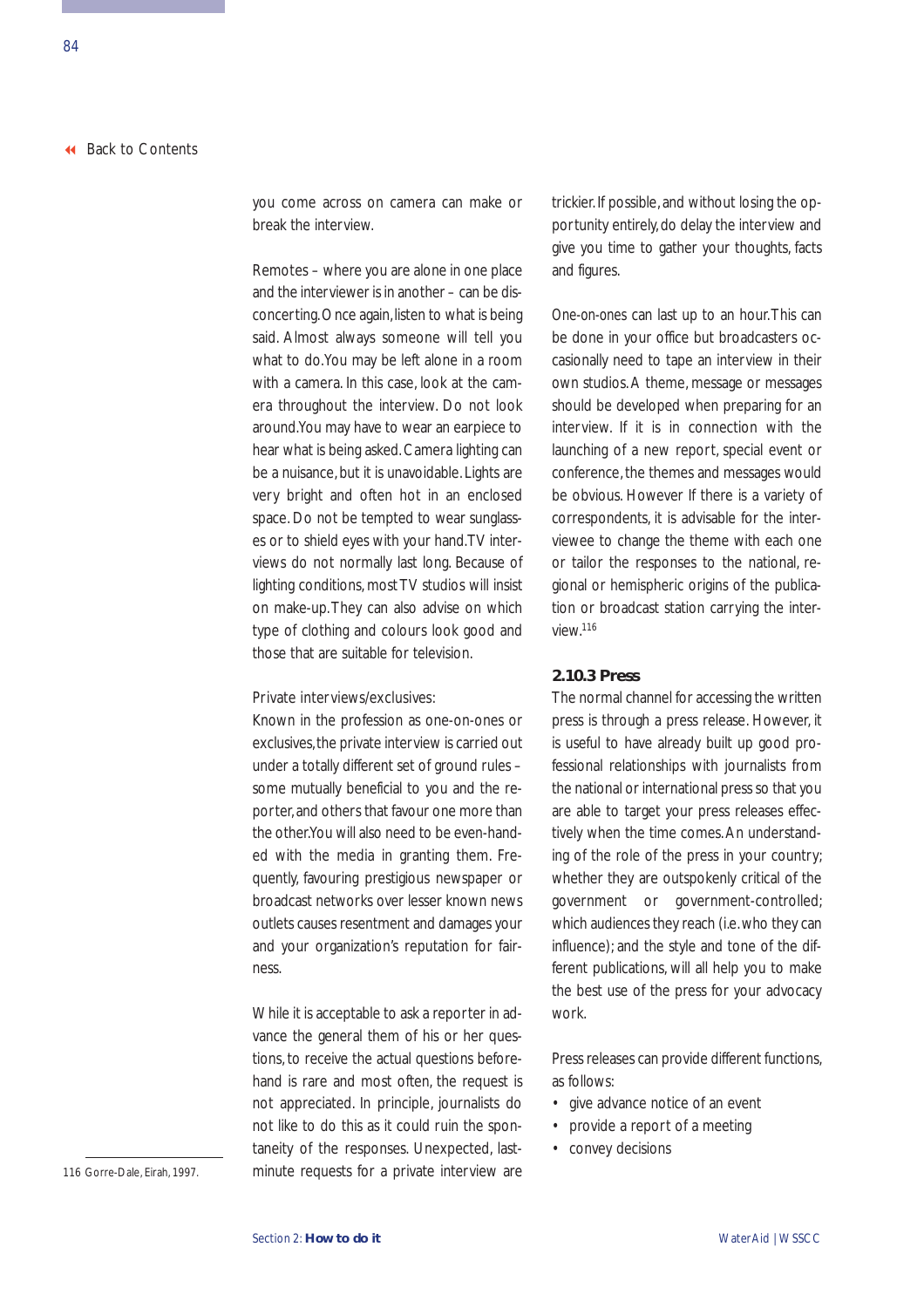you come across on camera can make or break the interview.

Remotes – where you are alone in one place and the interviewer is in another – can be disconcerting. Once again, listen to what is being said. Almost always someone will tell you what to do. You may be left alone in a room with a camera. In this case, look at the camera throughout the interview. Do not look around. You may have to wear an earpiece to hear what is being asked. Camera lighting can be a nuisance, but it is unavoidable. Lights are very bright and often hot in an enclosed space. Do not be tempted to wear sunglasses or to shield eyes with your hand. TV interviews do not normally last long. Because of lighting conditions, most TV studios will insist on make-up. They can also advise on which type of clothing and colours look good and those that are suitable for television.

Private interviews/exclusives:
Known in the profession as one-on-ones or exclusives, the private interview is carried out under a totally different set of ground rules – some mutually beneficial to you and the reporter, and others that favour one more than the other. You will also need to be even-handed with the media in granting them. Frequently, favouring prestigious newspaper or broadcast networks over lesser known news outlets causes resentment and damages your and your organization's reputation for fairness.

While it is acceptable to ask a reporter in advance the general them of his or her questions, to receive the actual questions beforehand is rare and most often, the request is not appreciated. In principle, journalists do not like to do this as it could ruin the spontaneity of the responses. Unexpected, last-minute requests for a private interview are trickier. If possible, and without losing the opportunity entirely, do delay the interview and give you time to gather your thoughts, facts and figures.

One-on-ones can last up to an hour. This can be done in your office but broadcasters occasionally need to tape an interview in their own studios. A theme, message or messages should be developed when preparing for an interview. If it is in connection with the launching of a new report, special event or conference, the themes and messages would be obvious. However If there is a variety of correspondents, it is advisable for the interviewee to change the theme with each one or tailor the responses to the national, regional or hemispheric origins of the publication or broadcast station carrying the interview.[116]

### 2.10.3 Press

The normal channel for accessing the written press is through a press release. However, it is useful to have already built up good professional relationships with journalists from the national or international press so that you are able to target your press releases effectively when the time comes. An understanding of the role of the press in your country; whether they are outspokenly critical of the government or government-controlled; which audiences they reach (i.e. who they can influence); and the style and tone of the different publications, will all help you to make the best use of the press for your advocacy work.

Press releases can provide different functions, as follows:

- give advance notice of an event
- provide a report of a meeting
- convey decisions

116 Gorre-Dale, Eirah, 1997.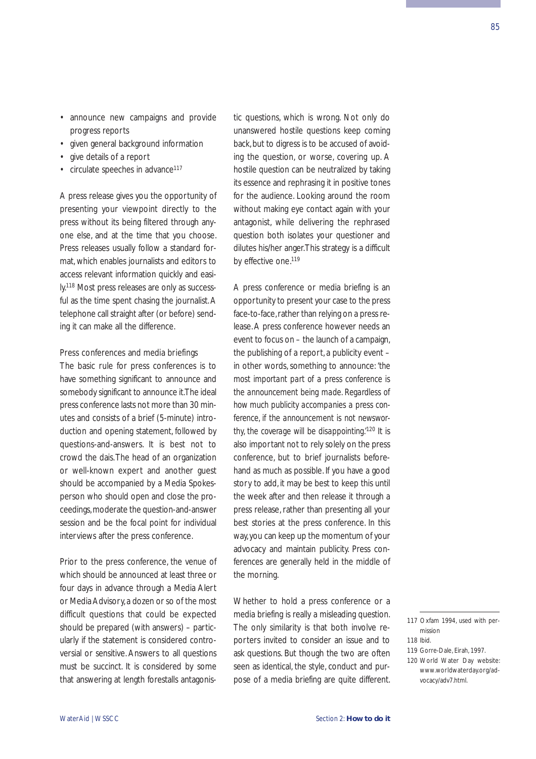- announce new campaigns and provide progress reports
- given general background information
- give details of a report
- circulate speeches in advance[117]

A press release gives you the opportunity of presenting your viewpoint directly to the press without its being filtered through anyone else, and at the time that you choose. Press releases usually follow a standard format, which enables journalists and editors to access relevant information quickly and easily.[118] Most press releases are only as successful as the time spent chasing the journalist. A telephone call straight after (or before) sending it can make all the difference.

Press conferences and media briefings

The basic rule for press conferences is to have something significant to announce and somebody significant to announce it. The ideal press conference lasts not more than 30 minutes and consists of a brief (5-minute) introduction and opening statement, followed by questions-and-answers. It is best not to crowd the dais. The head of an organization or well-known expert and another guest should be accompanied by a Media Spokesperson who should open and close the proceedings, moderate the question-and-answer session and be the focal point for individual interviews after the press conference.

Prior to the press conference, the venue of which should be announced at least three or four days in advance through a Media Alert or Media Advisory, a dozen or so of the most difficult questions that could be expected should be prepared (with answers) – particularly if the statement is considered controversial or sensitive. Answers to all questions must be succinct. It is considered by some that answering at length forestalls antagonistic questions, which is wrong. Not only do unanswered hostile questions keep coming back, but to digress is to be accused of avoiding the question, or worse, covering up. A hostile question can be neutralized by taking its essence and rephrasing it in positive tones for the audience. Looking around the room without making eye contact again with your antagonist, while delivering the rephrased question both isolates your questioner and dilutes his/her anger. This strategy is a difficult by effective one.[119]

A press conference or media briefing is an opportunity to present your case to the press face-to-face, rather than relying on a press release. A press conference however needs an event to focus on – the launch of a campaign, the publishing of a report, a publicity event – in other words, something to announce: *'the most important part of a press conference is the announcement being made. Regardless of how much publicity accompanies a press conference, if the announcement is not newsworthy, the coverage will be disappointing.'*[120] It is also important not to rely solely on the press conference, but to brief journalists beforehand as much as possible. If you have a good story to add, it may be best to keep this until the week after and then release it through a press release, rather than presenting all your best stories at the press conference. In this way, you can keep up the momentum of your advocacy and maintain publicity. Press conferences are generally held in the middle of the morning.

Whether to hold a press conference or a media briefing is really a misleading question. The only similarity is that both involve reporters invited to consider an issue and to ask questions. But though the two are often seen as identical, the style, conduct and purpose of a media briefing are quite different.

---

117 Oxfam 1994, used with permission

118 Ibid.

119 Gorre-Dale, Eirah, 1997.

120 World Water Day website: www.worldwaterday.org/advocacy/adv7.html.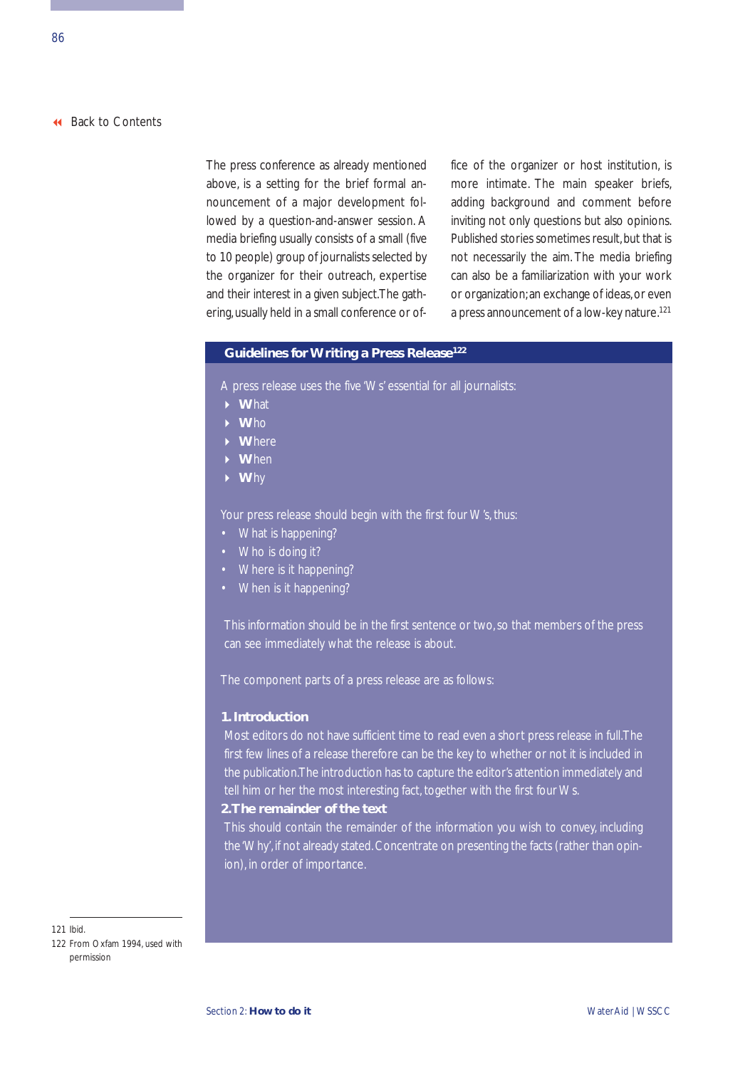The press conference as already mentioned above, is a setting for the brief formal announcement of a major development followed by a question-and-answer session. A media briefing usually consists of a small (five to 10 people) group of journalists selected by the organizer for their outreach, expertise and their interest in a given subject. The gathering, usually held in a small conference or office of the organizer or host institution, is more intimate. The main speaker briefs, adding background and comment before inviting not only questions but also opinions. Published stories sometimes result, but that is not necessarily the aim. The media briefing can also be a familiarization with your work or organization; an exchange of ideas, or even a press announcement of a low-key nature.[121]

## Guidelines for Writing a Press Release[122]

A press release uses the five 'Ws' essential for all journalists:

- **W**hat
- **W**ho
- **W**here
- **W**hen
- **W**hy

Your press release should begin with the first four Ws, thus:

- What is happening?
- Who is doing it?
- Where is it happening?
- When is it happening?

This information should be in the first sentence or two, so that members of the press can see immediately what the release is about.

The component parts of a press release are as follows:

**1. Introduction**

Most editors do not have sufficient time to read even a short press release in full. The first few lines of a release therefore can be the key to whether or not it is included in the publication. The introduction has to capture the editor's attention immediately and tell him or her the most interesting fact, together with the first four Ws.

**2. The remainder of the text**

This should contain the remainder of the information you wish to convey, including the 'Why', if not already stated. Concentrate on presenting the facts (rather than opinion), in order of importance.

---

121 Ibid.

122 From Oxfam 1994, used with permission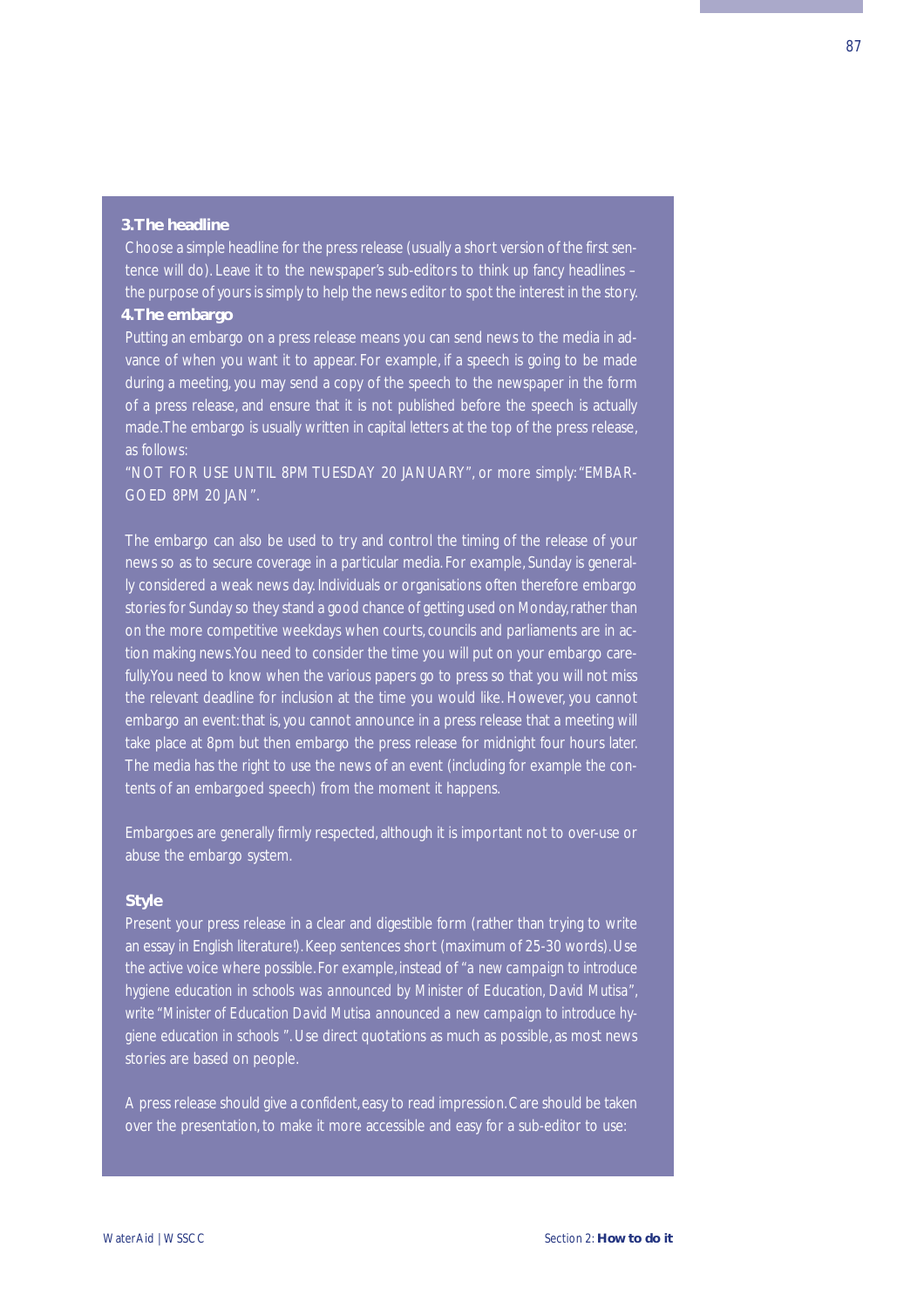**3.The headline**

Choose a simple headline for the press release (usually a short version of the first sentence will do). Leave it to the newspaper's sub-editors to think up fancy headlines – the purpose of yours is simply to help the news editor to spot the interest in the story.

**4.The embargo**

Putting an embargo on a press release means you can send news to the media in advance of when you want it to appear. For example, if a speech is going to be made during a meeting, you may send a copy of the speech to the newspaper in the form of a press release, and ensure that it is not published before the speech is actually made.The embargo is usually written in capital letters at the top of the press release, as follows:

"NOT FOR USE UNTIL 8PM TUESDAY 20 JANUARY", or more simply: "EMBARGOED 8PM 20 JAN".

The embargo can also be used to try and control the timing of the release of your news so as to secure coverage in a particular media. For example, Sunday is generally considered a weak news day. Individuals or organisations often therefore embargo stories for Sunday so they stand a good chance of getting used on Monday, rather than on the more competitive weekdays when courts, councils and parliaments are in action making news.You need to consider the time you will put on your embargo carefully.You need to know when the various papers go to press so that you will not miss the relevant deadline for inclusion at the time you would like. However, you cannot embargo an event: that is, you cannot announce in a press release that a meeting will take place at 8pm but then embargo the press release for midnight four hours later. The media has the right to use the news of an event (including for example the contents of an embargoed speech) from the moment it happens.

Embargoes are generally firmly respected, although it is important not to over-use or abuse the embargo system.

**Style**

Present your press release in a clear and digestible form (rather than trying to write an essay in English literature!). Keep sentences short (maximum of 25-30 words). Use the active voice where possible. For example, instead of "*a new campaign to introduce hygiene education in schools was announced by Minister of Education, David Mutisa*", write "*Minister of Education David Mutisa announced a new campaign to introduce hygiene education in schools* ". Use direct quotations as much as possible, as most news stories are based on people.

A press release should give a confident, easy to read impression. Care should be taken over the presentation, to make it more accessible and easy for a sub-editor to use: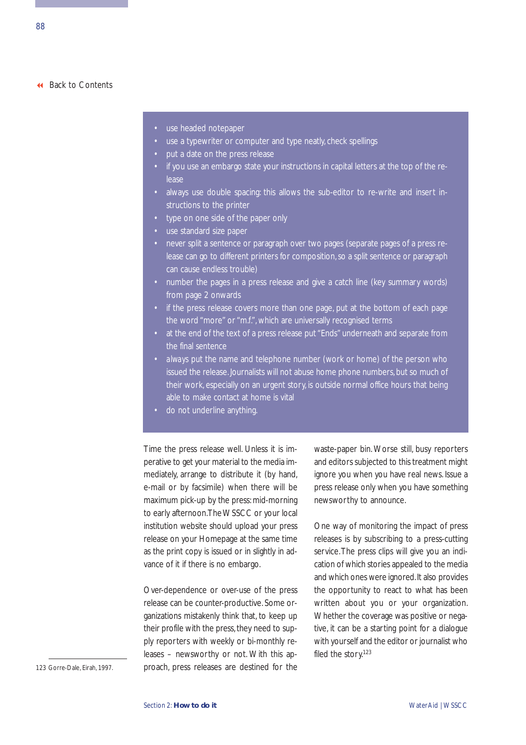- use headed notepaper
- use a typewriter or computer and type neatly, check spellings
- put a date on the press release
- if you use an embargo state your instructions in capital letters at the top of the release
- always use double spacing: this allows the sub-editor to re-write and insert instructions to the printer
- type on one side of the paper only
- use standard size paper
- never split a sentence or paragraph over two pages (separate pages of a press release can go to different printers for composition, so a split sentence or paragraph can cause endless trouble)
- number the pages in a press release and give a catch line (key summary words) from page 2 onwards
- if the press release covers more than one page, put at the bottom of each page the word "more" or "m.f.", which are universally recognised terms
- at the end of the text of a press release put "Ends" underneath and separate from the final sentence
- *always* put the name and telephone number (work or home) of the person who issued the release. Journalists will not abuse home phone numbers, but so much of their work, especially on an urgent story, is outside normal office hours that being able to make contact at home is vital
- do not underline anything.

Time the press release well. Unless it is imperative to get your material to the media immediately, arrange to distribute it (by hand, e-mail or by facsimile) when there will be maximum pick-up by the press: mid-morning to early afternoon. The WSSCC or your local institution website should upload your press release on your Homepage at the same time as the print copy is issued or in slightly in advance of it if there is no embargo.

Over-dependence or over-use of the press release can be counter-productive. Some organizations mistakenly think that, to keep up their profile with the press, they need to supply reporters with weekly or bi-monthly releases – newsworthy or not. With this approach, press releases are destined for the waste-paper bin. Worse still, busy reporters and editors subjected to this treatment might ignore you when you have real news. Issue a press release only when you have something newsworthy to announce.

One way of monitoring the impact of press releases is by subscribing to a press-cutting service. The press clips will give you an indication of which stories appealed to the media and which ones were ignored. It also provides the opportunity to react to what has been written about you or your organization. Whether the coverage was positive or negative, it can be a starting point for a dialogue with yourself and the editor or journalist who filed the story.[123]

123 Gorre-Dale, Eirah, 1997.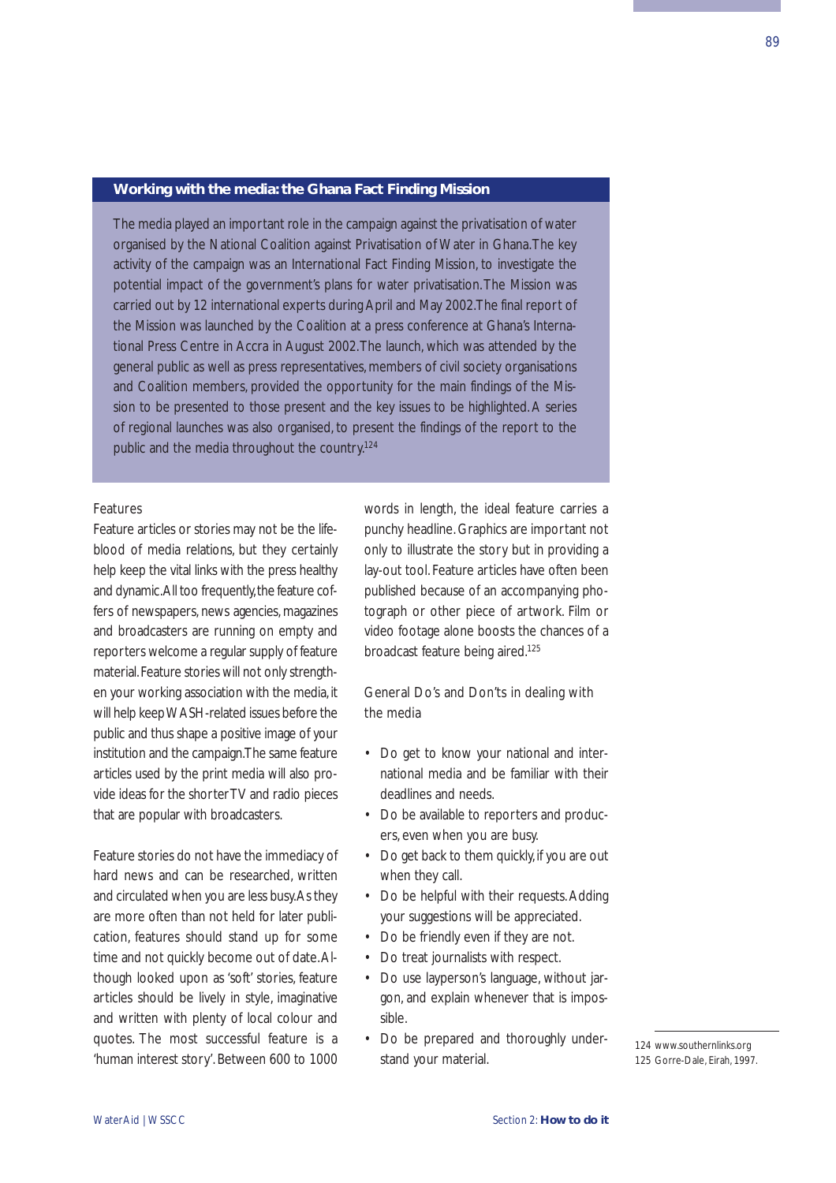### Working with the media: the Ghana Fact Finding Mission

The media played an important role in the campaign against the privatisation of water organised by the National Coalition against Privatisation of Water in Ghana. The key activity of the campaign was an International Fact Finding Mission, to investigate the potential impact of the government's plans for water privatisation. The Mission was carried out by 12 international experts during April and May 2002. The final report of the Mission was launched by the Coalition at a press conference at Ghana's International Press Centre in Accra in August 2002. The launch, which was attended by the general public as well as press representatives, members of civil society organisations and Coalition members, provided the opportunity for the main findings of the Mission to be presented to those present and the key issues to be highlighted. A series of regional launches was also organised, to present the findings of the report to the public and the media throughout the country.[124]

#### Features

Feature articles or stories may not be the lifeblood of media relations, but they certainly help keep the vital links with the press healthy and dynamic. All too frequently, the feature coffers of newspapers, news agencies, magazines and broadcasters are running on empty and reporters welcome a regular supply of feature material. Feature stories will not only strengthen your working association with the media, it will help keep WASH-related issues before the public and thus shape a positive image of your institution and the campaign. The same feature articles used by the print media will also provide ideas for the shorter TV and radio pieces that are popular with broadcasters.

Feature stories do not have the immediacy of hard news and can be researched, written and circulated when you are less busy. As they are more often than not held for later publication, features should stand up for some time and not quickly become out of date. Although looked upon as 'soft' stories, feature articles should be lively in style, imaginative and written with plenty of local colour and quotes. The most successful feature is a 'human interest story'. Between 600 to 1000 words in length, the ideal feature carries a punchy headline. Graphics are important not only to illustrate the story but in providing a lay-out tool. Feature articles have often been published because of an accompanying photograph or other piece of artwork. Film or video footage alone boosts the chances of a broadcast feature being aired.[125]

#### General Do's and Don'ts in dealing with the media

- Do get to know your national and international media and be familiar with their deadlines and needs.
- Do be available to reporters and producers, even when you are busy.
- Do get back to them quickly, if you are out when they call.
- Do be helpful with their requests. Adding your suggestions will be appreciated.
- Do be friendly even if they are not.
- Do treat journalists with respect.
- Do use layperson's language, without jargon, and explain whenever that is impossible.
- Do be prepared and thoroughly understand your material.

---

124 www.southernlinks.org
125 Gorre-Dale, Eirah, 1997.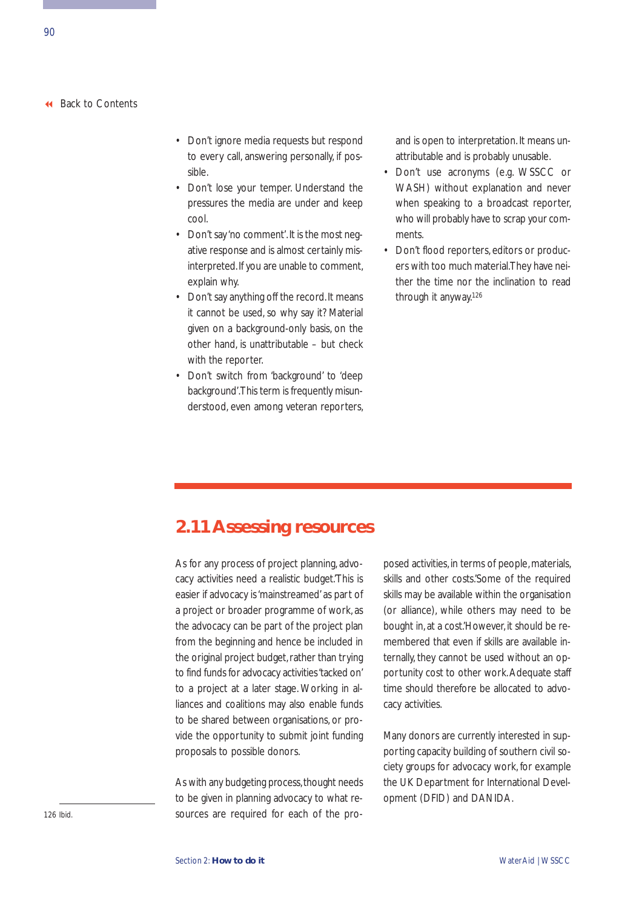- Don't ignore media requests but respond to every call, answering personally, if possible.
- Don't lose your temper. Understand the pressures the media are under and keep cool.
- Don't say 'no comment'. It is the most negative response and is almost certainly misinterpreted. If you are unable to comment, explain why.
- Don't say anything off the record. It means it cannot be used, so why say it? Material given on a background-only basis, on the other hand, is unattributable – but check with the reporter.
- Don't switch from 'background' to 'deep background'. This term is frequently misunderstood, even among veteran reporters, and is open to interpretation. It means unattributable and is probably unusable.
- Don't use acronyms (e.g. WSSCC or WASH) without explanation and never when speaking to a broadcast reporter, who will probably have to scrap your comments.
- Don't flood reporters, editors or producers with too much material. They have neither the time nor the inclination to read through it anyway.[126]

## 2.11 Assessing resources

As for any process of project planning, advocacy activities need a realistic budget. This is easier if advocacy is 'mainstreamed' as part of a project or broader programme of work, as the advocacy can be part of the project plan from the beginning and hence be included in the original project budget, rather than trying to find funds for advocacy activities 'tacked on' to a project at a later stage. Working in alliances and coalitions may also enable funds to be shared between organisations, or provide the opportunity to submit joint funding proposals to possible donors.

As with any budgeting process, thought needs to be given in planning advocacy to what resources are required for each of the proposed activities, in terms of people, materials, skills and other costs. Some of the required skills may be available within the organisation (or alliance), while others may need to be bought in, at a cost. However, it should be remembered that even if skills are available internally, they cannot be used without an opportunity cost to other work. Adequate staff time should therefore be allocated to advocacy activities.

Many donors are currently interested in supporting capacity building of southern civil society groups for advocacy work, for example the UK Department for International Development (DFID) and DANIDA.

126 Ibid.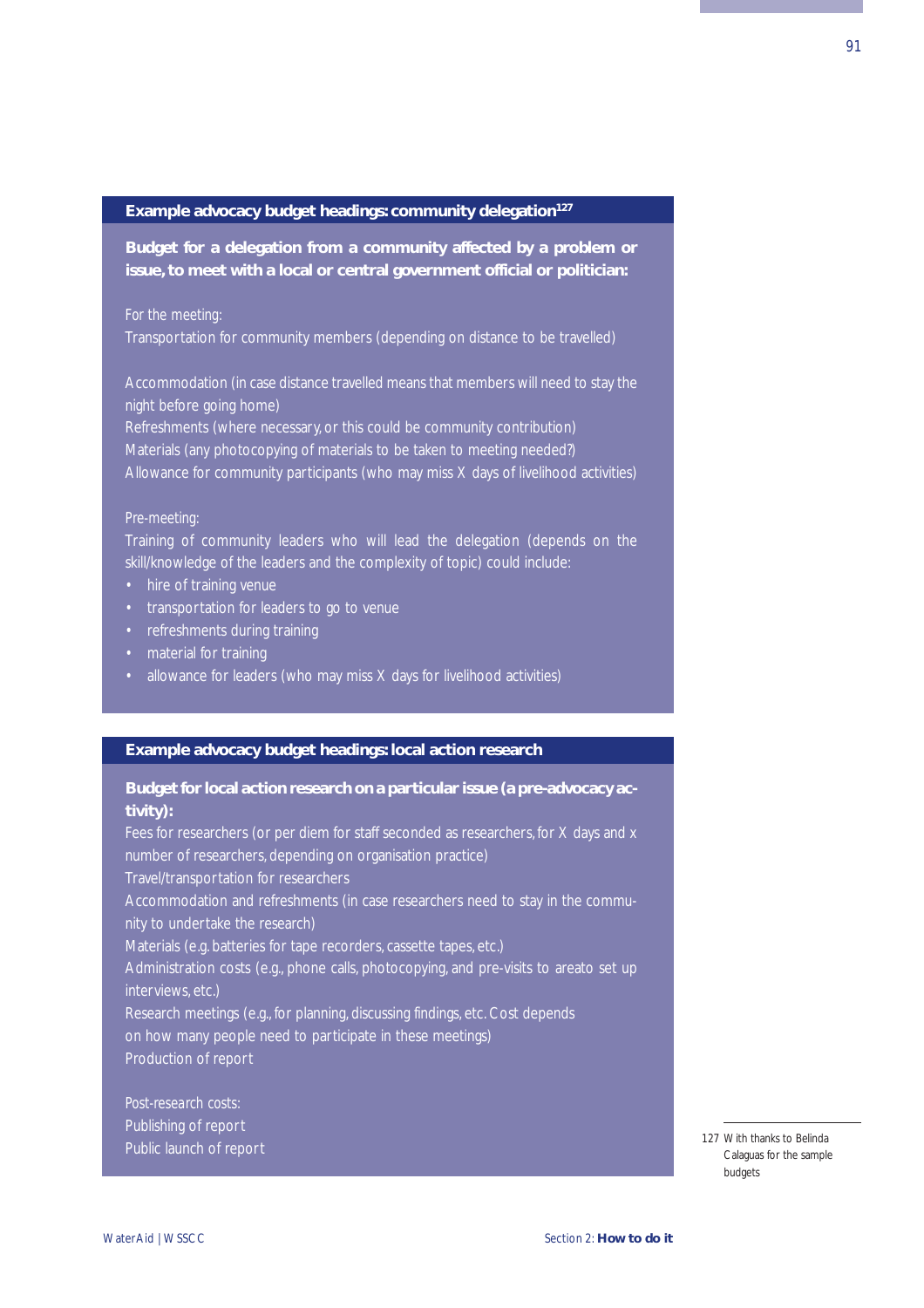### Example advocacy budget headings: community delegation[127]

**Budget for a delegation from a community affected by a problem or issue, to meet with a local or central government official or politician:**

For the meeting:
Transportation for community members (depending on distance to be travelled)

Accommodation (in case distance travelled means that members will need to stay the night before going home)
Refreshments (where necessary, or this could be community contribution)
Materials (any photocopying of materials to be taken to meeting needed?)
Allowance for community participants (who may miss X days of livelihood activities)

Pre-meeting:
Training of community leaders who will lead the delegation (depends on the skill/knowledge of the leaders and the complexity of topic) could include:

- hire of training venue
- transportation for leaders to go to venue
- refreshments during training
- material for training
- allowance for leaders (who may miss X days for livelihood activities)

### Example advocacy budget headings: local action research

**Budget for local action research on a particular issue (a pre-advocacy activity):**
Fees for researchers (or per diem for staff seconded as researchers, for X days and x number of researchers, depending on organisation practice)
Travel/transportation for researchers
Accommodation and refreshments (in case researchers need to stay in the community to undertake the research)
Materials (e.g. batteries for tape recorders, cassette tapes, etc.)
Administration costs (e.g., phone calls, photocopying, and pre-visits to areato set up interviews, etc.)
Research meetings (e.g., for planning, discussing findings, etc. Cost depends on how many people need to participate in these meetings)
Production of report

Post-research costs:
Publishing of report
Public launch of report

127 With thanks to Belinda Calaguas for the sample budgets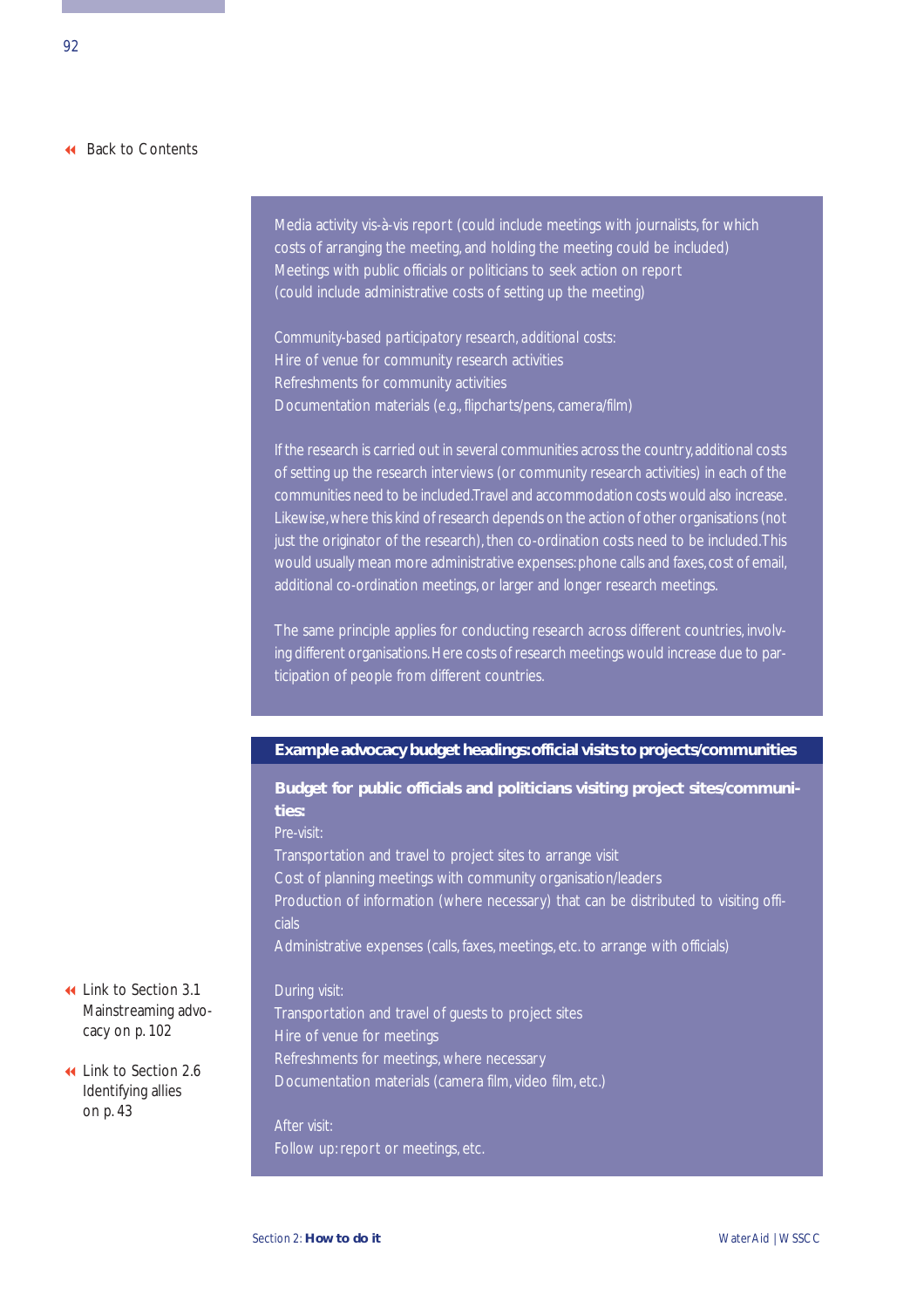[Back to Contents]

Media activity vis-à-vis report (could include meetings with journalists, for which costs of arranging the meeting, and holding the meeting could be included)
Meetings with public officials or politicians to seek action on report (could include administrative costs of setting up the meeting)

*Community-based participatory research, additional costs:*
Hire of venue for community research activities
Refreshments for community activities
Documentation materials (e.g., flipcharts/pens, camera/film)

If the research is carried out in several communities across the country, additional costs of setting up the research interviews (or community research activities) in each of the communities need to be included. Travel and accommodation costs would also increase. Likewise, where this kind of research depends on the action of other organisations (not just the originator of the research), then co-ordination costs need to be included. This would usually mean more administrative expenses: phone calls and faxes, cost of email, additional co-ordination meetings, or larger and longer research meetings.

The same principle applies for conducting research across different countries, involving different organisations. Here costs of research meetings would increase due to participation of people from different countries.

### Example advocacy budget headings: official visits to projects/communities

**Budget for public officials and politicians visiting project sites/communities:**

Pre-visit:
Transportation and travel to project sites to arrange visit
Cost of planning meetings with community organisation/leaders
Production of information (where necessary) that can be distributed to visiting officials
Administrative expenses (calls, faxes, meetings, etc. to arrange with officials)

During visit:
Transportation and travel of guests to project sites
Hire of venue for meetings
Refreshments for meetings, where necessary
Documentation materials (camera film, video film, etc.)

After visit:
Follow up: report or meetings, etc.

Link to Section 3.1 Mainstreaming advocacy on p. 102

Link to Section 2.6 Identifying allies on p. 43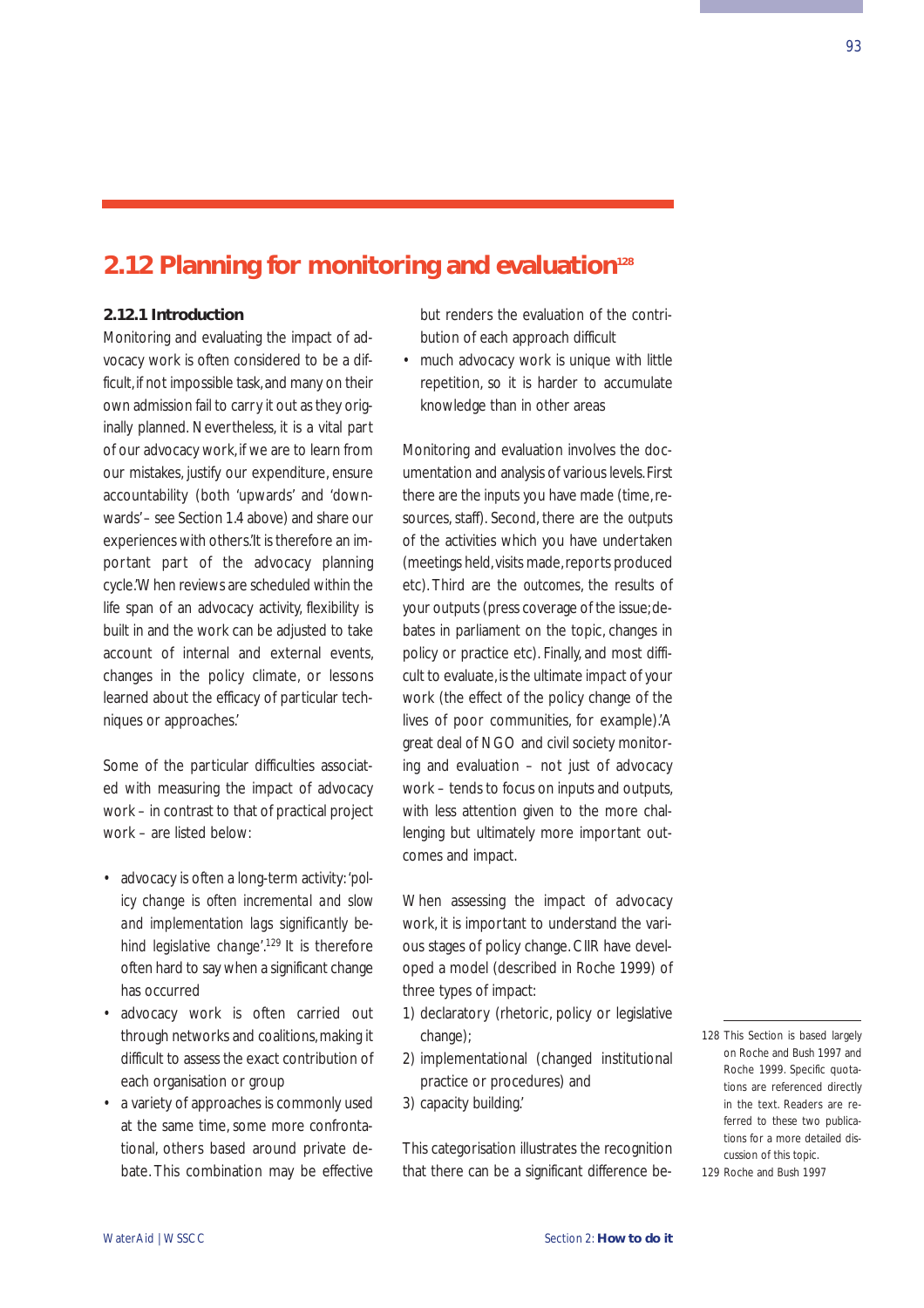## 2.12 Planning for monitoring and evaluation[128]

### 2.12.1 Introduction

Monitoring and evaluating the impact of advocacy work is often considered to be a difficult, if not impossible task, and many on their own admission fail to carry it out as they originally planned. Nevertheless, it is a vital part of our advocacy work, if we are to learn from our mistakes, justify our expenditure, ensure accountability (both 'upwards' and 'downwards' – see Section 1.4 above) and share our experiences with others.'It is therefore an important part of the advocacy planning cycle.'When reviews are scheduled within the life span of an advocacy activity, flexibility is built in and the work can be adjusted to take account of internal and external events, changes in the policy climate, or lessons learned about the efficacy of particular techniques or approaches.'

Some of the particular difficulties associated with measuring the impact of advocacy work – in contrast to that of practical project work – are listed below:

- advocacy is often a long-term activity: '*policy change is often incremental and slow and implementation lags significantly behind legislative change*'.[129] It is therefore often hard to say when a significant change has occurred
- advocacy work is often carried out through networks and coalitions, making it difficult to assess the exact contribution of each organisation or group
- a variety of approaches is commonly used at the same time, some more confrontational, others based around private debate. This combination may be effective but renders the evaluation of the contribution of each approach difficult
- much advocacy work is unique with little repetition, so it is harder to accumulate knowledge than in other areas

Monitoring and evaluation involves the documentation and analysis of various levels. First there are the inputs you have made (time, resources, staff). Second, there are the outputs of the activities which you have undertaken (meetings held, visits made, reports produced etc). Third are the outcomes, the results of your outputs (press coverage of the issue; debates in parliament on the topic, changes in policy or practice etc). Finally, and most difficult to evaluate, is the ultimate impact of your work (the effect of the policy change of the lives of poor communities, for example).'A great deal of NGO and civil society monitoring and evaluation – not just of advocacy work – tends to focus on inputs and outputs, with less attention given to the more challenging but ultimately more important outcomes and impact.

When assessing the impact of advocacy work, it is important to understand the various stages of policy change. CIIR have developed a model (described in Roche 1999) of three types of impact:

1) declaratory (rhetoric, policy or legislative change);
2) implementational (changed institutional practice or procedures) and
3) capacity building.'

This categorisation illustrates the recognition that there can be a significant difference be-

---

128 This Section is based largely on Roche and Bush 1997 and Roche 1999. Specific quotations are referenced directly in the text. Readers are referred to these two publications for a more detailed discussion of this topic.

129 Roche and Bush 1997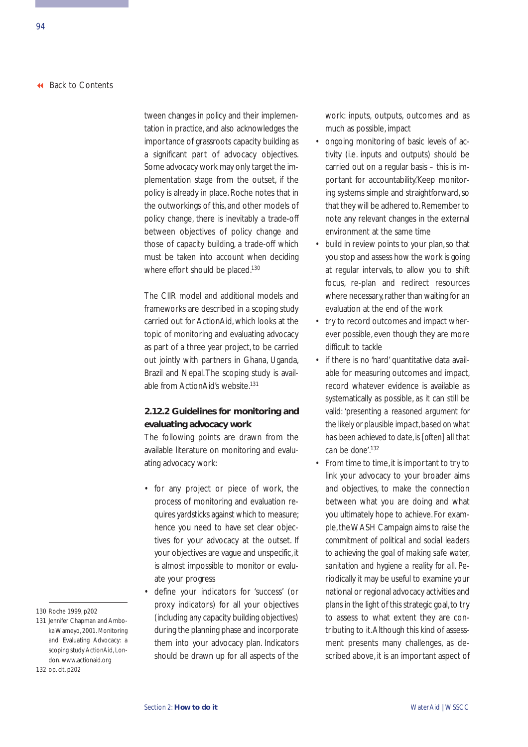tween changes in policy and their implementation in practice, and also acknowledges the importance of grassroots capacity building as a significant part of advocacy objectives. Some advocacy work may only target the implementation stage from the outset, if the policy is already in place. Roche notes that in the outworkings of this, and other models of policy change, there is inevitably a trade-off between objectives of policy change and those of capacity building, a trade-off which must be taken into account when deciding where effort should be placed.[130]

The CIIR model and additional models and frameworks are described in a scoping study carried out for ActionAid, which looks at the topic of monitoring and evaluating advocacy as part of a three year project, to be carried out jointly with partners in Ghana, Uganda, Brazil and Nepal. The scoping study is available from ActionAid's website.[131]

### 2.12.2 Guidelines for monitoring and evaluating advocacy work

The following points are drawn from the available literature on monitoring and evaluating advocacy work:

- for any project or piece of work, the process of monitoring and evaluation requires yardsticks against which to measure; hence you need to have set clear objectives for your advocacy at the outset. If your objectives are vague and unspecific, it is almost impossible to monitor or evaluate your progress
- define your indicators for 'success' (or proxy indicators) for all your objectives (including any capacity building objectives) during the planning phase and incorporate them into your advocacy plan. Indicators should be drawn up for all aspects of the work: inputs, outputs, outcomes and as much as possible, impact
- ongoing monitoring of basic levels of activity (i.e. inputs and outputs) should be carried out on a regular basis – this is important for accountability. Keep monitoring systems simple and straightforward, so that they will be adhered to. Remember to note any relevant changes in the external environment at the same time
- build in review points to your plan, so that you stop and assess how the work is going at regular intervals, to allow you to shift focus, re-plan and redirect resources where necessary, rather than waiting for an evaluation at the end of the work
- try to record outcomes and impact wherever possible, even though they are more difficult to tackle
- if there is no 'hard' quantitative data available for measuring outcomes and impact, record whatever evidence is available as systematically as possible, as it can still be valid: *'presenting a reasoned argument for the likely or plausible impact, based on what has been achieved to date, is [often] all that can be done'.*[132]
- From time to time, it is important to try to link your advocacy to your broader aims and objectives, to make the connection between what you are doing and what you ultimately hope to achieve. For example, the WASH Campaign aims to *raise the commitment of political and social leaders to achieving the goal of making safe water, sanitation and hygiene a reality for all.* Periodically it may be useful to examine your national or regional advocacy activities and plans in the light of this strategic goal, to try to assess to what extent they are contributing to it. Although this kind of assessment presents many challenges, as described above, it is an important aspect of

---

130 Roche 1999, p202

131 Jennifer Chapman and Amboka Wameyo, 2001. Monitoring and Evaluating Advocacy: a scoping study ActionAid, London. www.actionaid.org

132 op. cit. p202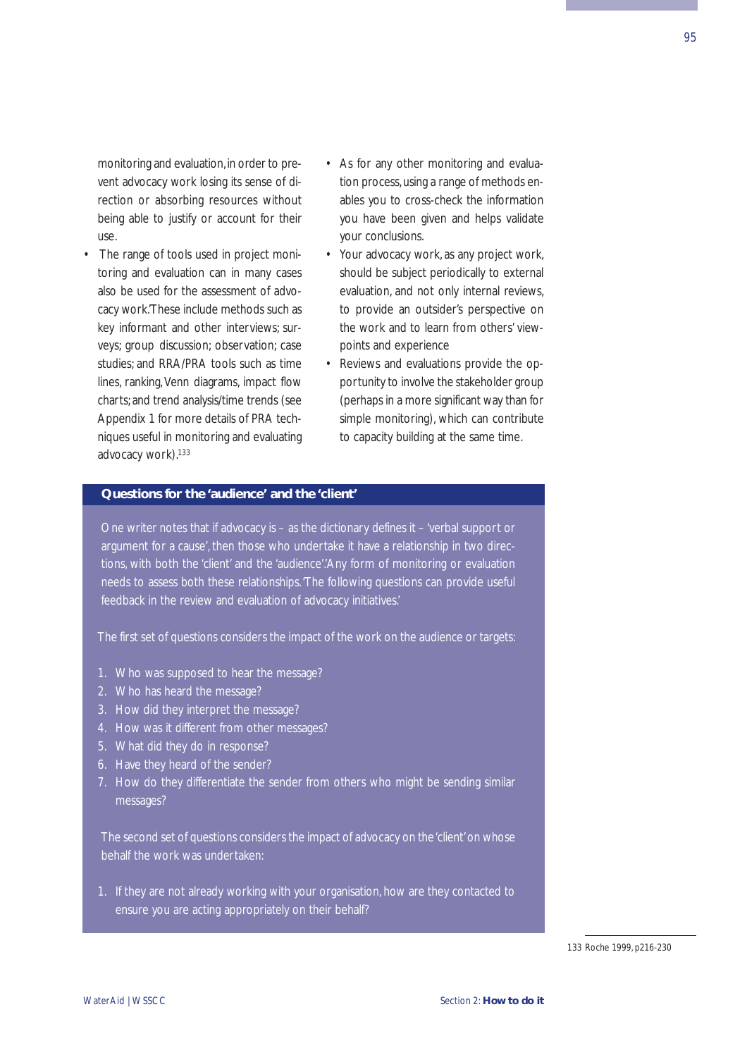monitoring and evaluation, in order to prevent advocacy work losing its sense of direction or absorbing resources without being able to justify or account for their use.

- The range of tools used in project monitoring and evaluation can in many cases also be used for the assessment of advocacy work. These include methods such as key informant and other interviews; surveys; group discussion; observation; case studies; and RRA/PRA tools such as time lines, ranking, Venn diagrams, impact flow charts; and trend analysis/time trends (see Appendix 1 for more details of PRA techniques useful in monitoring and evaluating advocacy work).[133]
- As for any other monitoring and evaluation process, using a range of methods enables you to cross-check the information you have been given and helps validate your conclusions.
- Your advocacy work, as any project work, should be subject periodically to external evaluation, and not only internal reviews, to provide an outsider's perspective on the work and to learn from others' viewpoints and experience
- Reviews and evaluations provide the opportunity to involve the stakeholder group (perhaps in a more significant way than for simple monitoring), which can contribute to capacity building at the same time.

**Questions for the 'audience' and the 'client'**

One writer notes that if advocacy is – as the dictionary defines it – 'verbal support or argument for a cause', then those who undertake it have a relationship in two directions, with both the 'client' and the 'audience'. Any form of monitoring or evaluation needs to assess both these relationships. The following questions can provide useful feedback in the review and evaluation of advocacy initiatives.'

The first set of questions considers the impact of the work on the audience or targets:

1. Who was supposed to hear the message?
2. Who has heard the message?
3. How did they interpret the message?
4. How was it different from other messages?
5. What did they do in response?
6. Have they heard of the sender?
7. How do they differentiate the sender from others who might be sending similar messages?

The second set of questions considers the impact of advocacy on the 'client' on whose behalf the work was undertaken:

1. If they are not already working with your organisation, how are they contacted to ensure you are acting appropriately on their behalf?

133 Roche 1999, p216-230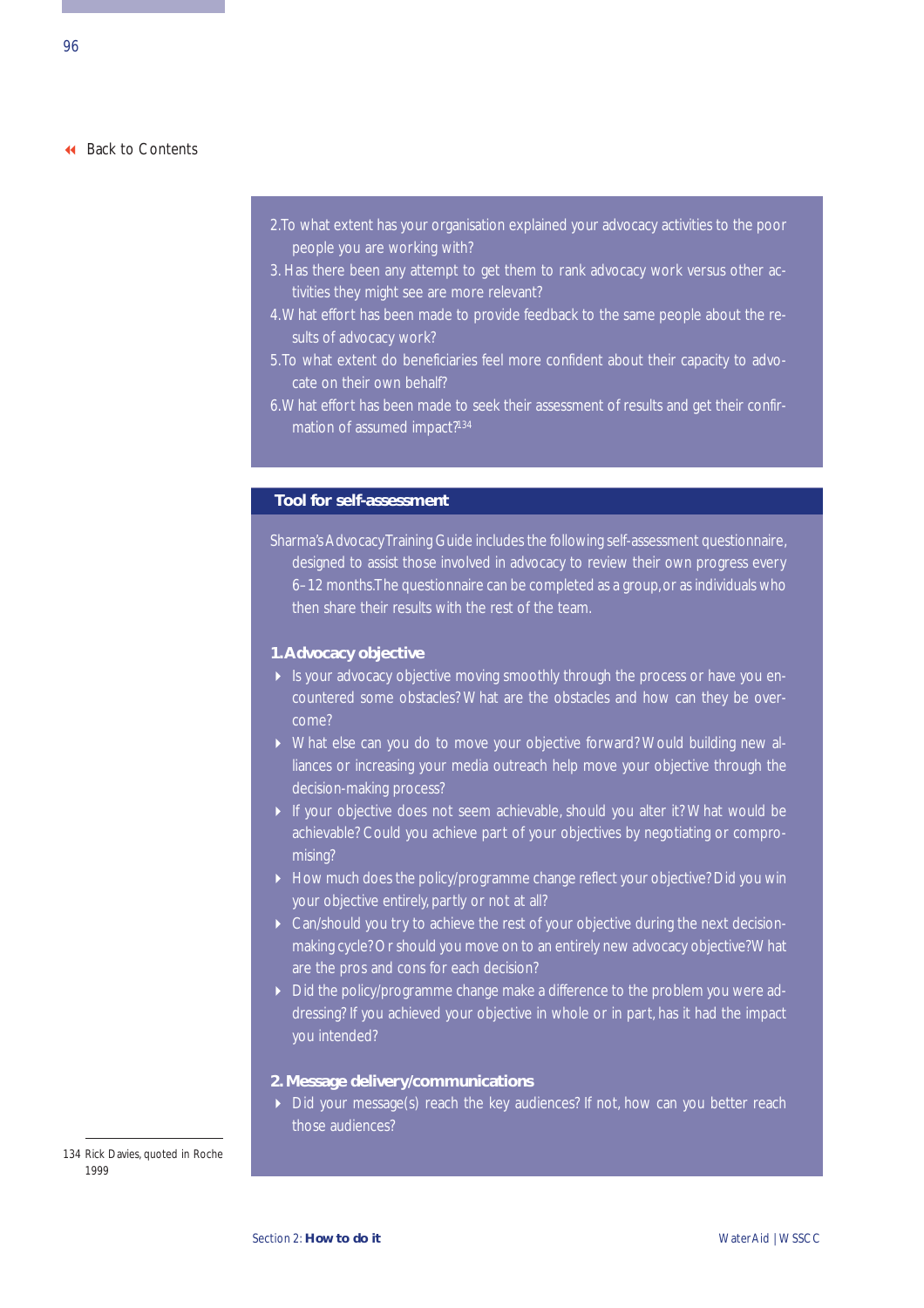2. To what extent has your organisation explained your advocacy activities to the poor people you are working with?
3. Has there been any attempt to get them to rank advocacy work versus other activities they might see are more relevant?
4. What effort has been made to provide feedback to the same people about the results of advocacy work?
5. To what extent do beneficiaries feel more confident about their capacity to advocate on their own behalf?
6. What effort has been made to seek their assessment of results and get their confirmation of assumed impact?[134]

## Tool for self-assessment

Sharma's Advocacy Training Guide includes the following self-assessment questionnaire, designed to assist those involved in advocacy to review their own progress every 6–12 months. The questionnaire can be completed as a group, or as individuals who then share their results with the rest of the team.

### 1. Advocacy objective

- Is your advocacy objective moving smoothly through the process or have you encountered some obstacles? What are the obstacles and how can they be overcome?
- What else can you do to move your objective forward? Would building new alliances or increasing your media outreach help move your objective through the decision-making process?
- If your objective does not seem achievable, should you alter it? What would be achievable? Could you achieve part of your objectives by negotiating or compromising?
- How much does the policy/programme change reflect your objective? Did you win your objective entirely, partly or not at all?
- Can/should you try to achieve the rest of your objective during the next decision-making cycle? Or should you move on to an entirely new advocacy objective? What are the pros and cons for each decision?
- Did the policy/programme change make a difference to the problem you were addressing? If you achieved your objective in whole or in part, has it had the impact you intended?

### 2. Message delivery/communications

- Did your message(s) reach the key audiences? If not, how can you better reach those audiences?

---

134 Rick Davies, quoted in Roche 1999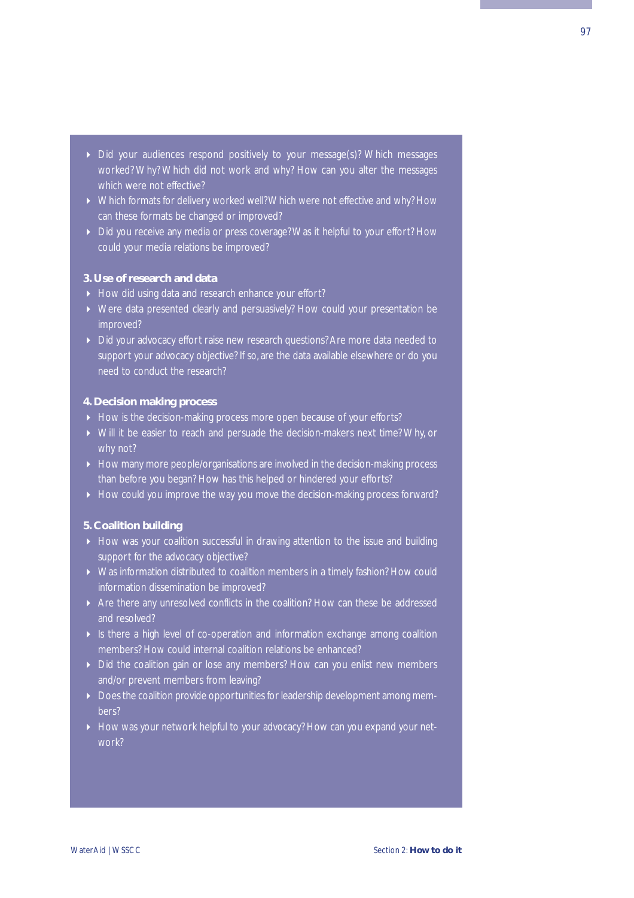- Did your audiences respond positively to your message(s)? Which messages worked? Why? Which did not work and why? How can you alter the messages which were not effective?
- Which formats for delivery worked well? Which were not effective and why? How can these formats be changed or improved?
- Did you receive any media or press coverage? Was it helpful to your effort? How could your media relations be improved?

**3. Use of research and data**

- How did using data and research enhance your effort?
- Were data presented clearly and persuasively? How could your presentation be improved?
- Did your advocacy effort raise new research questions? Are more data needed to support your advocacy objective? If so, are the data available elsewhere or do you need to conduct the research?

**4. Decision making process**

- How is the decision-making process more open because of your efforts?
- Will it be easier to reach and persuade the decision-makers next time? Why, or why not?
- How many more people/organisations are involved in the decision-making process than before you began? How has this helped or hindered your efforts?
- How could you improve the way you move the decision-making process forward?

**5. Coalition building**

- How was your coalition successful in drawing attention to the issue and building support for the advocacy objective?
- Was information distributed to coalition members in a timely fashion? How could information dissemination be improved?
- Are there any unresolved conflicts in the coalition? How can these be addressed and resolved?
- Is there a high level of co-operation and information exchange among coalition members? How could internal coalition relations be enhanced?
- Did the coalition gain or lose any members? How can you enlist new members and/or prevent members from leaving?
- Does the coalition provide opportunities for leadership development among members?
- How was your network helpful to your advocacy? How can you expand your network?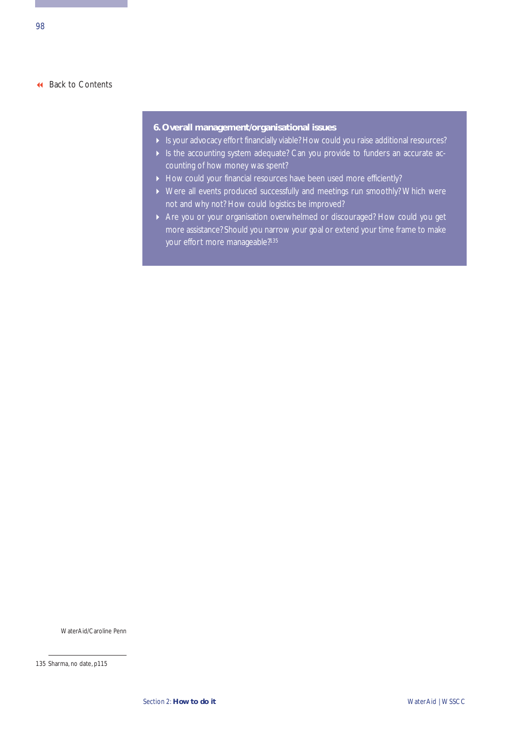### 6. Overall management/organisational issues

- Is your advocacy effort financially viable? How could you raise additional resources?
- Is the accounting system adequate? Can you provide to funders an accurate accounting of how money was spent?
- How could your financial resources have been used more efficiently?
- Were all events produced successfully and meetings run smoothly? Which were not and why not? How could logistics be improved?
- Are you or your organisation overwhelmed or discouraged? How could you get more assistance? Should you narrow your goal or extend your time frame to make your effort more manageable?[135]

WaterAid/Caroline Penn

135 Sharma, no date, p115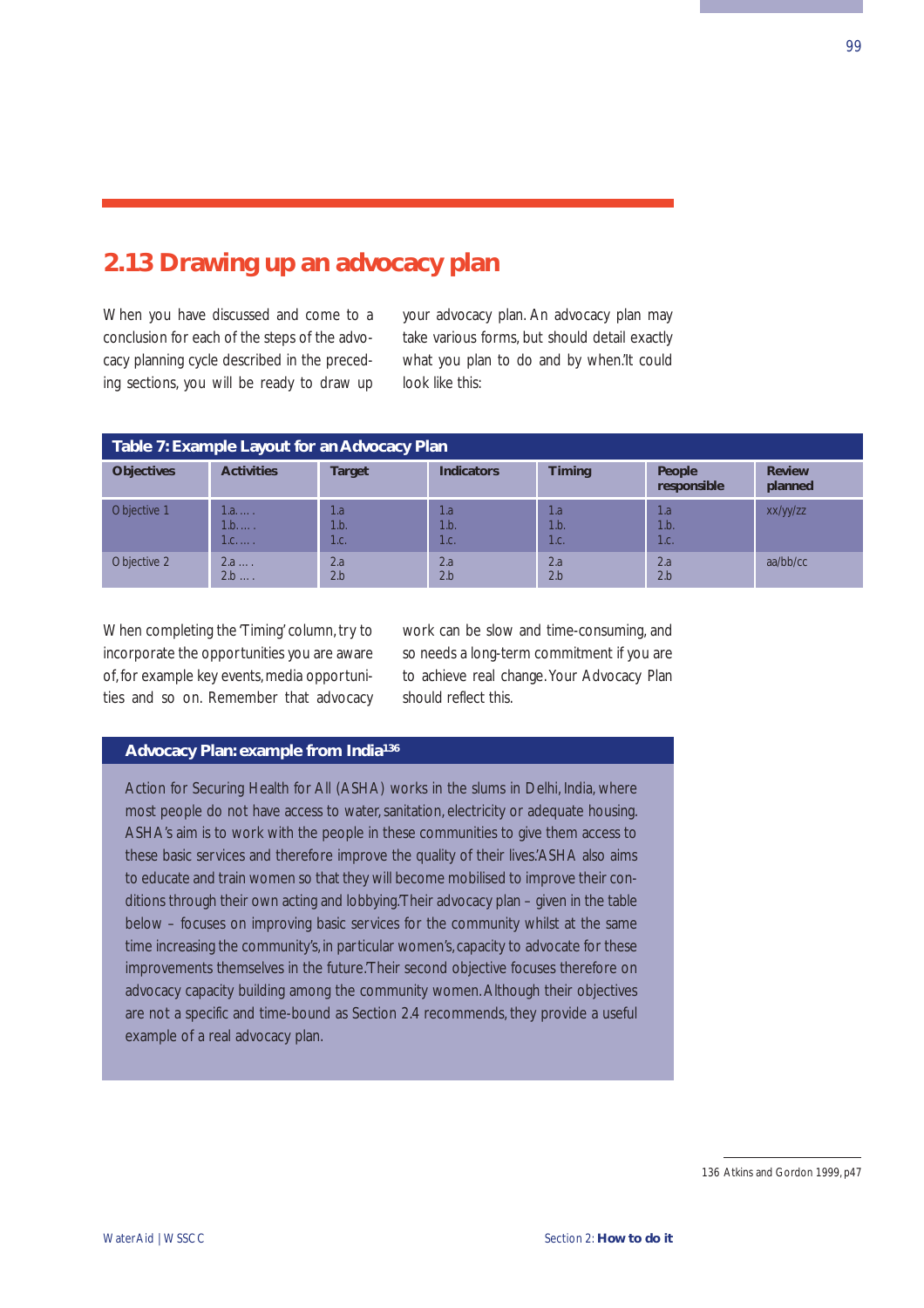## 2.13 Drawing up an advocacy plan

When you have discussed and come to a conclusion for each of the steps of the advocacy planning cycle described in the preceding sections, you will be ready to draw up your advocacy plan. An advocacy plan may take various forms, but should detail exactly what you plan to do and by when.'It could look like this:

**Table 7: Example Layout for an Advocacy Plan**

| Objectives | Activities | Target | Indicators | Timing | People responsible | Review planned |
|---|---|---|---|---|---|---|
| Objective 1 | 1.a. .... .<br>1.b. .... .<br>1.c. .... . | 1.a<br>1.b.<br>1.c. | 1.a<br>1.b.<br>1.c. | 1.a<br>1.b.<br>1.c. | 1.a<br>1.b.<br>1.c. | xx/yy/zz |
| Objective 2 | 2.a .... .<br>2.b .... . | 2.a<br>2.b | 2.a<br>2.b | 2.a<br>2.b | 2.a<br>2.b | aa/bb/cc |

When completing the 'Timing' column, try to incorporate the opportunities you are aware of, for example key events, media opportunities and so on. Remember that advocacy work can be slow and time-consuming, and so needs a long-term commitment if you are to achieve real change. Your Advocacy Plan should reflect this.

### Advocacy Plan: example from India[136]

Action for Securing Health for All (ASHA) works in the slums in Delhi, India, where most people do not have access to water, sanitation, electricity or adequate housing. ASHA's aim is to work with the people in these communities to give them access to these basic services and therefore improve the quality of their lives.'ASHA also aims to educate and train women so that they will become mobilised to improve their conditions through their own acting and lobbying.'Their advocacy plan – given in the table below – focuses on improving basic services for the community whilst at the same time increasing the community's, in particular women's, capacity to advocate for these improvements themselves in the future.'Their second objective focuses therefore on advocacy capacity building among the community women. Although their objectives are not a specific and time-bound as Section 2.4 recommends, they provide a useful example of a real advocacy plan.

136 Atkins and Gordon 1999, p47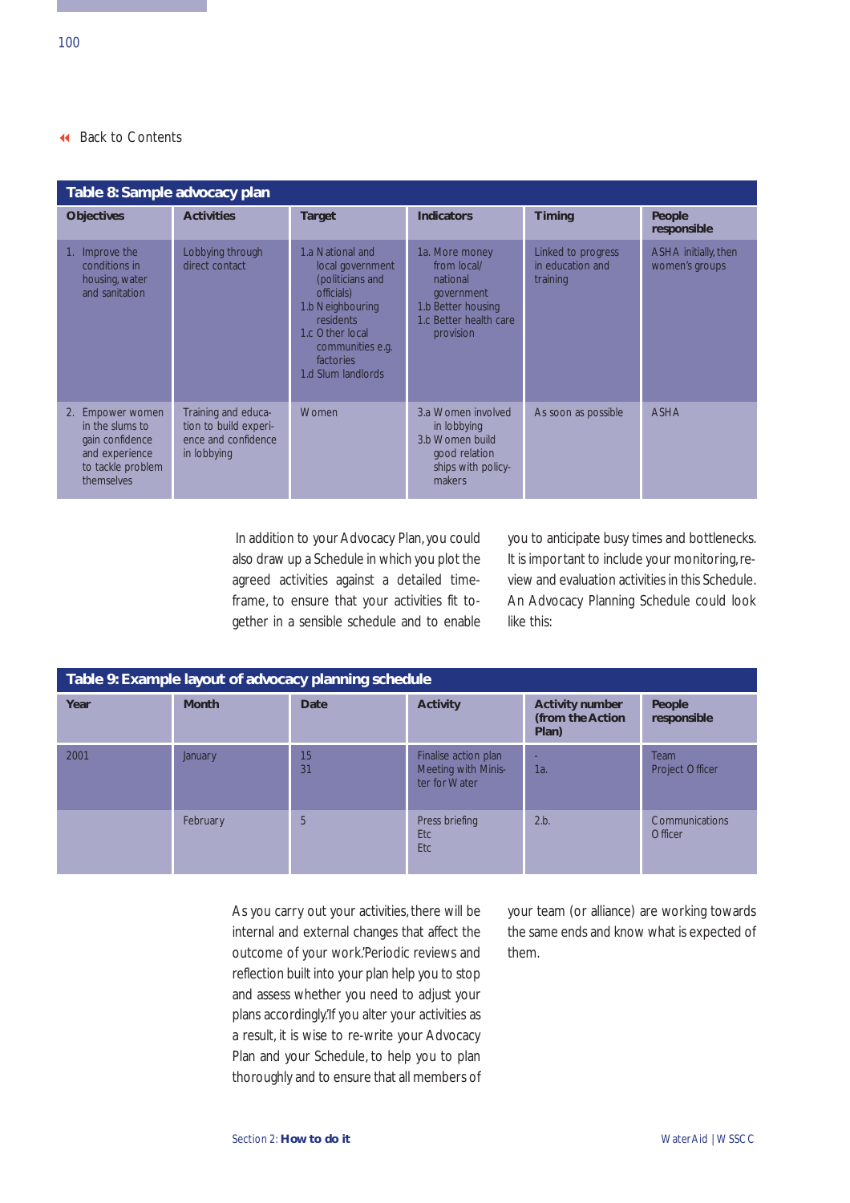◂ Back to Contents

**Table 8: Sample advocacy plan**

| Objectives | Activities | Target | Indicators | Timing | People responsible |
|---|---|---|---|---|---|
| 1. Improve the conditions in housing, water and sanitation | Lobbying through direct contact | 1.a National and local government (politicians and officials)<br>1.b Neighbouring residents<br>1.c Other local communities e.g. factories<br>1.d Slum landlords | 1a. More money from local/ national government<br>1.b Better housing<br>1.c Better health care provision | Linked to progress in education and training | ASHA initially, then women's groups |
| 2. Empower women in the slums to gain confidence and experience to tackle problem themselves | Training and education to build experience and confidence in lobbying | Women | 3.a Women involved in lobbying<br>3.b Women build good relationships with policy-makers | As soon as possible | ASHA |

In addition to your Advocacy Plan, you could also draw up a Schedule in which you plot the agreed activities against a detailed timeframe, to ensure that your activities fit together in a sensible schedule and to enable you to anticipate busy times and bottlenecks. It is important to include your monitoring, review and evaluation activities in this Schedule. An Advocacy Planning Schedule could look like this:

**Table 9: Example layout of advocacy planning schedule**

| Year | Month | Date | Activity | Activity number (from the Action Plan) | People responsible |
|---|---|---|---|---|---|
| 2001 | January | 15<br>31 | Finalise action plan<br>Meeting with Minister for Water | -<br>1a. | Team<br>Project Officer |
| | February | 5 | Press briefing<br>Etc<br>Etc | 2.b. | Communications Officer |

As you carry out your activities, there will be internal and external changes that affect the outcome of your work.'Periodic reviews and reflection built into your plan help you to stop and assess whether you need to adjust your plans accordingly.'If you alter your activities as a result, it is wise to re-write your Advocacy Plan and your Schedule, to help you to plan thoroughly and to ensure that all members of your team (or alliance) are working towards the same ends and know what is expected of them.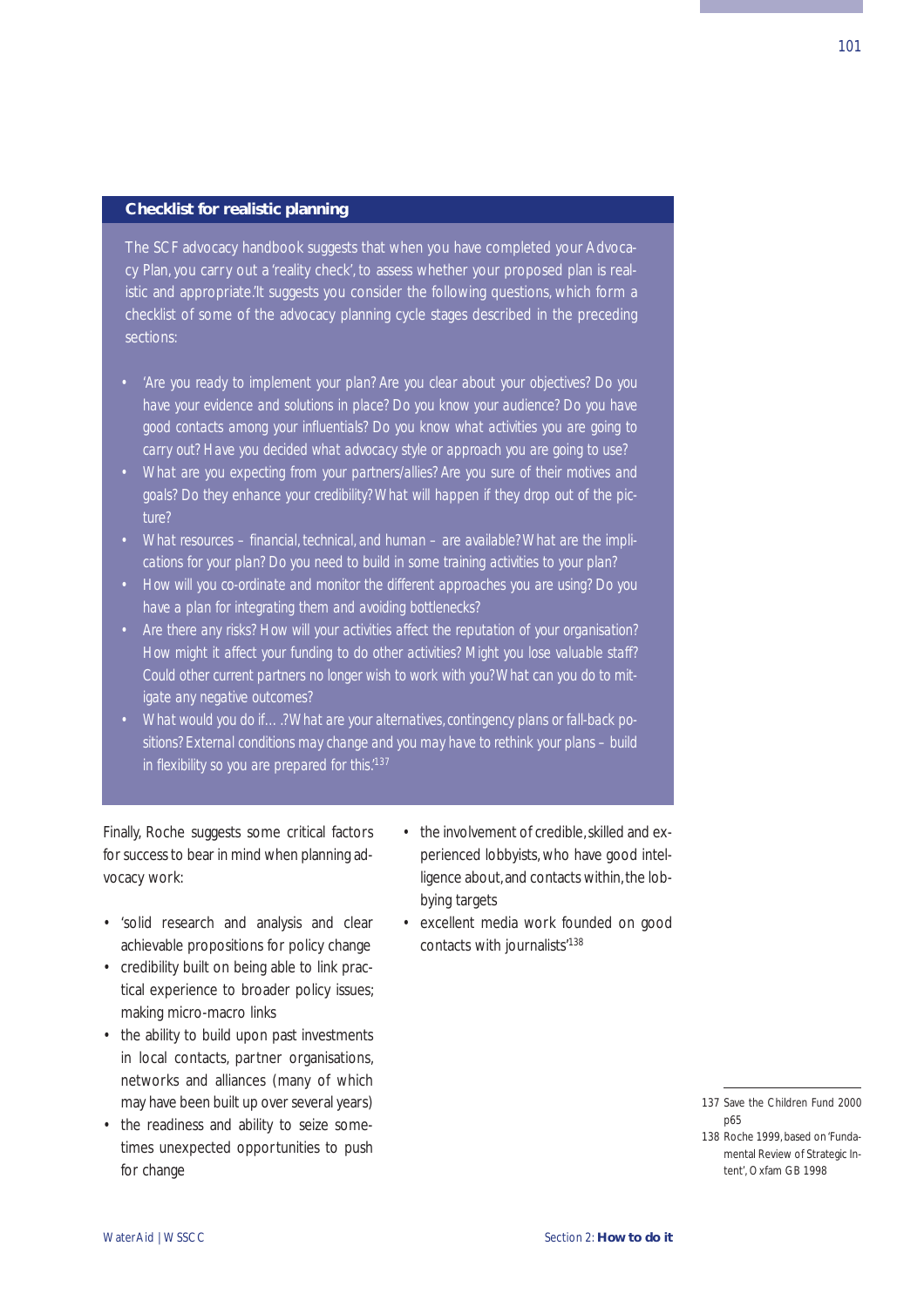### Checklist for realistic planning

The SCF advocacy handbook suggests that when you have completed your Advocacy Plan, you carry out a 'reality check', to assess whether your proposed plan is realistic and appropriate.'It suggests you consider the following questions, which form a checklist of some of the advocacy planning cycle stages described in the preceding sections:

- 'Are you ready to implement your plan? Are you clear about your objectives? Do you have your evidence and solutions in place? Do you know your audience? Do you have good contacts among your influentials? Do you know what activities you are going to carry out? Have you decided what advocacy style or approach you are going to use?
- What are you expecting from your partners/allies? Are you sure of their motives and goals? Do they enhance your credibility? What will happen if they drop out of the picture?
- What resources – financial, technical, and human – are available? What are the implications for your plan? Do you need to build in some training activities to your plan?
- How will you co-ordinate and monitor the different approaches you are using? Do you have a plan for integrating them and avoiding bottlenecks?
- Are there any risks? How will your activities affect the reputation of your organisation? How might it affect your funding to do other activities? Might you lose valuable staff? Could other current partners no longer wish to work with you? What can you do to mitigate any negative outcomes?
- What would you do if… .? What are your alternatives, contingency plans or fall-back positions? External conditions may change and you may have to rethink your plans – build in flexibility so you are prepared for this.'[137]

Finally, Roche suggests some critical factors for success to bear in mind when planning advocacy work:

- 'solid research and analysis and clear achievable propositions for policy change
- credibility built on being able to link practical experience to broader policy issues; making micro-macro links
- the ability to build upon past investments in local contacts, partner organisations, networks and alliances (many of which may have been built up over several years)
- the readiness and ability to seize sometimes unexpected opportunities to push for change
- the involvement of credible, skilled and experienced lobbyists, who have good intelligence about, and contacts within, the lobbying targets
- excellent media work founded on good contacts with journalists'[138]

---

137 Save the Children Fund 2000 p65

138 Roche 1999, based on 'Fundamental Review of Strategic Intent', Oxfam GB 1998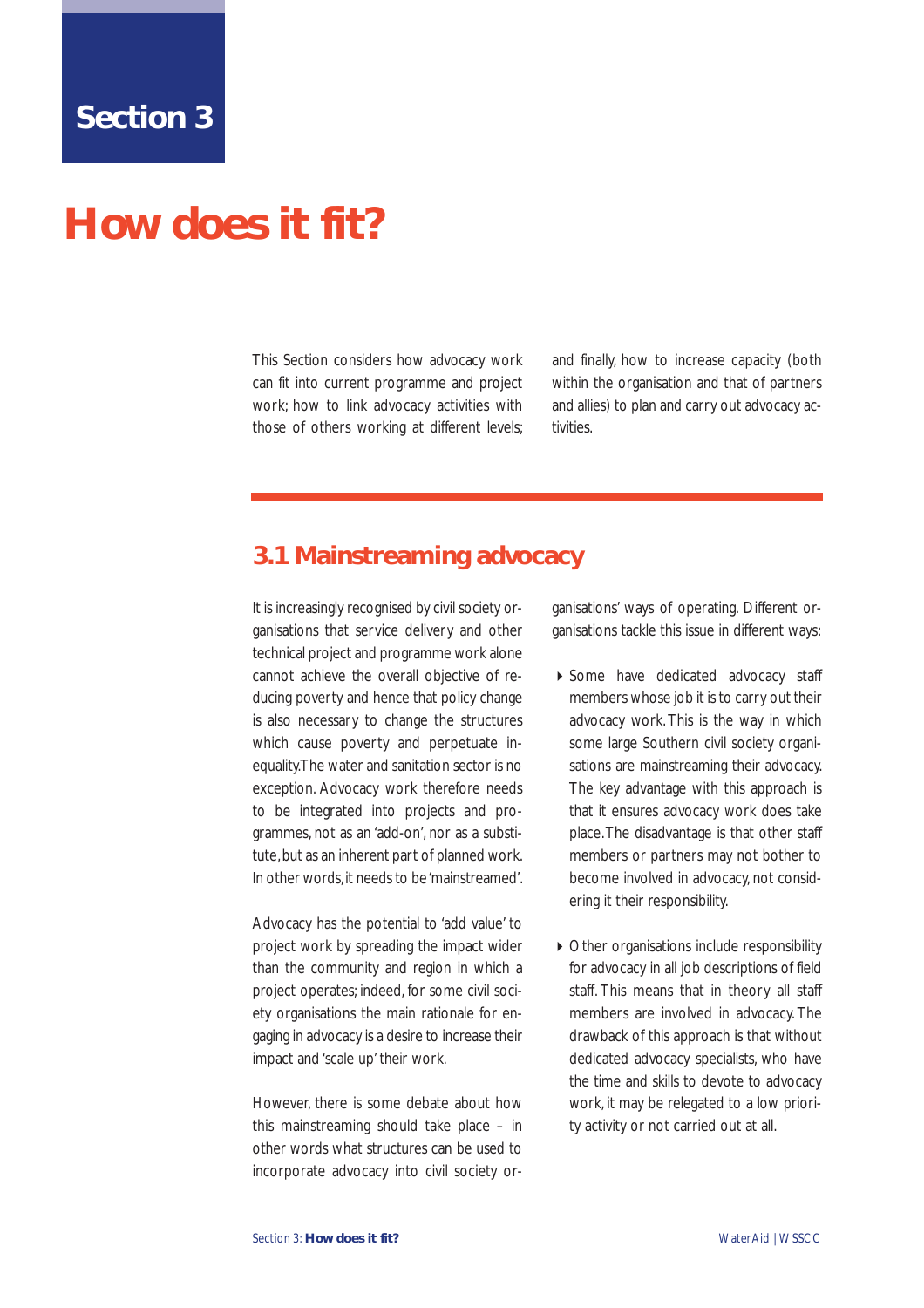# Section 3

# How does it fit?

This Section considers how advocacy work can fit into current programme and project work; how to link advocacy activities with those of others working at different levels; and finally, how to increase capacity (both within the organisation and that of partners and allies) to plan and carry out advocacy activities.

## 3.1 Mainstreaming advocacy

It is increasingly recognised by civil society organisations that service delivery and other technical project and programme work alone cannot achieve the overall objective of reducing poverty and hence that policy change is also necessary to change the structures which cause poverty and perpetuate inequality. The water and sanitation sector is no exception. Advocacy work therefore needs to be integrated into projects and programmes, not as an 'add-on', nor as a substitute, but as an inherent part of planned work. In other words, it needs to be 'mainstreamed'.

Advocacy has the potential to 'add value' to project work by spreading the impact wider than the community and region in which a project operates; indeed, for some civil society organisations the main rationale for engaging in advocacy is a desire to increase their impact and 'scale up' their work.

However, there is some debate about how this mainstreaming should take place – in other words what structures can be used to incorporate advocacy into civil society organisations' ways of operating. Different organisations tackle this issue in different ways:

- Some have dedicated advocacy staff members whose job it is to carry out their advocacy work. This is the way in which some large Southern civil society organisations are mainstreaming their advocacy. The key advantage with this approach is that it ensures advocacy work does take place. The disadvantage is that other staff members or partners may not bother to become involved in advocacy, not considering it their responsibility.

- Other organisations include responsibility for advocacy in all job descriptions of field staff. This means that in theory all staff members are involved in advocacy. The drawback of this approach is that without dedicated advocacy specialists, who have the time and skills to devote to advocacy work, it may be relegated to a low priority activity or not carried out at all.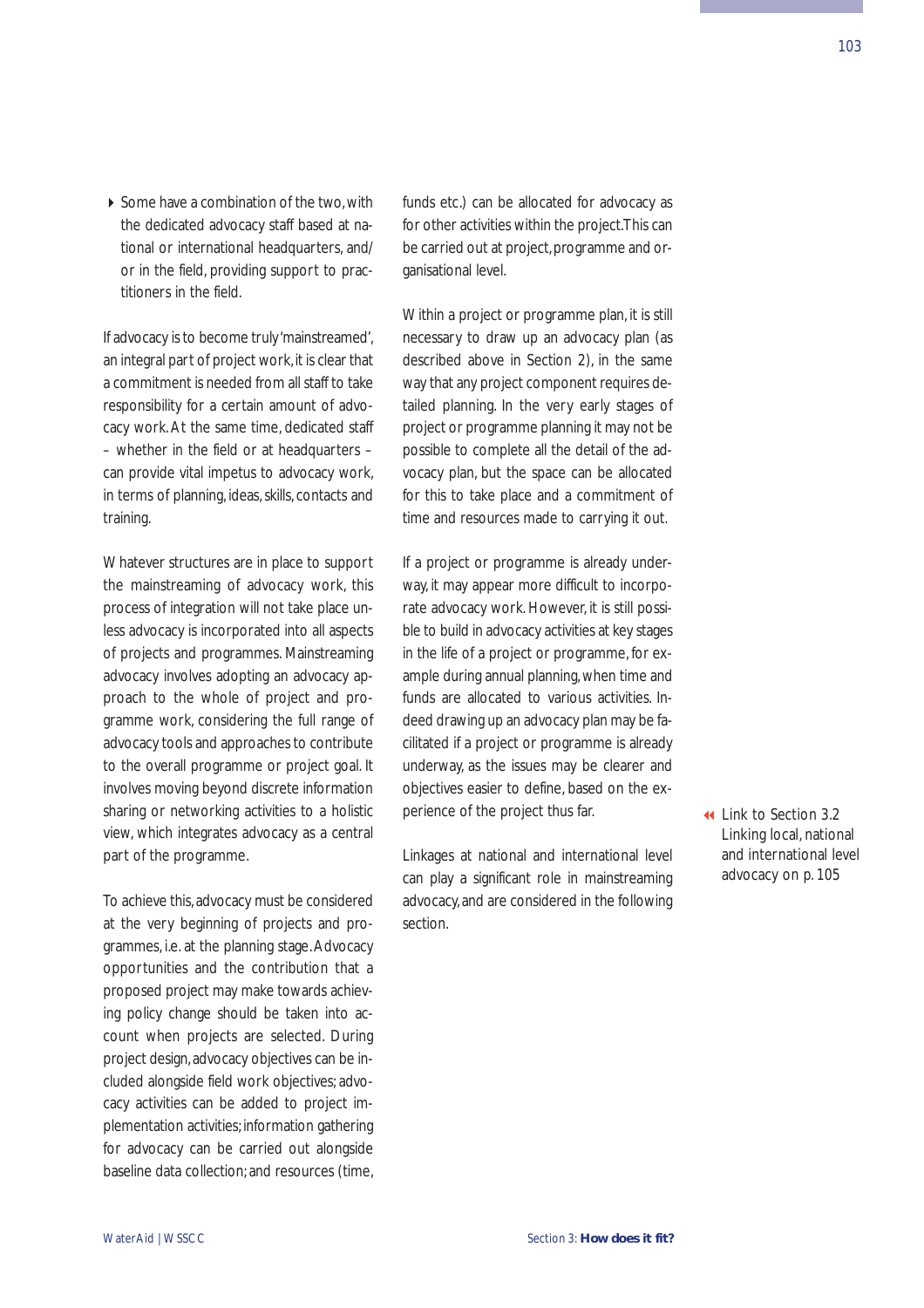- Some have a combination of the two, with the dedicated advocacy staff based at national or international headquarters, and/or in the field, providing support to practitioners in the field.

If advocacy is to become truly 'mainstreamed', an integral part of project work, it is clear that a commitment is needed from all staff to take responsibility for a certain amount of advocacy work. At the same time, dedicated staff – whether in the field or at headquarters – can provide vital impetus to advocacy work, in terms of planning, ideas, skills, contacts and training.

Whatever structures are in place to support the mainstreaming of advocacy work, this process of integration will not take place unless advocacy is incorporated into all aspects of projects and programmes. Mainstreaming advocacy involves adopting an advocacy approach to the whole of project and programme work, considering the full range of advocacy tools and approaches to contribute to the overall programme or project goal. It involves moving beyond discrete information sharing or networking activities to a holistic view, which integrates advocacy as a central part of the programme.

To achieve this, advocacy must be considered at the very beginning of projects and programmes, i.e. at the planning stage. Advocacy opportunities and the contribution that a proposed project may make towards achieving policy change should be taken into account when projects are selected. During project design, advocacy objectives can be included alongside field work objectives; advocacy activities can be added to project implementation activities; information gathering for advocacy can be carried out alongside baseline data collection; and resources (time, funds etc.) can be allocated for advocacy as for other activities within the project. This can be carried out at project, programme and organisational level.

Within a project or programme plan, it is still necessary to draw up an advocacy plan (as described above in Section 2), in the same way that any project component requires detailed planning. In the very early stages of project or programme planning it may not be possible to complete all the detail of the advocacy plan, but the space can be allocated for this to take place and a commitment of time and resources made to carrying it out.

If a project or programme is already underway, it may appear more difficult to incorporate advocacy work. However, it is still possible to build in advocacy activities at key stages in the life of a project or programme, for example during annual planning, when time and funds are allocated to various activities. Indeed drawing up an advocacy plan may be facilitated if a project or programme is already underway, as the issues may be clearer and objectives easier to define, based on the experience of the project thus far.

Linkages at national and international level can play a significant role in mainstreaming advocacy, and are considered in the following section.

Link to Section 3.2 Linking local, national and international level advocacy on p. 105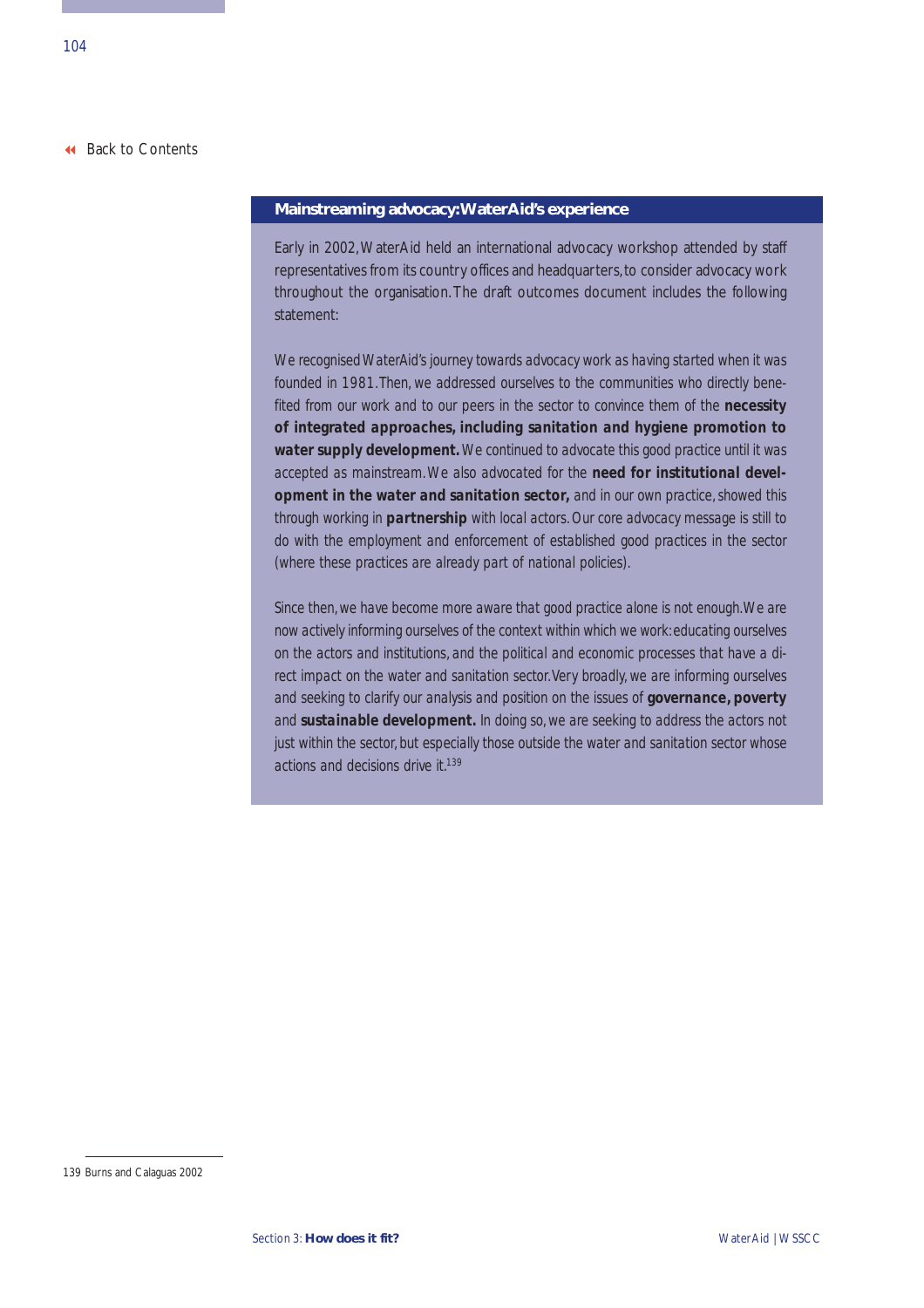### Mainstreaming advocacy: WaterAid's experience

Early in 2002, WaterAid held an international advocacy workshop attended by staff representatives from its country offices and headquarters, to consider advocacy work throughout the organisation. The draft outcomes document includes the following statement:

*We recognised WaterAid's journey towards advocacy work as having started when it was founded in 1981. Then, we addressed ourselves to the communities who directly benefited from our work and to our peers in the sector to convince them of the* ***necessity of integrated approaches, including sanitation and hygiene promotion to water supply development.*** *We continued to advocate this good practice until it was accepted as mainstream. We also advocated for the* ***need for institutional development in the water and sanitation sector,*** *and in our own practice, showed this through working in* ***partnership*** *with local actors. Our core advocacy message is still to do with the employment and enforcement of established good practices in the sector (where these practices are already part of national policies).*

*Since then, we have become more aware that good practice alone is not enough. We are now actively informing ourselves of the context within which we work: educating ourselves on the actors and institutions, and the political and economic processes that have a direct impact on the water and sanitation sector. Very broadly, we are informing ourselves and seeking to clarify our analysis and position on the issues of* ***governance, poverty*** *and* ***sustainable development.*** *In doing so, we are seeking to address the actors not just within the sector, but especially those outside the water and sanitation sector whose actions and decisions drive it.*[139]

---

139 Burns and Calaguas 2002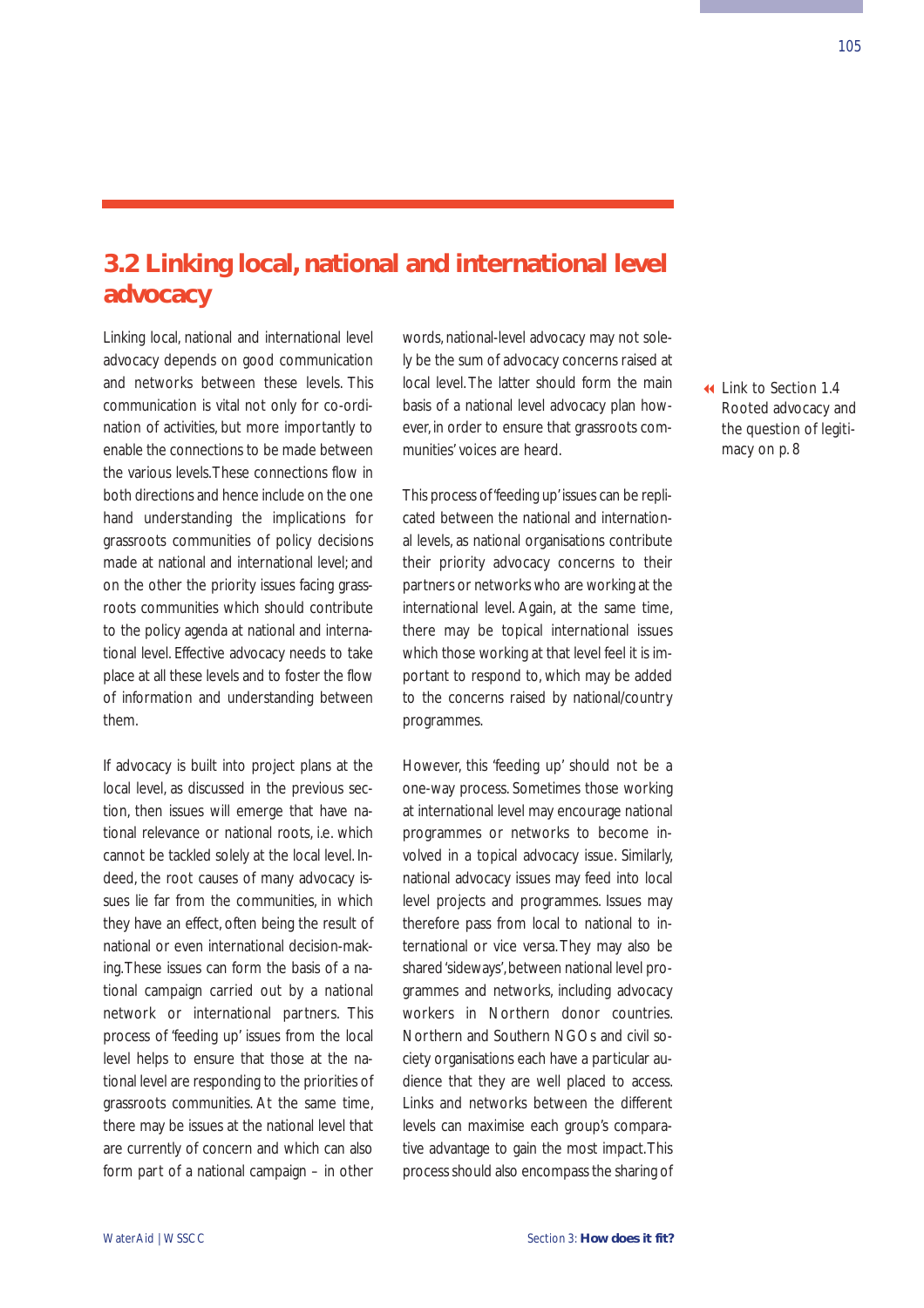## 3.2 Linking local, national and international level advocacy

Linking local, national and international level advocacy depends on good communication and networks between these levels. This communication is vital not only for co-ordination of activities, but more importantly to enable the connections to be made between the various levels. These connections flow in both directions and hence include on the one hand understanding the implications for grassroots communities of policy decisions made at national and international level; and on the other the priority issues facing grassroots communities which should contribute to the policy agenda at national and international level. Effective advocacy needs to take place at all these levels and to foster the flow of information and understanding between them.

If advocacy is built into project plans at the local level, as discussed in the previous section, then issues will emerge that have national relevance or national roots, i.e. which cannot be tackled solely at the local level. Indeed, the root causes of many advocacy issues lie far from the communities, in which they have an effect, often being the result of national or even international decision-making. These issues can form the basis of a national campaign carried out by a national network or international partners. This process of 'feeding up' issues from the local level helps to ensure that those at the national level are responding to the priorities of grassroots communities. At the same time, there may be issues at the national level that are currently of concern and which can also form part of a national campaign – in other words, national-level advocacy may not solely be the sum of advocacy concerns raised at local level. The latter should form the main basis of a national level advocacy plan however, in order to ensure that grassroots communities' voices are heard.

This process of 'feeding up' issues can be replicated between the national and international levels, as national organisations contribute their priority advocacy concerns to their partners or networks who are working at the international level. Again, at the same time, there may be topical international issues which those working at that level feel it is important to respond to, which may be added to the concerns raised by national/country programmes.

However, this 'feeding up' should not be a one-way process. Sometimes those working at international level may encourage national programmes or networks to become involved in a topical advocacy issue. Similarly, national advocacy issues may feed into local level projects and programmes. Issues may therefore pass from local to national to international or vice versa. They may also be shared 'sideways', between national level programmes and networks, including advocacy workers in Northern donor countries. Northern and Southern NGOs and civil society organisations each have a particular audience that they are well placed to access. Links and networks between the different levels can maximise each group's comparative advantage to gain the most impact. This process should also encompass the sharing of

◀◀ Link to Section 1.4 Rooted advocacy and the question of legitimacy on p. 8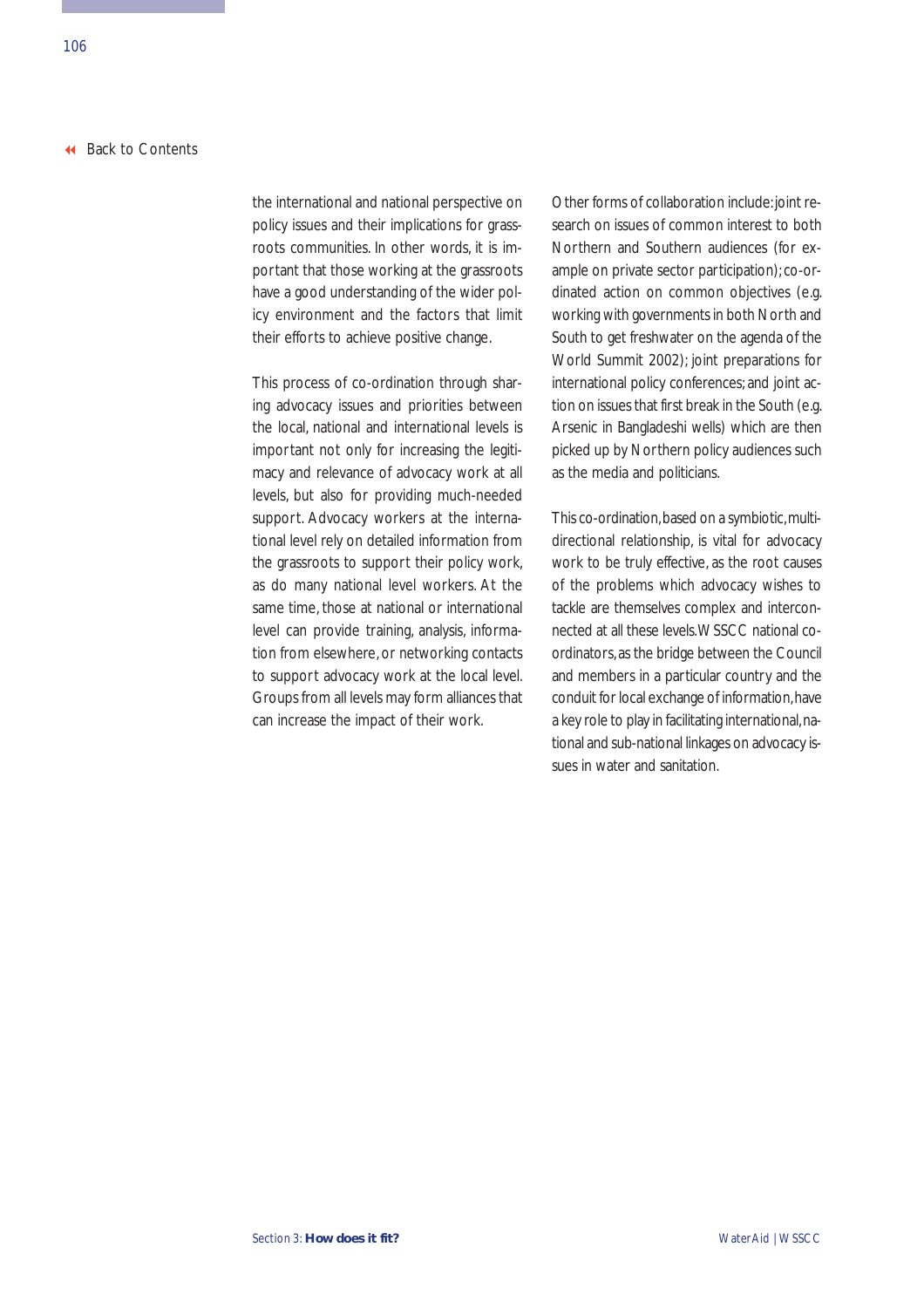the international and national perspective on policy issues and their implications for grassroots communities. In other words, it is important that those working at the grassroots have a good understanding of the wider policy environment and the factors that limit their efforts to achieve positive change.

This process of co-ordination through sharing advocacy issues and priorities between the local, national and international levels is important not only for increasing the legitimacy and relevance of advocacy work at all levels, but also for providing much-needed support. Advocacy workers at the international level rely on detailed information from the grassroots to support their policy work, as do many national level workers. At the same time, those at national or international level can provide training, analysis, information from elsewhere, or networking contacts to support advocacy work at the local level. Groups from all levels may form alliances that can increase the impact of their work.

Other forms of collaboration include: joint research on issues of common interest to both Northern and Southern audiences (for example on private sector participation); co-ordinated action on common objectives (e.g. working with governments in both North and South to get freshwater on the agenda of the World Summit 2002); joint preparations for international policy conferences; and joint action on issues that first break in the South (e.g. Arsenic in Bangladeshi wells) which are then picked up by Northern policy audiences such as the media and politicians.

This co-ordination, based on a symbiotic, multi-directional relationship, is vital for advocacy work to be truly effective, as the root causes of the problems which advocacy wishes to tackle are themselves complex and interconnected at all these levels. WSSCC national co-ordinators, as the bridge between the Council and members in a particular country and the conduit for local exchange of information, have a key role to play in facilitating international, national and sub-national linkages on advocacy issues in water and sanitation.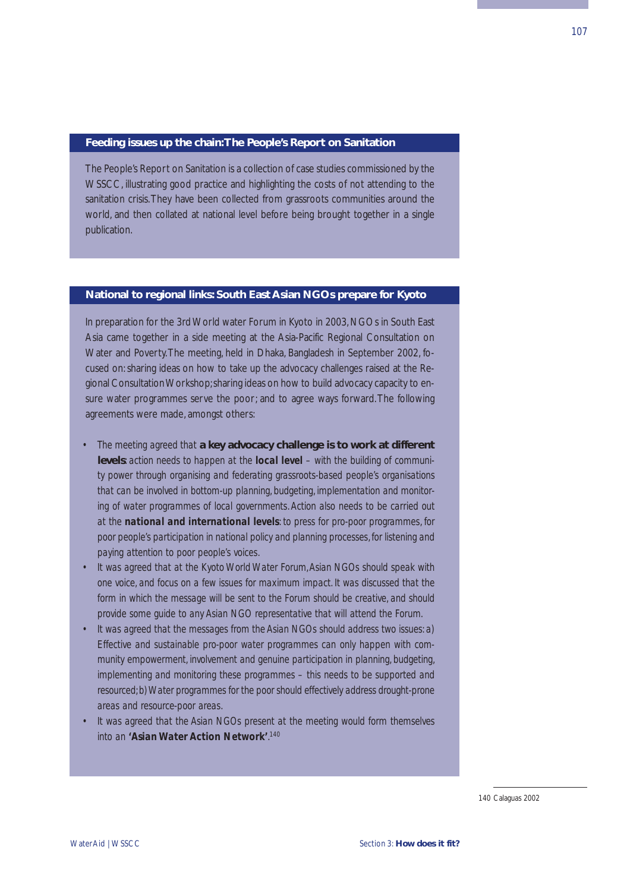### Feeding issues up the chain: The People's Report on Sanitation

The People's Report on Sanitation is a collection of case studies commissioned by the WSSCC, illustrating good practice and highlighting the costs of not attending to the sanitation crisis. They have been collected from grassroots communities around the world, and then collated at national level before being brought together in a single publication.

### National to regional links: South East Asian NGOs prepare for Kyoto

In preparation for the 3rd World water Forum in Kyoto in 2003, NGOs in South East Asia came together in a side meeting at the Asia-Pacific Regional Consultation on Water and Poverty. The meeting, held in Dhaka, Bangladesh in September 2002, focused on: sharing ideas on how to take up the advocacy challenges raised at the Regional Consultation Workshop; sharing ideas on how to build advocacy capacity to ensure water programmes serve the poor; and to agree ways forward. The following agreements were made, amongst others:

- The meeting agreed that **a key advocacy challenge is to work at different levels**: action needs to happen at the **local level** – with the building of community power through organising and federating grassroots-based people's organisations that can be involved in bottom-up planning, budgeting, implementation and monitoring of water programmes of local governments. Action also needs to be carried out at the ***national and international levels***: to press for pro-poor programmes, for poor people's participation in national policy and planning processes, for listening and paying attention to poor people's voices.
- It was agreed that at the Kyoto World Water Forum, Asian NGOs should speak with one voice, and focus on a few issues for maximum impact. It was discussed that the form in which the message will be sent to the Forum should be creative, and should provide some guide to any Asian NGO representative that will attend the Forum.
- It was agreed that the messages from the Asian NGOs should address two issues: a) Effective and sustainable pro-poor water programmes can only happen with community empowerment, involvement and genuine participation in planning, budgeting, implementing and monitoring these programmes – this needs to be supported and resourced; b) Water programmes for the poor should effectively address drought-prone areas and resource-poor areas.
- It was agreed that the Asian NGOs present at the meeting would form themselves into an **'Asian Water Action Network'**.[140]

140 Calaguas 2002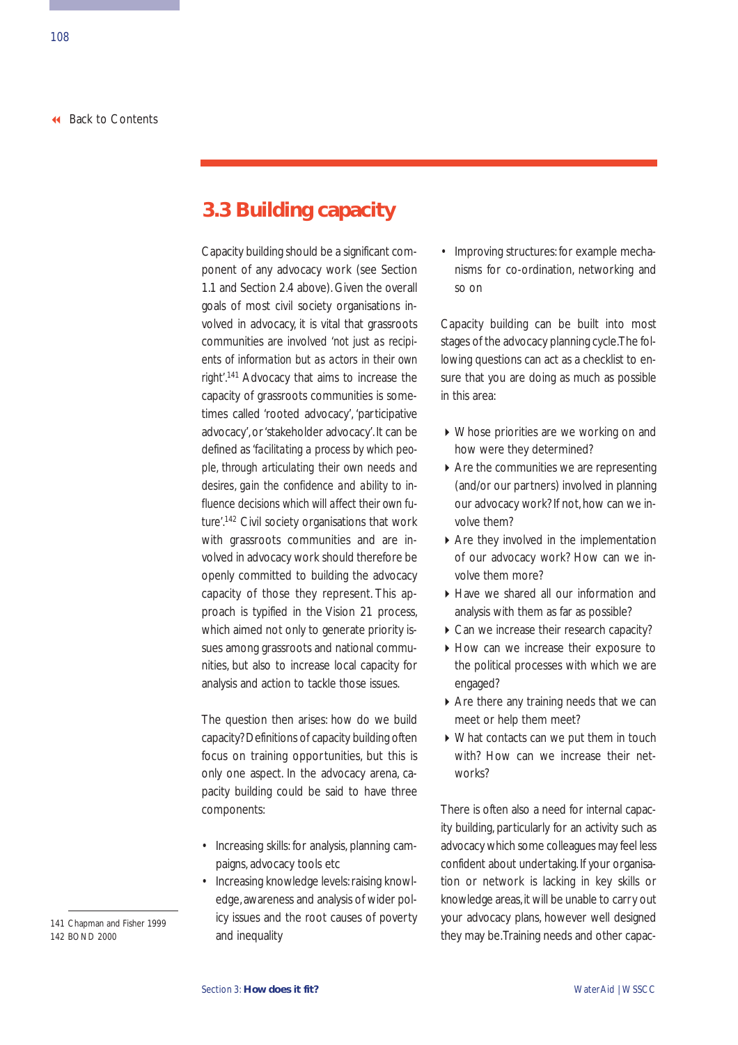## 3.3 Building capacity

Capacity building should be a significant component of any advocacy work (see Section 1.1 and Section 2.4 above). Given the overall goals of most civil society organisations involved in advocacy, it is vital that grassroots communities are involved 'not just as recipients of information but as actors in their own right'.[141] Advocacy that aims to increase the capacity of grassroots communities is sometimes called 'rooted advocacy', 'participative advocacy', or 'stakeholder advocacy'. It can be defined as 'facilitating a process by which people, through articulating their own needs and desires, gain the confidence and ability to influence decisions which will affect their own future'.[142] Civil society organisations that work with grassroots communities and are involved in advocacy work should therefore be openly committed to building the advocacy capacity of those they represent. This approach is typified in the Vision 21 process, which aimed not only to generate priority issues among grassroots and national communities, but also to increase local capacity for analysis and action to tackle those issues.

The question then arises: how do we build capacity? Definitions of capacity building often focus on training opportunities, but this is only one aspect. In the advocacy arena, capacity building could be said to have three components:

- Increasing skills: for analysis, planning campaigns, advocacy tools etc
- Increasing knowledge levels: raising knowledge, awareness and analysis of wider policy issues and the root causes of poverty and inequality
- Improving structures: for example mechanisms for co-ordination, networking and so on

Capacity building can be built into most stages of the advocacy planning cycle. The following questions can act as a checklist to ensure that you are doing as much as possible in this area:

- Whose priorities are we working on and how were they determined?
- Are the communities we are representing (and/or our partners) involved in planning our advocacy work? If not, how can we involve them?
- Are they involved in the implementation of our advocacy work? How can we involve them more?
- Have we shared all our information and analysis with them as far as possible?
- Can we increase their research capacity?
- How can we increase their exposure to the political processes with which we are engaged?
- Are there any training needs that we can meet or help them meet?
- What contacts can we put them in touch with? How can we increase their networks?

There is often also a need for internal capacity building, particularly for an activity such as advocacy which some colleagues may feel less confident about undertaking. If your organisation or network is lacking in key skills or knowledge areas, it will be unable to carry out your advocacy plans, however well designed they may be. Training needs and other capac-

141 Chapman and Fisher 1999
142 BOND 2000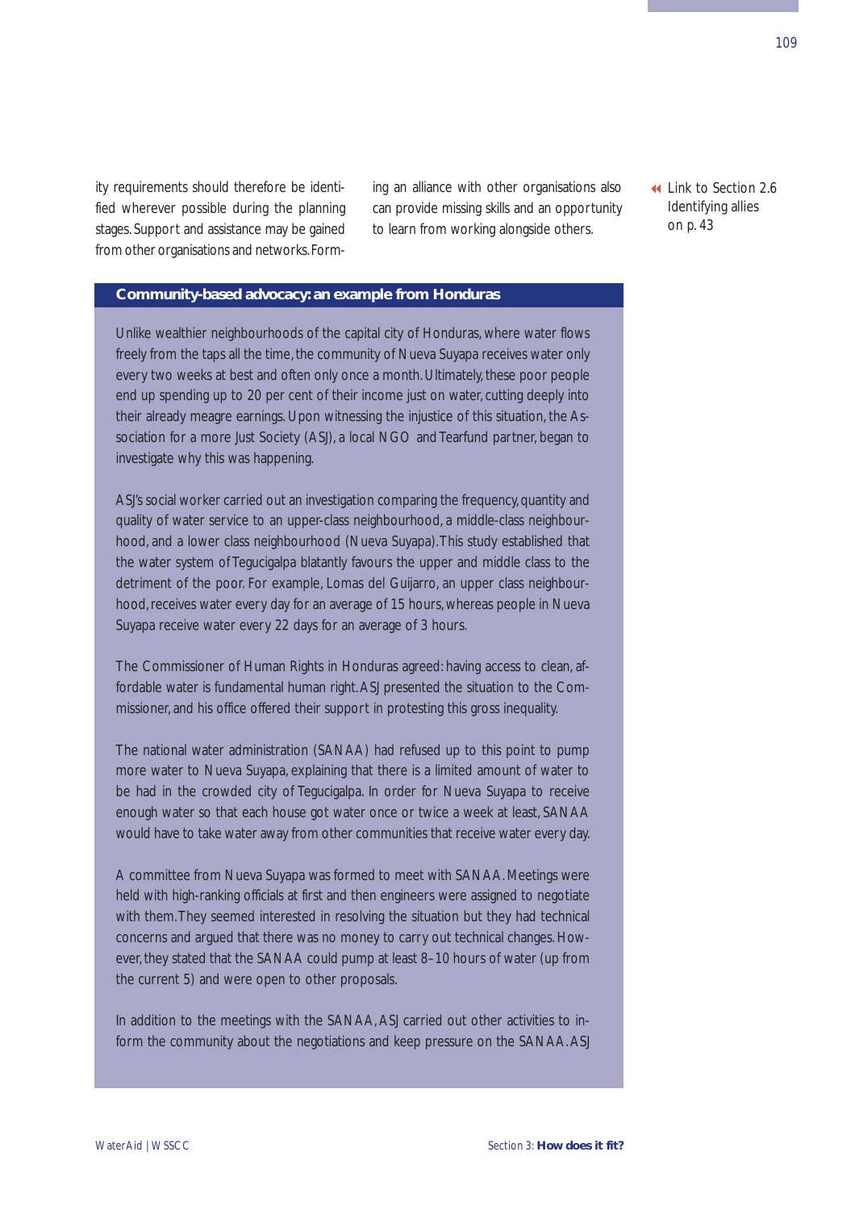ity requirements should therefore be identified wherever possible during the planning stages. Support and assistance may be gained from other organisations and networks. Forming an alliance with other organisations also can provide missing skills and an opportunity to learn from working alongside others.

Link to Section 2.6 Identifying allies on p. 43

**Community-based advocacy: an example from Honduras**

Unlike wealthier neighbourhoods of the capital city of Honduras, where water flows freely from the taps all the time, the community of Nueva Suyapa receives water only every two weeks at best and often only once a month. Ultimately, these poor people end up spending up to 20 per cent of their income just on water, cutting deeply into their already meagre earnings. Upon witnessing the injustice of this situation, the Association for a more Just Society (ASJ), a local NGO and Tearfund partner, began to investigate why this was happening.

ASJ's social worker carried out an investigation comparing the frequency, quantity and quality of water service to an upper-class neighbourhood, a middle-class neighbourhood, and a lower class neighbourhood (Nueva Suyapa). This study established that the water system of Tegucigalpa blatantly favours the upper and middle class to the detriment of the poor. For example, Lomas del Guijarro, an upper class neighbourhood, receives water every day for an average of 15 hours, whereas people in Nueva Suyapa receive water every 22 days for an average of 3 hours.

The Commissioner of Human Rights in Honduras agreed: having access to clean, affordable water is fundamental human right. ASJ presented the situation to the Commissioner, and his office offered their support in protesting this gross inequality.

The national water administration (SANAA) had refused up to this point to pump more water to Nueva Suyapa, explaining that there is a limited amount of water to be had in the crowded city of Tegucigalpa. In order for Nueva Suyapa to receive enough water so that each house got water once or twice a week at least, SANAA would have to take water away from other communities that receive water every day.

A committee from Nueva Suyapa was formed to meet with SANAA. Meetings were held with high-ranking officials at first and then engineers were assigned to negotiate with them. They seemed interested in resolving the situation but they had technical concerns and argued that there was no money to carry out technical changes. However, they stated that the SANAA could pump at least 8–10 hours of water (up from the current 5) and were open to other proposals.

In addition to the meetings with the SANAA, ASJ carried out other activities to inform the community about the negotiations and keep pressure on the SANAA. ASJ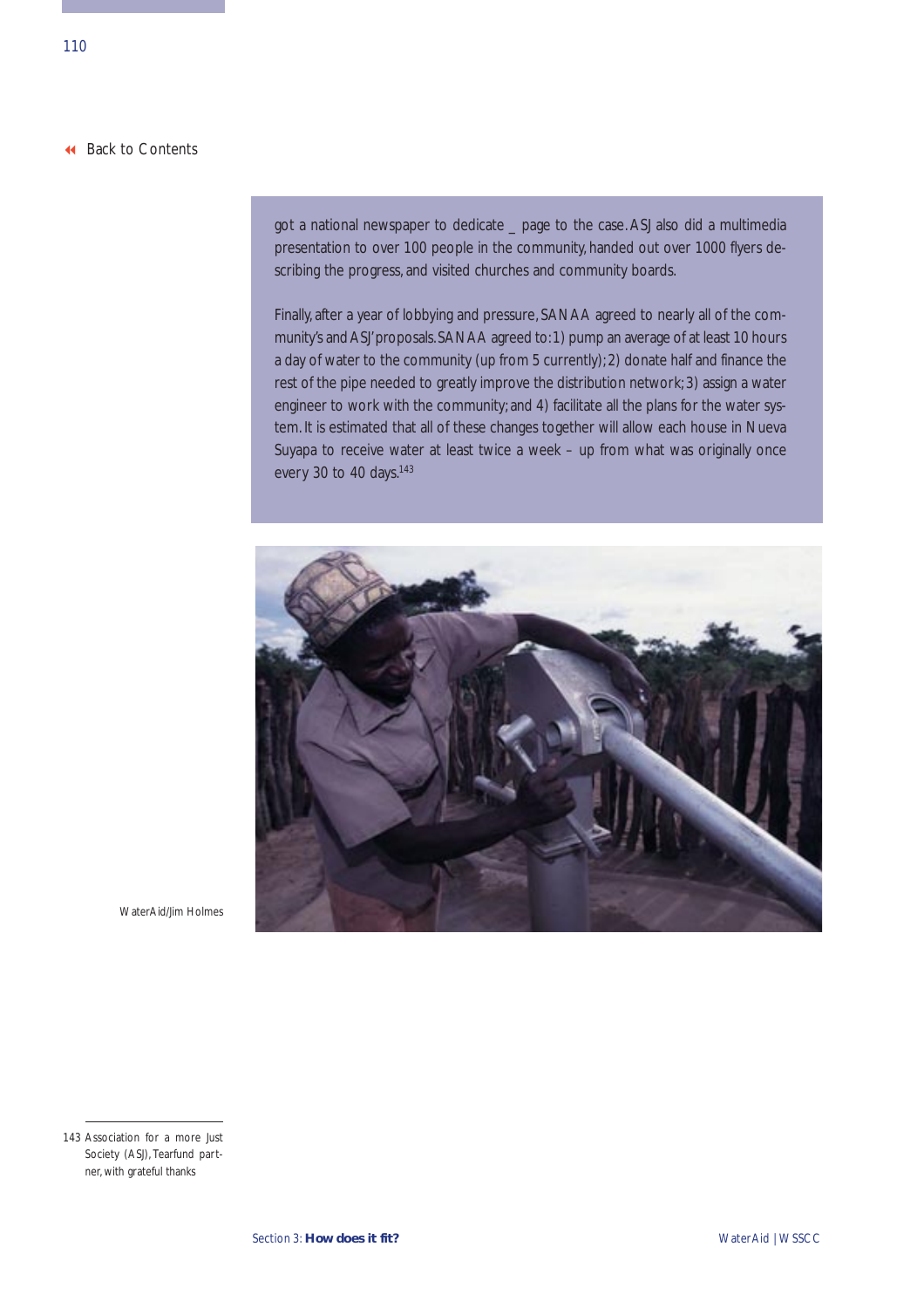Back to Contents

got a national newspaper to dedicate _ page to the case. ASJ also did a multimedia presentation to over 100 people in the community, handed out over 1000 flyers describing the progress, and visited churches and community boards.

Finally, after a year of lobbying and pressure, SANAA agreed to nearly all of the community's and ASJ' proposals. SANAA agreed to: 1) pump an average of at least 10 hours a day of water to the community (up from 5 currently); 2) donate half and finance the rest of the pipe needed to greatly improve the distribution network; 3) assign a water engineer to work with the community; and 4) facilitate all the plans for the water system. It is estimated that all of these changes together will allow each house in Nueva Suyapa to receive water at least twice a week – up from what was originally once every 30 to 40 days.[143]

WaterAid/Jim Holmes

143 Association for a more Just Society (ASJ), Tearfund partner, with grateful thanks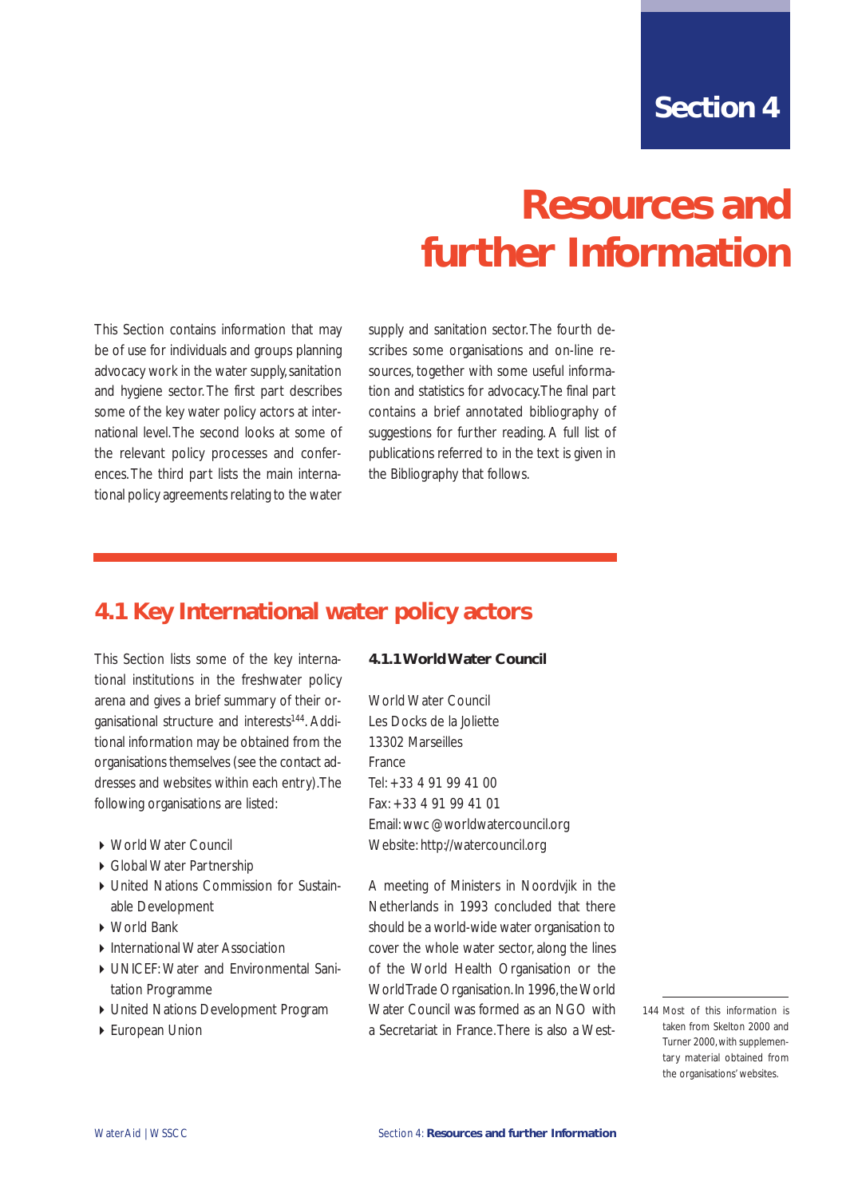# Section 4

# Resources and further Information

This Section contains information that may be of use for individuals and groups planning advocacy work in the water supply, sanitation and hygiene sector. The first part describes some of the key water policy actors at international level. The second looks at some of the relevant policy processes and conferences. The third part lists the main international policy agreements relating to the water supply and sanitation sector. The fourth describes some organisations and on-line resources, together with some useful information and statistics for advocacy. The final part contains a brief annotated bibliography of suggestions for further reading. A full list of publications referred to in the text is given in the Bibliography that follows.

## 4.1 Key International water policy actors

This Section lists some of the key international institutions in the freshwater policy arena and gives a brief summary of their organisational structure and interests[144]. Additional information may be obtained from the organisations themselves (see the contact addresses and websites within each entry). The following organisations are listed:

- World Water Council
- Global Water Partnership
- United Nations Commission for Sustainable Development
- World Bank
- International Water Association
- UNICEF: Water and Environmental Sanitation Programme
- United Nations Development Program
- European Union

### 4.1.1 World Water Council

World Water Council
Les Docks de la Joliette
13302 Marseilles
France
Tel: +33 4 91 99 41 00
Fax: +33 4 91 99 41 01
Email: wwc@worldwatercouncil.org
Website: http://watercouncil.org

A meeting of Ministers in Noordvjik in the Netherlands in 1993 concluded that there should be a world-wide water organisation to cover the whole water sector, along the lines of the World Health Organisation or the World Trade Organisation. In 1996, the World Water Council was formed as an NGO with a Secretariat in France. There is also a West-

144 Most of this information is taken from Skelton 2000 and Turner 2000, with supplementary material obtained from the organisations' websites.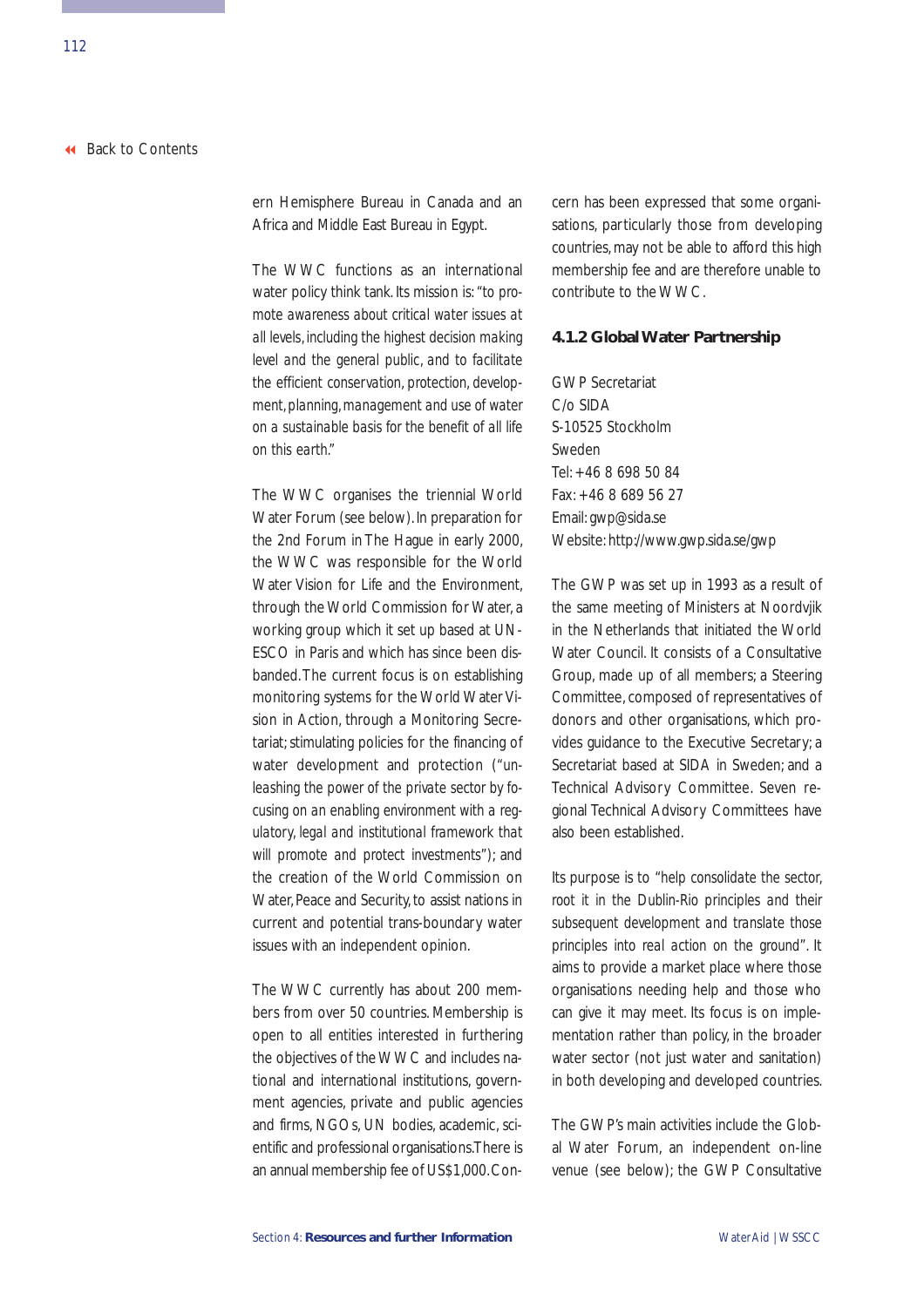ern Hemisphere Bureau in Canada and an Africa and Middle East Bureau in Egypt.

The WWC functions as an international water policy think tank. Its mission is: "to promote awareness about critical water issues at all levels, including the highest decision making level and the general public, and to facilitate the efficient conservation, protection, development, planning, management and use of water on a sustainable basis for the benefit of all life on this earth."

The WWC organises the triennial World Water Forum (see below). In preparation for the 2nd Forum in The Hague in early 2000, the WWC was responsible for the World Water Vision for Life and the Environment, through the World Commission for Water, a working group which it set up based at UNESCO in Paris and which has since been disbanded. The current focus is on establishing monitoring systems for the World Water Vision in Action, through a Monitoring Secretariat; stimulating policies for the financing of water development and protection ("unleashing the power of the private sector by focusing on an enabling environment with a regulatory, legal and institutional framework that will promote and protect investments"); and the creation of the World Commission on Water, Peace and Security, to assist nations in current and potential trans-boundary water issues with an independent opinion.

The WWC currently has about 200 members from over 50 countries. Membership is open to all entities interested in furthering the objectives of the WWC and includes national and international institutions, government agencies, private and public agencies and firms, NGOs, UN bodies, academic, scientific and professional organisations. There is an annual membership fee of US$1,000. Concern has been expressed that some organisations, particularly those from developing countries, may not be able to afford this high membership fee and are therefore unable to contribute to the WWC.

### 4.1.2 Global Water Partnership

GWP Secretariat
C/o SIDA
S-10525 Stockholm
Sweden
Tel: +46 8 698 50 84
Fax: +46 8 689 56 27
Email: gwp@sida.se
Website: http://www.gwp.sida.se/gwp

The GWP was set up in 1993 as a result of the same meeting of Ministers at Noordvjik in the Netherlands that initiated the World Water Council. It consists of a Consultative Group, made up of all members; a Steering Committee, composed of representatives of donors and other organisations, which provides guidance to the Executive Secretary; a Secretariat based at SIDA in Sweden; and a Technical Advisory Committee. Seven regional Technical Advisory Committees have also been established.

Its purpose is to "help consolidate the sector, root it in the Dublin-Rio principles and their subsequent development and translate those principles into real action on the ground". It aims to provide a market place where those organisations needing help and those who can give it may meet. Its focus is on implementation rather than policy, in the broader water sector (not just water and sanitation) in both developing and developed countries.

The GWP's main activities include the Global Water Forum, an independent on-line venue (see below); the GWP Consultative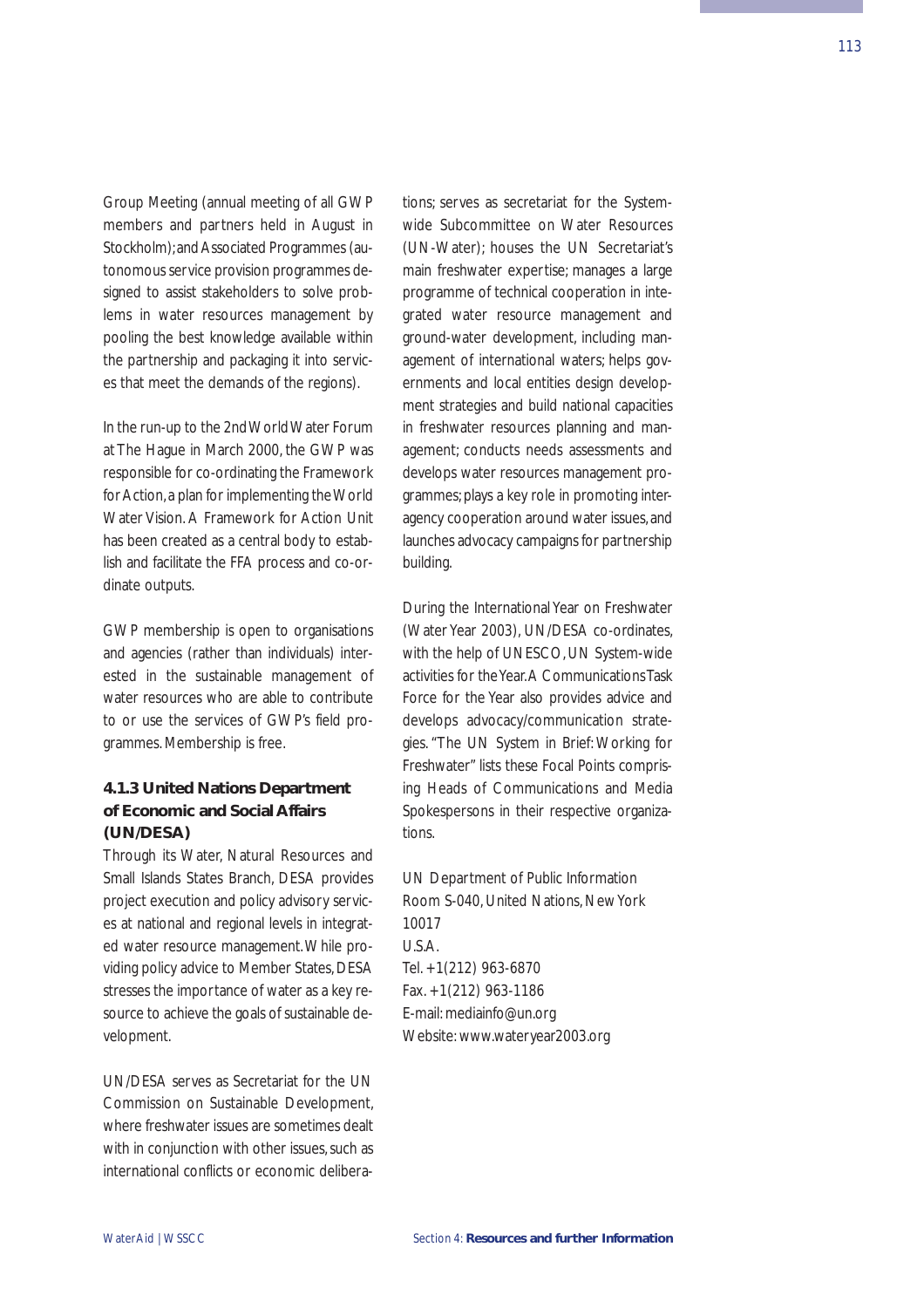Group Meeting (annual meeting of all GWP members and partners held in August in Stockholm); and Associated Programmes (autonomous service provision programmes designed to assist stakeholders to solve problems in water resources management by pooling the best knowledge available within the partnership and packaging it into services that meet the demands of the regions).

In the run-up to the 2nd World Water Forum at The Hague in March 2000, the GWP was responsible for co-ordinating the Framework for Action, a plan for implementing the World Water Vision. A Framework for Action Unit has been created as a central body to establish and facilitate the FFA process and co-ordinate outputs.

GWP membership is open to organisations and agencies (rather than individuals) interested in the sustainable management of water resources who are able to contribute to or use the services of GWP's field programmes. Membership is free.

### 4.1.3 United Nations Department of Economic and Social Affairs (UN/DESA)

Through its Water, Natural Resources and Small Islands States Branch, DESA provides project execution and policy advisory services at national and regional levels in integrated water resource management. While providing policy advice to Member States, DESA stresses the importance of water as a key resource to achieve the goals of sustainable development.

UN/DESA serves as Secretariat for the UN Commission on Sustainable Development, where freshwater issues are sometimes dealt with in conjunction with other issues, such as international conflicts or economic deliberations; serves as secretariat for the System-wide Subcommittee on Water Resources (UN-Water); houses the UN Secretariat's main freshwater expertise; manages a large programme of technical cooperation in integrated water resource management and ground-water development, including management of international waters; helps governments and local entities design development strategies and build national capacities in freshwater resources planning and management; conducts needs assessments and develops water resources management programmes; plays a key role in promoting inter-agency cooperation around water issues, and launches advocacy campaigns for partnership building.

During the International Year on Freshwater (Water Year 2003), UN/DESA co-ordinates, with the help of UNESCO, UN System-wide activities for the Year. A Communications Task Force for the Year also provides advice and develops advocacy/communication strategies. "The UN System in Brief: Working for Freshwater" lists these Focal Points comprising Heads of Communications and Media Spokespersons in their respective organizations.

UN Department of Public Information
Room S-040, United Nations, New York
10017
U.S.A.
Tel. +1(212) 963-6870
Fax. +1(212) 963-1186
E-mail: mediainfo@un.org
Website: www.wateryear2003.org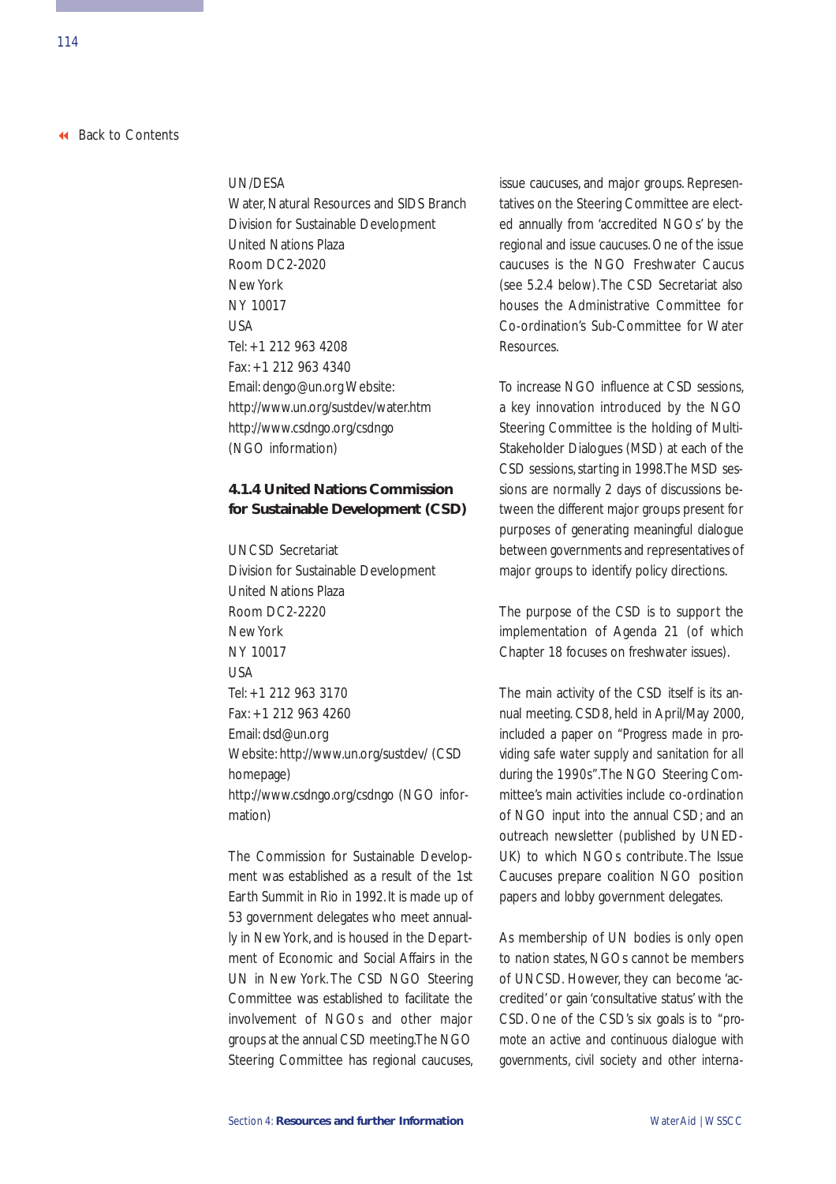UN/DESA
Water, Natural Resources and SIDS Branch
Division for Sustainable Development
United Nations Plaza
Room DC2-2020
New York
NY 10017
USA
Tel: +1 212 963 4208
Fax: +1 212 963 4340
Email: dengo@un.org Website:
http://www.un.org/sustdev/water.htm
http://www.csdngo.org/csdngo
(NGO information)

### 4.1.4 United Nations Commission for Sustainable Development (CSD)

UNCSD Secretariat
Division for Sustainable Development
United Nations Plaza
Room DC2-2220
New York
NY 10017
USA
Tel: +1 212 963 3170
Fax: +1 212 963 4260
Email: dsd@un.org
Website: http://www.un.org/sustdev/ (CSD homepage)
http://www.csdngo.org/csdngo (NGO information)

The Commission for Sustainable Development was established as a result of the 1st Earth Summit in Rio in 1992. It is made up of 53 government delegates who meet annually in New York, and is housed in the Department of Economic and Social Affairs in the UN in New York. The CSD NGO Steering Committee was established to facilitate the involvement of NGOs and other major groups at the annual CSD meeting. The NGO Steering Committee has regional caucuses, issue caucuses, and major groups. Representatives on the Steering Committee are elected annually from 'accredited NGOs' by the regional and issue caucuses. One of the issue caucuses is the NGO Freshwater Caucus (see 5.2.4 below). The CSD Secretariat also houses the Administrative Committee for Co-ordination's Sub-Committee for Water Resources.

To increase NGO influence at CSD sessions, a key innovation introduced by the NGO Steering Committee is the holding of Multi-Stakeholder Dialogues (MSD) at each of the CSD sessions, starting in 1998. The MSD sessions are normally 2 days of discussions between the different major groups present for purposes of generating meaningful dialogue between governments and representatives of major groups to identify policy directions.

The purpose of the CSD is to support the implementation of Agenda 21 (of which Chapter 18 focuses on freshwater issues).

The main activity of the CSD itself is its annual meeting. CSD8, held in April/May 2000, included a paper on "*Progress made in providing safe water supply and sanitation for all during the 1990s*". The NGO Steering Committee's main activities include co-ordination of NGO input into the annual CSD; and an outreach newsletter (published by UNED-UK) to which NGOs contribute. The Issue Caucuses prepare coalition NGO position papers and lobby government delegates.

As membership of UN bodies is only open to nation states, NGOs cannot be members of UNCSD. However, they can become 'accredited' or gain 'consultative status' with the CSD. One of the CSD's six goals is to "*promote an active and continuous dialogue with governments, civil society and other interna-*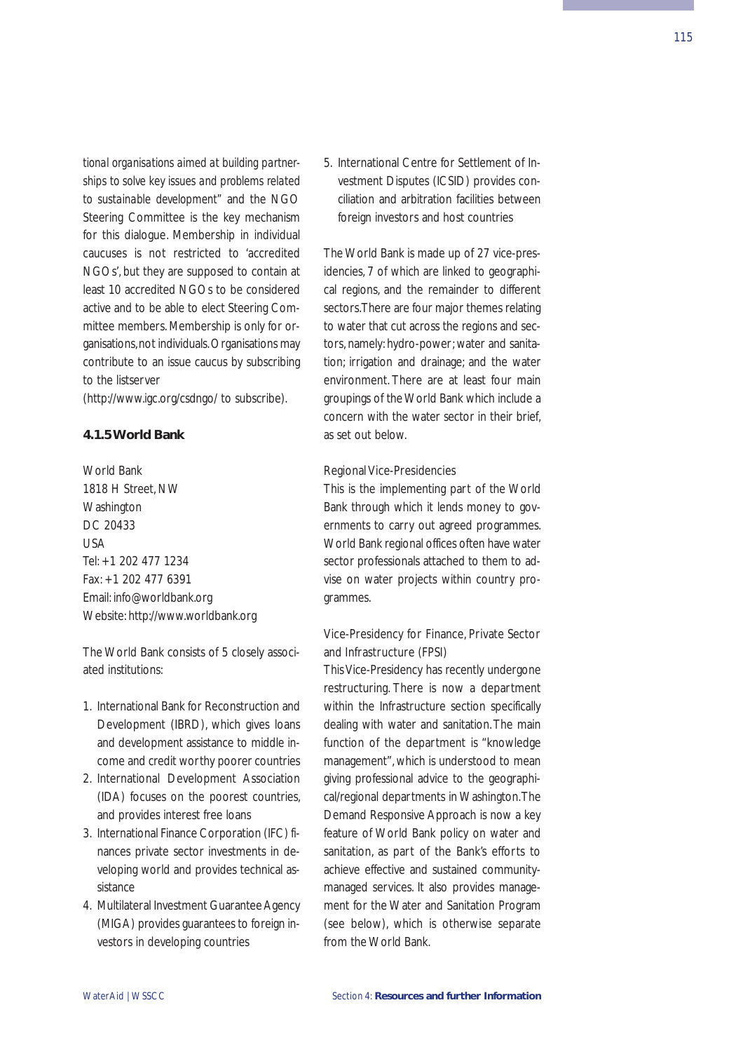*tional organisations aimed at building partnerships to solve key issues and problems related to sustainable development"* and the NGO Steering Committee is the key mechanism for this dialogue. Membership in individual caucuses is not restricted to 'accredited NGOs', but they are supposed to contain at least 10 accredited NGOs to be considered active and to be able to elect Steering Committee members. Membership is only for organisations, not individuals. Organisations may contribute to an issue caucus by subscribing to the listserver
(http://www.igc.org/csdngo/ to subscribe).

### 4.1.5 World Bank

World Bank
1818 H Street, NW
Washington
DC 20433
USA
Tel: +1 202 477 1234
Fax: +1 202 477 6391
Email: info@worldbank.org
Website: http://www.worldbank.org

The World Bank consists of 5 closely associated institutions:

1. International Bank for Reconstruction and Development (IBRD), which gives loans and development assistance to middle income and credit worthy poorer countries
2. International Development Association (IDA) focuses on the poorest countries, and provides interest free loans
3. International Finance Corporation (IFC) finances private sector investments in developing world and provides technical assistance
4. Multilateral Investment Guarantee Agency (MIGA) provides guarantees to foreign investors in developing countries
5. International Centre for Settlement of Investment Disputes (ICSID) provides conciliation and arbitration facilities between foreign investors and host countries

The World Bank is made up of 27 vice-presidencies, 7 of which are linked to geographical regions, and the remainder to different sectors. There are four major themes relating to water that cut across the regions and sectors, namely: hydro-power; water and sanitation; irrigation and drainage; and the water environment. There are at least four main groupings of the World Bank which include a concern with the water sector in their brief, as set out below.

Regional Vice-Presidencies
This is the implementing part of the World Bank through which it lends money to governments to carry out agreed programmes. World Bank regional offices often have water sector professionals attached to them to advise on water projects within country programmes.

Vice-Presidency for Finance, Private Sector and Infrastructure (FPSI)
This Vice-Presidency has recently undergone restructuring. There is now a department within the Infrastructure section specifically dealing with water and sanitation. The main function of the department is "knowledge management", which is understood to mean giving professional advice to the geographical/regional departments in Washington. The Demand Responsive Approach is now a key feature of World Bank policy on water and sanitation, as part of the Bank's efforts to achieve effective and sustained community-managed services. It also provides management for the Water and Sanitation Program (see below), which is otherwise separate from the World Bank.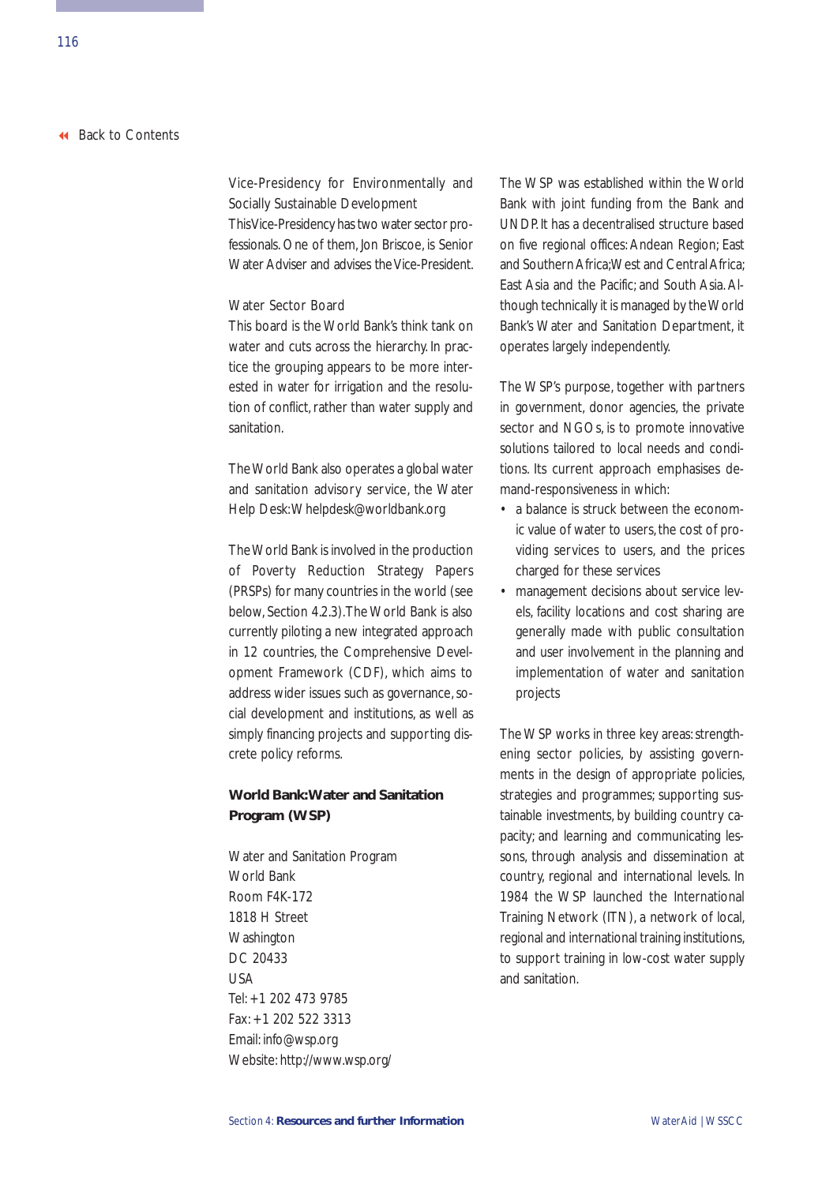Vice-Presidency for Environmentally and Socially Sustainable Development
This Vice-Presidency has two water sector professionals. One of them, Jon Briscoe, is Senior Water Adviser and advises the Vice-President.

Water Sector Board
This board is the World Bank's think tank on water and cuts across the hierarchy. In practice the grouping appears to be more interested in water for irrigation and the resolution of conflict, rather than water supply and sanitation.

The World Bank also operates a global water and sanitation advisory service, the Water Help Desk: Whelpdesk@worldbank.org

The World Bank is involved in the production of Poverty Reduction Strategy Papers (PRSPs) for many countries in the world (see below, Section 4.2.3). The World Bank is also currently piloting a new integrated approach in 12 countries, the Comprehensive Development Framework (CDF), which aims to address wider issues such as governance, social development and institutions, as well as simply financing projects and supporting discrete policy reforms.

**World Bank: Water and Sanitation Program (WSP)**

Water and Sanitation Program
World Bank
Room F4K-172
1818 H Street
Washington
DC 20433
USA
Tel: +1 202 473 9785
Fax: +1 202 522 3313
Email: info@wsp.org
Website: http://www.wsp.org/

The WSP was established within the World Bank with joint funding from the Bank and UNDP. It has a decentralised structure based on five regional offices: Andean Region; East and Southern Africa; West and Central Africa; East Asia and the Pacific; and South Asia. Although technically it is managed by the World Bank's Water and Sanitation Department, it operates largely independently.

The WSP's purpose, together with partners in government, donor agencies, the private sector and NGOs, is to promote innovative solutions tailored to local needs and conditions. Its current approach emphasises demand-responsiveness in which:

- a balance is struck between the economic value of water to users, the cost of providing services to users, and the prices charged for these services
- management decisions about service levels, facility locations and cost sharing are generally made with public consultation and user involvement in the planning and implementation of water and sanitation projects

The WSP works in three key areas: strengthening sector policies, by assisting governments in the design of appropriate policies, strategies and programmes; supporting sustainable investments, by building country capacity; and learning and communicating lessons, through analysis and dissemination at country, regional and international levels. In 1984 the WSP launched the International Training Network (ITN), a network of local, regional and international training institutions, to support training in low-cost water supply and sanitation.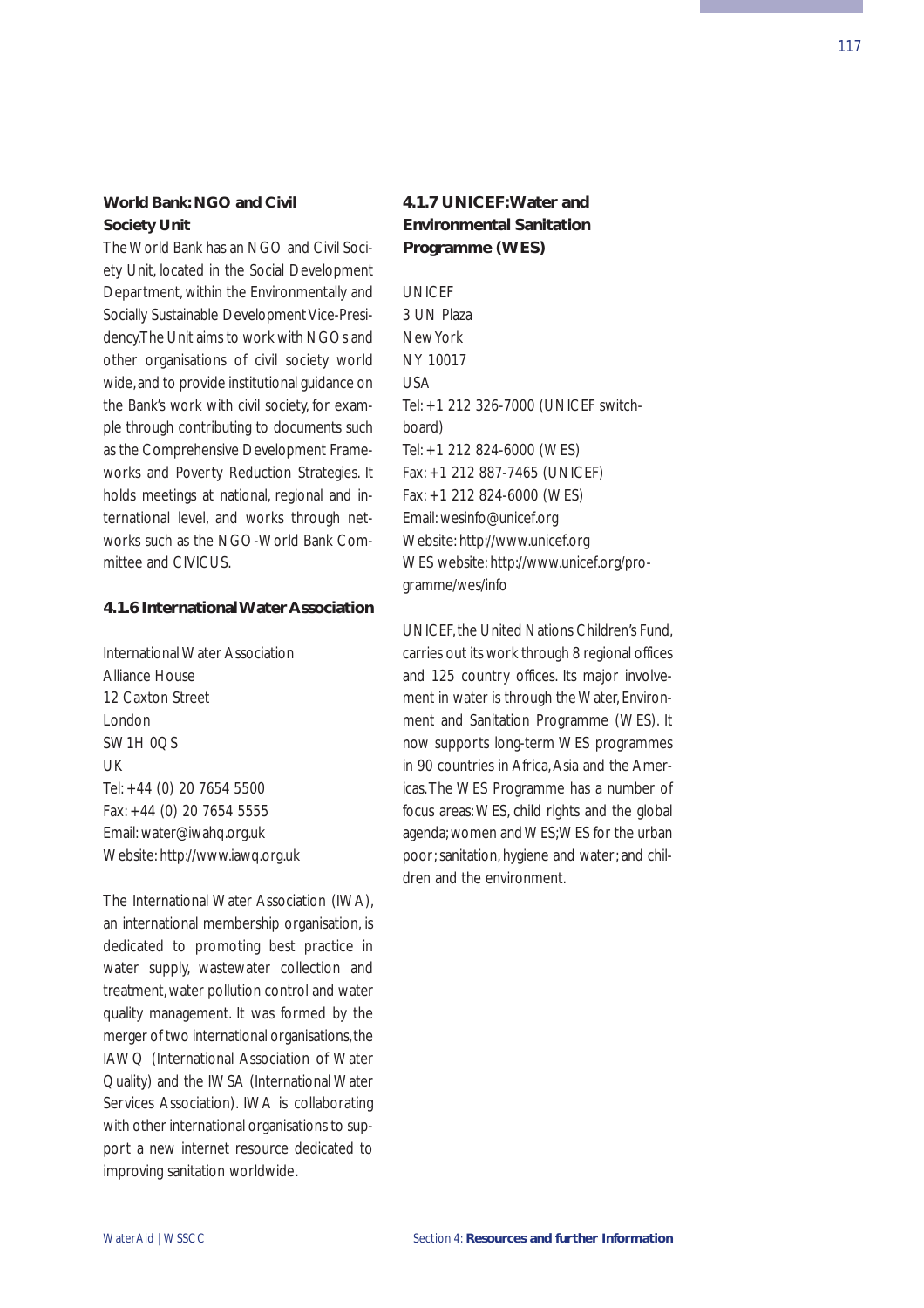### World Bank: NGO and Civil Society Unit

The World Bank has an NGO and Civil Society Unit, located in the Social Development Department, within the Environmentally and Socially Sustainable Development Vice-Presidency. The Unit aims to work with NGOs and other organisations of civil society world wide, and to provide institutional guidance on the Bank's work with civil society, for example through contributing to documents such as the Comprehensive Development Frameworks and Poverty Reduction Strategies. It holds meetings at national, regional and international level, and works through networks such as the NGO-World Bank Committee and CIVICUS.

### 4.1.6 International Water Association

International Water Association
Alliance House
12 Caxton Street
London
SW1H 0QS
UK
Tel: +44 (0) 20 7654 5500
Fax: +44 (0) 20 7654 5555
Email: water@iwahq.org.uk
Website: http://www.iawq.org.uk

The International Water Association (IWA), an international membership organisation, is dedicated to promoting best practice in water supply, wastewater collection and treatment, water pollution control and water quality management. It was formed by the merger of two international organisations, the IAWQ (International Association of Water Quality) and the IWSA (International Water Services Association). IWA is collaborating with other international organisations to support a new internet resource dedicated to improving sanitation worldwide.

### 4.1.7 UNICEF: Water and Environmental Sanitation Programme (WES)

UNICEF
3 UN Plaza
New York
NY 10017
USA
Tel: +1 212 326-7000 (UNICEF switchboard)
Tel: +1 212 824-6000 (WES)
Fax: +1 212 887-7465 (UNICEF)
Fax: +1 212 824-6000 (WES)
Email: wesinfo@unicef.org
Website: http://www.unicef.org
WES website: http://www.unicef.org/programme/wes/info

UNICEF, the United Nations Children's Fund, carries out its work through 8 regional offices and 125 country offices. Its major involvement in water is through the Water, Environment and Sanitation Programme (WES). It now supports long-term WES programmes in 90 countries in Africa, Asia and the Americas. The WES Programme has a number of focus areas: WES, child rights and the global agenda; women and WES; WES for the urban poor; sanitation, hygiene and water; and children and the environment.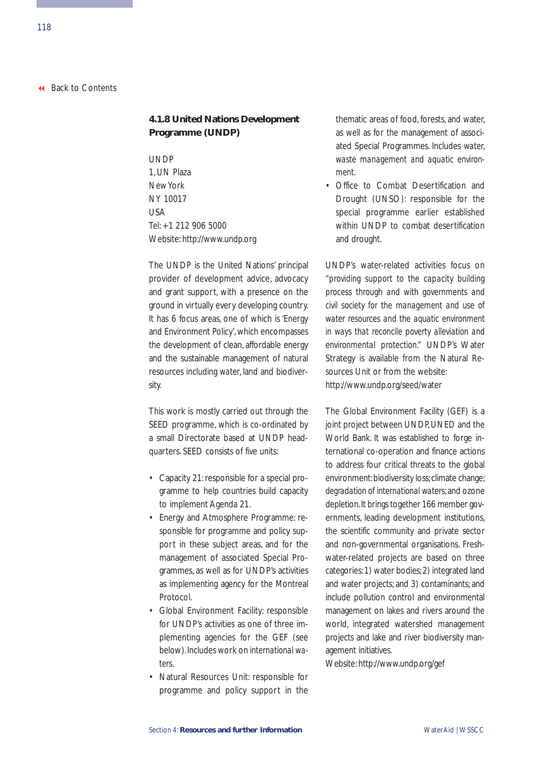### 4.1.8 United Nations Development Programme (UNDP)

UNDP
1, UN Plaza
New York
NY 10017
USA
Tel: +1 212 906 5000
Website: http://www.undp.org

The UNDP is the United Nations' principal provider of development advice, advocacy and grant support, with a presence on the ground in virtually every developing country. It has 6 focus areas, one of which is 'Energy and Environment Policy', which encompasses the development of clean, affordable energy and the sustainable management of natural resources including water, land and biodiversity.

This work is mostly carried out through the SEED programme, which is co-ordinated by a small Directorate based at UNDP headquarters. SEED consists of five units:

- Capacity 21: responsible for a special programme to help countries build capacity to implement Agenda 21.
- Energy and Atmosphere Programme: responsible for programme and policy support in these subject areas, and for the management of associated Special Programmes, as well as for UNDP's activities as implementing agency for the Montreal Protocol.
- Global Environment Facility: responsible for UNDP's activities as one of three implementing agencies for the GEF (see below). Includes work on international waters.
- Natural Resources Unit: responsible for programme and policy support in the thematic areas of food, forests, and water, as well as for the management of associated Special Programmes. Includes water, waste management and aquatic environment.
- Office to Combat Desertification and Drought (UNSO): responsible for the special programme earlier established within UNDP to combat desertification and drought.

UNDP's water-related activities focus on "providing support to the capacity building process through and with governments and civil society for the management and use of water resources and the aquatic environment in ways that reconcile poverty alleviation and environmental protection." UNDP's Water Strategy is available from the Natural Resources Unit or from the website: http://www.undp.org/seed/water

The Global Environment Facility (GEF) is a joint project between UNDP, UNED and the World Bank. It was established to forge international co-operation and finance actions to address four critical threats to the global environment: biodiversity loss; climate change; degradation of international waters; and ozone depletion. It brings together 166 member governments, leading development institutions, the scientific community and private sector and non-governmental organisations. Freshwater-related projects are based on three categories: 1) water bodies; 2) integrated land and water projects; and 3) contaminants; and include pollution control and environmental management on lakes and rivers around the world, integrated watershed management projects and lake and river biodiversity management initiatives.
Website: http://www.undp.org/gef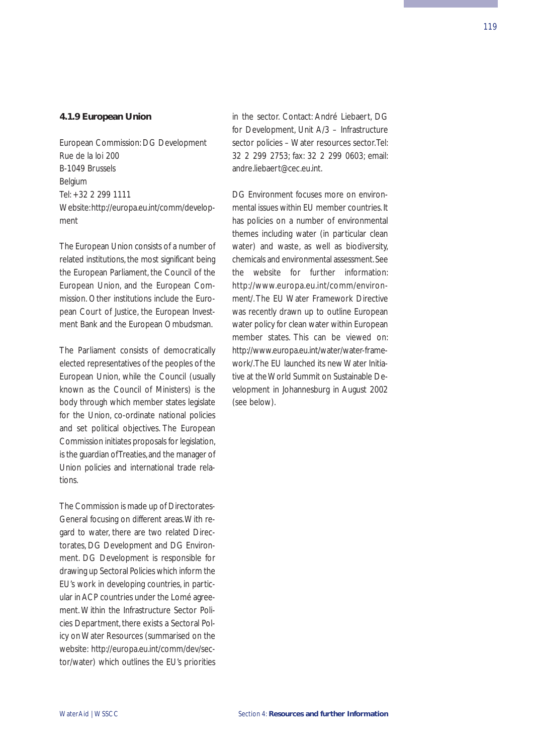#### 4.1.9 European Union

European Commission: DG Development
Rue de la loi 200
B-1049 Brussels
Belgium
Tel: +32 2 299 1111
Website: http://europa.eu.int/comm/development

The European Union consists of a number of related institutions, the most significant being the European Parliament, the Council of the European Union, and the European Commission. Other institutions include the European Court of Justice, the European Investment Bank and the European Ombudsman.

The Parliament consists of democratically elected representatives of the peoples of the European Union, while the Council (usually known as the Council of Ministers) is the body through which member states legislate for the Union, co-ordinate national policies and set political objectives. The European Commission initiates proposals for legislation, is the guardian of Treaties, and the manager of Union policies and international trade relations.

The Commission is made up of Directorates-General focusing on different areas. With regard to water, there are two related Directorates, DG Development and DG Environment. DG Development is responsible for drawing up Sectoral Policies which inform the EU's work in developing countries, in particular in ACP countries under the Lomé agreement. Within the Infrastructure Sector Policies Department, there exists a Sectoral Policy on Water Resources (summarised on the website: http://europa.eu.int/comm/dev/sector/water) which outlines the EU's priorities in the sector. Contact: André Liebaert, DG for Development, Unit A/3 – Infrastructure sector policies – Water resources sector. Tel: 32 2 299 2753; fax: 32 2 299 0603; email: andre.liebaert@cec.eu.int.

DG Environment focuses more on environmental issues within EU member countries. It has policies on a number of environmental themes including water (in particular clean water) and waste, as well as biodiversity, chemicals and environmental assessment. See the website for further information: http://www.europa.eu.int/comm/environment/. The EU Water Framework Directive was recently drawn up to outline European water policy for clean water within European member states. This can be viewed on: http://www.europa.eu.int/water/water-framework/. The EU launched its new Water Initiative at the World Summit on Sustainable Development in Johannesburg in August 2002 (see below).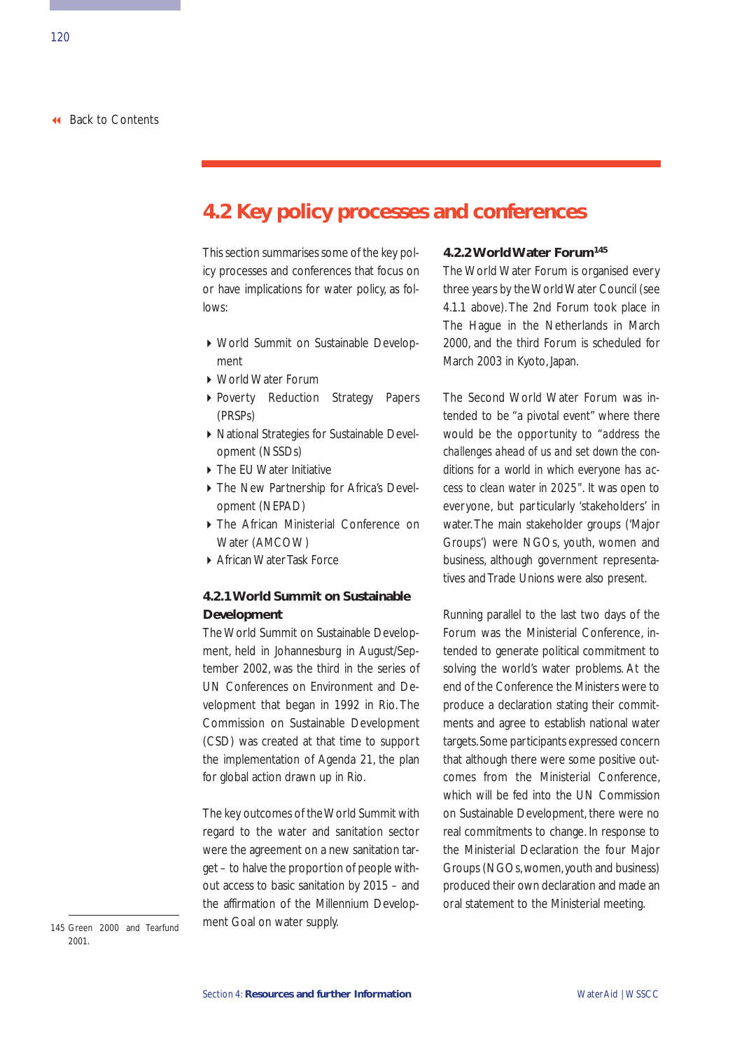## 4.2 Key policy processes and conferences

This section summarises some of the key policy processes and conferences that focus on or have implications for water policy, as follows:

- World Summit on Sustainable Development
- World Water Forum
- Poverty Reduction Strategy Papers (PRSPs)
- National Strategies for Sustainable Development (NSSDs)
- The EU Water Initiative
- The New Partnership for Africa's Development (NEPAD)
- The African Ministerial Conference on Water (AMCOW)
- African Water Task Force

### 4.2.1 World Summit on Sustainable Development

The World Summit on Sustainable Development, held in Johannesburg in August/September 2002, was the third in the series of UN Conferences on Environment and Development that began in 1992 in Rio. The Commission on Sustainable Development (CSD) was created at that time to support the implementation of Agenda 21, the plan for global action drawn up in Rio.

The key outcomes of the World Summit with regard to the water and sanitation sector were the agreement on a new sanitation target – to halve the proportion of people without access to basic sanitation by 2015 – and the affirmation of the Millennium Development Goal on water supply.

### 4.2.2 World Water Forum[145]

The World Water Forum is organised every three years by the World Water Council (see 4.1.1 above). The 2nd Forum took place in The Hague in the Netherlands in March 2000, and the third Forum is scheduled for March 2003 in Kyoto, Japan.

The Second World Water Forum was intended to be "a pivotal event" where there would be the opportunity to "address the challenges ahead of us and set down the conditions for a world in which everyone has access to clean water in 2025". It was open to everyone, but particularly 'stakeholders' in water. The main stakeholder groups ('Major Groups') were NGOs, youth, women and business, although government representatives and Trade Unions were also present.

Running parallel to the last two days of the Forum was the Ministerial Conference, intended to generate political commitment to solving the world's water problems. At the end of the Conference the Ministers were to produce a declaration stating their commitments and agree to establish national water targets. Some participants expressed concern that although there were some positive outcomes from the Ministerial Conference, which will be fed into the UN Commission on Sustainable Development, there were no real commitments to change. In response to the Ministerial Declaration the four Major Groups (NGOs, women, youth and business) produced their own declaration and made an oral statement to the Ministerial meeting.

145 Green 2000 and Tearfund 2001.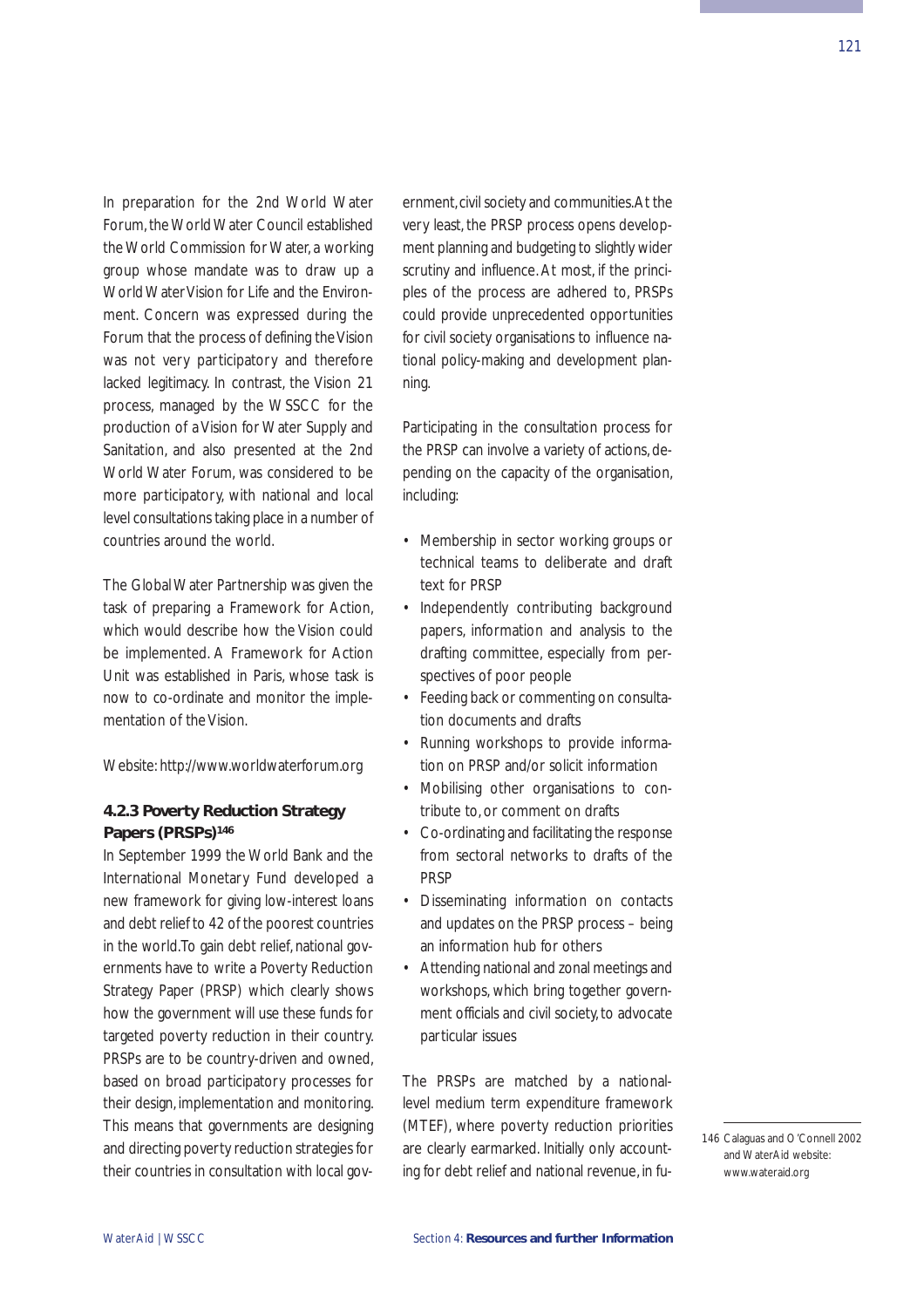In preparation for the 2nd World Water Forum, the World Water Council established the World Commission for Water, a working group whose mandate was to draw up a World Water Vision for Life and the Environment. Concern was expressed during the Forum that the process of defining the Vision was not very participatory and therefore lacked legitimacy. In contrast, the Vision 21 process, managed by the WSSCC for the production of a Vision for Water Supply and Sanitation, and also presented at the 2nd World Water Forum, was considered to be more participatory, with national and local level consultations taking place in a number of countries around the world.

The Global Water Partnership was given the task of preparing a Framework for Action, which would describe how the Vision could be implemented. A Framework for Action Unit was established in Paris, whose task is now to co-ordinate and monitor the implementation of the Vision.

Website: http://www.worldwaterforum.org

### 4.2.3 Poverty Reduction Strategy Papers (PRSPs)[146]

In September 1999 the World Bank and the International Monetary Fund developed a new framework for giving low-interest loans and debt relief to 42 of the poorest countries in the world. To gain debt relief, national governments have to write a Poverty Reduction Strategy Paper (PRSP) which clearly shows how the government will use these funds for targeted poverty reduction in their country. PRSPs are to be country-driven and owned, based on broad participatory processes for their design, implementation and monitoring. This means that governments are designing and directing poverty reduction strategies for their countries in consultation with local government, civil society and communities. At the very least, the PRSP process opens development planning and budgeting to slightly wider scrutiny and influence. At most, if the principles of the process are adhered to, PRSPs could provide unprecedented opportunities for civil society organisations to influence national policy-making and development planning.

Participating in the consultation process for the PRSP can involve a variety of actions, depending on the capacity of the organisation, including:

- Membership in sector working groups or technical teams to deliberate and draft text for PRSP
- Independently contributing background papers, information and analysis to the drafting committee, especially from perspectives of poor people
- Feeding back or commenting on consultation documents and drafts
- Running workshops to provide information on PRSP and/or solicit information
- Mobilising other organisations to contribute to, or comment on drafts
- Co-ordinating and facilitating the response from sectoral networks to drafts of the PRSP
- Disseminating information on contacts and updates on the PRSP process – being an information hub for others
- Attending national and zonal meetings and workshops, which bring together government officials and civil society, to advocate particular issues

The PRSPs are matched by a national-level medium term expenditure framework (MTEF), where poverty reduction priorities are clearly earmarked. Initially only accounting for debt relief and national revenue, in fu-

146 Calaguas and O'Connell 2002 and WaterAid website: www.wateraid.org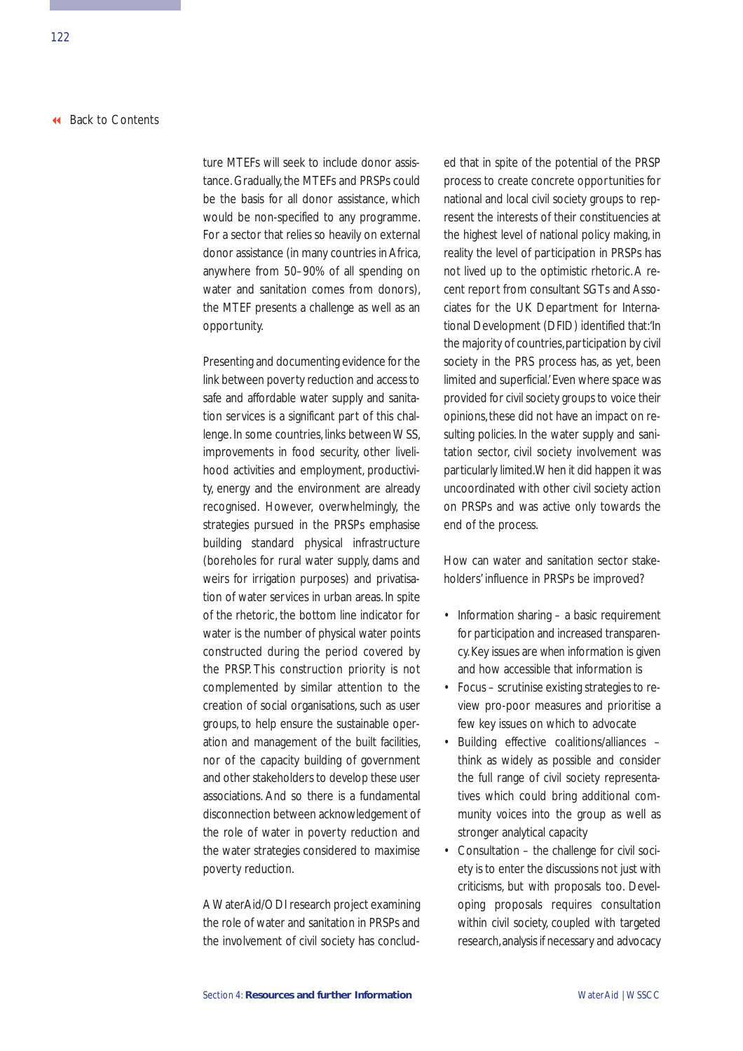ture MTEFs will seek to include donor assistance. Gradually, the MTEFs and PRSPs could be the basis for all donor assistance, which would be non-specified to any programme. For a sector that relies so heavily on external donor assistance (in many countries in Africa, anywhere from 50–90% of all spending on water and sanitation comes from donors), the MTEF presents a challenge as well as an opportunity.

Presenting and documenting evidence for the link between poverty reduction and access to safe and affordable water supply and sanitation services is a significant part of this challenge. In some countries, links between WSS, improvements in food security, other livelihood activities and employment, productivity, energy and the environment are already recognised. However, overwhelmingly, the strategies pursued in the PRSPs emphasise building standard physical infrastructure (boreholes for rural water supply, dams and weirs for irrigation purposes) and privatisation of water services in urban areas. In spite of the rhetoric, the bottom line indicator for water is the number of physical water points constructed during the period covered by the PRSP. This construction priority is not complemented by similar attention to the creation of social organisations, such as user groups, to help ensure the sustainable operation and management of the built facilities, nor of the capacity building of government and other stakeholders to develop these user associations. And so there is a fundamental disconnection between acknowledgement of the role of water in poverty reduction and the water strategies considered to maximise poverty reduction.

A WaterAid/ODI research project examining the role of water and sanitation in PRSPs and the involvement of civil society has concluded that in spite of the potential of the PRSP process to create concrete opportunities for national and local civil society groups to represent the interests of their constituencies at the highest level of national policy making, in reality the level of participation in PRSPs has not lived up to the optimistic rhetoric. A recent report from consultant SGTs and Associates for the UK Department for International Development (DFID) identified that: 'In the majority of countries, participation by civil society in the PRS process has, as yet, been limited and superficial.' Even where space was provided for civil society groups to voice their opinions, these did not have an impact on resulting policies. In the water supply and sanitation sector, civil society involvement was particularly limited. When it did happen it was uncoordinated with other civil society action on PRSPs and was active only towards the end of the process.

How can water and sanitation sector stakeholders' influence in PRSPs be improved?

- Information sharing – a basic requirement for participation and increased transparency. Key issues are when information is given and how accessible that information is
- Focus – scrutinise existing strategies to review pro-poor measures and prioritise a few key issues on which to advocate
- Building effective coalitions/alliances – think as widely as possible and consider the full range of civil society representatives which could bring additional community voices into the group as well as stronger analytical capacity
- Consultation – the challenge for civil society is to enter the discussions not just with criticisms, but with proposals too. Developing proposals requires consultation within civil society, coupled with targeted research, analysis if necessary and advocacy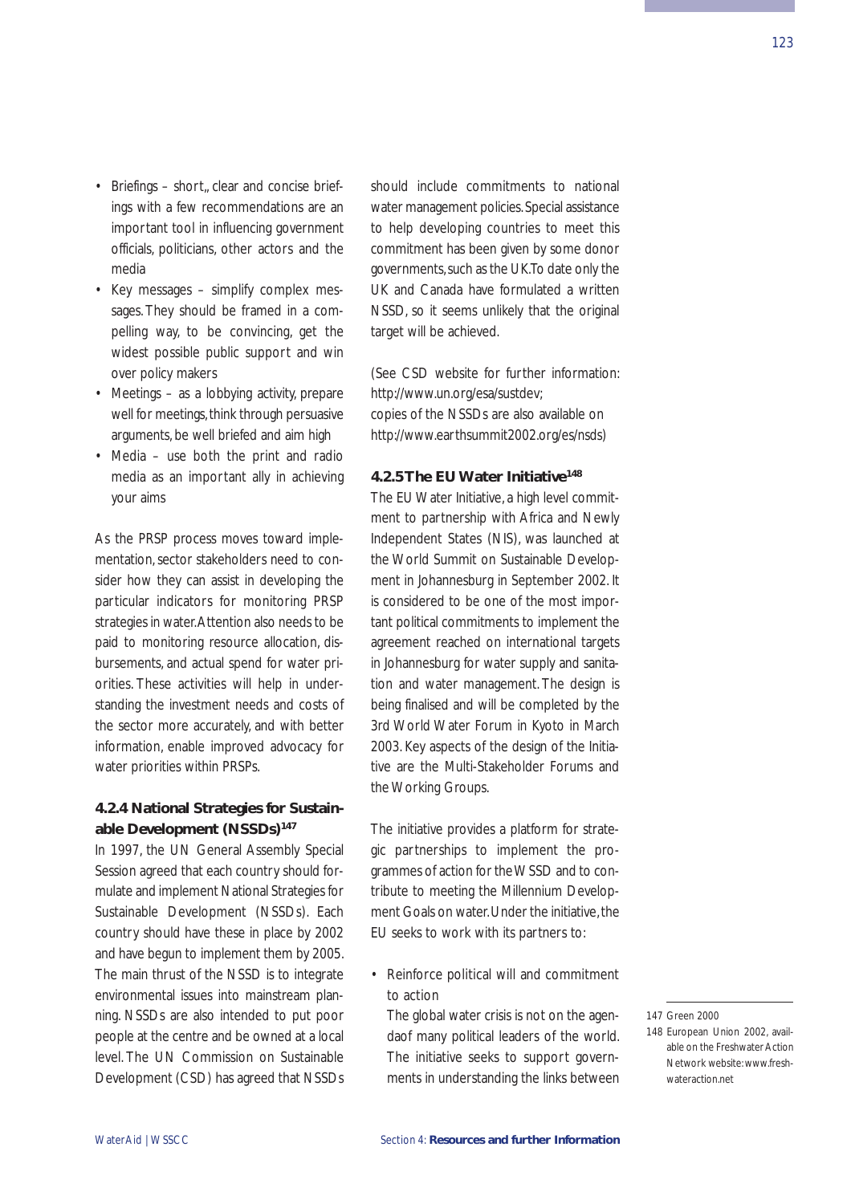- Briefings – short,, clear and concise briefings with a few recommendations are an important tool in influencing government officials, politicians, other actors and the media
- Key messages – simplify complex messages. They should be framed in a compelling way, to be convincing, get the widest possible public support and win over policy makers
- Meetings – as a lobbying activity, prepare well for meetings, think through persuasive arguments, be well briefed and aim high
- Media – use both the print and radio media as an important ally in achieving your aims

As the PRSP process moves toward implementation, sector stakeholders need to consider how they can assist in developing the particular indicators for monitoring PRSP strategies in water. Attention also needs to be paid to monitoring resource allocation, disbursements, and actual spend for water priorities. These activities will help in understanding the investment needs and costs of the sector more accurately, and with better information, enable improved advocacy for water priorities within PRSPs.

### 4.2.4 National Strategies for Sustainable Development (NSSDs)[147]

In 1997, the UN General Assembly Special Session agreed that each country should formulate and implement National Strategies for Sustainable Development (NSSDs). Each country should have these in place by 2002 and have begun to implement them by 2005. The main thrust of the NSSD is to integrate environmental issues into mainstream planning. NSSDs are also intended to put poor people at the centre and be owned at a local level. The UN Commission on Sustainable Development (CSD) has agreed that NSSDs should include commitments to national water management policies. Special assistance to help developing countries to meet this commitment has been given by some donor governments, such as the UK. To date only the UK and Canada have formulated a written NSSD, so it seems unlikely that the original target will be achieved.

(See CSD website for further information: http://www.un.org/esa/sustdev;
copies of the NSSDs are also available on http://www.earthsummit2002.org/es/nsds)

### 4.2.5 The EU Water Initiative[148]

The EU Water Initiative, a high level commitment to partnership with Africa and Newly Independent States (NIS), was launched at the World Summit on Sustainable Development in Johannesburg in September 2002. It is considered to be one of the most important political commitments to implement the agreement reached on international targets in Johannesburg for water supply and sanitation and water management. The design is being finalised and will be completed by the 3rd World Water Forum in Kyoto in March 2003. Key aspects of the design of the Initiative are the Multi-Stakeholder Forums and the Working Groups.

The initiative provides a platform for strategic partnerships to implement the programmes of action for the WSSD and to contribute to meeting the Millennium Development Goals on water. Under the initiative, the EU seeks to work with its partners to:

- Reinforce political will and commitment to action

  The global water crisis is not on the agendaof many political leaders of the world. The initiative seeks to support governments in understanding the links between

147 Green 2000

148 European Union 2002, available on the Freshwater Action Network website: www.freshwateraction.net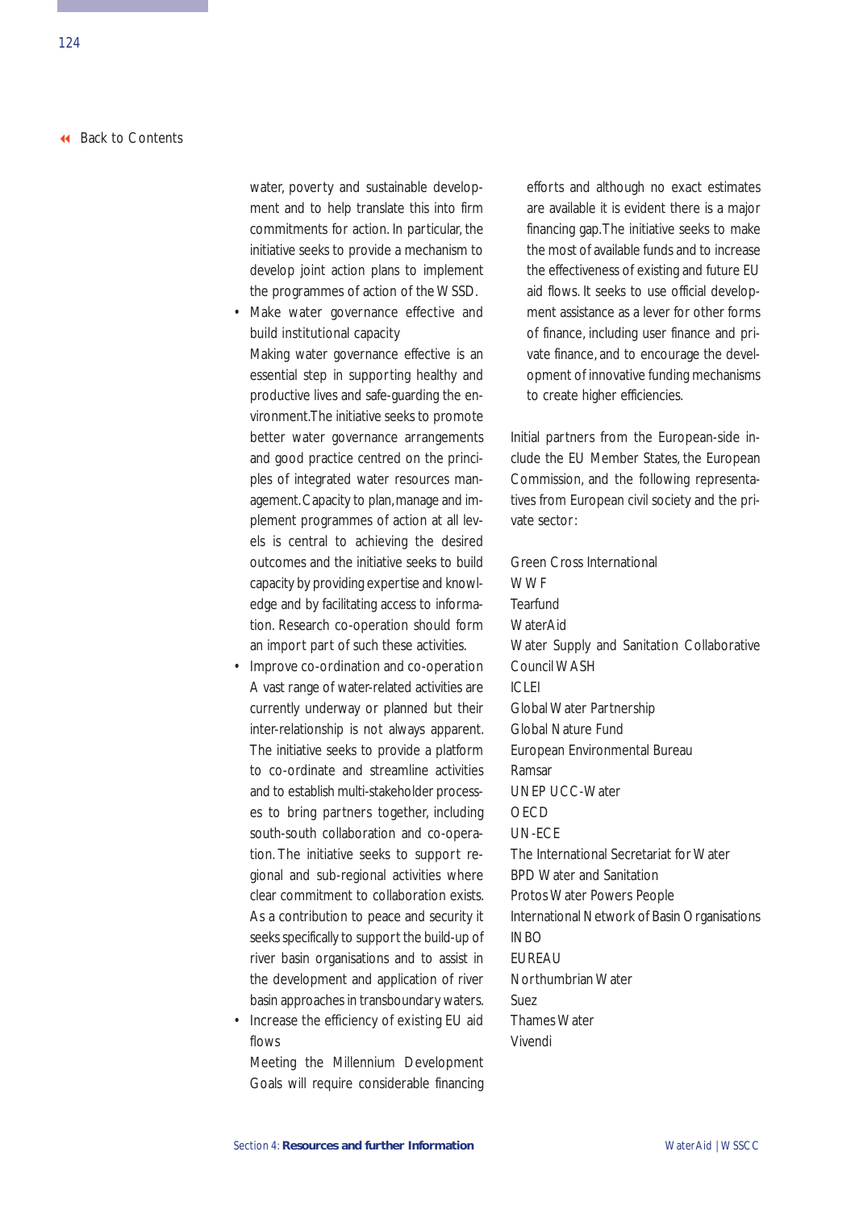water, poverty and sustainable development and to help translate this into firm commitments for action. In particular, the initiative seeks to provide a mechanism to develop joint action plans to implement the programmes of action of the WSSD.

- Make water governance effective and build institutional capacity
  Making water governance effective is an essential step in supporting healthy and productive lives and safe-guarding the environment.The initiative seeks to promote better water governance arrangements and good practice centred on the principles of integrated water resources management. Capacity to plan, manage and implement programmes of action at all levels is central to achieving the desired outcomes and the initiative seeks to build capacity by providing expertise and knowledge and by facilitating access to information. Research co-operation should form an import part of such these activities.
- Improve co-ordination and co-operation
  A vast range of water-related activities are currently underway or planned but their inter-relationship is not always apparent. The initiative seeks to provide a platform to co-ordinate and streamline activities and to establish multi-stakeholder processes to bring partners together, including south-south collaboration and co-operation. The initiative seeks to support regional and sub-regional activities where clear commitment to collaboration exists. As a contribution to peace and security it seeks specifically to support the build-up of river basin organisations and to assist in the development and application of river basin approaches in transboundary waters.
- Increase the efficiency of existing EU aid flows
  Meeting the Millennium Development Goals will require considerable financing efforts and although no exact estimates are available it is evident there is a major financing gap. The initiative seeks to make the most of available funds and to increase the effectiveness of existing and future EU aid flows. It seeks to use official development assistance as a lever for other forms of finance, including user finance and private finance, and to encourage the development of innovative funding mechanisms to create higher efficiencies.

Initial partners from the European-side include the EU Member States, the European Commission, and the following representatives from European civil society and the private sector:

Green Cross International
WWF
Tearfund
WaterAid
Water Supply and Sanitation Collaborative Council WASH
ICLEI
Global Water Partnership
Global Nature Fund
European Environmental Bureau
Ramsar
UNEP UCC-Water
OECD
UN-ECE
The International Secretariat for Water
BPD Water and Sanitation
Protos Water Powers People
International Network of Basin Organisations INBO
EUREAU
Northumbrian Water
Suez
Thames Water
Vivendi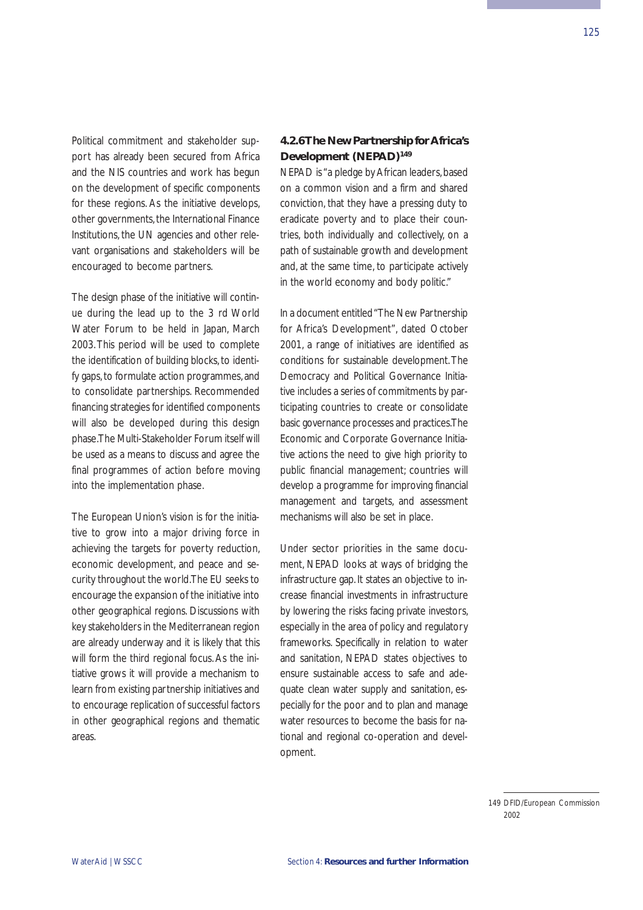Political commitment and stakeholder support has already been secured from Africa and the NIS countries and work has begun on the development of specific components for these regions. As the initiative develops, other governments, the International Finance Institutions, the UN agencies and other relevant organisations and stakeholders will be encouraged to become partners.

The design phase of the initiative will continue during the lead up to the 3 rd World Water Forum to be held in Japan, March 2003. This period will be used to complete the identification of building blocks, to identify gaps, to formulate action programmes, and to consolidate partnerships. Recommended financing strategies for identified components will also be developed during this design phase. The Multi-Stakeholder Forum itself will be used as a means to discuss and agree the final programmes of action before moving into the implementation phase.

The European Union's vision is for the initiative to grow into a major driving force in achieving the targets for poverty reduction, economic development, and peace and security throughout the world. The EU seeks to encourage the expansion of the initiative into other geographical regions. Discussions with key stakeholders in the Mediterranean region are already underway and it is likely that this will form the third regional focus. As the initiative grows it will provide a mechanism to learn from existing partnership initiatives and to encourage replication of successful factors in other geographical regions and thematic areas.

### 4.2.6 The New Partnership for Africa's Development (NEPAD)[149]

NEPAD is "a pledge by African leaders, based on a common vision and a firm and shared conviction, that they have a pressing duty to eradicate poverty and to place their countries, both individually and collectively, on a path of sustainable growth and development and, at the same time, to participate actively in the world economy and body politic."

In a document entitled "The New Partnership for Africa's Development", dated October 2001, a range of initiatives are identified as conditions for sustainable development. The Democracy and Political Governance Initiative includes a series of commitments by participating countries to create or consolidate basic governance processes and practices. The Economic and Corporate Governance Initiative actions the need to give high priority to public financial management; countries will develop a programme for improving financial management and targets, and assessment mechanisms will also be set in place.

Under sector priorities in the same document, NEPAD looks at ways of bridging the infrastructure gap. It states an objective to increase financial investments in infrastructure by lowering the risks facing private investors, especially in the area of policy and regulatory frameworks. Specifically in relation to water and sanitation, NEPAD states objectives to ensure sustainable access to safe and adequate clean water supply and sanitation, especially for the poor and to plan and manage water resources to become the basis for national and regional co-operation and development.

---

149 DFID/European Commission 2002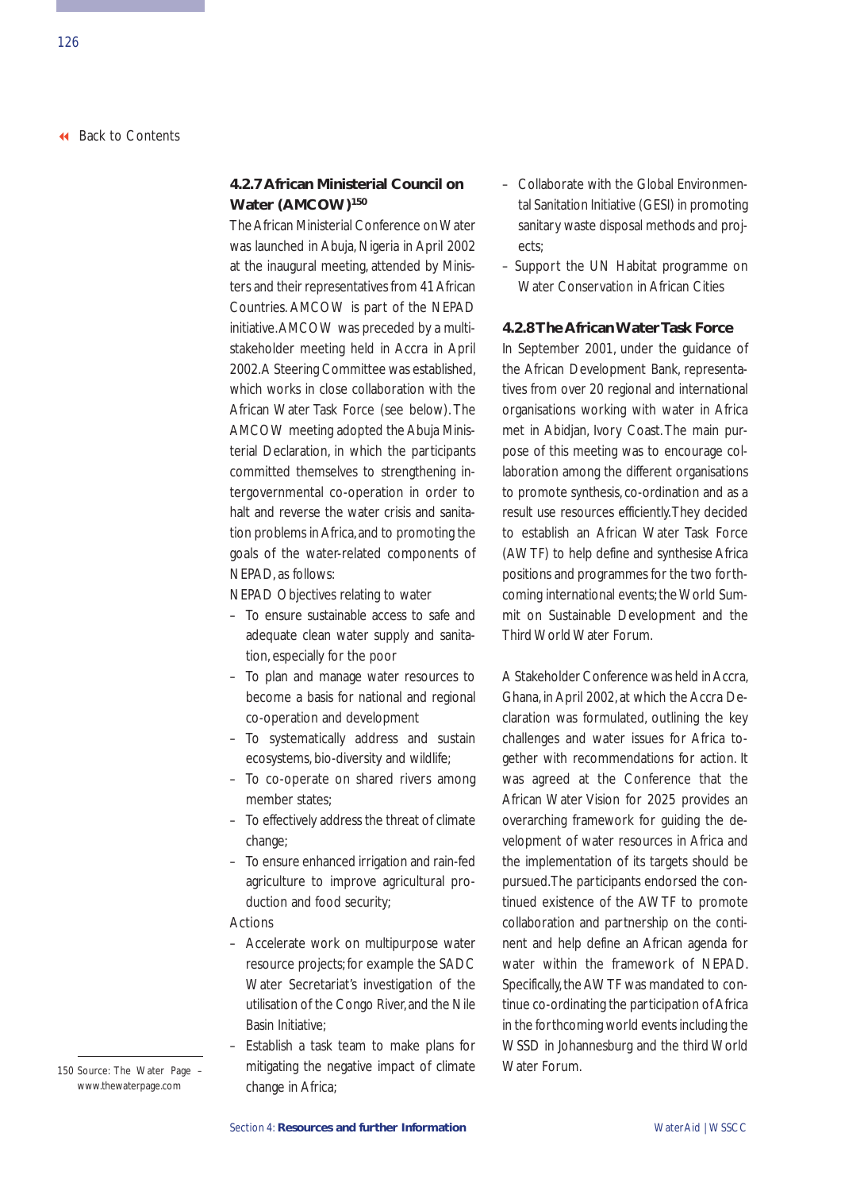Back to Contents

#### 4.2.7 African Ministerial Council on Water (AMCOW)[150]

The African Ministerial Conference on Water was launched in Abuja, Nigeria in April 2002 at the inaugural meeting, attended by Ministers and their representatives from 41 African Countries. AMCOW is part of the NEPAD initiative. AMCOW was preceded by a multistakeholder meeting held in Accra in April 2002. A Steering Committee was established, which works in close collaboration with the African Water Task Force (see below). The AMCOW meeting adopted the Abuja Ministerial Declaration, in which the participants committed themselves to strengthening intergovernmental co-operation in order to halt and reverse the water crisis and sanitation problems in Africa, and to promoting the goals of the water-related components of NEPAD, as follows:

NEPAD Objectives relating to water

- To ensure sustainable access to safe and adequate clean water supply and sanitation, especially for the poor
- To plan and manage water resources to become a basis for national and regional co-operation and development
- To systematically address and sustain ecosystems, bio-diversity and wildlife;
- To co-operate on shared rivers among member states;
- To effectively address the threat of climate change;
- To ensure enhanced irrigation and rain-fed agriculture to improve agricultural production and food security;

Actions

- Accelerate work on multipurpose water resource projects; for example the SADC Water Secretariat's investigation of the utilisation of the Congo River, and the Nile Basin Initiative;
- Establish a task team to make plans for mitigating the negative impact of climate change in Africa;
- Collaborate with the Global Environmental Sanitation Initiative (GESI) in promoting sanitary waste disposal methods and projects;
- Support the UN Habitat programme on Water Conservation in African Cities

#### 4.2.8 The African Water Task Force

In September 2001, under the guidance of the African Development Bank, representatives from over 20 regional and international organisations working with water in Africa met in Abidjan, Ivory Coast. The main purpose of this meeting was to encourage collaboration among the different organisations to promote synthesis, co-ordination and as a result use resources efficiently. They decided to establish an African Water Task Force (AWTF) to help define and synthesise Africa positions and programmes for the two forthcoming international events; the World Summit on Sustainable Development and the Third World Water Forum.

A Stakeholder Conference was held in Accra, Ghana, in April 2002, at which the Accra Declaration was formulated, outlining the key challenges and water issues for Africa together with recommendations for action. It was agreed at the Conference that the African Water Vision for 2025 provides an overarching framework for guiding the development of water resources in Africa and the implementation of its targets should be pursued. The participants endorsed the continued existence of the AWTF to promote collaboration and partnership on the continent and help define an African agenda for water within the framework of NEPAD. Specifically, the AWTF was mandated to continue co-ordinating the participation of Africa in the forthcoming world events including the WSSD in Johannesburg and the third World Water Forum.

150 Source: The Water Page – www.thewaterpage.com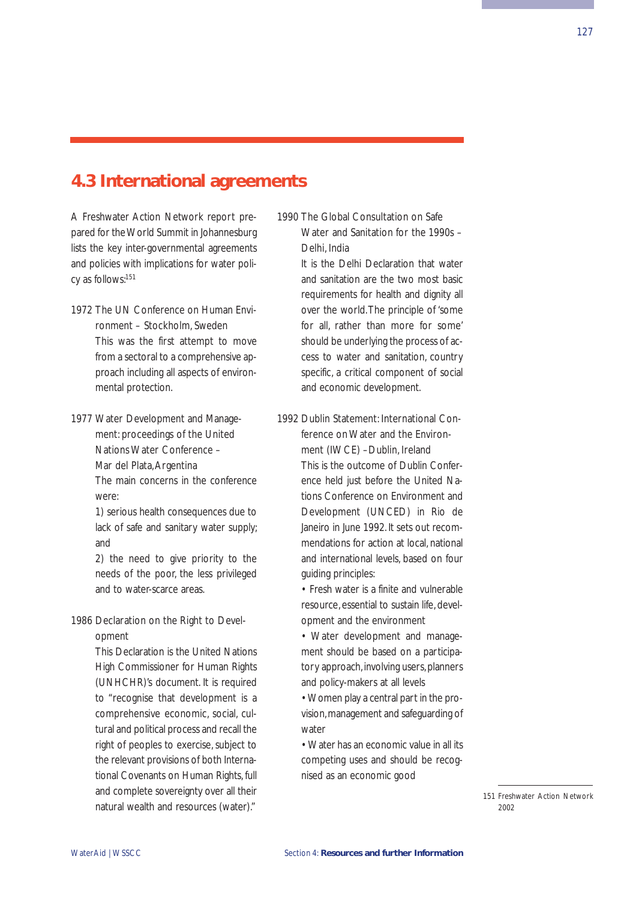## 4.3 International agreements

A Freshwater Action Network report prepared for the World Summit in Johannesburg lists the key inter-governmental agreements and policies with implications for water policy as follows:[151]

1972 The UN Conference on Human Environment – Stockholm, Sweden
This was the first attempt to move from a sectoral to a comprehensive approach including all aspects of environmental protection.

1977 Water Development and Management: proceedings of the United Nations Water Conference – Mar del Plata, Argentina
The main concerns in the conference were:
1) serious health consequences due to lack of safe and sanitary water supply; and
2) the need to give priority to the needs of the poor, the less privileged and to water-scarce areas.

1986 Declaration on the Right to Development
This Declaration is the United Nations High Commissioner for Human Rights (UNHCHR)'s document. It is required to "recognise that development is a comprehensive economic, social, cultural and political process and recall the right of peoples to exercise, subject to the relevant provisions of both International Covenants on Human Rights, full and complete sovereignty over all their natural wealth and resources (water)."

1990 The Global Consultation on Safe Water and Sanitation for the 1990s – Delhi, India
It is the Delhi Declaration that water and sanitation are the two most basic requirements for health and dignity all over the world. The principle of 'some for all, rather than more for some' should be underlying the process of access to water and sanitation, country specific, a critical component of social and economic development.

1992 Dublin Statement: International Conference on Water and the Environment (IWCE) – Dublin, Ireland
This is the outcome of Dublin Conference held just before the United Nations Conference on Environment and Development (UNCED) in Rio de Janeiro in June 1992. It sets out recommendations for action at local, national and international levels, based on four guiding principles:
- Fresh water is a finite and vulnerable resource, essential to sustain life, development and the environment
- Water development and management should be based on a participatory approach, involving users, planners and policy-makers at all levels
- Women play a central part in the provision, management and safeguarding of water
- Water has an economic value in all its competing uses and should be recognised as an economic good

151 Freshwater Action Network 2002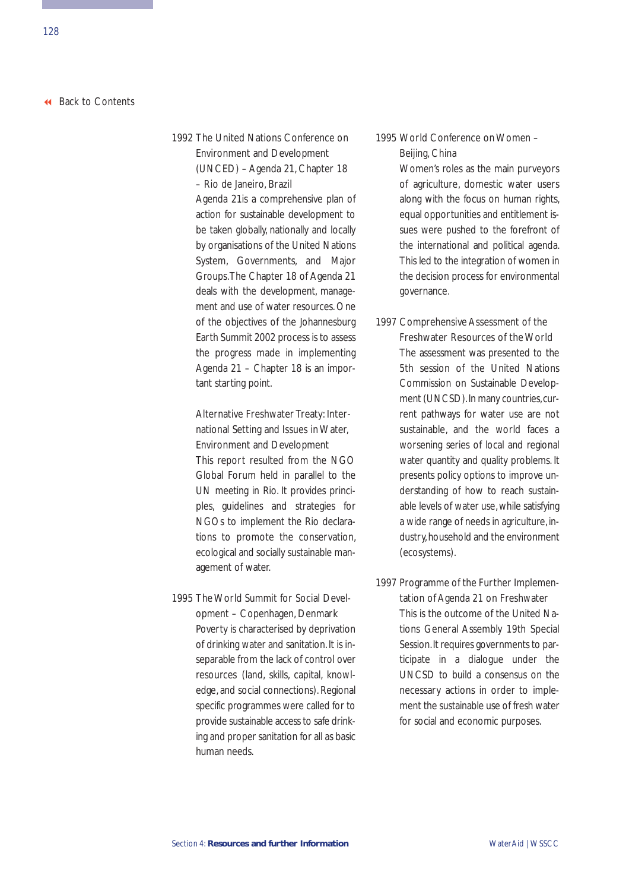1992 The United Nations Conference on Environment and Development (UNCED) – Agenda 21, Chapter 18 – Rio de Janeiro, Brazil

Agenda 21is a comprehensive plan of action for sustainable development to be taken globally, nationally and locally by organisations of the United Nations System, Governments, and Major Groups.The Chapter 18 of Agenda 21 deals with the development, management and use of water resources. One of the objectives of the Johannesburg Earth Summit 2002 process is to assess the progress made in implementing Agenda 21 – Chapter 18 is an important starting point.

Alternative Freshwater Treaty: International Setting and Issues in Water, Environment and Development

This report resulted from the NGO Global Forum held in parallel to the UN meeting in Rio. It provides principles, guidelines and strategies for NGOs to implement the Rio declarations to promote the conservation, ecological and socially sustainable management of water.

1995 The World Summit for Social Development – Copenhagen, Denmark

Poverty is characterised by deprivation of drinking water and sanitation. It is inseparable from the lack of control over resources (land, skills, capital, knowledge, and social connections). Regional specific programmes were called for to provide sustainable access to safe drinking and proper sanitation for all as basic human needs.

1995 World Conference on Women – Beijing, China

Women's roles as the main purveyors of agriculture, domestic water users along with the focus on human rights, equal opportunities and entitlement issues were pushed to the forefront of the international and political agenda. This led to the integration of women in the decision process for environmental governance.

1997 Comprehensive Assessment of the Freshwater Resources of the World

The assessment was presented to the 5th session of the United Nations Commission on Sustainable Development (UNCSD). In many countries, current pathways for water use are not sustainable, and the world faces a worsening series of local and regional water quantity and quality problems. It presents policy options to improve understanding of how to reach sustainable levels of water use, while satisfying a wide range of needs in agriculture, industry, household and the environment (ecosystems).

1997 Programme of the Further Implementation of Agenda 21 on Freshwater

This is the outcome of the United Nations General Assembly 19th Special Session. It requires governments to participate in a dialogue under the UNCSD to build a consensus on the necessary actions in order to implement the sustainable use of fresh water for social and economic purposes.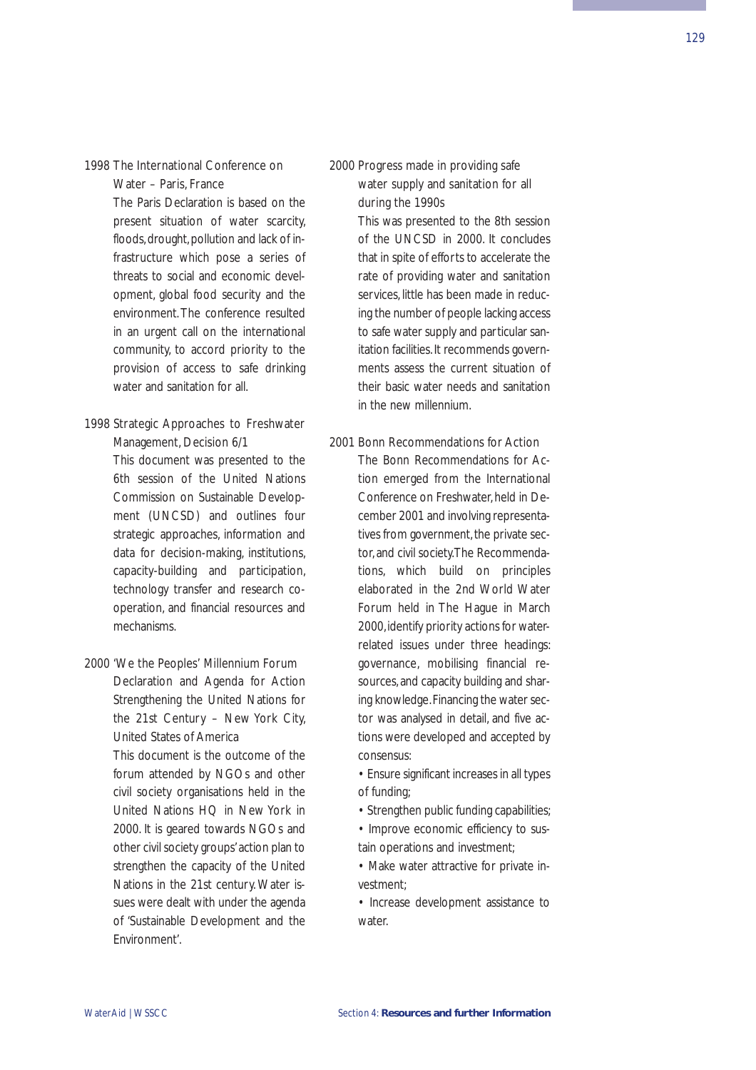1998 The International Conference on Water – Paris, France

The Paris Declaration is based on the present situation of water scarcity, floods, drought, pollution and lack of infrastructure which pose a series of threats to social and economic development, global food security and the environment. The conference resulted in an urgent call on the international community, to accord priority to the provision of access to safe drinking water and sanitation for all.

1998 Strategic Approaches to Freshwater Management, Decision 6/1

This document was presented to the 6th session of the United Nations Commission on Sustainable Development (UNCSD) and outlines four strategic approaches, information and data for decision-making, institutions, capacity-building and participation, technology transfer and research cooperation, and financial resources and mechanisms.

2000 'We the Peoples' Millennium Forum Declaration and Agenda for Action Strengthening the United Nations for the 21st Century – New York City, United States of America

This document is the outcome of the forum attended by NGOs and other civil society organisations held in the United Nations HQ in New York in 2000. It is geared towards NGOs and other civil society groups' action plan to strengthen the capacity of the United Nations in the 21st century. Water issues were dealt with under the agenda of 'Sustainable Development and the Environment'.

2000 Progress made in providing safe water supply and sanitation for all during the 1990s

This was presented to the 8th session of the UNCSD in 2000. It concludes that in spite of efforts to accelerate the rate of providing water and sanitation services, little has been made in reducing the number of people lacking access to safe water supply and particular sanitation facilities. It recommends governments assess the current situation of their basic water needs and sanitation in the new millennium.

2001 Bonn Recommendations for Action

The Bonn Recommendations for Action emerged from the International Conference on Freshwater, held in December 2001 and involving representatives from government, the private sector, and civil society. The Recommendations, which build on principles elaborated in the 2nd World Water Forum held in The Hague in March 2000, identify priority actions for water-related issues under three headings: governance, mobilising financial resources, and capacity building and sharing knowledge. Financing the water sector was analysed in detail, and five actions were developed and accepted by consensus:

- Ensure significant increases in all types of funding;
- Strengthen public funding capabilities;
- Improve economic efficiency to sustain operations and investment;
- Make water attractive for private investment;
- Increase development assistance to water.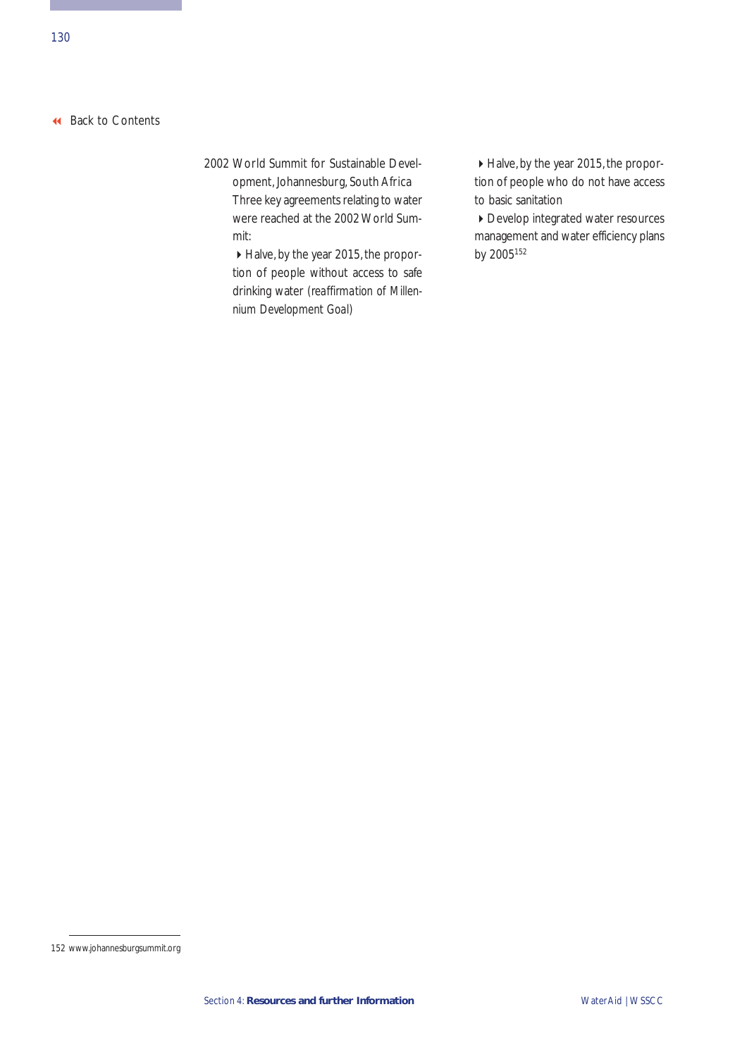2002 World Summit for Sustainable Development, Johannesburg, South Africa
Three key agreements relating to water were reached at the 2002 World Summit:

- Halve, by the year 2015, the proportion of people without access to safe drinking water (reaffirmation of Millennium Development Goal)
- Halve, by the year 2015, the proportion of people who do not have access to basic sanitation
- Develop integrated water resources management and water efficiency plans by 2005[152]

---

152 www.johannesburgsummit.org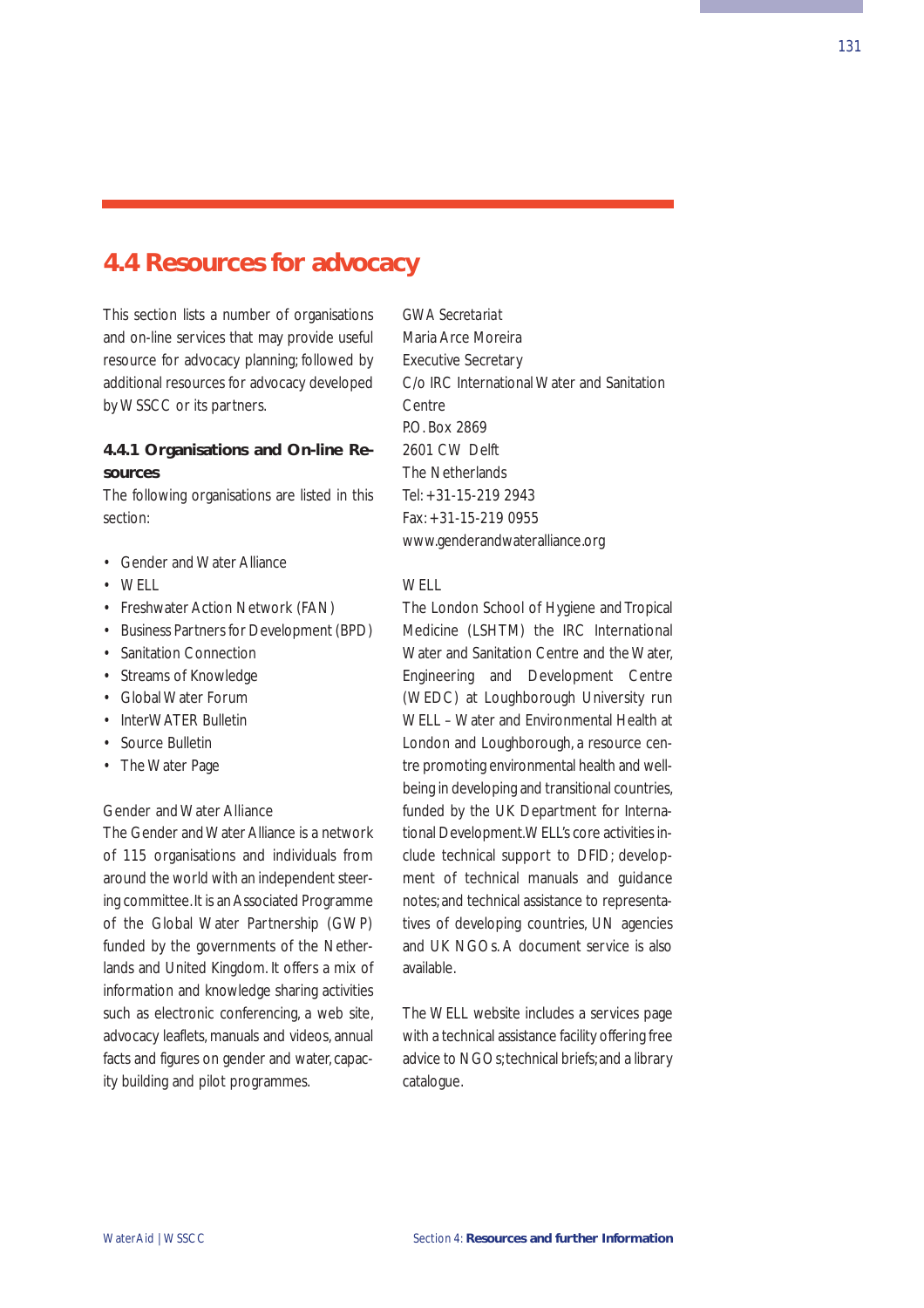## 4.4 Resources for advocacy

This section lists a number of organisations and on-line services that may provide useful resource for advocacy planning; followed by additional resources for advocacy developed by WSSCC or its partners.

### 4.4.1 Organisations and On-line Resources

The following organisations are listed in this section:

- Gender and Water Alliance
- WELL
- Freshwater Action Network (FAN)
- Business Partners for Development (BPD)
- Sanitation Connection
- Streams of Knowledge
- Global Water Forum
- InterWATER Bulletin
- Source Bulletin
- The Water Page

Gender and Water Alliance

The Gender and Water Alliance is a network of 115 organisations and individuals from around the world with an independent steering committee. It is an Associated Programme of the Global Water Partnership (GWP) funded by the governments of the Netherlands and United Kingdom. It offers a mix of information and knowledge sharing activities such as electronic conferencing, a web site, advocacy leaflets, manuals and videos, annual facts and figures on gender and water, capacity building and pilot programmes.

GWA Secretariat
Maria Arce Moreira
Executive Secretary
C/o IRC International Water and Sanitation Centre
P.O. Box 2869
2601 CW Delft
The Netherlands
Tel: +31-15-219 2943
Fax: +31-15-219 0955
www.genderandwateralliance.org

WELL

The London School of Hygiene and Tropical Medicine (LSHTM) the IRC International Water and Sanitation Centre and the Water, Engineering and Development Centre (WEDC) at Loughborough University run WELL – Water and Environmental Health at London and Loughborough, a resource centre promoting environmental health and well-being in developing and transitional countries, funded by the UK Department for International Development. WELL's core activities include technical support to DFID; development of technical manuals and guidance notes; and technical assistance to representatives of developing countries, UN agencies and UK NGOs. A document service is also available.

The WELL website includes a services page with a technical assistance facility offering free advice to NGOs; technical briefs; and a library catalogue.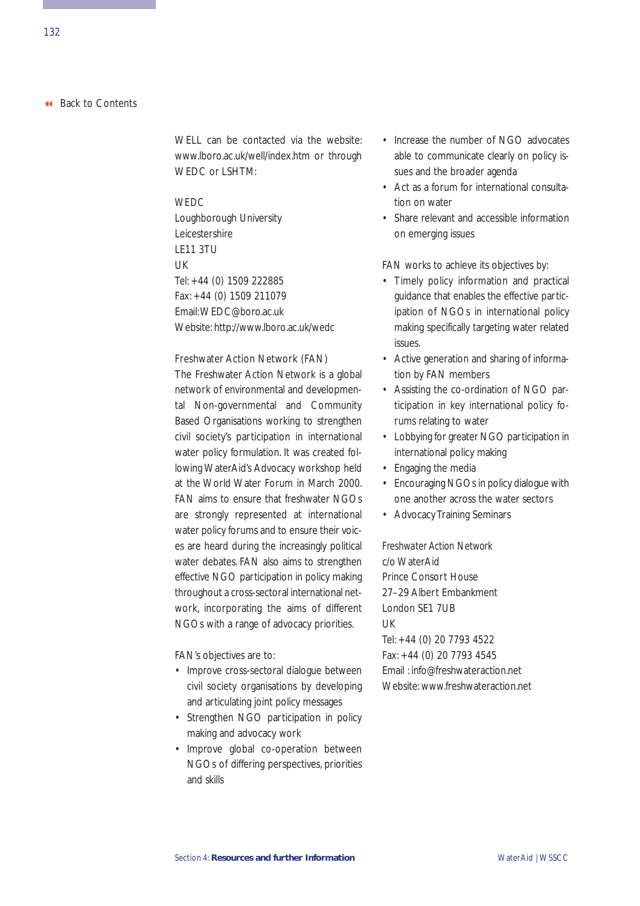Back to Contents

WELL can be contacted via the website: www.lboro.ac.uk/well/index.htm or through WEDC or LSHTM:

WEDC
Loughborough University
Leicestershire
LE11 3TU
UK
Tel: +44 (0) 1509 222885
Fax: +44 (0) 1509 211079
Email:WEDC@boro.ac.uk
Website: http://www.lboro.ac.uk/wedc

Freshwater Action Network (FAN)

The Freshwater Action Network is a global network of environmental and developmental Non-governmental and Community Based Organisations working to strengthen civil society's participation in international water policy formulation. It was created following WaterAid's Advocacy workshop held at the World Water Forum in March 2000. FAN aims to ensure that freshwater NGOs are strongly represented at international water policy forums and to ensure their voices are heard during the increasingly political water debates. FAN also aims to strengthen effective NGO participation in policy making throughout a cross-sectoral international network, incorporating the aims of different NGOs with a range of advocacy priorities.

FAN's objectives are to:

- Improve cross-sectoral dialogue between civil society organisations by developing and articulating joint policy messages
- Strengthen NGO participation in policy making and advocacy work
- Improve global co-operation between NGOs of differing perspectives, priorities and skills
- Increase the number of NGO advocates able to communicate clearly on policy issues and the broader agenda
- Act as a forum for international consultation on water
- Share relevant and accessible information on emerging issues

FAN works to achieve its objectives by:

- Timely policy information and practical guidance that enables the effective participation of NGOs in international policy making specifically targeting water related issues.
- Active generation and sharing of information by FAN members
- Assisting the co-ordination of NGO participation in key international policy forums relating to water
- Lobbying for greater NGO participation in international policy making
- Engaging the media
- Encouraging NGOs in policy dialogue with one another across the water sectors
- Advocacy Training Seminars

Freshwater Action Network
c/o WaterAid
Prince Consort House
27–29 Albert Embankment
London SE1 7UB
UK
Tel: +44 (0) 20 7793 4522
Fax: +44 (0) 20 7793 4545
Email : info@freshwateraction.net
Website: www.freshwateraction.net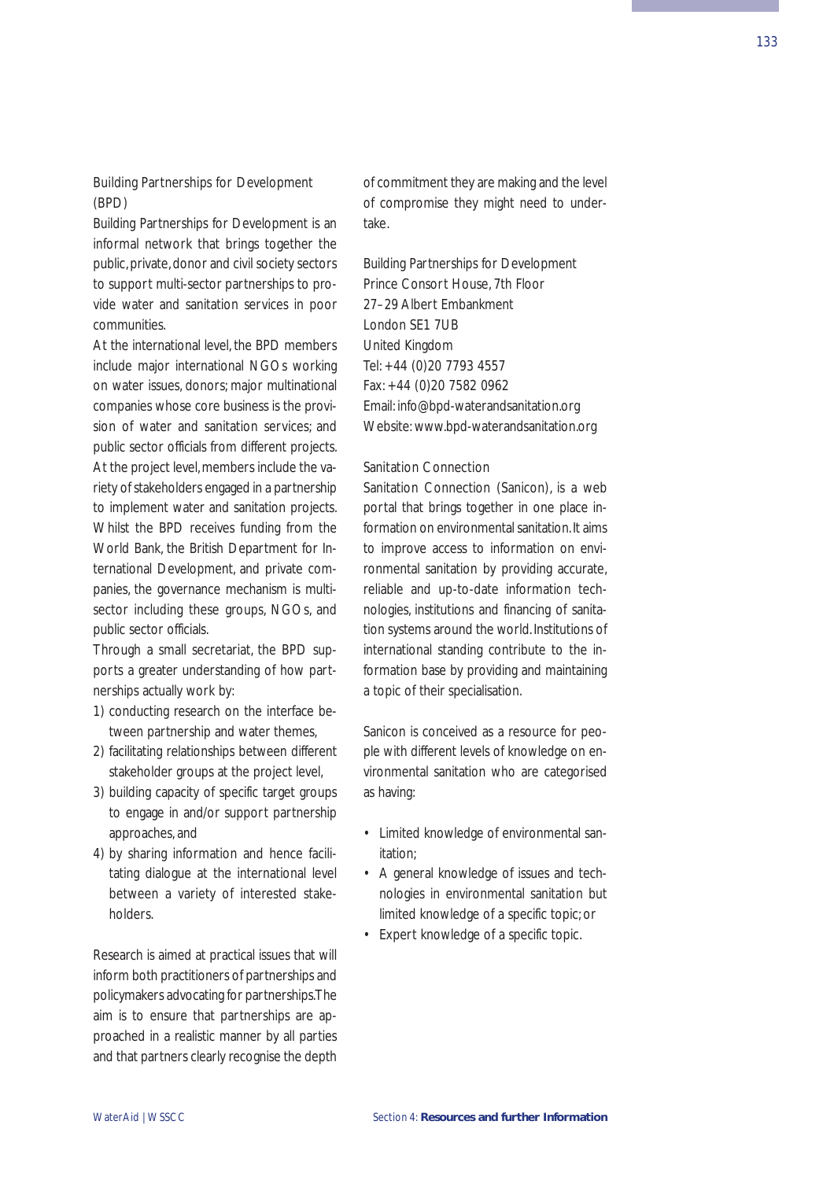### Building Partnerships for Development (BPD)

Building Partnerships for Development is an informal network that brings together the public, private, donor and civil society sectors to support multi-sector partnerships to provide water and sanitation services in poor communities.

At the international level, the BPD members include major international NGOs working on water issues, donors; major multinational companies whose core business is the provision of water and sanitation services; and public sector officials from different projects. At the project level, members include the variety of stakeholders engaged in a partnership to implement water and sanitation projects. Whilst the BPD receives funding from the World Bank, the British Department for International Development, and private companies, the governance mechanism is multi-sector including these groups, NGOs, and public sector officials.

Through a small secretariat, the BPD supports a greater understanding of how partnerships actually work by:

1) conducting research on the interface between partnership and water themes,
2) facilitating relationships between different stakeholder groups at the project level,
3) building capacity of specific target groups to engage in and/or support partnership approaches, and
4) by sharing information and hence facilitating dialogue at the international level between a variety of interested stakeholders.

Research is aimed at practical issues that will inform both practitioners of partnerships and policymakers advocating for partnerships.The aim is to ensure that partnerships are approached in a realistic manner by all parties and that partners clearly recognise the depth of commitment they are making and the level of compromise they might need to undertake.

Building Partnerships for Development  
Prince Consort House, 7th Floor  
27–29 Albert Embankment  
London SE1 7UB  
United Kingdom  
Tel: +44 (0)20 7793 4557  
Fax: +44 (0)20 7582 0962  
Email: info@bpd-waterandsanitation.org  
Website: www.bpd-waterandsanitation.org

### Sanitation Connection

Sanitation Connection (Sanicon), is a web portal that brings together in one place information on environmental sanitation. It aims to improve access to information on environmental sanitation by providing accurate, reliable and up-to-date information technologies, institutions and financing of sanitation systems around the world. Institutions of international standing contribute to the information base by providing and maintaining a topic of their specialisation.

Sanicon is conceived as a resource for people with different levels of knowledge on environmental sanitation who are categorised as having:

- Limited knowledge of environmental sanitation;
- A general knowledge of issues and technologies in environmental sanitation but limited knowledge of a specific topic; or
- Expert knowledge of a specific topic.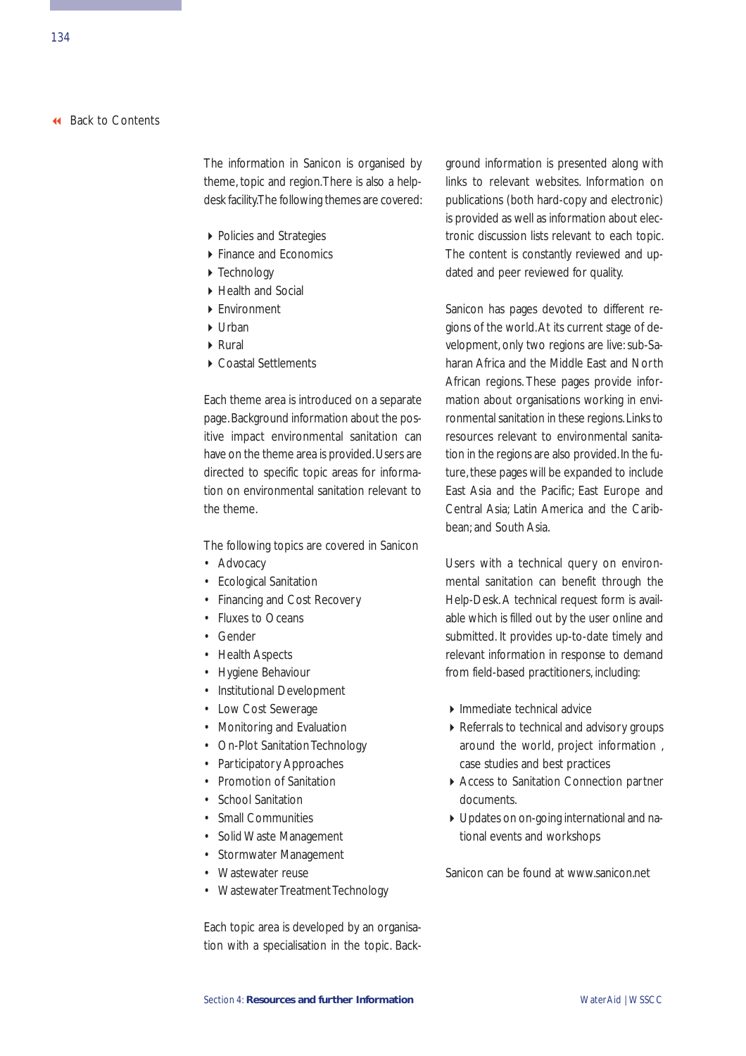The information in Sanicon is organised by theme, topic and region. There is also a help-desk facility. The following themes are covered:

- Policies and Strategies
- Finance and Economics
- Technology
- Health and Social
- Environment
- Urban
- Rural
- Coastal Settlements

Each theme area is introduced on a separate page. Background information about the positive impact environmental sanitation can have on the theme area is provided. Users are directed to specific topic areas for information on environmental sanitation relevant to the theme.

The following topics are covered in Sanicon

- Advocacy
- Ecological Sanitation
- Financing and Cost Recovery
- Fluxes to Oceans
- Gender
- Health Aspects
- Hygiene Behaviour
- Institutional Development
- Low Cost Sewerage
- Monitoring and Evaluation
- On-Plot Sanitation Technology
- Participatory Approaches
- Promotion of Sanitation
- School Sanitation
- Small Communities
- Solid Waste Management
- Stormwater Management
- Wastewater reuse
- Wastewater Treatment Technology

Each topic area is developed by an organisation with a specialisation in the topic. Background information is presented along with links to relevant websites. Information on publications (both hard-copy and electronic) is provided as well as information about electronic discussion lists relevant to each topic. The content is constantly reviewed and updated and peer reviewed for quality.

Sanicon has pages devoted to different regions of the world. At its current stage of development, only two regions are live: sub-Saharan Africa and the Middle East and North African regions. These pages provide information about organisations working in environmental sanitation in these regions. Links to resources relevant to environmental sanitation in the regions are also provided. In the future, these pages will be expanded to include East Asia and the Pacific; East Europe and Central Asia; Latin America and the Caribbean; and South Asia.

Users with a technical query on environmental sanitation can benefit through the Help-Desk. A technical request form is available which is filled out by the user online and submitted. It provides up-to-date timely and relevant information in response to demand from field-based practitioners, including:

- Immediate technical advice
- Referrals to technical and advisory groups around the world, project information, case studies and best practices
- Access to Sanitation Connection partner documents.
- Updates on on-going international and national events and workshops

Sanicon can be found at www.sanicon.net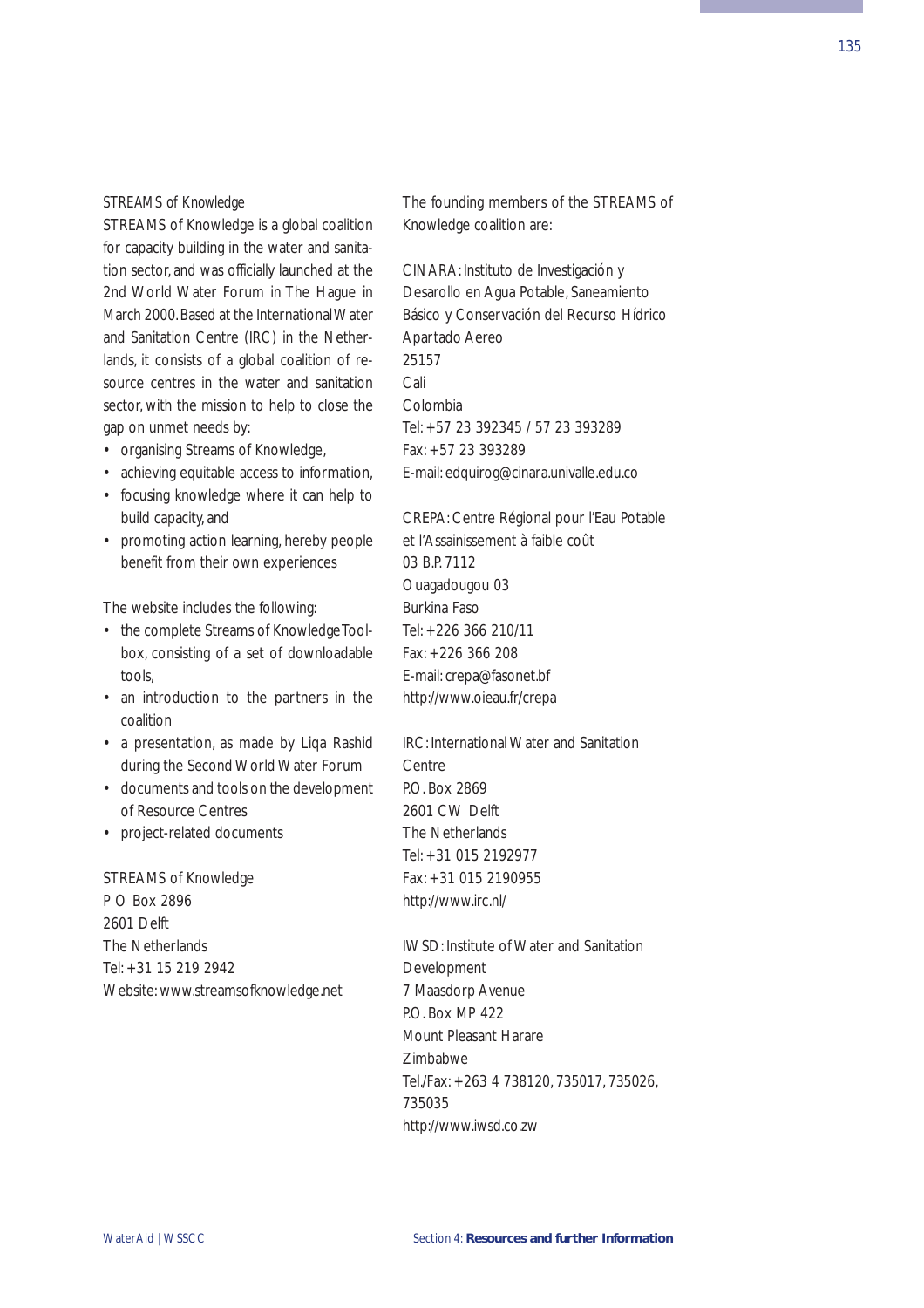### STREAMS of Knowledge

STREAMS of Knowledge is a global coalition for capacity building in the water and sanitation sector, and was officially launched at the 2nd World Water Forum in The Hague in March 2000. Based at the International Water and Sanitation Centre (IRC) in the Netherlands, it consists of a global coalition of resource centres in the water and sanitation sector, with the mission to help to close the gap on unmet needs by:

- organising Streams of Knowledge,
- achieving equitable access to information,
- focusing knowledge where it can help to build capacity, and
- promoting action learning, hereby people benefit from their own experiences

The website includes the following:

- the complete Streams of Knowledge Toolbox, consisting of a set of downloadable tools,
- an introduction to the partners in the coalition
- a presentation, as made by Liqa Rashid during the Second World Water Forum
- documents and tools on the development of Resource Centres
- project-related documents

STREAMS of Knowledge
P O Box 2896
2601 Delft
The Netherlands
Tel: +31 15 219 2942
Website: www.streamsofknowledge.net

The founding members of the STREAMS of Knowledge coalition are:

CINARA: Instituto de Investigación y Desarollo en Agua Potable, Saneamiento Básico y Conservación del Recurso Hídrico
Apartado Aereo
25157
Cali
Colombia
Tel: +57 23 392345 / 57 23 393289
Fax: +57 23 393289
E-mail: edquirog@cinara.univalle.edu.co

CREPA: Centre Régional pour l'Eau Potable et l'Assainissement à faible coût
03 B.P. 7112
Ouagadougou 03
Burkina Faso
Tel: +226 366 210/11
Fax: +226 366 208
E-mail: crepa@fasonet.bf
http://www.oieau.fr/crepa

IRC: International Water and Sanitation Centre
P.O. Box 2869
2601 CW Delft
The Netherlands
Tel: +31 015 2192977
Fax: +31 015 2190955
http://www.irc.nl/

IWSD: Institute of Water and Sanitation Development
7 Maasdorp Avenue
P.O. Box MP 422
Mount Pleasant Harare
Zimbabwe
Tel./Fax: +263 4 738120, 735017, 735026, 735035
http://www.iwsd.co.zw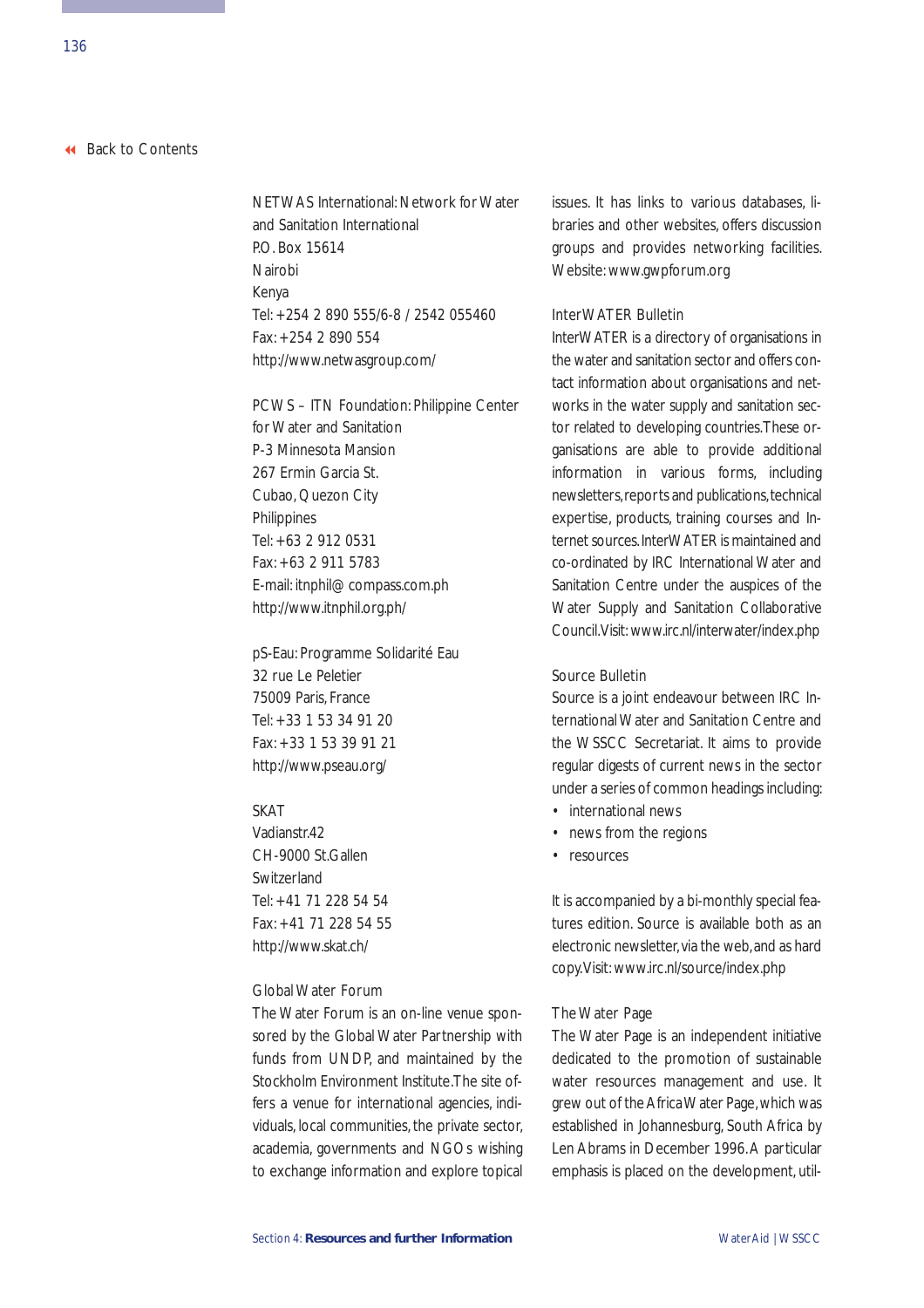NETWAS International: Network for Water and Sanitation International
P.O. Box 15614
Nairobi
Kenya
Tel: +254 2 890 555/6-8 / 2542 055460
Fax: +254 2 890 554
http://www.netwasgroup.com/

PCWS – ITN Foundation: Philippine Center for Water and Sanitation
P-3 Minnesota Mansion
267 Ermin Garcia St.
Cubao, Quezon City
Philippines
Tel: +63 2 912 0531
Fax: +63 2 911 5783
E-mail: itnphil@compass.com.ph
http://www.itnphil.org.ph/

pS-Eau: Programme Solidarité Eau
32 rue Le Peletier
75009 Paris, France
Tel: +33 1 53 34 91 20
Fax: +33 1 53 39 91 21
http://www.pseau.org/

SKAT
Vadianstr.42
CH-9000 St.Gallen
Switzerland
Tel: +41 71 228 54 54
Fax: +41 71 228 54 55
http://www.skat.ch/

Global Water Forum
The Water Forum is an on-line venue sponsored by the Global Water Partnership with funds from UNDP, and maintained by the Stockholm Environment Institute. The site offers a venue for international agencies, individuals, local communities, the private sector, academia, governments and NGOs wishing to exchange information and explore topical issues. It has links to various databases, libraries and other websites, offers discussion groups and provides networking facilities. Website: www.gwpforum.org

InterWATER Bulletin
InterWATER is a directory of organisations in the water and sanitation sector and offers contact information about organisations and networks in the water supply and sanitation sector related to developing countries. These organisations are able to provide additional information in various forms, including newsletters, reports and publications, technical expertise, products, training courses and Internet sources. InterWATER is maintained and co-ordinated by IRC International Water and Sanitation Centre under the auspices of the Water Supply and Sanitation Collaborative Council. Visit: www.irc.nl/interwater/index.php

Source Bulletin
Source is a joint endeavour between IRC International Water and Sanitation Centre and the WSSCC Secretariat. It aims to provide regular digests of current news in the sector under a series of common headings including:

- international news
- news from the regions
- resources

It is accompanied by a bi-monthly special features edition. Source is available both as an electronic newsletter, via the web, and as hard copy. Visit: www.irc.nl/source/index.php

The Water Page
The Water Page is an independent initiative dedicated to the promotion of sustainable water resources management and use. It grew out of the Africa Water Page, which was established in Johannesburg, South Africa by Len Abrams in December 1996. A particular emphasis is placed on the development, util-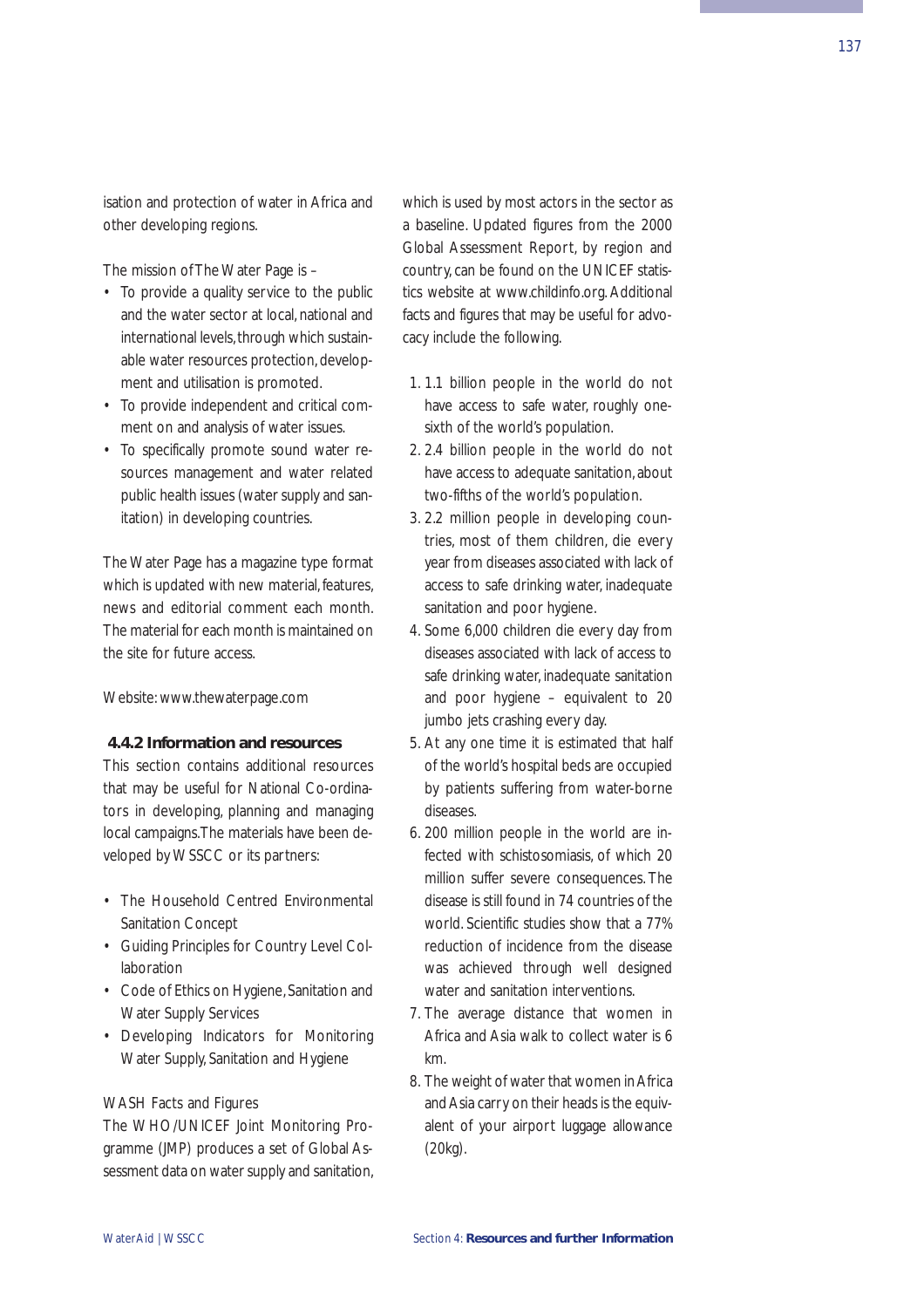isation and protection of water in Africa and other developing regions.

The mission of The Water Page is –

- To provide a quality service to the public and the water sector at local, national and international levels, through which sustainable water resources protection, development and utilisation is promoted.
- To provide independent and critical comment on and analysis of water issues.
- To specifically promote sound water resources management and water related public health issues (water supply and sanitation) in developing countries.

The Water Page has a magazine type format which is updated with new material, features, news and editorial comment each month. The material for each month is maintained on the site for future access.

Website: www.thewaterpage.com

### 4.4.2 Information and resources

This section contains additional resources that may be useful for National Co-ordinators in developing, planning and managing local campaigns. The materials have been developed by WSSCC or its partners:

- The Household Centred Environmental Sanitation Concept
- Guiding Principles for Country Level Collaboration
- Code of Ethics on Hygiene, Sanitation and Water Supply Services
- Developing Indicators for Monitoring Water Supply, Sanitation and Hygiene

WASH Facts and Figures

The WHO/UNICEF Joint Monitoring Programme (JMP) produces a set of Global Assessment data on water supply and sanitation, which is used by most actors in the sector as a baseline. Updated figures from the 2000 Global Assessment Report, by region and country, can be found on the UNICEF statistics website at www.childinfo.org. Additional facts and figures that may be useful for advocacy include the following.

1. 1.1 billion people in the world do not have access to safe water, roughly one-sixth of the world's population.
2. 2.4 billion people in the world do not have access to adequate sanitation, about two-fifths of the world's population.
3. 2.2 million people in developing countries, most of them children, die every year from diseases associated with lack of access to safe drinking water, inadequate sanitation and poor hygiene.
4. Some 6,000 children die every day from diseases associated with lack of access to safe drinking water, inadequate sanitation and poor hygiene – equivalent to 20 jumbo jets crashing every day.
5. At any one time it is estimated that half of the world's hospital beds are occupied by patients suffering from water-borne diseases.
6. 200 million people in the world are infected with schistosomiasis, of which 20 million suffer severe consequences. The disease is still found in 74 countries of the world. Scientific studies show that a 77% reduction of incidence from the disease was achieved through well designed water and sanitation interventions.
7. The average distance that women in Africa and Asia walk to collect water is 6 km.
8. The weight of water that women in Africa and Asia carry on their heads is the equivalent of your airport luggage allowance (20kg).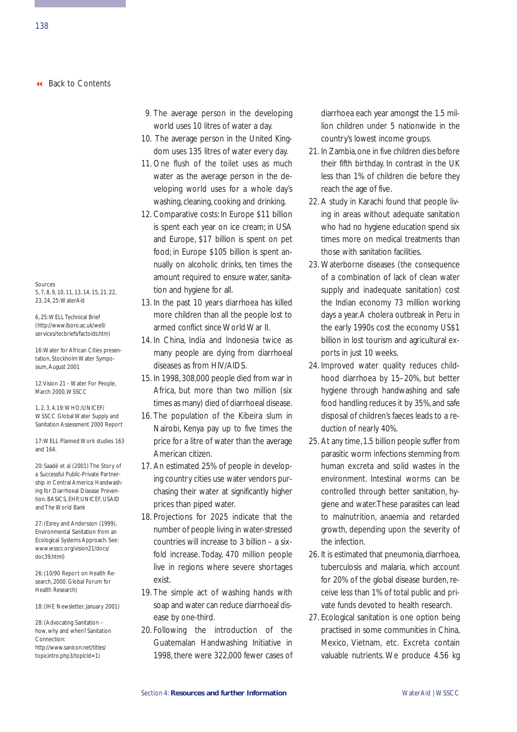◄ Back to Contents

9. The average person in the developing world uses 10 litres of water a day.
10. The average person in the United Kingdom uses 135 litres of water every day.
11. One flush of the toilet uses as much water as the average person in the developing world uses for a whole day's washing, cleaning, cooking and drinking.
12. Comparative costs: In Europe $11 billion is spent each year on ice cream; in USA and Europe, $17 billion is spent on pet food; in Europe $105 billion is spent annually on alcoholic drinks, ten times the amount required to ensure water, sanitation and hygiene for all.
13. In the past 10 years diarrhoea has killed more children than all the people lost to armed conflict since World War II.
14. In China, India and Indonesia twice as many people are dying from diarrhoeal diseases as from HIV/AIDS.
15. In 1998, 308,000 people died from war in Africa, but more than two million (six times as many) died of diarrhoeal disease.
16. The population of the Kibeira slum in Nairobi, Kenya pay up to five times the price for a litre of water than the average American citizen.
17. An estimated 25% of people in developing country cities use water vendors purchasing their water at significantly higher prices than piped water.
18. Projections for 2025 indicate that the number of people living in water-stressed countries will increase to 3 billion – a six-fold increase. Today, 470 million people live in regions where severe shortages exist.
19. The simple act of washing hands with soap and water can reduce diarrhoeal disease by one-third.
20. Following the introduction of the Guatemalan Handwashing Initiative in 1998, there were 322,000 fewer cases of diarrhoea each year amongst the 1.5 million children under 5 nationwide in the country's lowest income groups.
21. In Zambia, one in five children dies before their fifth birthday. In contrast in the UK less than 1% of children die before they reach the age of five.
22. A study in Karachi found that people living in areas without adequate sanitation who had no hygiene education spend six times more on medical treatments than those with sanitation facilities.
23. Waterborne diseases (the consequence of a combination of lack of clean water supply and inadequate sanitation) cost the Indian economy 73 million working days a year. A cholera outbreak in Peru in the early 1990s cost the economy US$1 billion in lost tourism and agricultural exports in just 10 weeks.
24. Improved water quality reduces childhood diarrhoea by 15–20%, but better hygiene through handwashing and safe food handling reduces it by 35%, and safe disposal of children's faeces leads to a reduction of nearly 40%.
25. At any time, 1.5 billion people suffer from parasitic worm infections stemming from human excreta and solid wastes in the environment. Intestinal worms can be controlled through better sanitation, hygiene and water. These parasites can lead to malnutrition, anaemia and retarded growth, depending upon the severity of the infection.
26. It is estimated that pneumonia, diarrhoea, tuberculosis and malaria, which account for 20% of the global disease burden, receive less than 1% of total public and private funds devoted to health research.
27. Ecological sanitation is one option being practised in some communities in China, Mexico, Vietnam, etc. Excreta contain valuable nutrients. We produce 4.56 kg

Sources
5, 7, 8, 9, 10, 11, 13, 14, 15, 21, 22, 23, 24, 25: WaterAid

6, 25: WELL Technical Brief (http://www.lboro.ac.uk/well/services/tecbriefs/factoids.htm)

16: Water for African Cities presentation, Stockholm Water Symposium, August 2001

12: Vision 21 – Water For People, March 2000, WSSCC

1, 2, 3, 4, 19: WHO/UNICEF/WSSCC Global Water Supply and Sanitation Assessment 2000 Report

17: WELL Planned Work studies 163 and 164.

20: Saadé et al (2001) The Story of a Successful Public-Private Partnership in Central America: Handwashing for Diarrhoeal Disease Prevention. BASICS, EHP, UNICEF, USAID and The World Bank

27: (Esrey and Andersson (1999), Environmental Sanitation from an Ecological Systems Approach. See: www.wsscc.org/vision21/docs/doc39.html)

26: (10/90 Report on Health Research, 2000. Global Forum for Health Research)

18: (IHE Newsletter, January 2001)

28: (Advocating Sanitation – how, why and when? Sanitation Connection: http://www.sanicon.net/titles/topicintro.php3?topicId=1)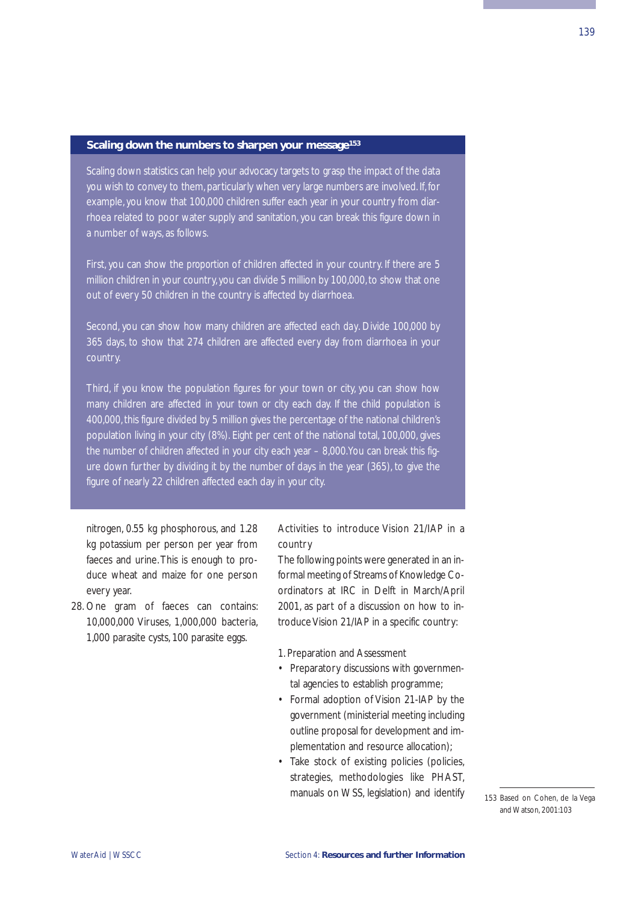### Scaling down the numbers to sharpen your message[153]

Scaling down statistics can help your advocacy targets to grasp the impact of the data you wish to convey to them, particularly when very large numbers are involved. If, for example, you know that 100,000 children suffer each year in your country from diarrhoea related to poor water supply and sanitation, you can break this figure down in a number of ways, as follows.

First, you can show the proportion of children affected in your country. If there are 5 million children in your country, you can divide 5 million by 100,000, to show that one out of every 50 children in the country is affected by diarrhoea.

Second, you can show how many children are affected each day. Divide 100,000 by 365 days, to show that 274 children are affected every day from diarrhoea in your country.

Third, if you know the population figures for your town or city, you can show how many children are affected in your town or city each day. If the child population is 400,000, this figure divided by 5 million gives the percentage of the national children's population living in your city (8%). Eight per cent of the national total, 100,000, gives the number of children affected in your city each year – 8,000. You can break this figure down further by dividing it by the number of days in the year (365), to give the figure of nearly 22 children affected each day in your city.

nitrogen, 0.55 kg phosphorous, and 1.28 kg potassium per person per year from faeces and urine. This is enough to produce wheat and maize for one person every year.

28. One gram of faeces can contains: 10,000,000 Viruses, 1,000,000 bacteria, 1,000 parasite cysts, 100 parasite eggs.

Activities to introduce Vision 21/IAP in a country

The following points were generated in an informal meeting of Streams of Knowledge Coordinators at IRC in Delft in March/April 2001, as part of a discussion on how to introduce Vision 21/IAP in a specific country:

1. Preparation and Assessment

- Preparatory discussions with governmental agencies to establish programme;
- Formal adoption of Vision 21-IAP by the government (ministerial meeting including outline proposal for development and implementation and resource allocation);
- Take stock of existing policies (policies, strategies, methodologies like PHAST, manuals on WSS, legislation) and identify

153 Based on Cohen, de la Vega and Watson, 2001:103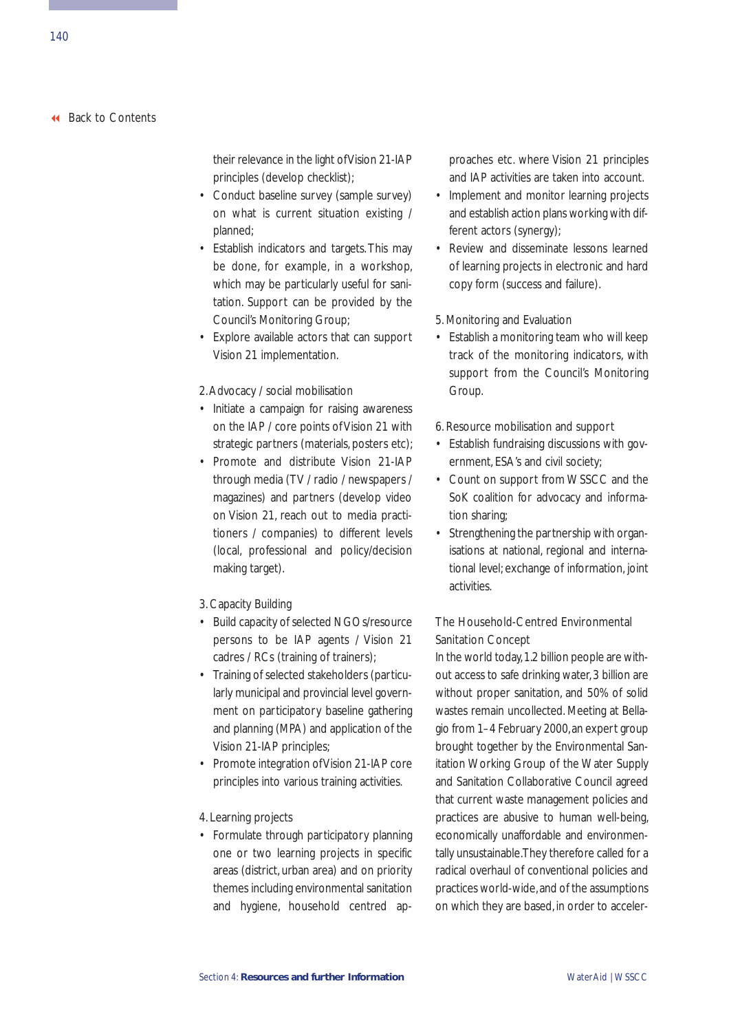their relevance in the light of Vision 21-IAP principles (develop checklist);

- Conduct baseline survey (sample survey) on what is current situation existing / planned;
- Establish indicators and targets. This may be done, for example, in a workshop, which may be particularly useful for sanitation. Support can be provided by the Council's Monitoring Group;
- Explore available actors that can support Vision 21 implementation.

2. Advocacy / social mobilisation

- Initiate a campaign for raising awareness on the IAP / core points of Vision 21 with strategic partners (materials, posters etc);
- Promote and distribute Vision 21-IAP through media (TV / radio / newspapers / magazines) and partners (develop video on Vision 21, reach out to media practitioners / companies) to different levels (local, professional and policy/decision making target).

3. Capacity Building

- Build capacity of selected NGOs/resource persons to be IAP agents / Vision 21 cadres / RCs (training of trainers);
- Training of selected stakeholders (particularly municipal and provincial level government on participatory baseline gathering and planning (MPA) and application of the Vision 21-IAP principles;
- Promote integration of Vision 21-IAP core principles into various training activities.

4. Learning projects

- Formulate through participatory planning one or two learning projects in specific areas (district, urban area) and on priority themes including environmental sanitation and hygiene, household centred approaches etc. where Vision 21 principles and IAP activities are taken into account.
- Implement and monitor learning projects and establish action plans working with different actors (synergy);
- Review and disseminate lessons learned of learning projects in electronic and hard copy form (success and failure).

5. Monitoring and Evaluation

- Establish a monitoring team who will keep track of the monitoring indicators, with support from the Council's Monitoring Group.

6. Resource mobilisation and support

- Establish fundraising discussions with government, ESA's and civil society;
- Count on support from WSSCC and the SoK coalition for advocacy and information sharing;
- Strengthening the partnership with organisations at national, regional and international level; exchange of information, joint activities.

## The Household-Centred Environmental Sanitation Concept

In the world today, 1.2 billion people are without access to safe drinking water, 3 billion are without proper sanitation, and 50% of solid wastes remain uncollected. Meeting at Bellagio from 1–4 February 2000, an expert group brought together by the Environmental Sanitation Working Group of the Water Supply and Sanitation Collaborative Council agreed that current waste management policies and practices are abusive to human well-being, economically unaffordable and environmentally unsustainable. They therefore called for a radical overhaul of conventional policies and practices world-wide, and of the assumptions on which they are based, in order to acceler-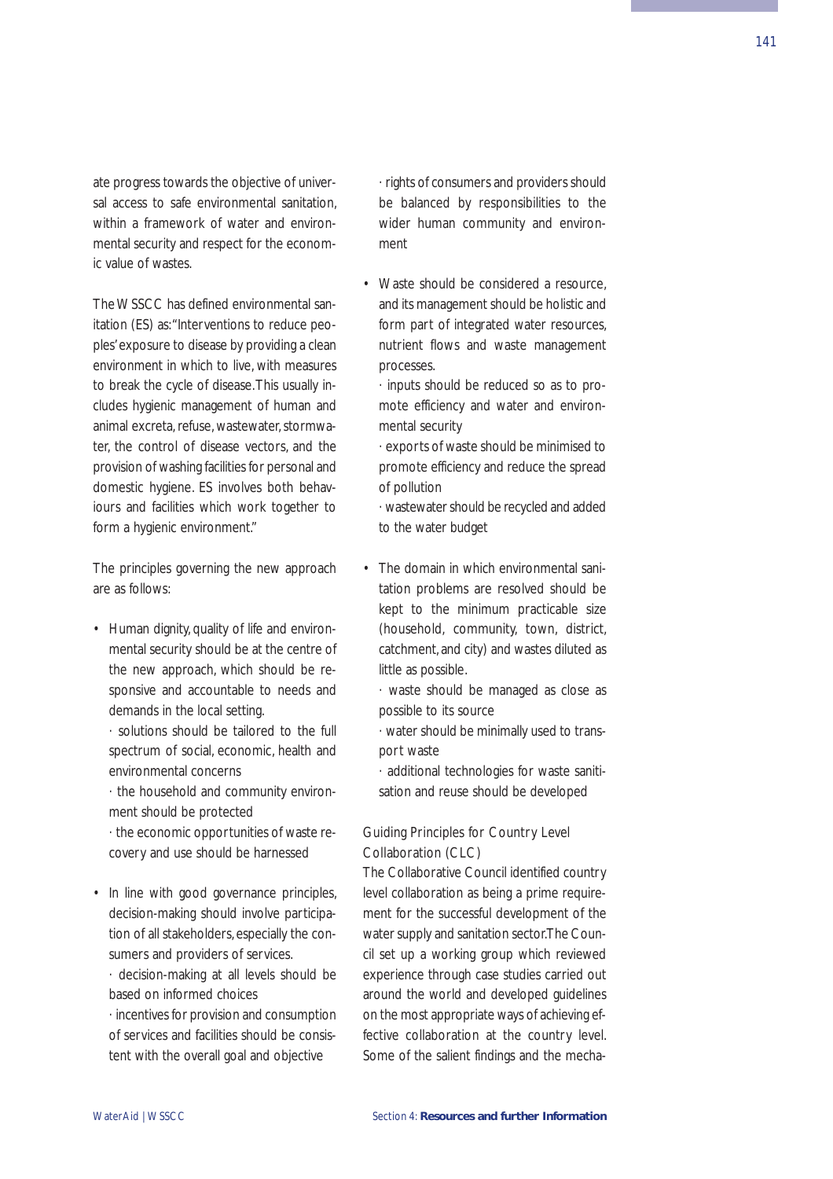ate progress towards the objective of universal access to safe environmental sanitation, within a framework of water and environmental security and respect for the economic value of wastes.

The WSSCC has defined environmental sanitation (ES) as:"Interventions to reduce peoples' exposure to disease by providing a clean environment in which to live, with measures to break the cycle of disease.This usually includes hygienic management of human and animal excreta, refuse, wastewater, stormwater, the control of disease vectors, and the provision of washing facilities for personal and domestic hygiene. ES involves both behaviours and facilities which work together to form a hygienic environment."

The principles governing the new approach are as follows:

- Human dignity, quality of life and environmental security should be at the centre of the new approach, which should be responsive and accountable to needs and demands in the local setting.
  · solutions should be tailored to the full spectrum of social, economic, health and environmental concerns
  · the household and community environment should be protected
  · the economic opportunities of waste recovery and use should be harnessed
- In line with good governance principles, decision-making should involve participation of all stakeholders, especially the consumers and providers of services.
  · decision-making at all levels should be based on informed choices
  · incentives for provision and consumption of services and facilities should be consistent with the overall goal and objective
  · rights of consumers and providers should be balanced by responsibilities to the wider human community and environment
- Waste should be considered a resource, and its management should be holistic and form part of integrated water resources, nutrient flows and waste management processes.
  · inputs should be reduced so as to promote efficiency and water and environmental security
  · exports of waste should be minimised to promote efficiency and reduce the spread of pollution
  · wastewater should be recycled and added to the water budget
- The domain in which environmental sanitation problems are resolved should be kept to the minimum practicable size (household, community, town, district, catchment, and city) and wastes diluted as little as possible.
  · waste should be managed as close as possible to its source
  · water should be minimally used to transport waste
  · additional technologies for waste sanitisation and reuse should be developed

### Guiding Principles for Country Level Collaboration (CLC)

The Collaborative Council identified country level collaboration as being a prime requirement for the successful development of the water supply and sanitation sector.The Council set up a working group which reviewed experience through case studies carried out around the world and developed guidelines on the most appropriate ways of achieving effective collaboration at the country level. Some of the salient findings and the mecha-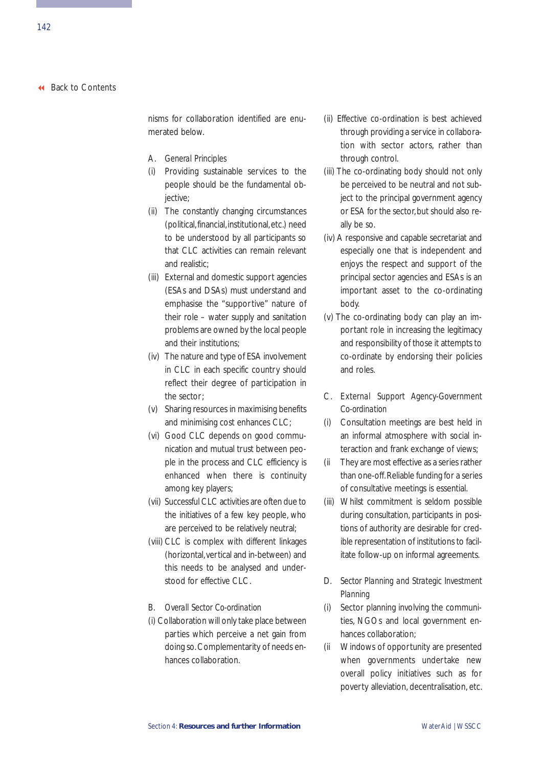nisms for collaboration identified are enumerated below.

A. *General Principles*

(i) Providing sustainable services to the people should be the fundamental objective;

(ii) The constantly changing circumstances (political, financial, institutional, etc.) need to be understood by all participants so that CLC activities can remain relevant and realistic;

(iii) External and domestic support agencies (ESAs and DSAs) must understand and emphasise the "supportive" nature of their role – water supply and sanitation problems are owned by the local people and their institutions;

(iv) The nature and type of ESA involvement in CLC in each specific country should reflect their degree of participation in the sector;

(v) Sharing resources in maximising benefits and minimising cost enhances CLC;

(vi) Good CLC depends on good communication and mutual trust between people in the process and CLC efficiency is enhanced when there is continuity among key players;

(vii) Successful CLC activities are often due to the initiatives of a few key people, who are perceived to be relatively neutral;

(viii) CLC is complex with different linkages (horizontal, vertical and in-between) and this needs to be analysed and understood for effective CLC.

B. *Overall Sector Co-ordination*

(i) Collaboration will only take place between parties which perceive a net gain from doing so. Complementarity of needs enhances collaboration.

(ii) Effective co-ordination is best achieved through providing a service in collaboration with sector actors, rather than through control.

(iii) The co-ordinating body should not only be perceived to be neutral and not subject to the principal government agency or ESA for the sector, but should also really be so.

(iv) A responsive and capable secretariat and especially one that is independent and enjoys the respect and support of the principal sector agencies and ESAs is an important asset to the co-ordinating body.

(v) The co-ordinating body can play an important role in increasing the legitimacy and responsibility of those it attempts to co-ordinate by endorsing their policies and roles.

C. *External Support Agency-Government Co-ordination*

(i) Consultation meetings are best held in an informal atmosphere with social interaction and frank exchange of views;

(ii They are most effective as a series rather than one-off. Reliable funding for a series of consultative meetings is essential.

(iii) Whilst commitment is seldom possible during consultation, participants in positions of authority are desirable for credible representation of institutions to facilitate follow-up on informal agreements.

D. *Sector Planning and Strategic Investment Planning*

(i) Sector planning involving the communities, NGOs and local government enhances collaboration;

(ii Windows of opportunity are presented when governments undertake new overall policy initiatives such as for poverty alleviation, decentralisation, etc.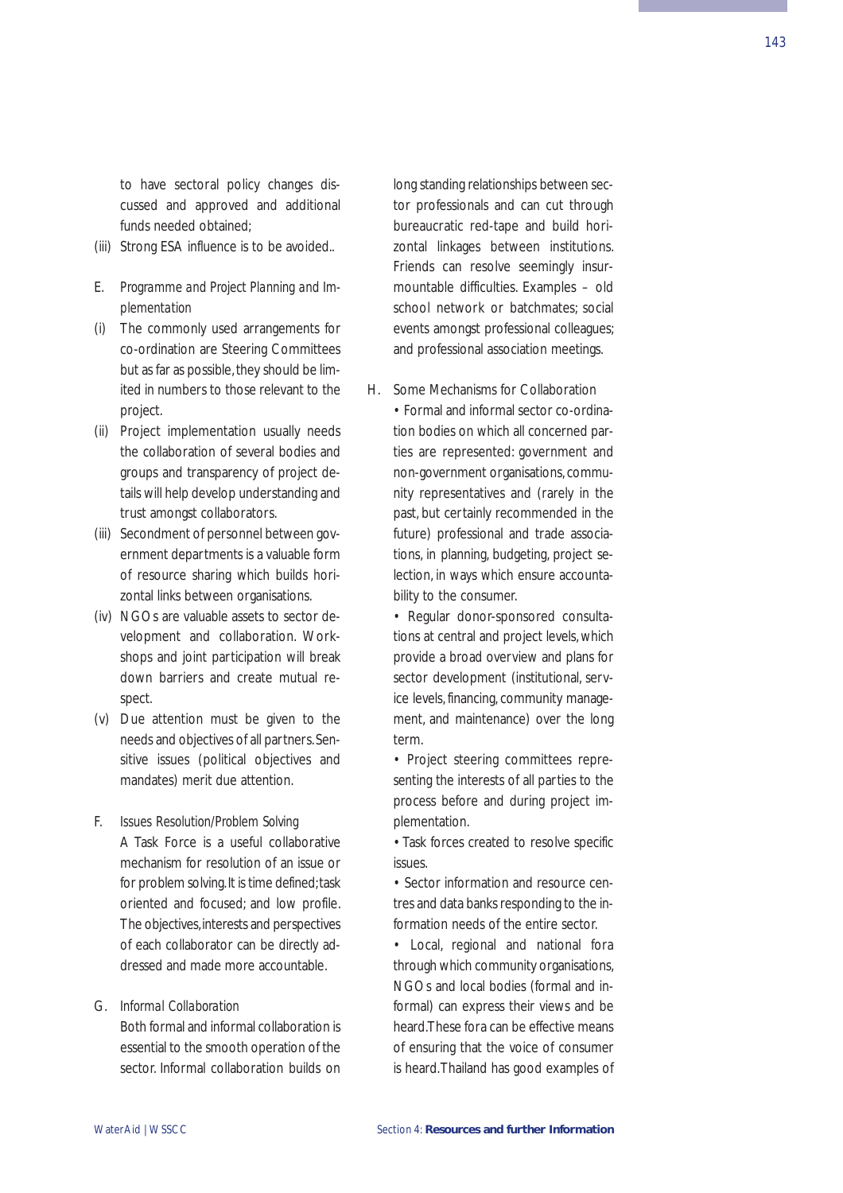to have sectoral policy changes discussed and approved and additional funds needed obtained;

(iii) Strong ESA influence is to be avoided..

E. *Programme and Project Planning and Implementation*

(i) The commonly used arrangements for co-ordination are Steering Committees but as far as possible, they should be limited in numbers to those relevant to the project.

(ii) Project implementation usually needs the collaboration of several bodies and groups and transparency of project details will help develop understanding and trust amongst collaborators.

(iii) Secondment of personnel between government departments is a valuable form of resource sharing which builds horizontal links between organisations.

(iv) NGOs are valuable assets to sector development and collaboration. Workshops and joint participation will break down barriers and create mutual respect.

(v) Due attention must be given to the needs and objectives of all partners. Sensitive issues (political objectives and mandates) merit due attention.

F. *Issues Resolution/Problem Solving*

A Task Force is a useful collaborative mechanism for resolution of an issue or for problem solving. It is time defined; task oriented and focused; and low profile. The objectives, interests and perspectives of each collaborator can be directly addressed and made more accountable.

G. *Informal Collaboration*

Both formal and informal collaboration is essential to the smooth operation of the sector. Informal collaboration builds on long standing relationships between sector professionals and can cut through bureaucratic red-tape and build horizontal linkages between institutions. Friends can resolve seemingly insurmountable difficulties. Examples – old school network or batchmates; social events amongst professional colleagues; and professional association meetings.

H. Some Mechanisms for Collaboration

- Formal and informal sector co-ordination bodies on which all concerned parties are represented: government and non-government organisations, community representatives and (rarely in the past, but certainly recommended in the future) professional and trade associations, in planning, budgeting, project selection, in ways which ensure accountability to the consumer.
- Regular donor-sponsored consultations at central and project levels, which provide a broad overview and plans for sector development (institutional, service levels, financing, community management, and maintenance) over the long term.
- Project steering committees representing the interests of all parties to the process before and during project implementation.
- Task forces created to resolve specific issues.
- Sector information and resource centres and data banks responding to the information needs of the entire sector.
- Local, regional and national fora through which community organisations, NGOs and local bodies (formal and informal) can express their views and be heard. These fora can be effective means of ensuring that the voice of consumer is heard. Thailand has good examples of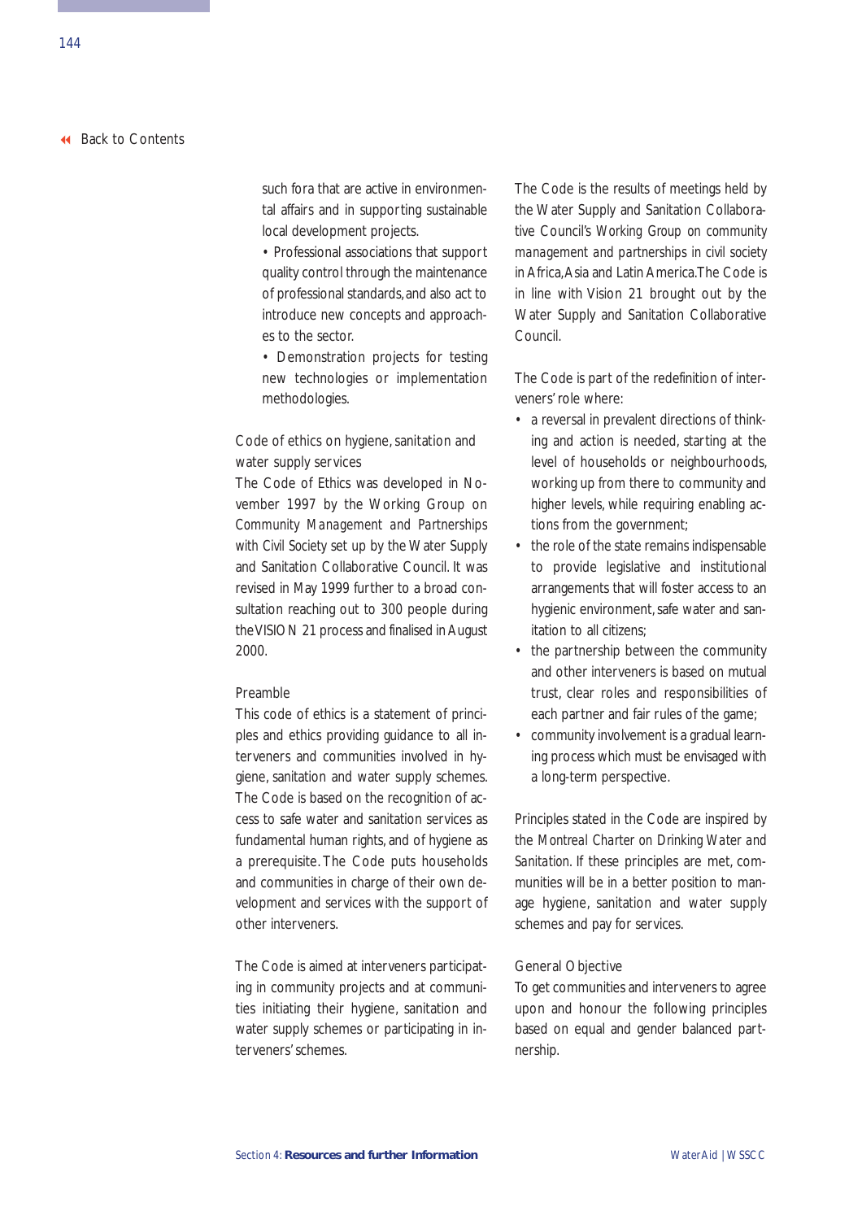such fora that are active in environmental affairs and in supporting sustainable local development projects.

- Professional associations that support quality control through the maintenance of professional standards, and also act to introduce new concepts and approaches to the sector.
- Demonstration projects for testing new technologies or implementation methodologies.

### Code of ethics on hygiene, sanitation and water supply services

The Code of Ethics was developed in November 1997 by the Working Group on Community Management and Partnerships with Civil Society set up by the Water Supply and Sanitation Collaborative Council. It was revised in May 1999 further to a broad consultation reaching out to 300 people during the VISION 21 process and finalised in August 2000.

#### Preamble

This code of ethics is a statement of principles and ethics providing guidance to all interveners and communities involved in hygiene, sanitation and water supply schemes. The Code is based on the recognition of access to safe water and sanitation services as fundamental human rights, and of hygiene as a prerequisite. The Code puts households and communities in charge of their own development and services with the support of other interveners.

The Code is aimed at interveners participating in community projects and at communities initiating their hygiene, sanitation and water supply schemes or participating in interveners' schemes.

The Code is the results of meetings held by the Water Supply and Sanitation Collaborative Council's Working Group on community management and partnerships in civil society in Africa, Asia and Latin America. The Code is in line with Vision 21 brought out by the Water Supply and Sanitation Collaborative Council.

The Code is part of the redefinition of interveners' role where:

- a reversal in prevalent directions of thinking and action is needed, starting at the level of households or neighbourhoods, working up from there to community and higher levels, while requiring enabling actions from the government;
- the role of the state remains indispensable to provide legislative and institutional arrangements that will foster access to an hygienic environment, safe water and sanitation to all citizens;
- the partnership between the community and other interveners is based on mutual trust, clear roles and responsibilities of each partner and fair rules of the game;
- community involvement is a gradual learning process which must be envisaged with a long-term perspective.

Principles stated in the Code are inspired by the *Montreal Charter on Drinking Water and Sanitation*. If these principles are met, communities will be in a better position to manage hygiene, sanitation and water supply schemes and pay for services.

#### General Objective

To get communities and interveners to agree upon and honour the following principles based on equal and gender balanced partnership.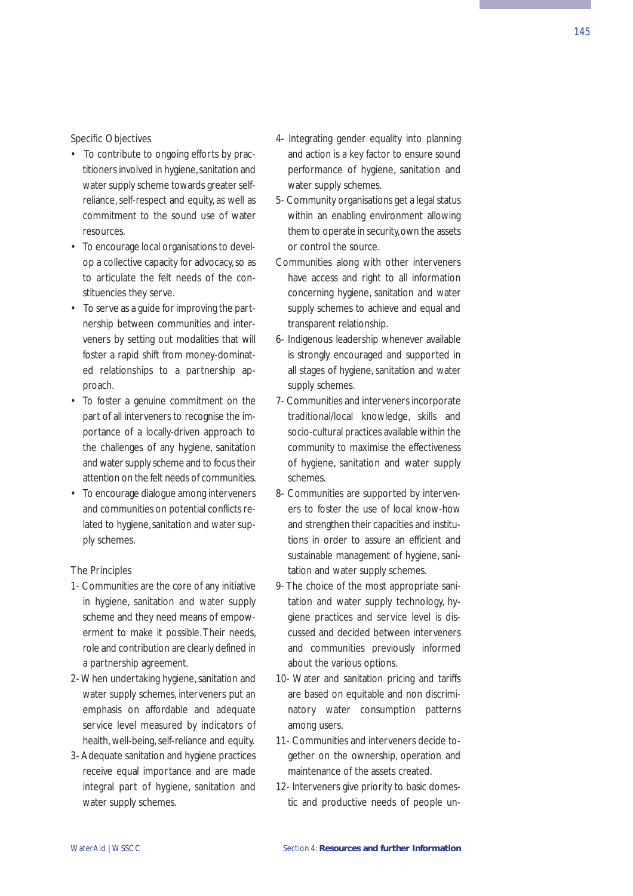### Specific Objectives

- To contribute to ongoing efforts by practitioners involved in hygiene, sanitation and water supply scheme towards greater self-reliance, self-respect and equity, as well as commitment to the sound use of water resources.
- To encourage local organisations to develop a collective capacity for advocacy, so as to articulate the felt needs of the constituencies they serve.
- To serve as a guide for improving the partnership between communities and interveners by setting out modalities that will foster a rapid shift from money-dominated relationships to a partnership approach.
- To foster a genuine commitment on the part of all interveners to recognise the importance of a locally-driven approach to the challenges of any hygiene, sanitation and water supply scheme and to focus their attention on the felt needs of communities.
- To encourage dialogue among interveners and communities on potential conflicts related to hygiene, sanitation and water supply schemes.

### The Principles

1- Communities are the core of any initiative in hygiene, sanitation and water supply scheme and they need means of empowerment to make it possible. Their needs, role and contribution are clearly defined in a partnership agreement.

2- When undertaking hygiene, sanitation and water supply schemes, interveners put an emphasis on affordable and adequate service level measured by indicators of health, well-being, self-reliance and equity.

3- Adequate sanitation and hygiene practices receive equal importance and are made integral part of hygiene, sanitation and water supply schemes.

4- Integrating gender equality into planning and action is a key factor to ensure sound performance of hygiene, sanitation and water supply schemes.

5- Community organisations get a legal status within an enabling environment allowing them to operate in security, own the assets or control the source.

Communities along with other interveners have access and right to all information concerning hygiene, sanitation and water supply schemes to achieve and equal and transparent relationship.

6- Indigenous leadership whenever available is strongly encouraged and supported in all stages of hygiene, sanitation and water supply schemes.

7- Communities and interveners incorporate traditional/local knowledge, skills and socio-cultural practices available within the community to maximise the effectiveness of hygiene, sanitation and water supply schemes.

8- Communities are supported by interveners to foster the use of local know-how and strengthen their capacities and institutions in order to assure an efficient and sustainable management of hygiene, sanitation and water supply schemes.

9- The choice of the most appropriate sanitation and water supply technology, hygiene practices and service level is discussed and decided between interveners and communities previously informed about the various options.

10- Water and sanitation pricing and tariffs are based on equitable and non discriminatory water consumption patterns among users.

11- Communities and interveners decide together on the ownership, operation and maintenance of the assets created.

12- Interveners give priority to basic domestic and productive needs of people un-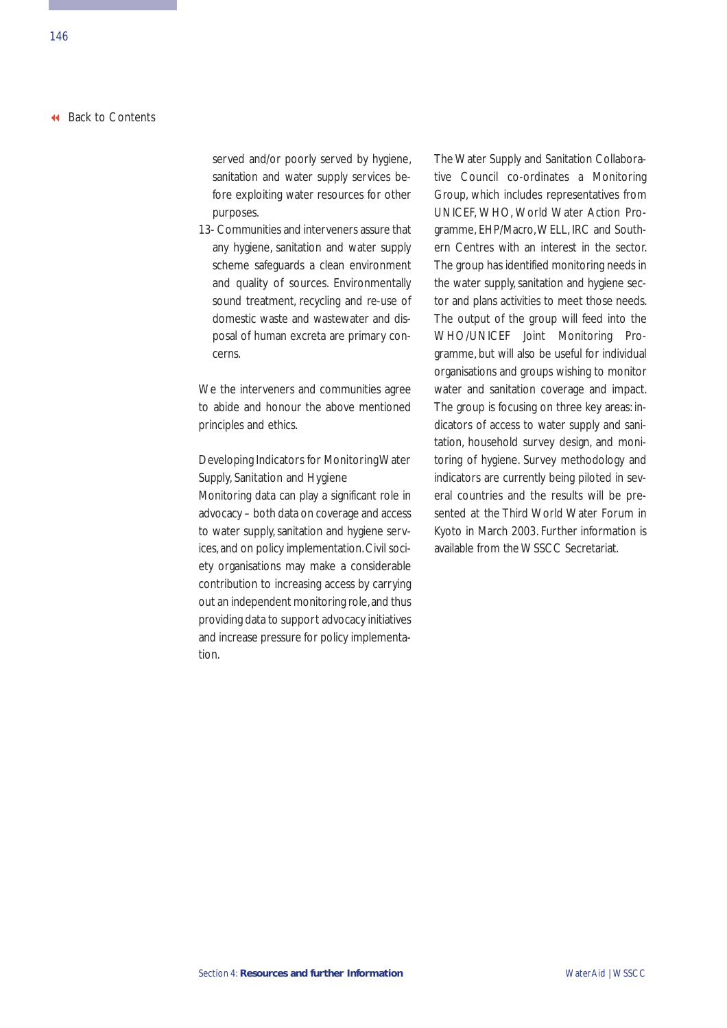served and/or poorly served by hygiene, sanitation and water supply services before exploiting water resources for other purposes.

13- Communities and interveners assure that any hygiene, sanitation and water supply scheme safeguards a clean environment and quality of sources. Environmentally sound treatment, recycling and re-use of domestic waste and wastewater and disposal of human excreta are primary concerns.

We the interveners and communities agree to abide and honour the above mentioned principles and ethics.

### Developing Indicators for Monitoring Water Supply, Sanitation and Hygiene

Monitoring data can play a significant role in advocacy – both data on coverage and access to water supply, sanitation and hygiene services, and on policy implementation. Civil society organisations may make a considerable contribution to increasing access by carrying out an independent monitoring role, and thus providing data to support advocacy initiatives and increase pressure for policy implementation.

The Water Supply and Sanitation Collaborative Council co-ordinates a Monitoring Group, which includes representatives from UNICEF, WHO, World Water Action Programme, EHP/Macro, WELL, IRC and Southern Centres with an interest in the sector. The group has identified monitoring needs in the water supply, sanitation and hygiene sector and plans activities to meet those needs. The output of the group will feed into the WHO/UNICEF Joint Monitoring Programme, but will also be useful for individual organisations and groups wishing to monitor water and sanitation coverage and impact. The group is focusing on three key areas: indicators of access to water supply and sanitation, household survey design, and monitoring of hygiene. Survey methodology and indicators are currently being piloted in several countries and the results will be presented at the Third World Water Forum in Kyoto in March 2003. Further information is available from the WSSCC Secretariat.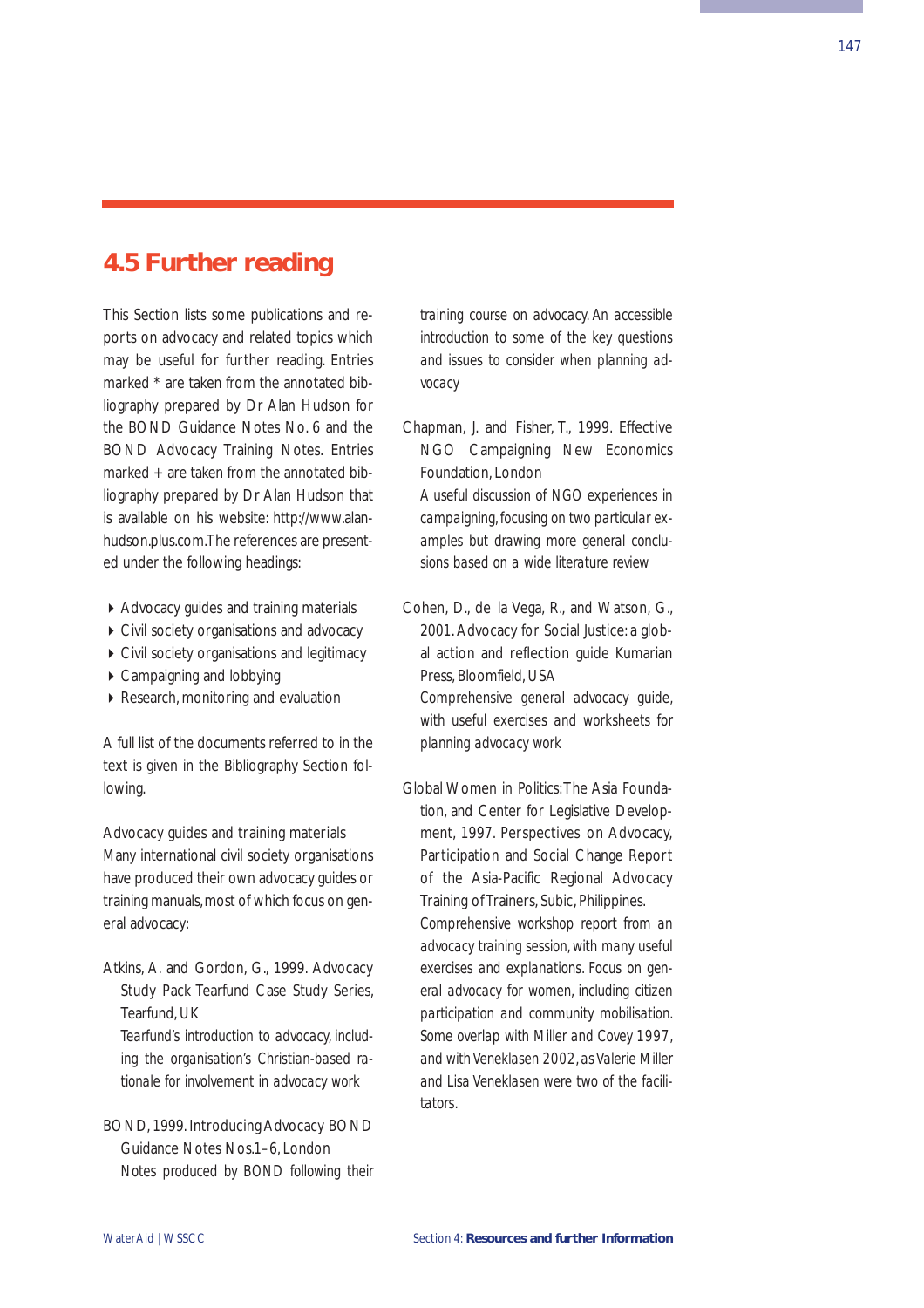## 4.5 Further reading

This Section lists some publications and reports on advocacy and related topics which may be useful for further reading. Entries marked * are taken from the annotated bibliography prepared by Dr Alan Hudson for the BOND Guidance Notes No. 6 and the BOND Advocacy Training Notes. Entries marked + are taken from the annotated bibliography prepared by Dr Alan Hudson that is available on his website: http://www.alan-hudson.plus.com.The references are presented under the following headings:

- Advocacy guides and training materials
- Civil society organisations and advocacy
- Civil society organisations and legitimacy
- Campaigning and lobbying
- Research, monitoring and evaluation

A full list of the documents referred to in the text is given in the Bibliography Section following.

Advocacy guides and training materials

Many international civil society organisations have produced their own advocacy guides or training manuals, most of which focus on general advocacy:

Atkins, A. and Gordon, G., 1999. Advocacy Study Pack Tearfund Case Study Series, Tearfund, UK
Tearfund's introduction to advocacy, including the organisation's Christian-based rationale for involvement in advocacy work

BOND, 1999. Introducing Advocacy BOND Guidance Notes Nos.1–6, London
Notes produced by BOND following their training course on advocacy. An accessible introduction to some of the key questions and issues to consider when planning advocacy

Chapman, J. and Fisher, T., 1999. Effective NGO Campaigning New Economics Foundation, London
A useful discussion of NGO experiences in campaigning, focusing on two particular examples but drawing more general conclusions based on a wide literature review

Cohen, D., de la Vega, R., and Watson, G., 2001. Advocacy for Social Justice: a global action and reflection guide Kumarian Press, Bloomfield, USA
Comprehensive general advocacy guide, with useful exercises and worksheets for planning advocacy work

Global Women in Politics: The Asia Foundation, and Center for Legislative Development, 1997. Perspectives on Advocacy, Participation and Social Change Report of the Asia-Pacific Regional Advocacy Training of Trainers, Subic, Philippines.
Comprehensive workshop report from an advocacy training session, with many useful exercises and explanations. Focus on general advocacy for women, including citizen participation and community mobilisation. Some overlap with Miller and Covey 1997, and with Veneklasen 2002, as Valerie Miller and Lisa Veneklasen were two of the facilitators.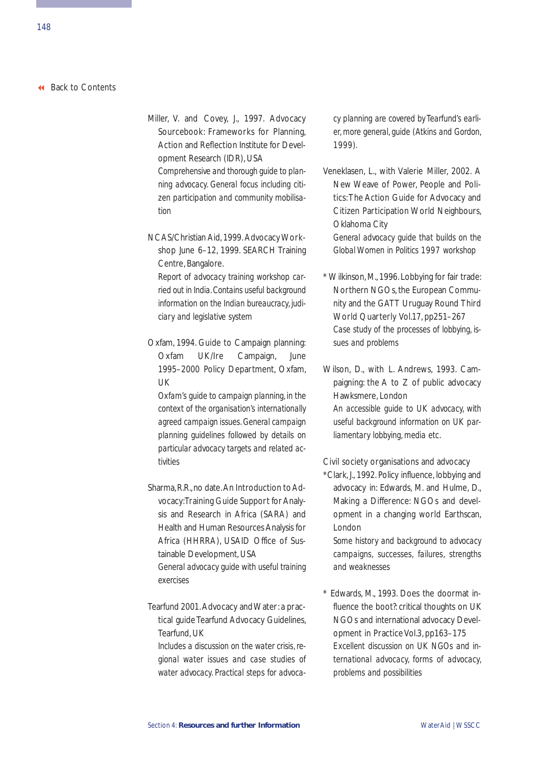Miller, V. and Covey, J., 1997. Advocacy Sourcebook: Frameworks for Planning, Action and Reflection Institute for Development Research (IDR), USA

*Comprehensive and thorough guide to planning advocacy. General focus including citizen participation and community mobilisation*

NCAS/Christian Aid, 1999. Advocacy Workshop June 6–12, 1999. SEARCH Training Centre, Bangalore.

*Report of advocacy training workshop carried out in India. Contains useful background information on the Indian bureaucracy, judiciary and legislative system*

Oxfam, 1994. Guide to Campaign planning: Oxfam UK/Ire Campaign, June 1995–2000 Policy Department, Oxfam, UK

*Oxfam's guide to campaign planning, in the context of the organisation's internationally agreed campaign issues. General campaign planning guidelines followed by details on particular advocacy targets and related activities*

Sharma, R.R., no date. An Introduction to Advocacy: Training Guide Support for Analysis and Research in Africa (SARA) and Health and Human Resources Analysis for Africa (HHRRA), USAID Office of Sustainable Development, USA

*General advocacy guide with useful training exercises*

Tearfund 2001. Advocacy and Water: a practical guide Tearfund Advocacy Guidelines, Tearfund, UK

*Includes a discussion on the water crisis, regional water issues and case studies of water advocacy. Practical steps for advocacy planning are covered by Tearfund's earlier, more general, guide (Atkins and Gordon, 1999).*

Veneklasen, L., with Valerie Miller, 2002. A New Weave of Power, People and Politics: The Action Guide for Advocacy and Citizen Participation World Neighbours, Oklahoma City

*General advocacy guide that builds on the Global Women in Politics 1997 workshop*

* Wilkinson, M., 1996. Lobbying for fair trade: Northern NGOs, the European Community and the GATT Uruguay Round Third World Quarterly Vol.17, pp251–267

*Case study of the processes of lobbying, issues and problems*

Wilson, D., with L. Andrews, 1993. Campaigning: the A to Z of public advocacy Hawksmere, London

*An accessible guide to UK advocacy, with useful background information on UK parliamentary lobbying, media etc.*

Civil society organisations and advocacy

*Clark, J., 1992. Policy influence, lobbying and advocacy in: Edwards, M. and Hulme, D., Making a Difference: NGOs and development in a changing world Earthscan, London

*Some history and background to advocacy campaigns, successes, failures, strengths and weaknesses*

* Edwards, M., 1993. Does the doormat influence the boot?: critical thoughts on UK NGOs and international advocacy Development in Practice Vol.3, pp163–175

*Excellent discussion on UK NGOs and international advocacy, forms of advocacy, problems and possibilities*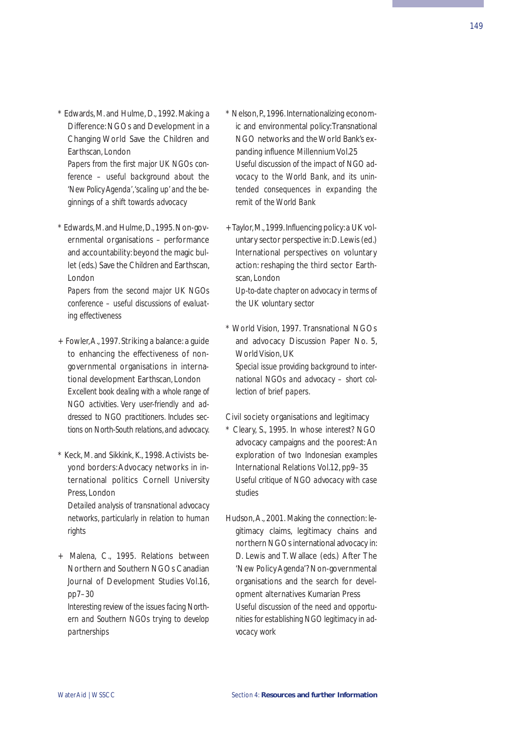\* Edwards, M. and Hulme, D., 1992. Making a Difference: NGOs and Development in a Changing World Save the Children and Earthscan, London
*Papers from the first major UK NGOs conference – useful background about the 'New Policy Agenda', 'scaling up' and the beginnings of a shift towards advocacy*

\* Edwards, M. and Hulme, D., 1995. Non-governmental organisations – performance and accountability: beyond the magic bullet (eds.) Save the Children and Earthscan, London
*Papers from the second major UK NGOs conference – useful discussions of evaluating effectiveness*

\+ Fowler, A., 1997. Striking a balance: a guide to enhancing the effectiveness of non-governmental organisations in international development Earthscan, London
*Excellent book dealing with a whole range of NGO activities. Very user-friendly and addressed to NGO practitioners. Includes sections on North-South relations, and advocacy.*

\* Keck, M. and Sikkink, K., 1998. Activists beyond borders: Advocacy networks in international politics Cornell University Press, London
*Detailed analysis of transnational advocacy networks, particularly in relation to human rights*

\+ Malena, C., 1995. Relations between Northern and Southern NGOs Canadian Journal of Development Studies Vol.16, pp7–30
*Interesting review of the issues facing Northern and Southern NGOs trying to develop partnerships*

\* Nelson, P., 1996. Internationalizing economic and environmental policy: Transnational NGO networks and the World Bank's expanding influence Millennium Vol.25
*Useful discussion of the impact of NGO advocacy to the World Bank, and its unintended consequences in expanding the remit of the World Bank*

\+ Taylor, M., 1999. Influencing policy: a UK voluntary sector perspective in: D. Lewis (ed.) International perspectives on voluntary action: reshaping the third sector Earthscan, London
*Up-to-date chapter on advocacy in terms of the UK voluntary sector*

\* World Vision, 1997. Transnational NGOs and advocacy Discussion Paper No. 5, World Vision, UK
*Special issue providing background to international NGOs and advocacy – short collection of brief papers.*

Civil society organisations and legitimacy

\* Cleary, S., 1995. In whose interest? NGO advocacy campaigns and the poorest: An exploration of two Indonesian examples International Relations Vol.12, pp9–35
*Useful critique of NGO advocacy with case studies*

Hudson, A., 2001. Making the connection: legitimacy claims, legitimacy chains and northern NGOs international advocacy in: D. Lewis and T. Wallace (eds.) After The 'New Policy Agenda'? Non-governmental organisations and the search for development alternatives Kumarian Press
*Useful discussion of the need and opportunities for establishing NGO legitimacy in advocacy work*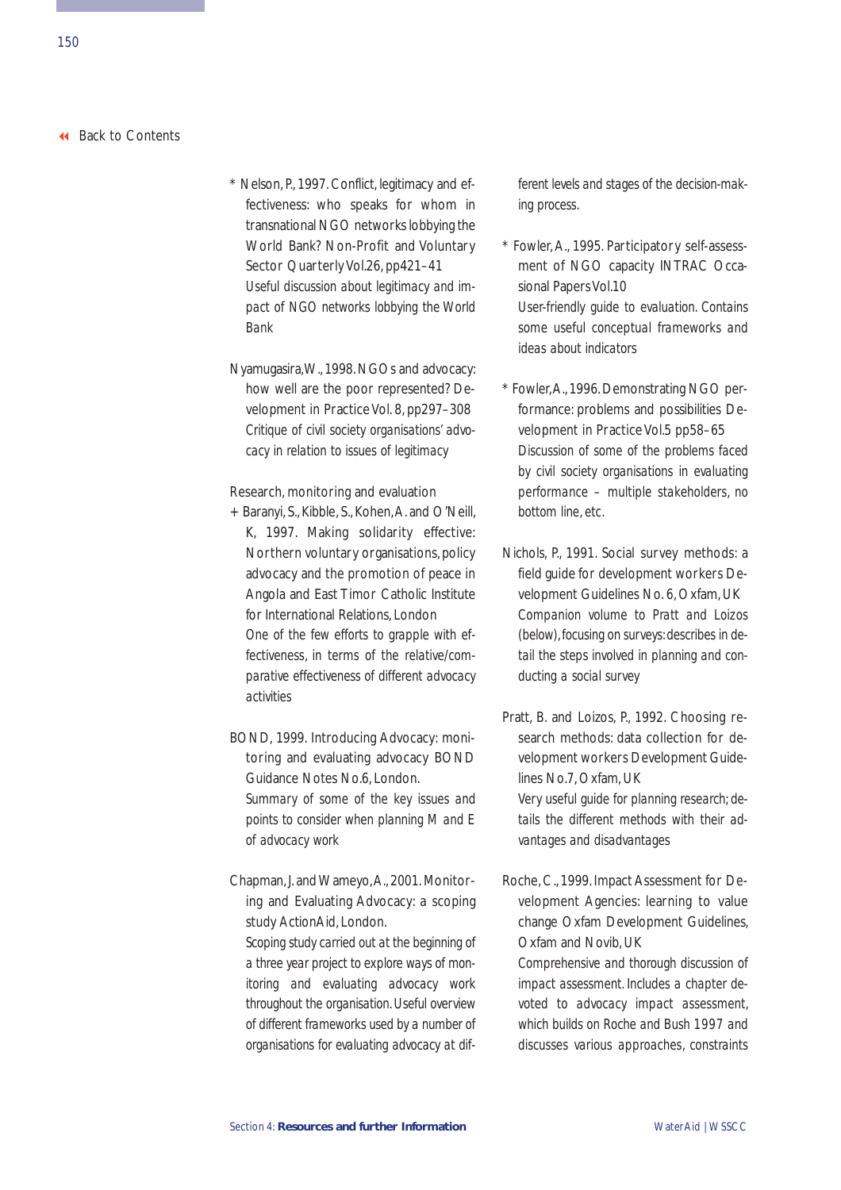* Nelson, P., 1997. Conflict, legitimacy and effectiveness: who speaks for whom in transnational NGO networks lobbying the World Bank? Non-Profit and Voluntary Sector Quarterly Vol.26, pp421–41
  *Useful discussion about legitimacy and impact of NGO networks lobbying the World Bank*

Nyamugasira, W., 1998. NGOs and advocacy: how well are the poor represented? Development in Practice Vol. 8, pp297–308
  *Critique of civil society organisations' advocacy in relation to issues of legitimacy*

Research, monitoring and evaluation

+ Baranyi, S., Kibble, S., Kohen, A. and O'Neill, K, 1997. Making solidarity effective: Northern voluntary organisations, policy advocacy and the promotion of peace in Angola and East Timor Catholic Institute for International Relations, London
  *One of the few efforts to grapple with effectiveness, in terms of the relative/comparative effectiveness of different advocacy activities*

BOND, 1999. Introducing Advocacy: monitoring and evaluating advocacy BOND Guidance Notes No.6, London.
  *Summary of some of the key issues and points to consider when planning M and E of advocacy work*

Chapman, J. and Wameyo, A., 2001. Monitoring and Evaluating Advocacy: a scoping study ActionAid, London.
  *Scoping study carried out at the beginning of a three year project to explore ways of monitoring and evaluating advocacy work throughout the organisation. Useful overview of different frameworks used by a number of organisations for evaluating advocacy at different levels and stages of the decision-making process.*

* Fowler, A., 1995. Participatory self-assessment of NGO capacity INTRAC Occasional Papers Vol.10
  *User-friendly guide to evaluation. Contains some useful conceptual frameworks and ideas about indicators*

* Fowler, A., 1996. Demonstrating NGO performance: problems and possibilities Development in Practice Vol.5 pp58–65
  *Discussion of some of the problems faced by civil society organisations in evaluating performance – multiple stakeholders, no bottom line, etc.*

Nichols, P., 1991. Social survey methods: a field guide for development workers Development Guidelines No. 6, Oxfam, UK
  *Companion volume to Pratt and Loizos (below), focusing on surveys: describes in detail the steps involved in planning and conducting a social survey*

Pratt, B. and Loizos, P., 1992. Choosing research methods: data collection for development workers Development Guidelines No.7, Oxfam, UK
  *Very useful guide for planning research; details the different methods with their advantages and disadvantages*

Roche, C., 1999. Impact Assessment for Development Agencies: learning to value change Oxfam Development Guidelines, Oxfam and Novib, UK
  *Comprehensive and thorough discussion of impact assessment. Includes a chapter devoted to advocacy impact assessment, which builds on Roche and Bush 1997 and discusses various approaches, constraints*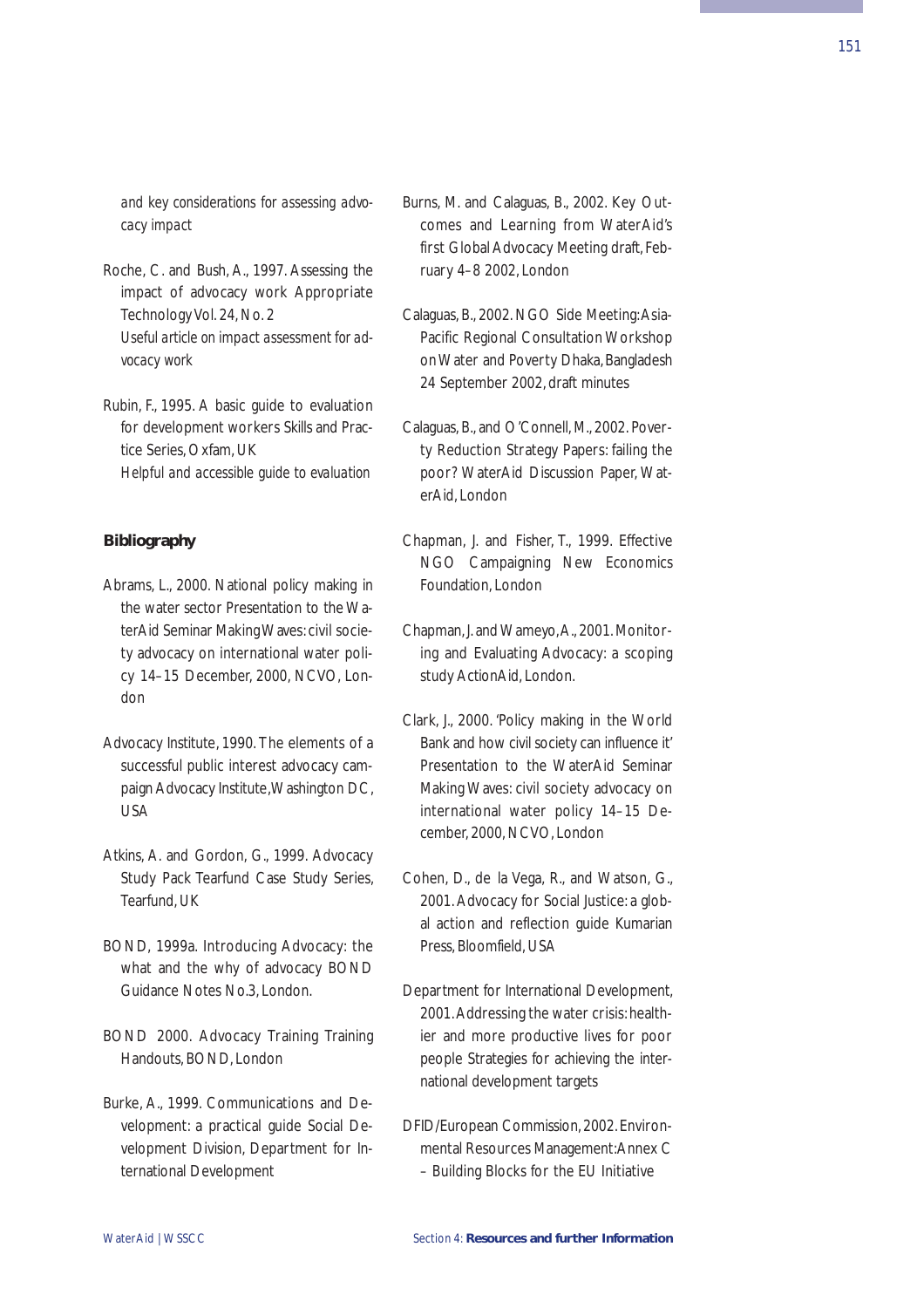*and key considerations for assessing advocacy impact*

Roche, C. and Bush, A., 1997. Assessing the impact of advocacy work Appropriate Technology Vol. 24, No. 2
*Useful article on impact assessment for advocacy work*

Rubin, F., 1995. A basic guide to evaluation for development workers Skills and Practice Series, Oxfam, UK
*Helpful and accessible guide to evaluation*

**Bibliography**

Abrams, L., 2000. National policy making in the water sector Presentation to the WaterAid Seminar Making Waves: civil society advocacy on international water policy 14–15 December, 2000, NCVO, London

Advocacy Institute, 1990. The elements of a successful public interest advocacy campaign Advocacy Institute, Washington DC, USA

Atkins, A. and Gordon, G., 1999. Advocacy Study Pack Tearfund Case Study Series, Tearfund, UK

BOND, 1999a. Introducing Advocacy: the what and the why of advocacy BOND Guidance Notes No.3, London.

BOND 2000. Advocacy Training Training Handouts, BOND, London

Burke, A., 1999. Communications and Development: a practical guide Social Development Division, Department for International Development

Burns, M. and Calaguas, B., 2002. Key Outcomes and Learning from WaterAid's first Global Advocacy Meeting draft, February 4–8 2002, London

Calaguas, B., 2002. NGO Side Meeting: Asia-Pacific Regional Consultation Workshop on Water and Poverty Dhaka, Bangladesh 24 September 2002, draft minutes

Calaguas, B., and O'Connell, M., 2002. Poverty Reduction Strategy Papers: failing the poor? WaterAid Discussion Paper, WaterAid, London

Chapman, J. and Fisher, T., 1999. Effective NGO Campaigning New Economics Foundation, London

Chapman, J. and Wameyo, A., 2001. Monitoring and Evaluating Advocacy: a scoping study ActionAid, London.

Clark, J., 2000. 'Policy making in the World Bank and how civil society can influence it' Presentation to the WaterAid Seminar Making Waves: civil society advocacy on international water policy 14–15 December, 2000, NCVO, London

Cohen, D., de la Vega, R., and Watson, G., 2001. Advocacy for Social Justice: a global action and reflection guide Kumarian Press, Bloomfield, USA

Department for International Development, 2001. Addressing the water crisis: healthier and more productive lives for poor people Strategies for achieving the international development targets

DFID/European Commission, 2002. Environmental Resources Management: Annex C – Building Blocks for the EU Initiative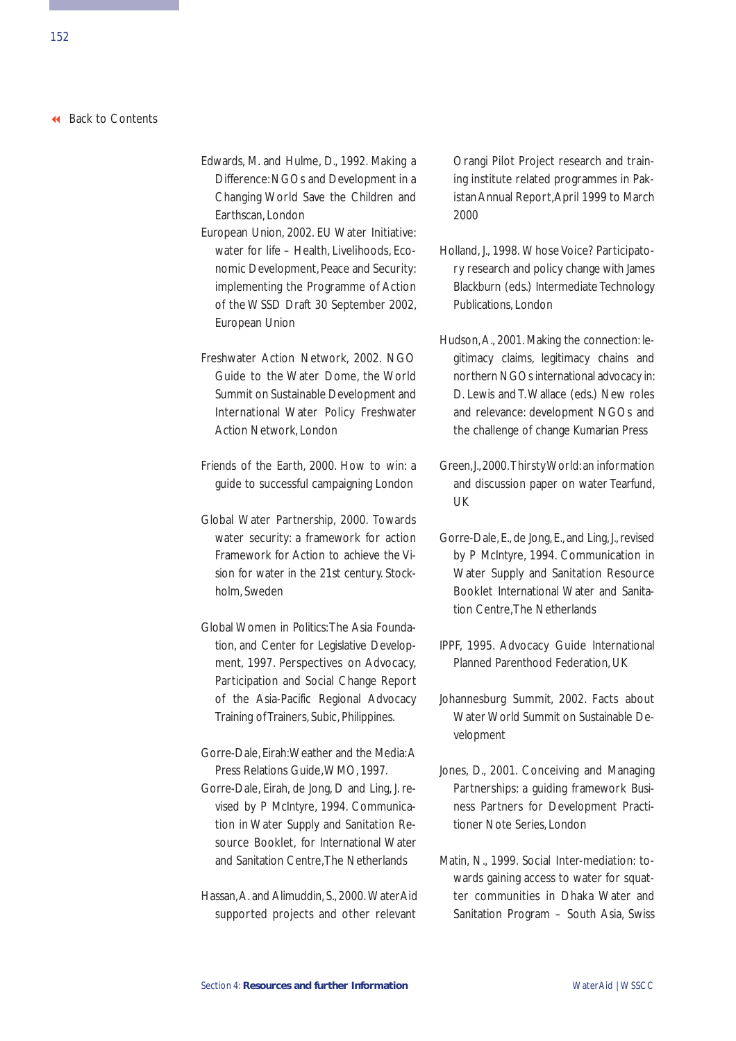Edwards, M. and Hulme, D., 1992. Making a Difference: NGOs and Development in a Changing World Save the Children and Earthscan, London

European Union, 2002. EU Water Initiative: water for life – Health, Livelihoods, Economic Development, Peace and Security: implementing the Programme of Action of the WSSD Draft 30 September 2002, European Union

Freshwater Action Network, 2002. NGO Guide to the Water Dome, the World Summit on Sustainable Development and International Water Policy Freshwater Action Network, London

Friends of the Earth, 2000. How to win: a guide to successful campaigning London

Global Water Partnership, 2000. Towards water security: a framework for action Framework for Action to achieve the Vision for water in the 21st century. Stockholm, Sweden

Global Women in Politics: The Asia Foundation, and Center for Legislative Development, 1997. Perspectives on Advocacy, Participation and Social Change Report of the Asia-Pacific Regional Advocacy Training of Trainers, Subic, Philippines.

Gorre-Dale, Eirah: Weather and the Media: A Press Relations Guide, WMO, 1997.

Gorre-Dale, Eirah, de Jong, D and Ling, J. revised by P McIntyre, 1994. Communication in Water Supply and Sanitation Resource Booklet, for International Water and Sanitation Centre, The Netherlands

Hassan, A. and Alimuddin, S., 2000. WaterAid supported projects and other relevant Orangi Pilot Project research and training institute related programmes in Pakistan Annual Report, April 1999 to March 2000

Holland, J., 1998. Whose Voice? Participatory research and policy change with James Blackburn (eds.) Intermediate Technology Publications, London

Hudson, A., 2001. Making the connection: legitimacy claims, legitimacy chains and northern NGOs international advocacy in: D. Lewis and T. Wallace (eds.) New roles and relevance: development NGOs and the challenge of change Kumarian Press

Green, J., 2000. Thirsty World: an information and discussion paper on water Tearfund, UK

Gorre-Dale, E., de Jong, E., and Ling, J., revised by P McIntyre, 1994. Communication in Water Supply and Sanitation Resource Booklet International Water and Sanitation Centre, The Netherlands

IPPF, 1995. Advocacy Guide International Planned Parenthood Federation, UK

Johannesburg Summit, 2002. Facts about Water World Summit on Sustainable Development

Jones, D., 2001. Conceiving and Managing Partnerships: a guiding framework Business Partners for Development Practitioner Note Series, London

Matin, N., 1999. Social Inter-mediation: towards gaining access to water for squatter communities in Dhaka Water and Sanitation Program – South Asia, Swiss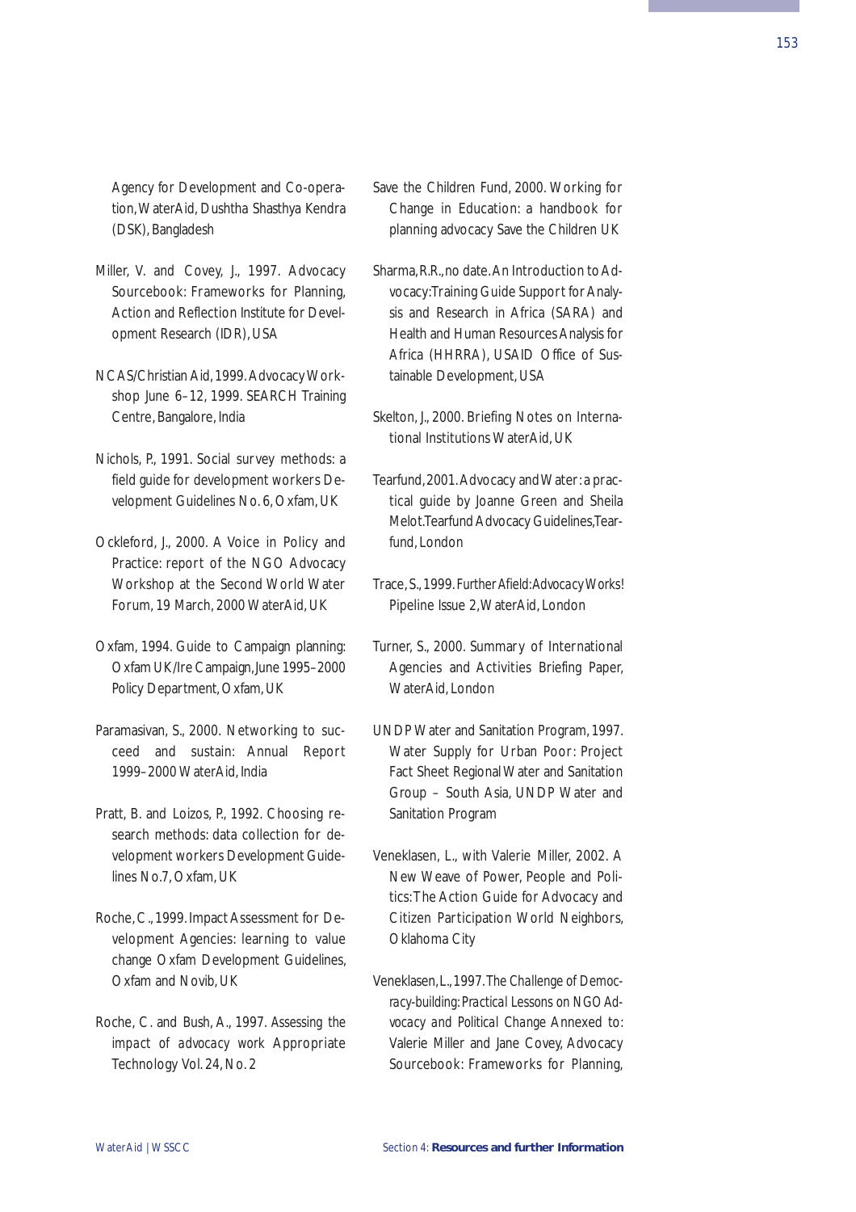Agency for Development and Co-operation, WaterAid, Dushtha Shasthya Kendra (DSK), Bangladesh

Miller, V. and Covey, J., 1997. Advocacy Sourcebook: Frameworks for Planning, Action and Reflection Institute for Development Research (IDR), USA

NCAS/Christian Aid, 1999. Advocacy Workshop June 6–12, 1999. SEARCH Training Centre, Bangalore, India

Nichols, P., 1991. Social survey methods: a field guide for development workers Development Guidelines No. 6, Oxfam, UK

Ockleford, J., 2000. A Voice in Policy and Practice: report of the NGO Advocacy Workshop at the Second World Water Forum, 19 March, 2000 WaterAid, UK

Oxfam, 1994. Guide to Campaign planning: Oxfam UK/Ire Campaign, June 1995–2000 Policy Department, Oxfam, UK

Paramasivan, S., 2000. Networking to succeed and sustain: Annual Report 1999–2000 WaterAid, India

Pratt, B. and Loizos, P., 1992. Choosing research methods: data collection for development workers Development Guidelines No.7, Oxfam, UK

Roche, C., 1999. Impact Assessment for Development Agencies: learning to value change Oxfam Development Guidelines, Oxfam and Novib, UK

Roche, C. and Bush, A., 1997. Assessing the impact of advocacy work Appropriate Technology Vol. 24, No. 2

Save the Children Fund, 2000. Working for Change in Education: a handbook for planning advocacy Save the Children UK

Sharma, R.R., no date. An Introduction to Advocacy: Training Guide Support for Analysis and Research in Africa (SARA) and Health and Human Resources Analysis for Africa (HHRRA), USAID Office of Sustainable Development, USA

Skelton, J., 2000. Briefing Notes on International Institutions WaterAid, UK

Tearfund, 2001. Advocacy and Water: a practical guide by Joanne Green and Sheila Melot. Tearfund Advocacy Guidelines, Tearfund, London

Trace, S., 1999. *Further Afield: Advocacy Works!* Pipeline Issue 2, WaterAid, London

Turner, S., 2000. Summary of International Agencies and Activities Briefing Paper, WaterAid, London

UNDP Water and Sanitation Program, 1997. Water Supply for Urban Poor: Project Fact Sheet Regional Water and Sanitation Group – South Asia, UNDP Water and Sanitation Program

Veneklasen, L., with Valerie Miller, 2002. A New Weave of Power, People and Politics: The Action Guide for Advocacy and Citizen Participation World Neighbors, Oklahoma City

Veneklasen, L., 1997. *The Challenge of Democracy-building: Practical Lessons on NGO Advocacy and Political Change* Annexed to: Valerie Miller and Jane Covey, Advocacy Sourcebook: Frameworks for Planning,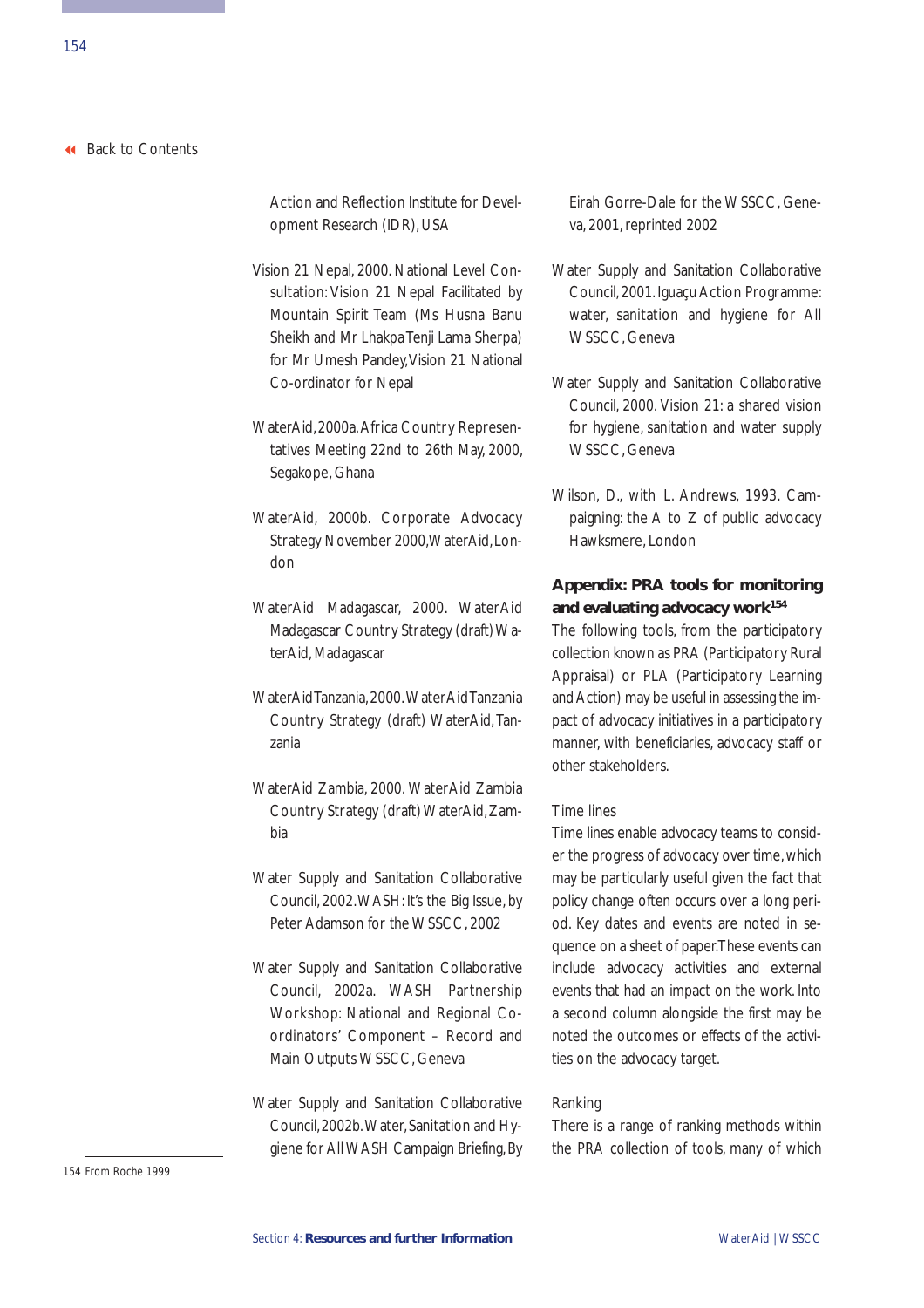Action and Reflection Institute for Development Research (IDR), USA

Vision 21 Nepal, 2000. National Level Consultation: Vision 21 Nepal Facilitated by Mountain Spirit Team (Ms Husna Banu Sheikh and Mr Lhakpa Tenji Lama Sherpa) for Mr Umesh Pandey, Vision 21 National Co-ordinator for Nepal

WaterAid, 2000a. Africa Country Representatives Meeting 22nd to 26th May, 2000, Segakope, Ghana

WaterAid, 2000b. Corporate Advocacy Strategy November 2000, WaterAid, London

WaterAid Madagascar, 2000. WaterAid Madagascar Country Strategy (draft) WaterAid, Madagascar

WaterAid Tanzania, 2000. WaterAid Tanzania Country Strategy (draft) WaterAid, Tanzania

WaterAid Zambia, 2000. WaterAid Zambia Country Strategy (draft) WaterAid, Zambia

Water Supply and Sanitation Collaborative Council, 2002. WASH: It's the Big Issue, by Peter Adamson for the WSSCC, 2002

Water Supply and Sanitation Collaborative Council, 2002a. WASH Partnership Workshop: National and Regional Co-ordinators' Component – Record and Main Outputs WSSCC, Geneva

Water Supply and Sanitation Collaborative Council, 2002b. Water, Sanitation and Hygiene for All WASH Campaign Briefing, By Eirah Gorre-Dale for the WSSCC, Geneva, 2001, reprinted 2002

Water Supply and Sanitation Collaborative Council, 2001. Iguaçu Action Programme: water, sanitation and hygiene for All WSSCC, Geneva

Water Supply and Sanitation Collaborative Council, 2000. Vision 21: a shared vision for hygiene, sanitation and water supply WSSCC, Geneva

Wilson, D., with L. Andrews, 1993. Campaigning: the A to Z of public advocacy Hawksmere, London

## Appendix: PRA tools for monitoring and evaluating advocacy work[154]

The following tools, from the participatory collection known as PRA (Participatory Rural Appraisal) or PLA (Participatory Learning and Action) may be useful in assessing the impact of advocacy initiatives in a participatory manner, with beneficiaries, advocacy staff or other stakeholders.

### Time lines

Time lines enable advocacy teams to consider the progress of advocacy over time, which may be particularly useful given the fact that policy change often occurs over a long period. Key dates and events are noted in sequence on a sheet of paper. These events can include advocacy activities and external events that had an impact on the work. Into a second column alongside the first may be noted the outcomes or effects of the activities on the advocacy target.

### Ranking

There is a range of ranking methods within the PRA collection of tools, many of which

154 From Roche 1999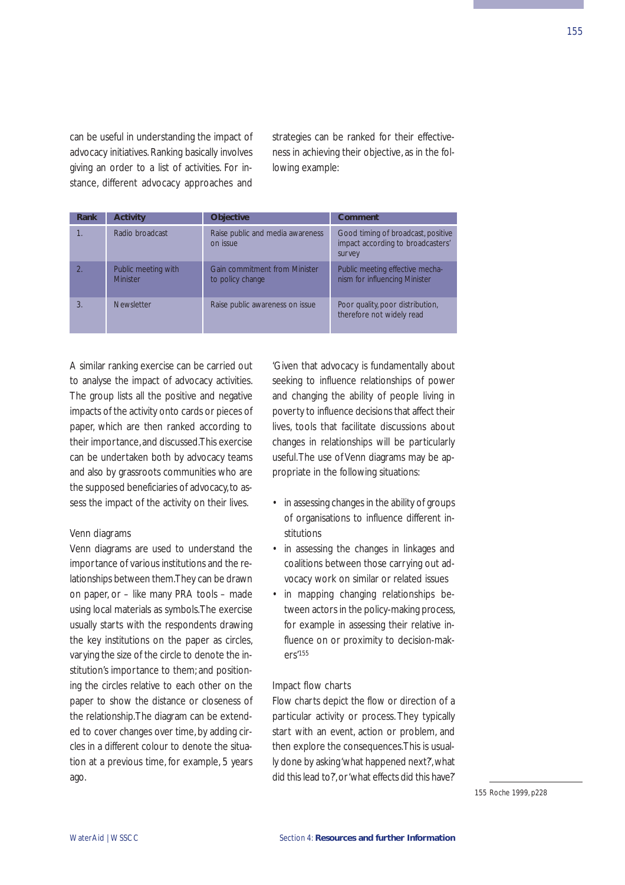can be useful in understanding the impact of advocacy initiatives. Ranking basically involves giving an order to a list of activities. For instance, different advocacy approaches and strategies can be ranked for their effectiveness in achieving their objective, as in the following example:

| Rank | Activity | Objective | Comment |
|---|---|---|---|
| 1. | Radio broadcast | Raise public and media awareness on issue | Good timing of broadcast, positive impact according to broadcasters' survey |
| 2. | Public meeting with Minister | Gain commitment from Minister to policy change | Public meeting effective mechanism for influencing Minister |
| 3. | Newsletter | Raise public awareness on issue | Poor quality, poor distribution, therefore not widely read |

A similar ranking exercise can be carried out to analyse the impact of advocacy activities. The group lists all the positive and negative impacts of the activity onto cards or pieces of paper, which are then ranked according to their importance, and discussed. This exercise can be undertaken both by advocacy teams and also by grassroots communities who are the supposed beneficiaries of advocacy, to assess the impact of the activity on their lives.

### Venn diagrams

Venn diagrams are used to understand the importance of various institutions and the relationships between them. They can be drawn on paper, or – like many PRA tools – made using local materials as symbols. The exercise usually starts with the respondents drawing the key institutions on the paper as circles, varying the size of the circle to denote the institution's importance to them; and positioning the circles relative to each other on the paper to show the distance or closeness of the relationship. The diagram can be extended to cover changes over time, by adding circles in a different colour to denote the situation at a previous time, for example, 5 years ago.

'Given that advocacy is fundamentally about seeking to influence relationships of power and changing the ability of people living in poverty to influence decisions that affect their lives, tools that facilitate discussions about changes in relationships will be particularly useful. The use of Venn diagrams may be appropriate in the following situations:

- in assessing changes in the ability of groups of organisations to influence different institutions
- in assessing the changes in linkages and coalitions between those carrying out advocacy work on similar or related issues
- in mapping changing relationships between actors in the policy-making process, for example in assessing their relative influence on or proximity to decision-makers'[155]

### Impact flow charts

Flow charts depict the flow or direction of a particular activity or process. They typically start with an event, action or problem, and then explore the consequences. This is usually done by asking 'what happened next?', 'what did this lead to?', or 'what effects did this have?'

155 Roche 1999, p228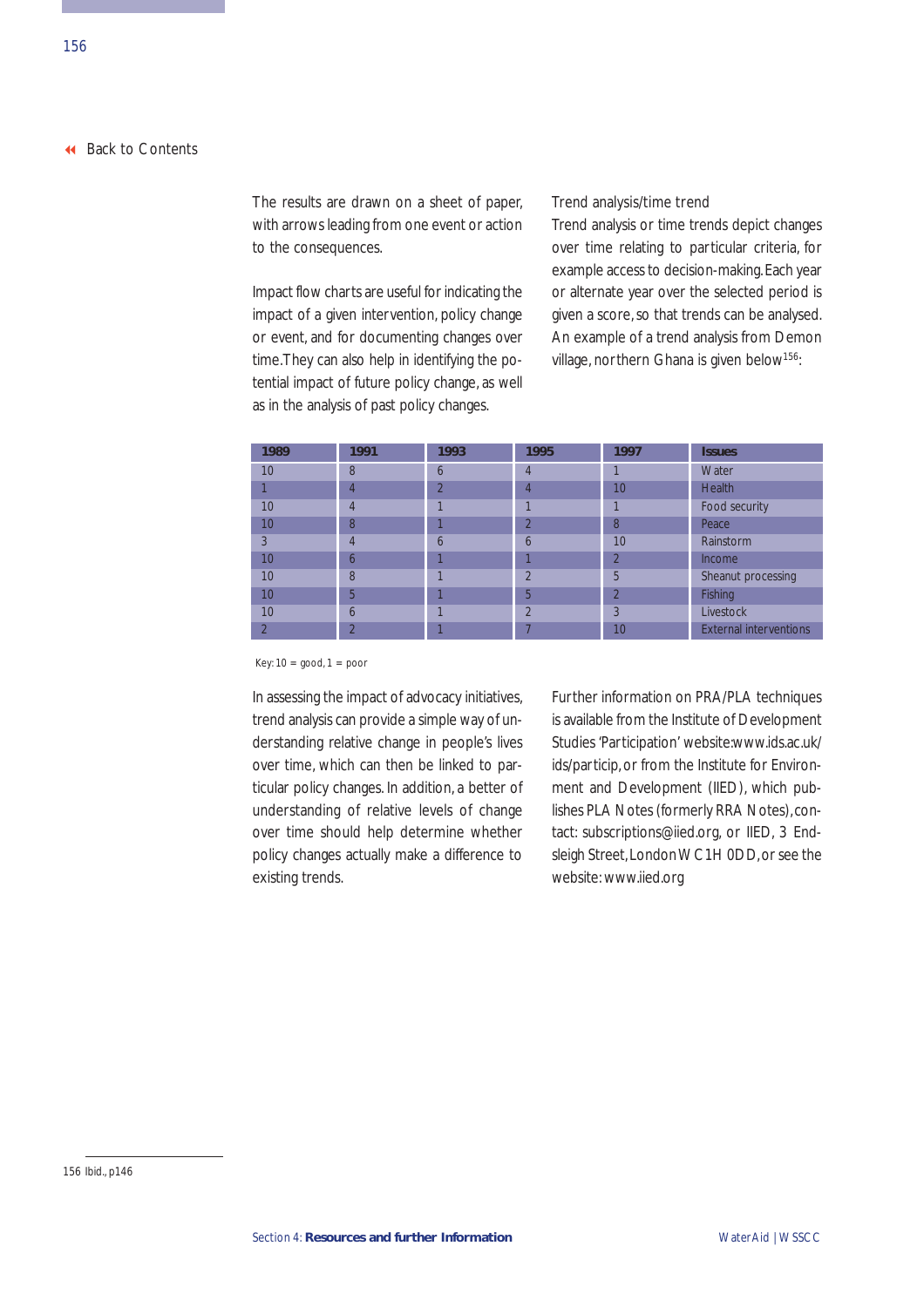The results are drawn on a sheet of paper, with arrows leading from one event or action to the consequences.

Impact flow charts are useful for indicating the impact of a given intervention, policy change or event, and for documenting changes over time. They can also help in identifying the potential impact of future policy change, as well as in the analysis of past policy changes.

Trend analysis/time trend

Trend analysis or time trends depict changes over time relating to particular criteria, for example access to decision-making. Each year or alternate year over the selected period is given a score, so that trends can be analysed. An example of a trend analysis from Demon village, northern Ghana is given below[156]:

| 1989 | 1991 | 1993 | 1995 | 1997 | Issues |
|---|---|---|---|---|---|
| 10 | 8 | 6 | 4 | 1 | Water |
| 1 | 4 | 2 | 4 | 10 | Health |
| 10 | 4 | 1 | 1 | 1 | Food security |
| 10 | 8 | 1 | 2 | 8 | Peace |
| 3 | 4 | 6 | 6 | 10 | Rainstorm |
| 10 | 6 | 1 | 1 | 2 | Income |
| 10 | 8 | 1 | 2 | 5 | Sheanut processing |
| 10 | 5 | 1 | 5 | 2 | Fishing |
| 10 | 6 | 1 | 2 | 3 | Livestock |
| 2 | 2 | 1 | 7 | 10 | External interventions |

Key: 10 = good, 1 = poor

In assessing the impact of advocacy initiatives, trend analysis can provide a simple way of understanding relative change in people's lives over time, which can then be linked to particular policy changes. In addition, a better of understanding of relative levels of change over time should help determine whether policy changes actually make a difference to existing trends.

Further information on PRA/PLA techniques is available from the Institute of Development Studies 'Participation' website:www.ids.ac.uk/ids/particip, or from the Institute for Environment and Development (IIED), which publishes PLA Notes (formerly RRA Notes), contact: subscriptions@iied.org, or IIED, 3 Endsleigh Street, London WC1H 0DD, or see the website: www.iied.org

156 Ibid., p146